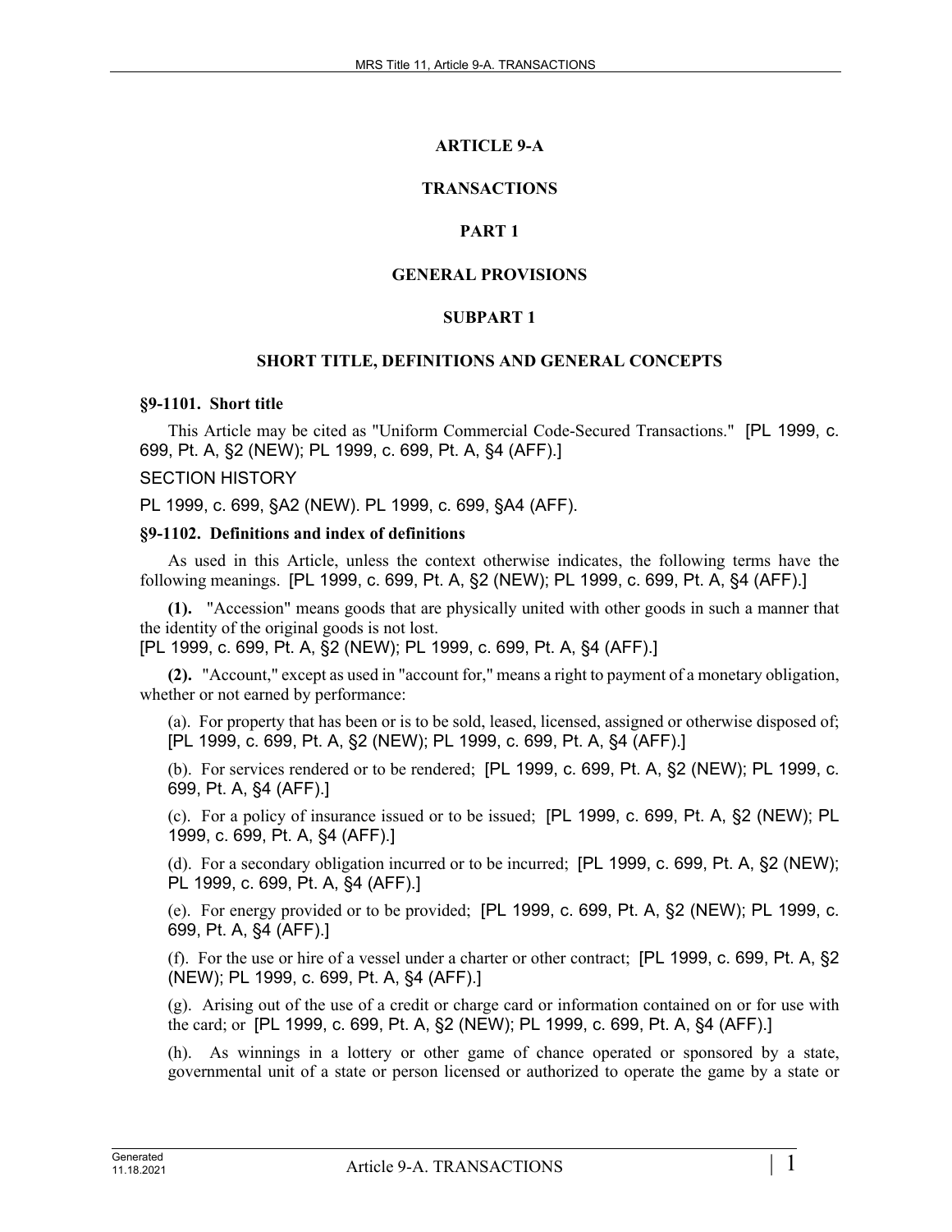# ARTICLE 9-A

# TRANSACTIONS

## PART 1

## GENERAL PROVISIONS

### SUBPART 1

### SHORT TITLE, DEFINITIONS AND GENERAL CONCEPTS

**§9-1101. Short title**

This Article may be cited as "Uniform Commercial Code-Secured Transactions." [PL 1999, c. 699, Pt. A, §2 (NEW); PL 1999, c. 699, Pt. A, §4 (AFF).]

SECTION HISTORY

PL 1999, c. 699, §A2 (NEW). PL 1999, c. 699, §A4 (AFF).

**§9-1102. Definitions and index of definitions**

As used in this Article, unless the context otherwise indicates, the following terms have the following meanings. [PL 1999, c. 699, Pt. A, §2 (NEW); PL 1999, c. 699, Pt. A, §4 (AFF).]

**(1).** "Accession" means goods that are physically united with other goods in such a manner that the identity of the original goods is not lost.
[PL 1999, c. 699, Pt. A, §2 (NEW); PL 1999, c. 699, Pt. A, §4 (AFF).]

**(2).** "Account," except as used in "account for," means a right to payment of a monetary obligation, whether or not earned by performance:

(a). For property that has been or is to be sold, leased, licensed, assigned or otherwise disposed of; [PL 1999, c. 699, Pt. A, §2 (NEW); PL 1999, c. 699, Pt. A, §4 (AFF).]

(b). For services rendered or to be rendered; [PL 1999, c. 699, Pt. A, §2 (NEW); PL 1999, c. 699, Pt. A, §4 (AFF).]

(c). For a policy of insurance issued or to be issued; [PL 1999, c. 699, Pt. A, §2 (NEW); PL 1999, c. 699, Pt. A, §4 (AFF).]

(d). For a secondary obligation incurred or to be incurred; [PL 1999, c. 699, Pt. A, §2 (NEW); PL 1999, c. 699, Pt. A, §4 (AFF).]

(e). For energy provided or to be provided; [PL 1999, c. 699, Pt. A, §2 (NEW); PL 1999, c. 699, Pt. A, §4 (AFF).]

(f). For the use or hire of a vessel under a charter or other contract; [PL 1999, c. 699, Pt. A, §2 (NEW); PL 1999, c. 699, Pt. A, §4 (AFF).]

(g). Arising out of the use of a credit or charge card or information contained on or for use with the card; or [PL 1999, c. 699, Pt. A, §2 (NEW); PL 1999, c. 699, Pt. A, §4 (AFF).]

(h). As winnings in a lottery or other game of chance operated or sponsored by a state, governmental unit of a state or person licensed or authorized to operate the game by a state or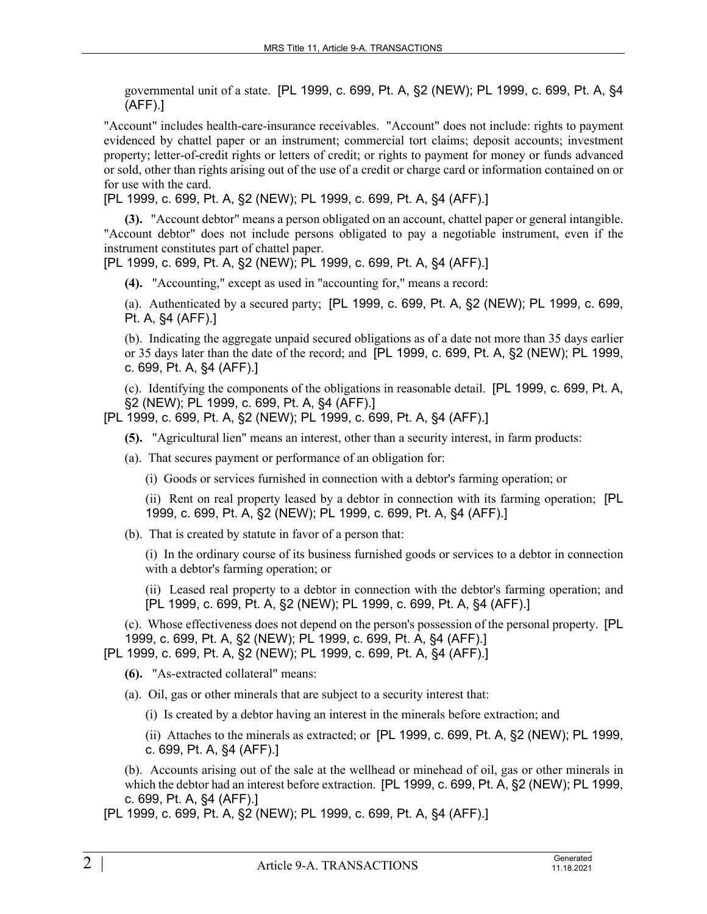governmental unit of a state. [PL 1999, c. 699, Pt. A, §2 (NEW); PL 1999, c. 699, Pt. A, §4 (AFF).]

"Account" includes health-care-insurance receivables. "Account" does not include: rights to payment evidenced by chattel paper or an instrument; commercial tort claims; deposit accounts; investment property; letter-of-credit rights or letters of credit; or rights to payment for money or funds advanced or sold, other than rights arising out of the use of a credit or charge card or information contained on or for use with the card.

[PL 1999, c. 699, Pt. A, §2 (NEW); PL 1999, c. 699, Pt. A, §4 (AFF).]

**(3).** "Account debtor" means a person obligated on an account, chattel paper or general intangible. "Account debtor" does not include persons obligated to pay a negotiable instrument, even if the instrument constitutes part of chattel paper.

[PL 1999, c. 699, Pt. A, §2 (NEW); PL 1999, c. 699, Pt. A, §4 (AFF).]

**(4).** "Accounting," except as used in "accounting for," means a record:

(a). Authenticated by a secured party; [PL 1999, c. 699, Pt. A, §2 (NEW); PL 1999, c. 699, Pt. A, §4 (AFF).]

(b). Indicating the aggregate unpaid secured obligations as of a date not more than 35 days earlier or 35 days later than the date of the record; and [PL 1999, c. 699, Pt. A, §2 (NEW); PL 1999, c. 699, Pt. A, §4 (AFF).]

(c). Identifying the components of the obligations in reasonable detail. [PL 1999, c. 699, Pt. A, §2 (NEW); PL 1999, c. 699, Pt. A, §4 (AFF).]

[PL 1999, c. 699, Pt. A, §2 (NEW); PL 1999, c. 699, Pt. A, §4 (AFF).]

**(5).** "Agricultural lien" means an interest, other than a security interest, in farm products:

(a). That secures payment or performance of an obligation for:

(i) Goods or services furnished in connection with a debtor's farming operation; or

(ii) Rent on real property leased by a debtor in connection with its farming operation; [PL 1999, c. 699, Pt. A, §2 (NEW); PL 1999, c. 699, Pt. A, §4 (AFF).]

(b). That is created by statute in favor of a person that:

(i) In the ordinary course of its business furnished goods or services to a debtor in connection with a debtor's farming operation; or

(ii) Leased real property to a debtor in connection with the debtor's farming operation; and [PL 1999, c. 699, Pt. A, §2 (NEW); PL 1999, c. 699, Pt. A, §4 (AFF).]

(c). Whose effectiveness does not depend on the person's possession of the personal property. [PL 1999, c. 699, Pt. A, §2 (NEW); PL 1999, c. 699, Pt. A, §4 (AFF).]

[PL 1999, c. 699, Pt. A, §2 (NEW); PL 1999, c. 699, Pt. A, §4 (AFF).]

**(6).** "As-extracted collateral" means:

(a). Oil, gas or other minerals that are subject to a security interest that:

(i) Is created by a debtor having an interest in the minerals before extraction; and

(ii) Attaches to the minerals as extracted; or [PL 1999, c. 699, Pt. A, §2 (NEW); PL 1999, c. 699, Pt. A, §4 (AFF).]

(b). Accounts arising out of the sale at the wellhead or minehead of oil, gas or other minerals in which the debtor had an interest before extraction. [PL 1999, c. 699, Pt. A, §2 (NEW); PL 1999, c. 699, Pt. A, §4 (AFF).]

[PL 1999, c. 699, Pt. A, §2 (NEW); PL 1999, c. 699, Pt. A, §4 (AFF).]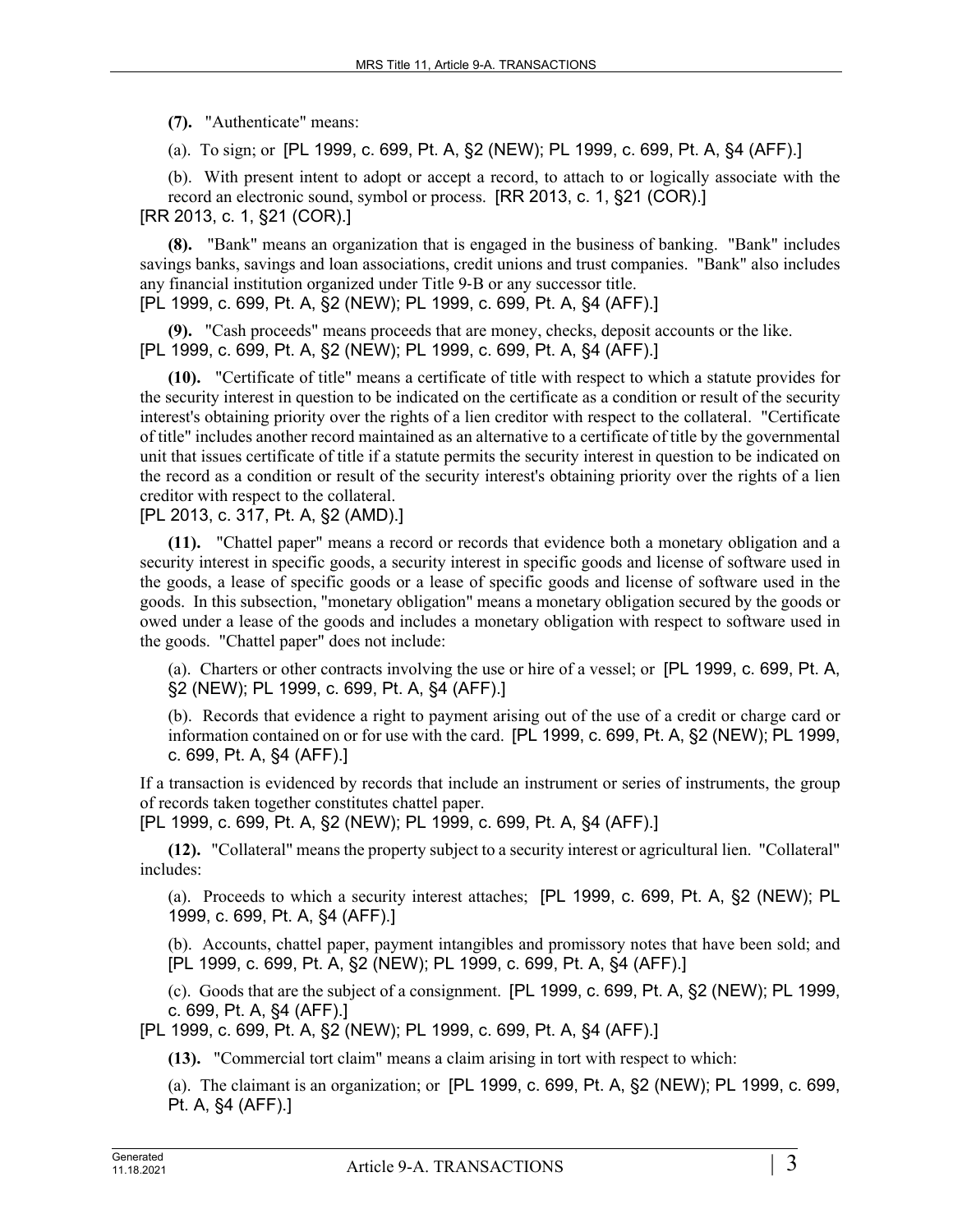**(7).** "Authenticate" means:

(a). To sign; or [PL 1999, c. 699, Pt. A, §2 (NEW); PL 1999, c. 699, Pt. A, §4 (AFF).]

(b). With present intent to adopt or accept a record, to attach to or logically associate with the record an electronic sound, symbol or process. [RR 2013, c. 1, §21 (COR).]

[RR 2013, c. 1, §21 (COR).]

**(8).** "Bank" means an organization that is engaged in the business of banking. "Bank" includes savings banks, savings and loan associations, credit unions and trust companies. "Bank" also includes any financial institution organized under Title 9-B or any successor title.

[PL 1999, c. 699, Pt. A, §2 (NEW); PL 1999, c. 699, Pt. A, §4 (AFF).]

**(9).** "Cash proceeds" means proceeds that are money, checks, deposit accounts or the like.

[PL 1999, c. 699, Pt. A, §2 (NEW); PL 1999, c. 699, Pt. A, §4 (AFF).]

**(10).** "Certificate of title" means a certificate of title with respect to which a statute provides for the security interest in question to be indicated on the certificate as a condition or result of the security interest's obtaining priority over the rights of a lien creditor with respect to the collateral. "Certificate of title" includes another record maintained as an alternative to a certificate of title by the governmental unit that issues certificate of title if a statute permits the security interest in question to be indicated on the record as a condition or result of the security interest's obtaining priority over the rights of a lien creditor with respect to the collateral.

[PL 2013, c. 317, Pt. A, §2 (AMD).]

**(11).** "Chattel paper" means a record or records that evidence both a monetary obligation and a security interest in specific goods, a security interest in specific goods and license of software used in the goods, a lease of specific goods or a lease of specific goods and license of software used in the goods. In this subsection, "monetary obligation" means a monetary obligation secured by the goods or owed under a lease of the goods and includes a monetary obligation with respect to software used in the goods. "Chattel paper" does not include:

(a). Charters or other contracts involving the use or hire of a vessel; or [PL 1999, c. 699, Pt. A, §2 (NEW); PL 1999, c. 699, Pt. A, §4 (AFF).]

(b). Records that evidence a right to payment arising out of the use of a credit or charge card or information contained on or for use with the card. [PL 1999, c. 699, Pt. A, §2 (NEW); PL 1999, c. 699, Pt. A, §4 (AFF).]

If a transaction is evidenced by records that include an instrument or series of instruments, the group of records taken together constitutes chattel paper.

[PL 1999, c. 699, Pt. A, §2 (NEW); PL 1999, c. 699, Pt. A, §4 (AFF).]

**(12).** "Collateral" means the property subject to a security interest or agricultural lien. "Collateral" includes:

(a). Proceeds to which a security interest attaches; [PL 1999, c. 699, Pt. A, §2 (NEW); PL 1999, c. 699, Pt. A, §4 (AFF).]

(b). Accounts, chattel paper, payment intangibles and promissory notes that have been sold; and [PL 1999, c. 699, Pt. A, §2 (NEW); PL 1999, c. 699, Pt. A, §4 (AFF).]

(c). Goods that are the subject of a consignment. [PL 1999, c. 699, Pt. A, §2 (NEW); PL 1999, c. 699, Pt. A, §4 (AFF).]

[PL 1999, c. 699, Pt. A, §2 (NEW); PL 1999, c. 699, Pt. A, §4 (AFF).]

**(13).** "Commercial tort claim" means a claim arising in tort with respect to which:

(a). The claimant is an organization; or [PL 1999, c. 699, Pt. A, §2 (NEW); PL 1999, c. 699, Pt. A, §4 (AFF).]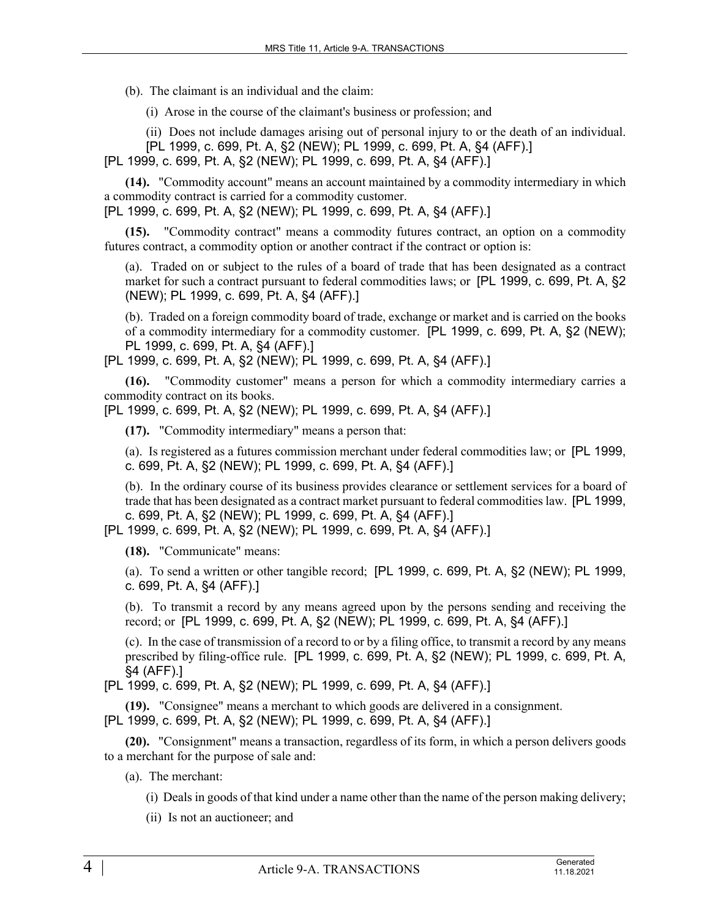(b). The claimant is an individual and the claim:

(i) Arose in the course of the claimant's business or profession; and

(ii) Does not include damages arising out of personal injury to or the death of an individual. [PL 1999, c. 699, Pt. A, §2 (NEW); PL 1999, c. 699, Pt. A, §4 (AFF).]

[PL 1999, c. 699, Pt. A, §2 (NEW); PL 1999, c. 699, Pt. A, §4 (AFF).]

**(14).** "Commodity account" means an account maintained by a commodity intermediary in which a commodity contract is carried for a commodity customer.

[PL 1999, c. 699, Pt. A, §2 (NEW); PL 1999, c. 699, Pt. A, §4 (AFF).]

**(15).** "Commodity contract" means a commodity futures contract, an option on a commodity futures contract, a commodity option or another contract if the contract or option is:

(a). Traded on or subject to the rules of a board of trade that has been designated as a contract market for such a contract pursuant to federal commodities laws; or [PL 1999, c. 699, Pt. A, §2 (NEW); PL 1999, c. 699, Pt. A, §4 (AFF).]

(b). Traded on a foreign commodity board of trade, exchange or market and is carried on the books of a commodity intermediary for a commodity customer. [PL 1999, c. 699, Pt. A, §2 (NEW); PL 1999, c. 699, Pt. A, §4 (AFF).]

[PL 1999, c. 699, Pt. A, §2 (NEW); PL 1999, c. 699, Pt. A, §4 (AFF).]

**(16).** "Commodity customer" means a person for which a commodity intermediary carries a commodity contract on its books.

[PL 1999, c. 699, Pt. A, §2 (NEW); PL 1999, c. 699, Pt. A, §4 (AFF).]

**(17).** "Commodity intermediary" means a person that:

(a). Is registered as a futures commission merchant under federal commodities law; or [PL 1999, c. 699, Pt. A, §2 (NEW); PL 1999, c. 699, Pt. A, §4 (AFF).]

(b). In the ordinary course of its business provides clearance or settlement services for a board of trade that has been designated as a contract market pursuant to federal commodities law. [PL 1999, c. 699, Pt. A, §2 (NEW); PL 1999, c. 699, Pt. A, §4 (AFF).]

[PL 1999, c. 699, Pt. A, §2 (NEW); PL 1999, c. 699, Pt. A, §4 (AFF).]

**(18).** "Communicate" means:

(a). To send a written or other tangible record; [PL 1999, c. 699, Pt. A, §2 (NEW); PL 1999, c. 699, Pt. A, §4 (AFF).]

(b). To transmit a record by any means agreed upon by the persons sending and receiving the record; or [PL 1999, c. 699, Pt. A, §2 (NEW); PL 1999, c. 699, Pt. A, §4 (AFF).]

(c). In the case of transmission of a record to or by a filing office, to transmit a record by any means prescribed by filing-office rule. [PL 1999, c. 699, Pt. A, §2 (NEW); PL 1999, c. 699, Pt. A, §4 (AFF).]

[PL 1999, c. 699, Pt. A, §2 (NEW); PL 1999, c. 699, Pt. A, §4 (AFF).]

**(19).** "Consignee" means a merchant to which goods are delivered in a consignment.

[PL 1999, c. 699, Pt. A, §2 (NEW); PL 1999, c. 699, Pt. A, §4 (AFF).]

**(20).** "Consignment" means a transaction, regardless of its form, in which a person delivers goods to a merchant for the purpose of sale and:

(a). The merchant:

(i) Deals in goods of that kind under a name other than the name of the person making delivery;

(ii) Is not an auctioneer; and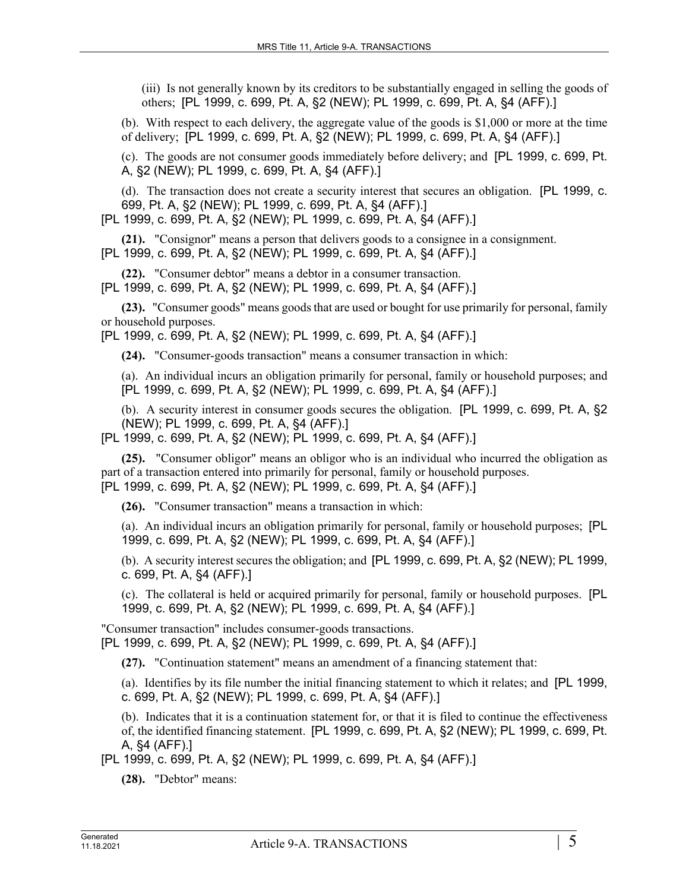(iii) Is not generally known by its creditors to be substantially engaged in selling the goods of others; [PL 1999, c. 699, Pt. A, §2 (NEW); PL 1999, c. 699, Pt. A, §4 (AFF).]

(b). With respect to each delivery, the aggregate value of the goods is $1,000 or more at the time of delivery; [PL 1999, c. 699, Pt. A, §2 (NEW); PL 1999, c. 699, Pt. A, §4 (AFF).]

(c). The goods are not consumer goods immediately before delivery; and [PL 1999, c. 699, Pt. A, §2 (NEW); PL 1999, c. 699, Pt. A, §4 (AFF).]

(d). The transaction does not create a security interest that secures an obligation. [PL 1999, c. 699, Pt. A, §2 (NEW); PL 1999, c. 699, Pt. A, §4 (AFF).]

[PL 1999, c. 699, Pt. A, §2 (NEW); PL 1999, c. 699, Pt. A, §4 (AFF).]

**(21).** "Consignor" means a person that delivers goods to a consignee in a consignment.
[PL 1999, c. 699, Pt. A, §2 (NEW); PL 1999, c. 699, Pt. A, §4 (AFF).]

**(22).** "Consumer debtor" means a debtor in a consumer transaction.
[PL 1999, c. 699, Pt. A, §2 (NEW); PL 1999, c. 699, Pt. A, §4 (AFF).]

**(23).** "Consumer goods" means goods that are used or bought for use primarily for personal, family or household purposes.
[PL 1999, c. 699, Pt. A, §2 (NEW); PL 1999, c. 699, Pt. A, §4 (AFF).]

**(24).** "Consumer-goods transaction" means a consumer transaction in which:

(a). An individual incurs an obligation primarily for personal, family or household purposes; and [PL 1999, c. 699, Pt. A, §2 (NEW); PL 1999, c. 699, Pt. A, §4 (AFF).]

(b). A security interest in consumer goods secures the obligation. [PL 1999, c. 699, Pt. A, §2 (NEW); PL 1999, c. 699, Pt. A, §4 (AFF).]

[PL 1999, c. 699, Pt. A, §2 (NEW); PL 1999, c. 699, Pt. A, §4 (AFF).]

**(25).** "Consumer obligor" means an obligor who is an individual who incurred the obligation as part of a transaction entered into primarily for personal, family or household purposes.
[PL 1999, c. 699, Pt. A, §2 (NEW); PL 1999, c. 699, Pt. A, §4 (AFF).]

**(26).** "Consumer transaction" means a transaction in which:

(a). An individual incurs an obligation primarily for personal, family or household purposes; [PL 1999, c. 699, Pt. A, §2 (NEW); PL 1999, c. 699, Pt. A, §4 (AFF).]

(b). A security interest secures the obligation; and [PL 1999, c. 699, Pt. A, §2 (NEW); PL 1999, c. 699, Pt. A, §4 (AFF).]

(c). The collateral is held or acquired primarily for personal, family or household purposes. [PL 1999, c. 699, Pt. A, §2 (NEW); PL 1999, c. 699, Pt. A, §4 (AFF).]

"Consumer transaction" includes consumer-goods transactions.
[PL 1999, c. 699, Pt. A, §2 (NEW); PL 1999, c. 699, Pt. A, §4 (AFF).]

**(27).** "Continuation statement" means an amendment of a financing statement that:

(a). Identifies by its file number the initial financing statement to which it relates; and [PL 1999, c. 699, Pt. A, §2 (NEW); PL 1999, c. 699, Pt. A, §4 (AFF).]

(b). Indicates that it is a continuation statement for, or that it is filed to continue the effectiveness of, the identified financing statement. [PL 1999, c. 699, Pt. A, §2 (NEW); PL 1999, c. 699, Pt. A, §4 (AFF).]

[PL 1999, c. 699, Pt. A, §2 (NEW); PL 1999, c. 699, Pt. A, §4 (AFF).]

**(28).** "Debtor" means: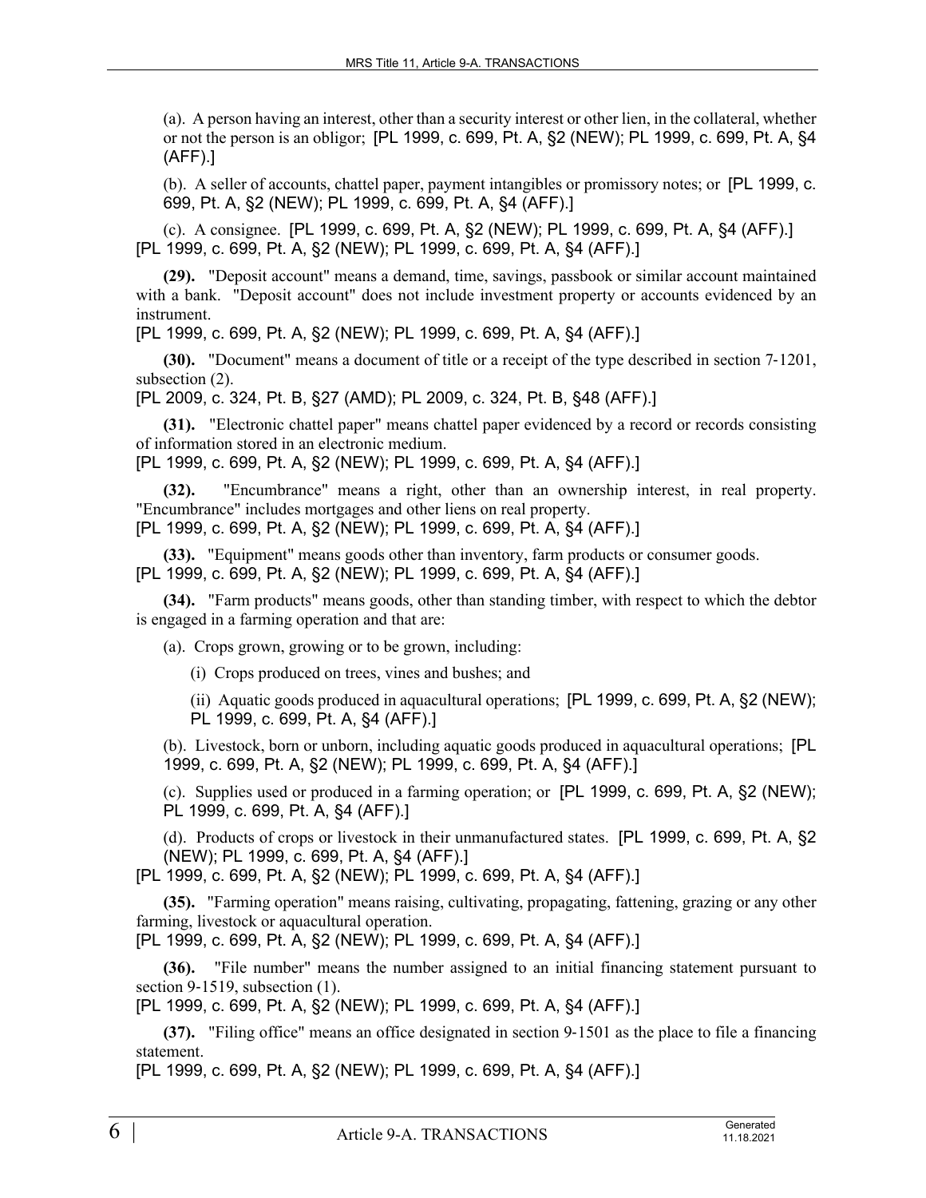(a). A person having an interest, other than a security interest or other lien, in the collateral, whether or not the person is an obligor; [PL 1999, c. 699, Pt. A, §2 (NEW); PL 1999, c. 699, Pt. A, §4 (AFF).]

(b). A seller of accounts, chattel paper, payment intangibles or promissory notes; or [PL 1999, c. 699, Pt. A, §2 (NEW); PL 1999, c. 699, Pt. A, §4 (AFF).]

(c). A consignee. [PL 1999, c. 699, Pt. A, §2 (NEW); PL 1999, c. 699, Pt. A, §4 (AFF).]
[PL 1999, c. 699, Pt. A, §2 (NEW); PL 1999, c. 699, Pt. A, §4 (AFF).]

**(29).** "Deposit account" means a demand, time, savings, passbook or similar account maintained with a bank. "Deposit account" does not include investment property or accounts evidenced by an instrument.
[PL 1999, c. 699, Pt. A, §2 (NEW); PL 1999, c. 699, Pt. A, §4 (AFF).]

**(30).** "Document" means a document of title or a receipt of the type described in section 7-1201, subsection (2).
[PL 2009, c. 324, Pt. B, §27 (AMD); PL 2009, c. 324, Pt. B, §48 (AFF).]

**(31).** "Electronic chattel paper" means chattel paper evidenced by a record or records consisting of information stored in an electronic medium.
[PL 1999, c. 699, Pt. A, §2 (NEW); PL 1999, c. 699, Pt. A, §4 (AFF).]

**(32).** "Encumbrance" means a right, other than an ownership interest, in real property. "Encumbrance" includes mortgages and other liens on real property.
[PL 1999, c. 699, Pt. A, §2 (NEW); PL 1999, c. 699, Pt. A, §4 (AFF).]

**(33).** "Equipment" means goods other than inventory, farm products or consumer goods.
[PL 1999, c. 699, Pt. A, §2 (NEW); PL 1999, c. 699, Pt. A, §4 (AFF).]

**(34).** "Farm products" means goods, other than standing timber, with respect to which the debtor is engaged in a farming operation and that are:

(a). Crops grown, growing or to be grown, including:

(i) Crops produced on trees, vines and bushes; and

(ii) Aquatic goods produced in aquacultural operations; [PL 1999, c. 699, Pt. A, §2 (NEW); PL 1999, c. 699, Pt. A, §4 (AFF).]

(b). Livestock, born or unborn, including aquatic goods produced in aquacultural operations; [PL 1999, c. 699, Pt. A, §2 (NEW); PL 1999, c. 699, Pt. A, §4 (AFF).]

(c). Supplies used or produced in a farming operation; or [PL 1999, c. 699, Pt. A, §2 (NEW); PL 1999, c. 699, Pt. A, §4 (AFF).]

(d). Products of crops or livestock in their unmanufactured states. [PL 1999, c. 699, Pt. A, §2 (NEW); PL 1999, c. 699, Pt. A, §4 (AFF).]
[PL 1999, c. 699, Pt. A, §2 (NEW); PL 1999, c. 699, Pt. A, §4 (AFF).]

**(35).** "Farming operation" means raising, cultivating, propagating, fattening, grazing or any other farming, livestock or aquacultural operation.
[PL 1999, c. 699, Pt. A, §2 (NEW); PL 1999, c. 699, Pt. A, §4 (AFF).]

**(36).** "File number" means the number assigned to an initial financing statement pursuant to section 9-1519, subsection (1).
[PL 1999, c. 699, Pt. A, §2 (NEW); PL 1999, c. 699, Pt. A, §4 (AFF).]

**(37).** "Filing office" means an office designated in section 9-1501 as the place to file a financing statement.
[PL 1999, c. 699, Pt. A, §2 (NEW); PL 1999, c. 699, Pt. A, §4 (AFF).]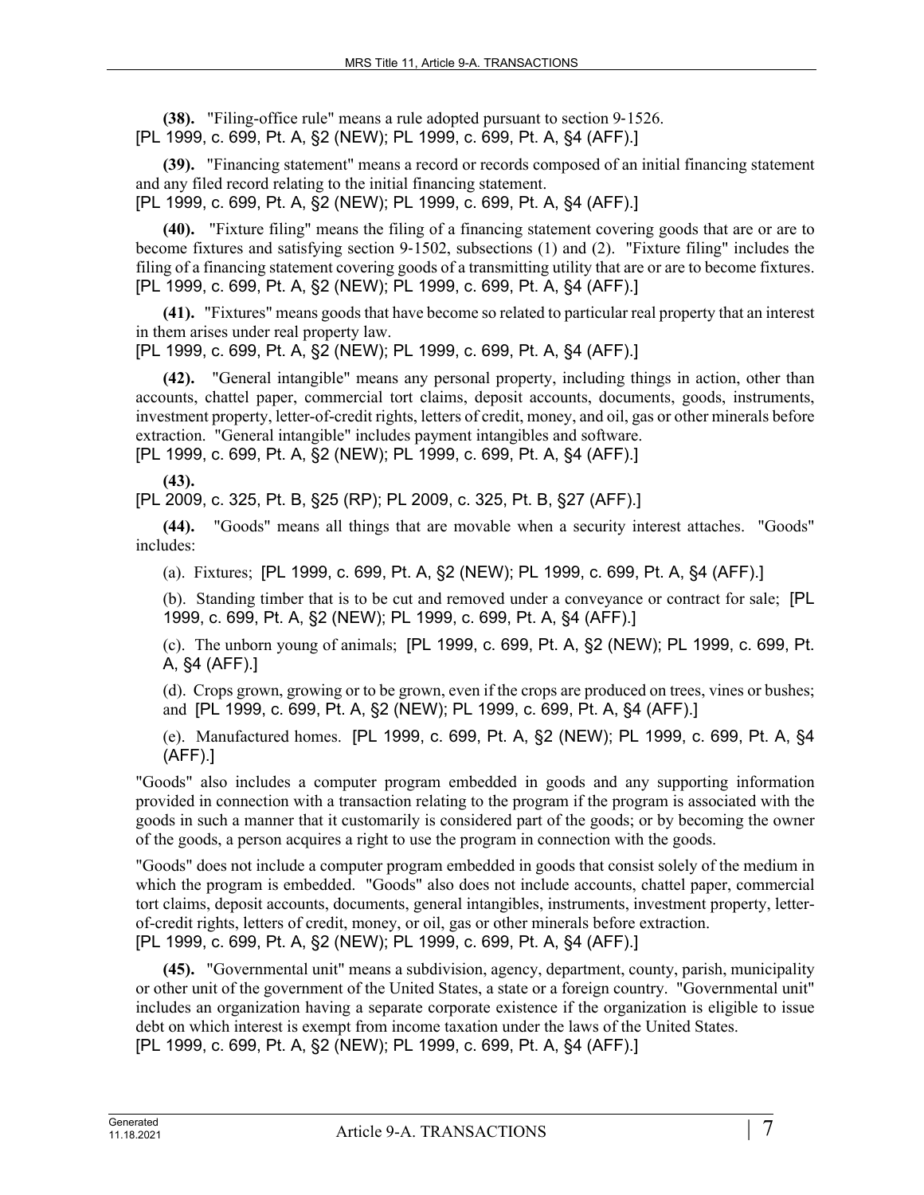**(38).** "Filing-office rule" means a rule adopted pursuant to section 9-1526.
[PL 1999, c. 699, Pt. A, §2 (NEW); PL 1999, c. 699, Pt. A, §4 (AFF).]

**(39).** "Financing statement" means a record or records composed of an initial financing statement and any filed record relating to the initial financing statement.
[PL 1999, c. 699, Pt. A, §2 (NEW); PL 1999, c. 699, Pt. A, §4 (AFF).]

**(40).** "Fixture filing" means the filing of a financing statement covering goods that are or are to become fixtures and satisfying section 9-1502, subsections (1) and (2). "Fixture filing" includes the filing of a financing statement covering goods of a transmitting utility that are or are to become fixtures.
[PL 1999, c. 699, Pt. A, §2 (NEW); PL 1999, c. 699, Pt. A, §4 (AFF).]

**(41).** "Fixtures" means goods that have become so related to particular real property that an interest in them arises under real property law.
[PL 1999, c. 699, Pt. A, §2 (NEW); PL 1999, c. 699, Pt. A, §4 (AFF).]

**(42).** "General intangible" means any personal property, including things in action, other than accounts, chattel paper, commercial tort claims, deposit accounts, documents, goods, instruments, investment property, letter-of-credit rights, letters of credit, money, and oil, gas or other minerals before extraction. "General intangible" includes payment intangibles and software.
[PL 1999, c. 699, Pt. A, §2 (NEW); PL 1999, c. 699, Pt. A, §4 (AFF).]

**(43).**
[PL 2009, c. 325, Pt. B, §25 (RP); PL 2009, c. 325, Pt. B, §27 (AFF).]

**(44).** "Goods" means all things that are movable when a security interest attaches. "Goods" includes:

(a). Fixtures; [PL 1999, c. 699, Pt. A, §2 (NEW); PL 1999, c. 699, Pt. A, §4 (AFF).]

(b). Standing timber that is to be cut and removed under a conveyance or contract for sale; [PL 1999, c. 699, Pt. A, §2 (NEW); PL 1999, c. 699, Pt. A, §4 (AFF).]

(c). The unborn young of animals; [PL 1999, c. 699, Pt. A, §2 (NEW); PL 1999, c. 699, Pt. A, §4 (AFF).]

(d). Crops grown, growing or to be grown, even if the crops are produced on trees, vines or bushes; and [PL 1999, c. 699, Pt. A, §2 (NEW); PL 1999, c. 699, Pt. A, §4 (AFF).]

(e). Manufactured homes. [PL 1999, c. 699, Pt. A, §2 (NEW); PL 1999, c. 699, Pt. A, §4 (AFF).]

"Goods" also includes a computer program embedded in goods and any supporting information provided in connection with a transaction relating to the program if the program is associated with the goods in such a manner that it customarily is considered part of the goods; or by becoming the owner of the goods, a person acquires a right to use the program in connection with the goods.

"Goods" does not include a computer program embedded in goods that consist solely of the medium in which the program is embedded. "Goods" also does not include accounts, chattel paper, commercial tort claims, deposit accounts, documents, general intangibles, instruments, investment property, letter-of-credit rights, letters of credit, money, or oil, gas or other minerals before extraction.
[PL 1999, c. 699, Pt. A, §2 (NEW); PL 1999, c. 699, Pt. A, §4 (AFF).]

**(45).** "Governmental unit" means a subdivision, agency, department, county, parish, municipality or other unit of the government of the United States, a state or a foreign country. "Governmental unit" includes an organization having a separate corporate existence if the organization is eligible to issue debt on which interest is exempt from income taxation under the laws of the United States.
[PL 1999, c. 699, Pt. A, §2 (NEW); PL 1999, c. 699, Pt. A, §4 (AFF).]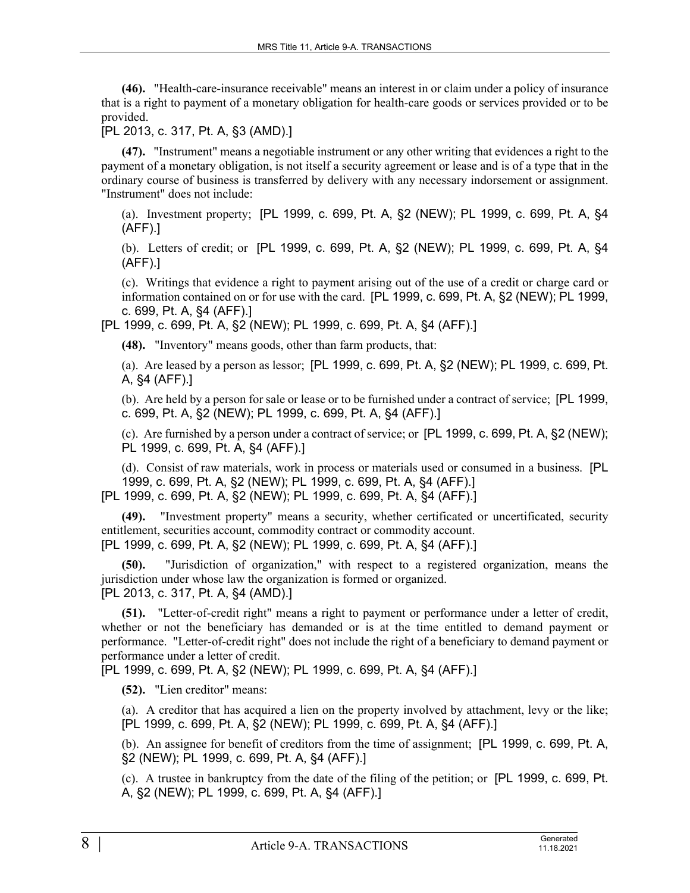**(46).** "Health-care-insurance receivable" means an interest in or claim under a policy of insurance that is a right to payment of a monetary obligation for health-care goods or services provided or to be provided.

[PL 2013, c. 317, Pt. A, §3 (AMD).]

**(47).** "Instrument" means a negotiable instrument or any other writing that evidences a right to the payment of a monetary obligation, is not itself a security agreement or lease and is of a type that in the ordinary course of business is transferred by delivery with any necessary indorsement or assignment. "Instrument" does not include:

(a). Investment property; [PL 1999, c. 699, Pt. A, §2 (NEW); PL 1999, c. 699, Pt. A, §4 (AFF).]

(b). Letters of credit; or [PL 1999, c. 699, Pt. A, §2 (NEW); PL 1999, c. 699, Pt. A, §4 (AFF).]

(c). Writings that evidence a right to payment arising out of the use of a credit or charge card or information contained on or for use with the card. [PL 1999, c. 699, Pt. A, §2 (NEW); PL 1999, c. 699, Pt. A, §4 (AFF).]

[PL 1999, c. 699, Pt. A, §2 (NEW); PL 1999, c. 699, Pt. A, §4 (AFF).]

**(48).** "Inventory" means goods, other than farm products, that:

(a). Are leased by a person as lessor; [PL 1999, c. 699, Pt. A, §2 (NEW); PL 1999, c. 699, Pt. A, §4 (AFF).]

(b). Are held by a person for sale or lease or to be furnished under a contract of service; [PL 1999, c. 699, Pt. A, §2 (NEW); PL 1999, c. 699, Pt. A, §4 (AFF).]

(c). Are furnished by a person under a contract of service; or [PL 1999, c. 699, Pt. A, §2 (NEW); PL 1999, c. 699, Pt. A, §4 (AFF).]

(d). Consist of raw materials, work in process or materials used or consumed in a business. [PL 1999, c. 699, Pt. A, §2 (NEW); PL 1999, c. 699, Pt. A, §4 (AFF).]

[PL 1999, c. 699, Pt. A, §2 (NEW); PL 1999, c. 699, Pt. A, §4 (AFF).]

**(49).** "Investment property" means a security, whether certificated or uncertificated, security entitlement, securities account, commodity contract or commodity account.

[PL 1999, c. 699, Pt. A, §2 (NEW); PL 1999, c. 699, Pt. A, §4 (AFF).]

**(50).** "Jurisdiction of organization," with respect to a registered organization, means the jurisdiction under whose law the organization is formed or organized.

[PL 2013, c. 317, Pt. A, §4 (AMD).]

**(51).** "Letter-of-credit right" means a right to payment or performance under a letter of credit, whether or not the beneficiary has demanded or is at the time entitled to demand payment or performance. "Letter-of-credit right" does not include the right of a beneficiary to demand payment or performance under a letter of credit.

[PL 1999, c. 699, Pt. A, §2 (NEW); PL 1999, c. 699, Pt. A, §4 (AFF).]

**(52).** "Lien creditor" means:

(a). A creditor that has acquired a lien on the property involved by attachment, levy or the like; [PL 1999, c. 699, Pt. A, §2 (NEW); PL 1999, c. 699, Pt. A, §4 (AFF).]

(b). An assignee for benefit of creditors from the time of assignment; [PL 1999, c. 699, Pt. A, §2 (NEW); PL 1999, c. 699, Pt. A, §4 (AFF).]

(c). A trustee in bankruptcy from the date of the filing of the petition; or [PL 1999, c. 699, Pt. A, §2 (NEW); PL 1999, c. 699, Pt. A, §4 (AFF).]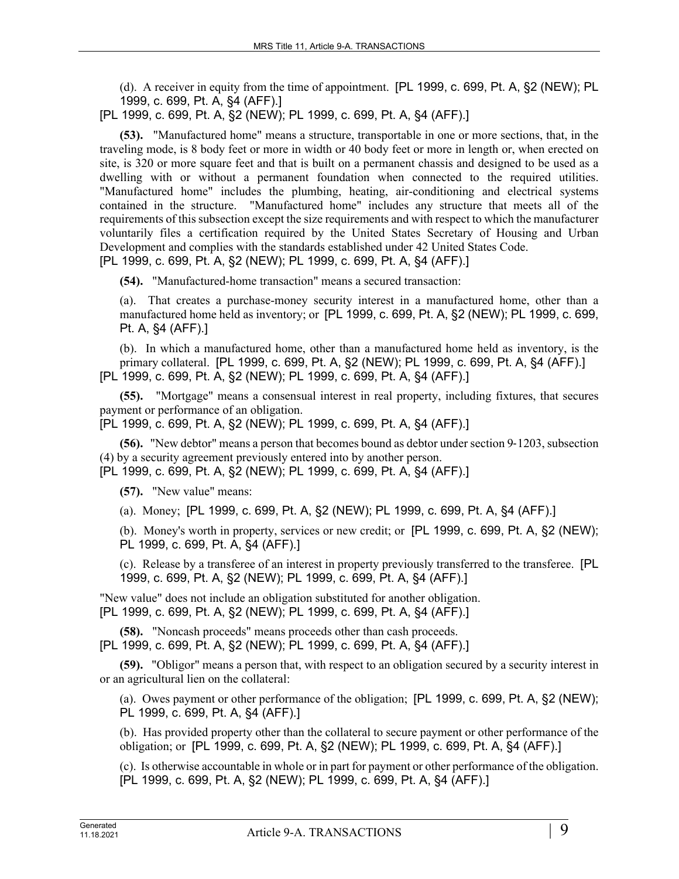(d). A receiver in equity from the time of appointment. [PL 1999, c. 699, Pt. A, §2 (NEW); PL 1999, c. 699, Pt. A, §4 (AFF).]

[PL 1999, c. 699, Pt. A, §2 (NEW); PL 1999, c. 699, Pt. A, §4 (AFF).]

**(53).** "Manufactured home" means a structure, transportable in one or more sections, that, in the traveling mode, is 8 body feet or more in width or 40 body feet or more in length or, when erected on site, is 320 or more square feet and that is built on a permanent chassis and designed to be used as a dwelling with or without a permanent foundation when connected to the required utilities. "Manufactured home" includes the plumbing, heating, air-conditioning and electrical systems contained in the structure. "Manufactured home" includes any structure that meets all of the requirements of this subsection except the size requirements and with respect to which the manufacturer voluntarily files a certification required by the United States Secretary of Housing and Urban Development and complies with the standards established under 42 United States Code.

[PL 1999, c. 699, Pt. A, §2 (NEW); PL 1999, c. 699, Pt. A, §4 (AFF).]

**(54).** "Manufactured-home transaction" means a secured transaction:

(a). That creates a purchase-money security interest in a manufactured home, other than a manufactured home held as inventory; or [PL 1999, c. 699, Pt. A, §2 (NEW); PL 1999, c. 699, Pt. A, §4 (AFF).]

(b). In which a manufactured home, other than a manufactured home held as inventory, is the primary collateral. [PL 1999, c. 699, Pt. A, §2 (NEW); PL 1999, c. 699, Pt. A, §4 (AFF).]

[PL 1999, c. 699, Pt. A, §2 (NEW); PL 1999, c. 699, Pt. A, §4 (AFF).]

**(55).** "Mortgage" means a consensual interest in real property, including fixtures, that secures payment or performance of an obligation.

[PL 1999, c. 699, Pt. A, §2 (NEW); PL 1999, c. 699, Pt. A, §4 (AFF).]

**(56).** "New debtor" means a person that becomes bound as debtor under section 9-1203, subsection (4) by a security agreement previously entered into by another person.

[PL 1999, c. 699, Pt. A, §2 (NEW); PL 1999, c. 699, Pt. A, §4 (AFF).]

**(57).** "New value" means:

(a). Money; [PL 1999, c. 699, Pt. A, §2 (NEW); PL 1999, c. 699, Pt. A, §4 (AFF).]

(b). Money's worth in property, services or new credit; or [PL 1999, c. 699, Pt. A, §2 (NEW); PL 1999, c. 699, Pt. A, §4 (AFF).]

(c). Release by a transferee of an interest in property previously transferred to the transferee. [PL 1999, c. 699, Pt. A, §2 (NEW); PL 1999, c. 699, Pt. A, §4 (AFF).]

"New value" does not include an obligation substituted for another obligation.

[PL 1999, c. 699, Pt. A, §2 (NEW); PL 1999, c. 699, Pt. A, §4 (AFF).]

**(58).** "Noncash proceeds" means proceeds other than cash proceeds.

[PL 1999, c. 699, Pt. A, §2 (NEW); PL 1999, c. 699, Pt. A, §4 (AFF).]

**(59).** "Obligor" means a person that, with respect to an obligation secured by a security interest in or an agricultural lien on the collateral:

(a). Owes payment or other performance of the obligation; [PL 1999, c. 699, Pt. A, §2 (NEW); PL 1999, c. 699, Pt. A, §4 (AFF).]

(b). Has provided property other than the collateral to secure payment or other performance of the obligation; or [PL 1999, c. 699, Pt. A, §2 (NEW); PL 1999, c. 699, Pt. A, §4 (AFF).]

(c). Is otherwise accountable in whole or in part for payment or other performance of the obligation. [PL 1999, c. 699, Pt. A, §2 (NEW); PL 1999, c. 699, Pt. A, §4 (AFF).]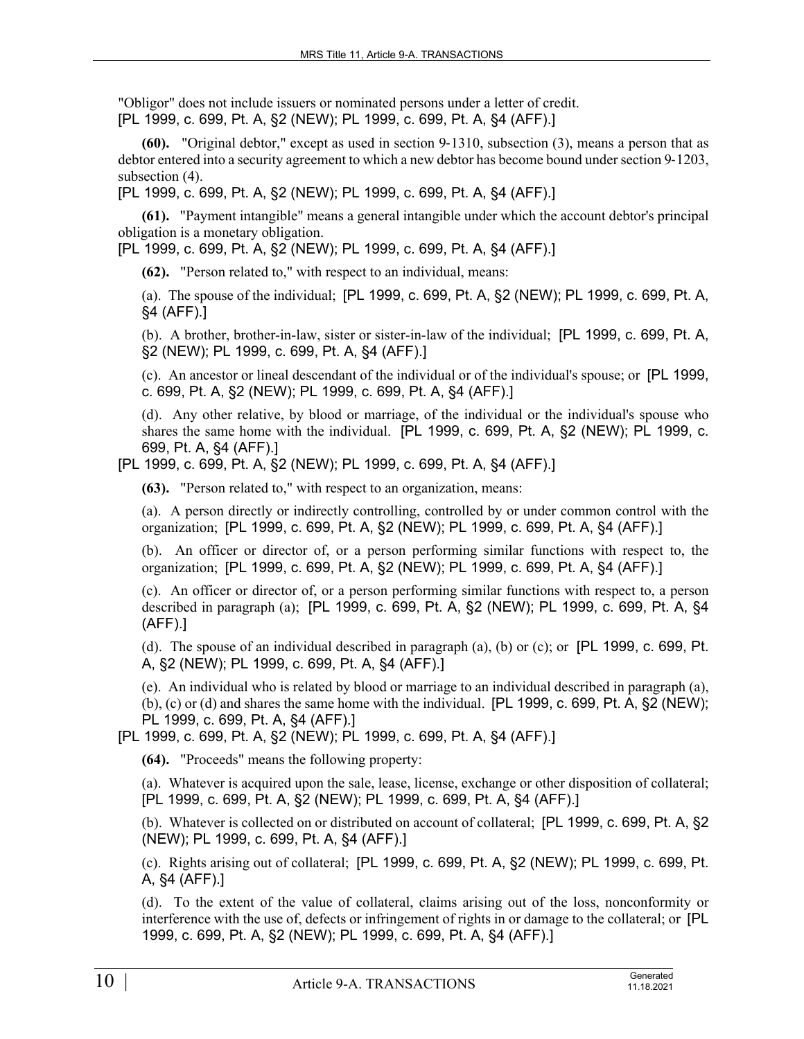"Obligor" does not include issuers or nominated persons under a letter of credit.
[PL 1999, c. 699, Pt. A, §2 (NEW); PL 1999, c. 699, Pt. A, §4 (AFF).]

**(60).** "Original debtor," except as used in section 9-1310, subsection (3), means a person that as debtor entered into a security agreement to which a new debtor has become bound under section 9-1203, subsection (4).
[PL 1999, c. 699, Pt. A, §2 (NEW); PL 1999, c. 699, Pt. A, §4 (AFF).]

**(61).** "Payment intangible" means a general intangible under which the account debtor's principal obligation is a monetary obligation.
[PL 1999, c. 699, Pt. A, §2 (NEW); PL 1999, c. 699, Pt. A, §4 (AFF).]

**(62).** "Person related to," with respect to an individual, means:

(a). The spouse of the individual; [PL 1999, c. 699, Pt. A, §2 (NEW); PL 1999, c. 699, Pt. A, §4 (AFF).]

(b). A brother, brother-in-law, sister or sister-in-law of the individual; [PL 1999, c. 699, Pt. A, §2 (NEW); PL 1999, c. 699, Pt. A, §4 (AFF).]

(c). An ancestor or lineal descendant of the individual or of the individual's spouse; or [PL 1999, c. 699, Pt. A, §2 (NEW); PL 1999, c. 699, Pt. A, §4 (AFF).]

(d). Any other relative, by blood or marriage, of the individual or the individual's spouse who shares the same home with the individual. [PL 1999, c. 699, Pt. A, §2 (NEW); PL 1999, c. 699, Pt. A, §4 (AFF).]

[PL 1999, c. 699, Pt. A, §2 (NEW); PL 1999, c. 699, Pt. A, §4 (AFF).]

**(63).** "Person related to," with respect to an organization, means:

(a). A person directly or indirectly controlling, controlled by or under common control with the organization; [PL 1999, c. 699, Pt. A, §2 (NEW); PL 1999, c. 699, Pt. A, §4 (AFF).]

(b). An officer or director of, or a person performing similar functions with respect to, the organization; [PL 1999, c. 699, Pt. A, §2 (NEW); PL 1999, c. 699, Pt. A, §4 (AFF).]

(c). An officer or director of, or a person performing similar functions with respect to, a person described in paragraph (a); [PL 1999, c. 699, Pt. A, §2 (NEW); PL 1999, c. 699, Pt. A, §4 (AFF).]

(d). The spouse of an individual described in paragraph (a), (b) or (c); or [PL 1999, c. 699, Pt. A, §2 (NEW); PL 1999, c. 699, Pt. A, §4 (AFF).]

(e). An individual who is related by blood or marriage to an individual described in paragraph (a), (b), (c) or (d) and shares the same home with the individual. [PL 1999, c. 699, Pt. A, §2 (NEW); PL 1999, c. 699, Pt. A, §4 (AFF).]

[PL 1999, c. 699, Pt. A, §2 (NEW); PL 1999, c. 699, Pt. A, §4 (AFF).]

**(64).** "Proceeds" means the following property:

(a). Whatever is acquired upon the sale, lease, license, exchange or other disposition of collateral; [PL 1999, c. 699, Pt. A, §2 (NEW); PL 1999, c. 699, Pt. A, §4 (AFF).]

(b). Whatever is collected on or distributed on account of collateral; [PL 1999, c. 699, Pt. A, §2 (NEW); PL 1999, c. 699, Pt. A, §4 (AFF).]

(c). Rights arising out of collateral; [PL 1999, c. 699, Pt. A, §2 (NEW); PL 1999, c. 699, Pt. A, §4 (AFF).]

(d). To the extent of the value of collateral, claims arising out of the loss, nonconformity or interference with the use of, defects or infringement of rights in or damage to the collateral; or [PL 1999, c. 699, Pt. A, §2 (NEW); PL 1999, c. 699, Pt. A, §4 (AFF).]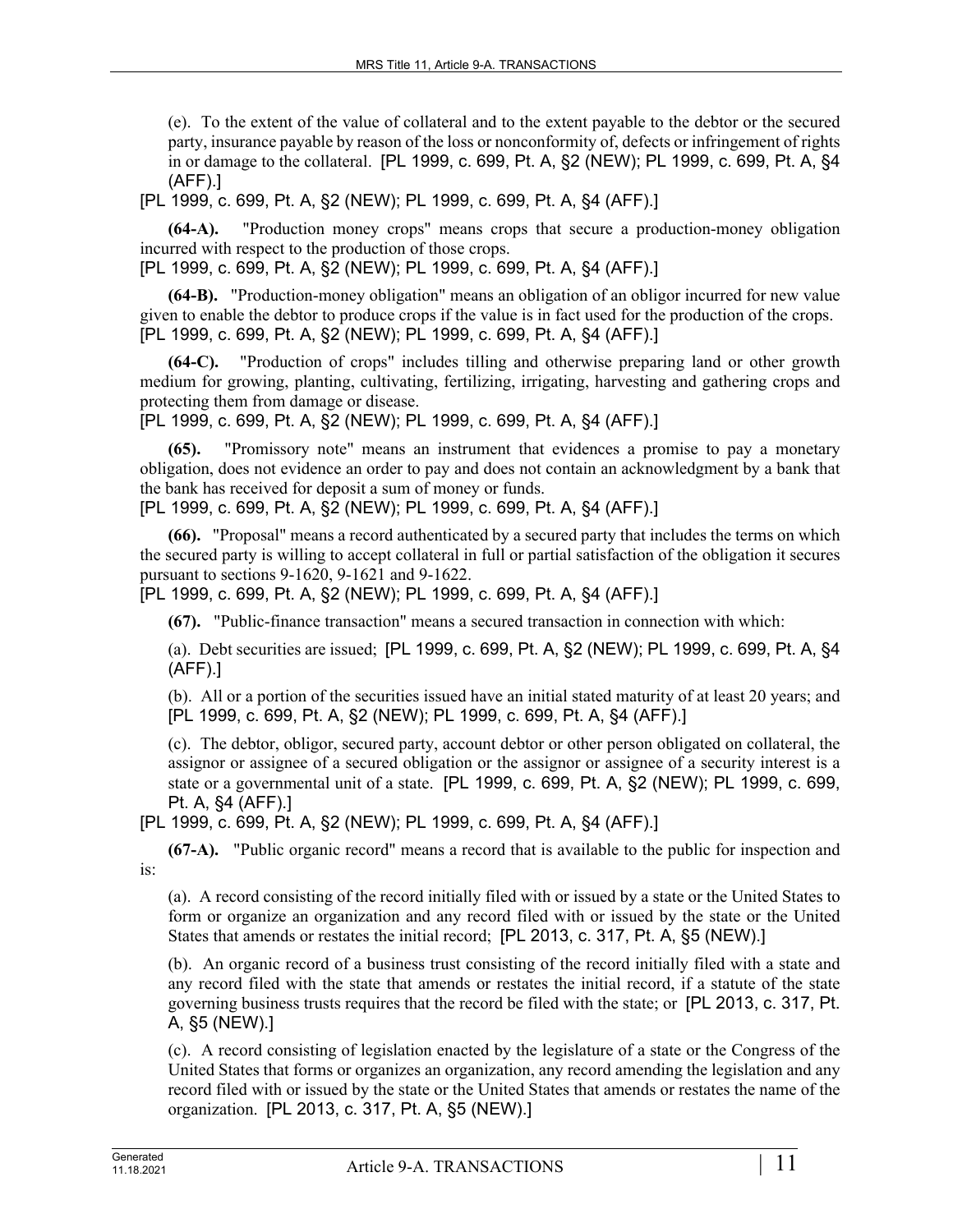(e). To the extent of the value of collateral and to the extent payable to the debtor or the secured party, insurance payable by reason of the loss or nonconformity of, defects or infringement of rights in or damage to the collateral. [PL 1999, c. 699, Pt. A, §2 (NEW); PL 1999, c. 699, Pt. A, §4 (AFF).]

[PL 1999, c. 699, Pt. A, §2 (NEW); PL 1999, c. 699, Pt. A, §4 (AFF).]

**(64-A).** "Production money crops" means crops that secure a production-money obligation incurred with respect to the production of those crops.

[PL 1999, c. 699, Pt. A, §2 (NEW); PL 1999, c. 699, Pt. A, §4 (AFF).]

**(64-B).** "Production-money obligation" means an obligation of an obligor incurred for new value given to enable the debtor to produce crops if the value is in fact used for the production of the crops.

[PL 1999, c. 699, Pt. A, §2 (NEW); PL 1999, c. 699, Pt. A, §4 (AFF).]

**(64-C).** "Production of crops" includes tilling and otherwise preparing land or other growth medium for growing, planting, cultivating, fertilizing, irrigating, harvesting and gathering crops and protecting them from damage or disease.

[PL 1999, c. 699, Pt. A, §2 (NEW); PL 1999, c. 699, Pt. A, §4 (AFF).]

**(65).** "Promissory note" means an instrument that evidences a promise to pay a monetary obligation, does not evidence an order to pay and does not contain an acknowledgment by a bank that the bank has received for deposit a sum of money or funds.

[PL 1999, c. 699, Pt. A, §2 (NEW); PL 1999, c. 699, Pt. A, §4 (AFF).]

**(66).** "Proposal" means a record authenticated by a secured party that includes the terms on which the secured party is willing to accept collateral in full or partial satisfaction of the obligation it secures pursuant to sections 9-1620, 9-1621 and 9-1622.

[PL 1999, c. 699, Pt. A, §2 (NEW); PL 1999, c. 699, Pt. A, §4 (AFF).]

**(67).** "Public-finance transaction" means a secured transaction in connection with which:

(a). Debt securities are issued; [PL 1999, c. 699, Pt. A, §2 (NEW); PL 1999, c. 699, Pt. A, §4 (AFF).]

(b). All or a portion of the securities issued have an initial stated maturity of at least 20 years; and [PL 1999, c. 699, Pt. A, §2 (NEW); PL 1999, c. 699, Pt. A, §4 (AFF).]

(c). The debtor, obligor, secured party, account debtor or other person obligated on collateral, the assignor or assignee of a secured obligation or the assignor or assignee of a security interest is a state or a governmental unit of a state. [PL 1999, c. 699, Pt. A, §2 (NEW); PL 1999, c. 699, Pt. A, §4 (AFF).]

[PL 1999, c. 699, Pt. A, §2 (NEW); PL 1999, c. 699, Pt. A, §4 (AFF).]

**(67-A).** "Public organic record" means a record that is available to the public for inspection and is:

(a). A record consisting of the record initially filed with or issued by a state or the United States to form or organize an organization and any record filed with or issued by the state or the United States that amends or restates the initial record; [PL 2013, c. 317, Pt. A, §5 (NEW).]

(b). An organic record of a business trust consisting of the record initially filed with a state and any record filed with the state that amends or restates the initial record, if a statute of the state governing business trusts requires that the record be filed with the state; or [PL 2013, c. 317, Pt. A, §5 (NEW).]

(c). A record consisting of legislation enacted by the legislature of a state or the Congress of the United States that forms or organizes an organization, any record amending the legislation and any record filed with or issued by the state or the United States that amends or restates the name of the organization. [PL 2013, c. 317, Pt. A, §5 (NEW).]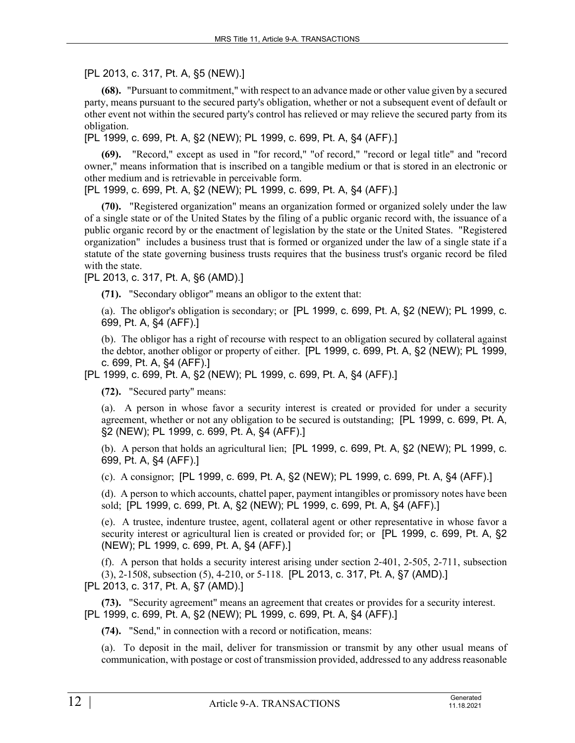[PL 2013, c. 317, Pt. A, §5 (NEW).]

**(68).** "Pursuant to commitment," with respect to an advance made or other value given by a secured party, means pursuant to the secured party's obligation, whether or not a subsequent event of default or other event not within the secured party's control has relieved or may relieve the secured party from its obligation.

[PL 1999, c. 699, Pt. A, §2 (NEW); PL 1999, c. 699, Pt. A, §4 (AFF).]

**(69).** "Record," except as used in "for record," "of record," "record or legal title" and "record owner," means information that is inscribed on a tangible medium or that is stored in an electronic or other medium and is retrievable in perceivable form.

[PL 1999, c. 699, Pt. A, §2 (NEW); PL 1999, c. 699, Pt. A, §4 (AFF).]

**(70).** "Registered organization" means an organization formed or organized solely under the law of a single state or of the United States by the filing of a public organic record with, the issuance of a public organic record by or the enactment of legislation by the state or the United States. "Registered organization" includes a business trust that is formed or organized under the law of a single state if a statute of the state governing business trusts requires that the business trust's organic record be filed with the state.

[PL 2013, c. 317, Pt. A, §6 (AMD).]

**(71).** "Secondary obligor" means an obligor to the extent that:

(a). The obligor's obligation is secondary; or [PL 1999, c. 699, Pt. A, §2 (NEW); PL 1999, c. 699, Pt. A, §4 (AFF).]

(b). The obligor has a right of recourse with respect to an obligation secured by collateral against the debtor, another obligor or property of either. [PL 1999, c. 699, Pt. A, §2 (NEW); PL 1999, c. 699, Pt. A, §4 (AFF).]

[PL 1999, c. 699, Pt. A, §2 (NEW); PL 1999, c. 699, Pt. A, §4 (AFF).]

**(72).** "Secured party" means:

(a). A person in whose favor a security interest is created or provided for under a security agreement, whether or not any obligation to be secured is outstanding; [PL 1999, c. 699, Pt. A, §2 (NEW); PL 1999, c. 699, Pt. A, §4 (AFF).]

(b). A person that holds an agricultural lien; [PL 1999, c. 699, Pt. A, §2 (NEW); PL 1999, c. 699, Pt. A, §4 (AFF).]

(c). A consignor; [PL 1999, c. 699, Pt. A, §2 (NEW); PL 1999, c. 699, Pt. A, §4 (AFF).]

(d). A person to which accounts, chattel paper, payment intangibles or promissory notes have been sold; [PL 1999, c. 699, Pt. A, §2 (NEW); PL 1999, c. 699, Pt. A, §4 (AFF).]

(e). A trustee, indenture trustee, agent, collateral agent or other representative in whose favor a security interest or agricultural lien is created or provided for; or [PL 1999, c. 699, Pt. A, §2 (NEW); PL 1999, c. 699, Pt. A, §4 (AFF).]

(f). A person that holds a security interest arising under section 2-401, 2-505, 2-711, subsection (3), 2-1508, subsection (5), 4-210, or 5-118. [PL 2013, c. 317, Pt. A, §7 (AMD).]

[PL 2013, c. 317, Pt. A, §7 (AMD).]

**(73).** "Security agreement" means an agreement that creates or provides for a security interest.

[PL 1999, c. 699, Pt. A, §2 (NEW); PL 1999, c. 699, Pt. A, §4 (AFF).]

**(74).** "Send," in connection with a record or notification, means:

(a). To deposit in the mail, deliver for transmission or transmit by any other usual means of communication, with postage or cost of transmission provided, addressed to any address reasonable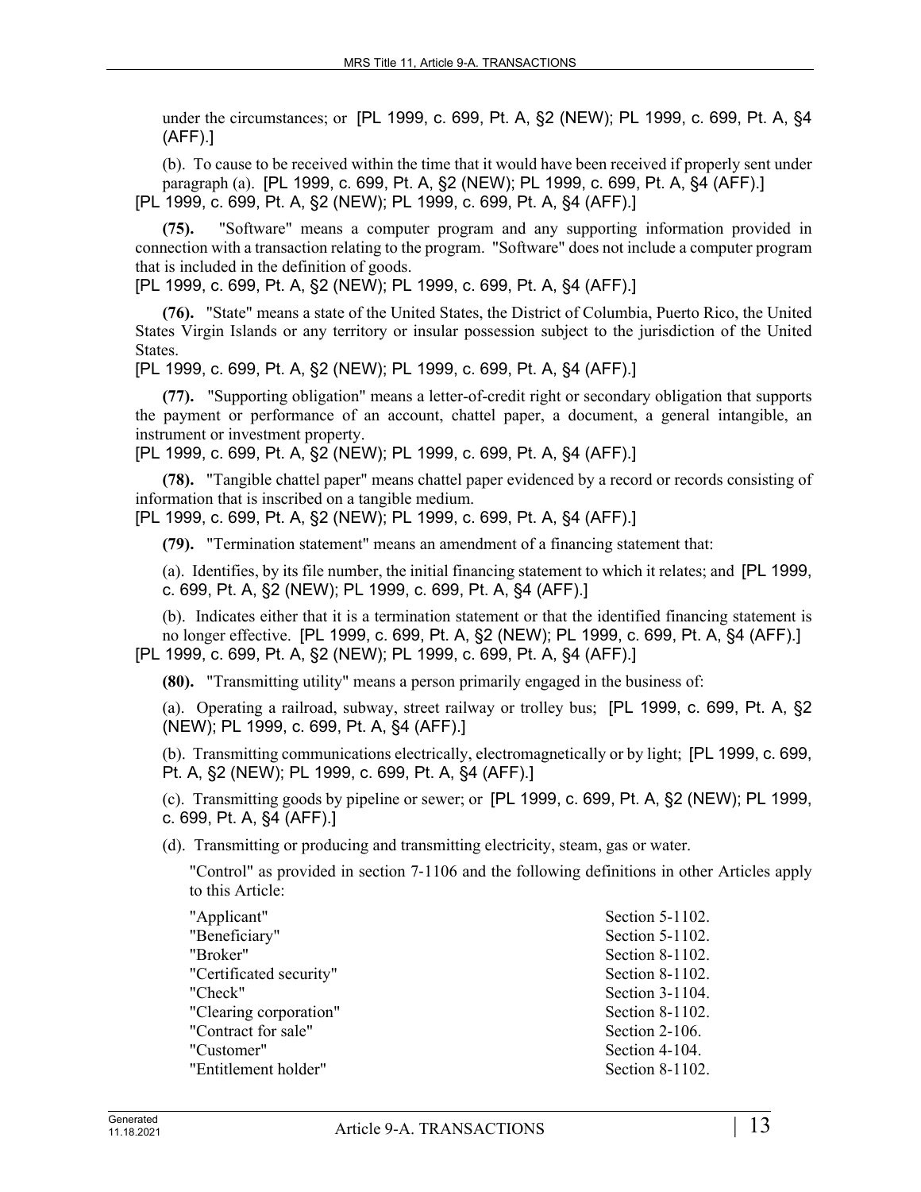under the circumstances; or [PL 1999, c. 699, Pt. A, §2 (NEW); PL 1999, c. 699, Pt. A, §4 (AFF).]

(b). To cause to be received within the time that it would have been received if properly sent under paragraph (a). [PL 1999, c. 699, Pt. A, §2 (NEW); PL 1999, c. 699, Pt. A, §4 (AFF).]
[PL 1999, c. 699, Pt. A, §2 (NEW); PL 1999, c. 699, Pt. A, §4 (AFF).]

**(75).** "Software" means a computer program and any supporting information provided in connection with a transaction relating to the program. "Software" does not include a computer program that is included in the definition of goods.
[PL 1999, c. 699, Pt. A, §2 (NEW); PL 1999, c. 699, Pt. A, §4 (AFF).]

**(76).** "State" means a state of the United States, the District of Columbia, Puerto Rico, the United States Virgin Islands or any territory or insular possession subject to the jurisdiction of the United States.
[PL 1999, c. 699, Pt. A, §2 (NEW); PL 1999, c. 699, Pt. A, §4 (AFF).]

**(77).** "Supporting obligation" means a letter-of-credit right or secondary obligation that supports the payment or performance of an account, chattel paper, a document, a general intangible, an instrument or investment property.
[PL 1999, c. 699, Pt. A, §2 (NEW); PL 1999, c. 699, Pt. A, §4 (AFF).]

**(78).** "Tangible chattel paper" means chattel paper evidenced by a record or records consisting of information that is inscribed on a tangible medium.
[PL 1999, c. 699, Pt. A, §2 (NEW); PL 1999, c. 699, Pt. A, §4 (AFF).]

**(79).** "Termination statement" means an amendment of a financing statement that:

(a). Identifies, by its file number, the initial financing statement to which it relates; and [PL 1999, c. 699, Pt. A, §2 (NEW); PL 1999, c. 699, Pt. A, §4 (AFF).]

(b). Indicates either that it is a termination statement or that the identified financing statement is no longer effective. [PL 1999, c. 699, Pt. A, §2 (NEW); PL 1999, c. 699, Pt. A, §4 (AFF).]
[PL 1999, c. 699, Pt. A, §2 (NEW); PL 1999, c. 699, Pt. A, §4 (AFF).]

**(80).** "Transmitting utility" means a person primarily engaged in the business of:

(a). Operating a railroad, subway, street railway or trolley bus; [PL 1999, c. 699, Pt. A, §2 (NEW); PL 1999, c. 699, Pt. A, §4 (AFF).]

(b). Transmitting communications electrically, electromagnetically or by light; [PL 1999, c. 699, Pt. A, §2 (NEW); PL 1999, c. 699, Pt. A, §4 (AFF).]

(c). Transmitting goods by pipeline or sewer; or [PL 1999, c. 699, Pt. A, §2 (NEW); PL 1999, c. 699, Pt. A, §4 (AFF).]

(d). Transmitting or producing and transmitting electricity, steam, gas or water.

"Control" as provided in section 7-1106 and the following definitions in other Articles apply to this Article:

| | |
|---|---|
| "Applicant" | Section 5-1102. |
| "Beneficiary" | Section 5-1102. |
| "Broker" | Section 8-1102. |
| "Certificated security" | Section 8-1102. |
| "Check" | Section 3-1104. |
| "Clearing corporation" | Section 8-1102. |
| "Contract for sale" | Section 2-106. |
| "Customer" | Section 4-104. |
| "Entitlement holder" | Section 8-1102. |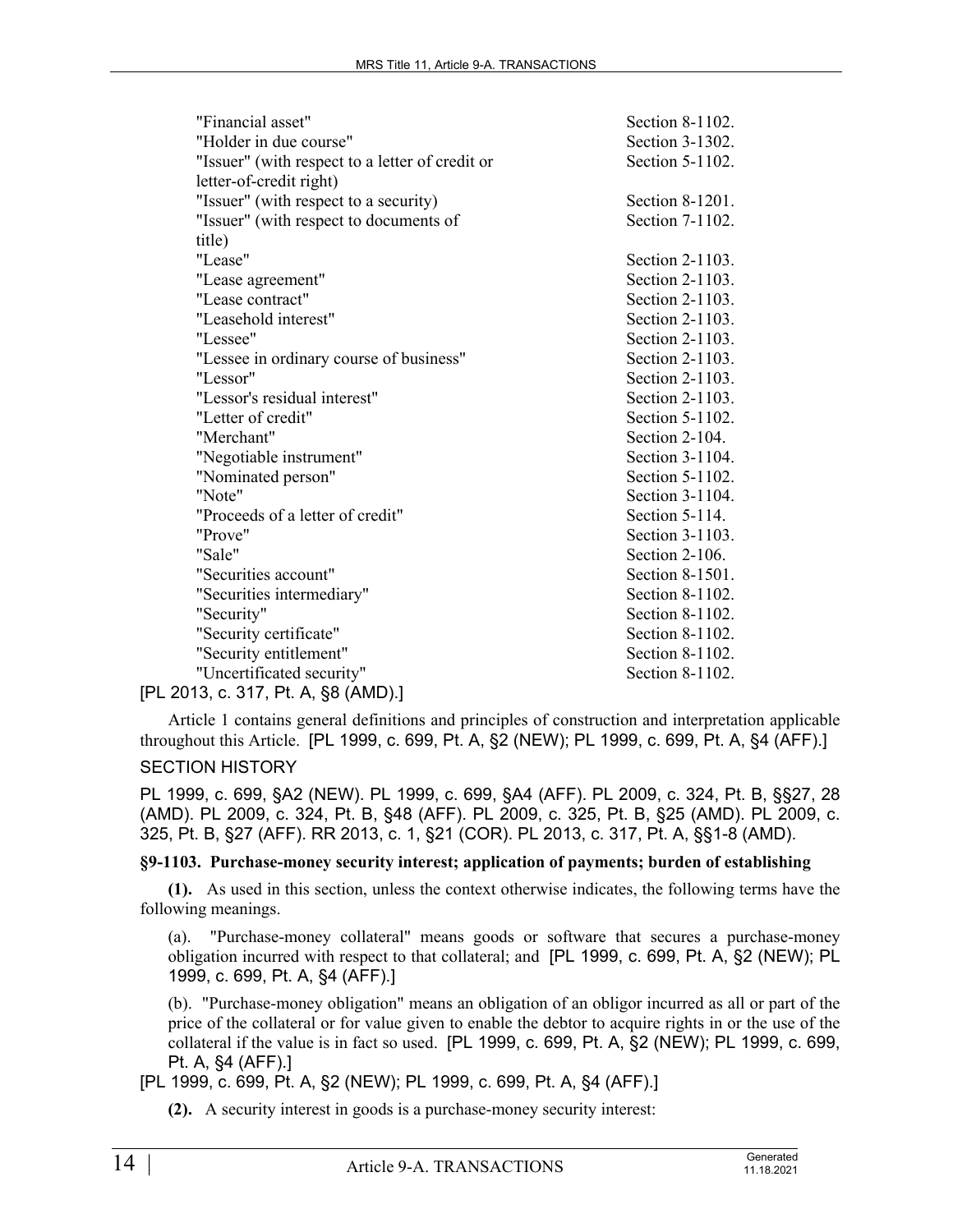| | |
|---|---|
| "Financial asset" | Section 8-1102. |
| "Holder in due course" | Section 3-1302. |
| "Issuer" (with respect to a letter of credit or letter-of-credit right) | Section 5-1102. |
| "Issuer" (with respect to a security) | Section 8-1201. |
| "Issuer" (with respect to documents of title) | Section 7-1102. |
| "Lease" | Section 2-1103. |
| "Lease agreement" | Section 2-1103. |
| "Lease contract" | Section 2-1103. |
| "Leasehold interest" | Section 2-1103. |
| "Lessee" | Section 2-1103. |
| "Lessee in ordinary course of business" | Section 2-1103. |
| "Lessor" | Section 2-1103. |
| "Lessor's residual interest" | Section 2-1103. |
| "Letter of credit" | Section 5-1102. |
| "Merchant" | Section 2-104. |
| "Negotiable instrument" | Section 3-1104. |
| "Nominated person" | Section 5-1102. |
| "Note" | Section 3-1104. |
| "Proceeds of a letter of credit" | Section 5-114. |
| "Prove" | Section 3-1103. |
| "Sale" | Section 2-106. |
| "Securities account" | Section 8-1501. |
| "Securities intermediary" | Section 8-1102. |
| "Security" | Section 8-1102. |
| "Security certificate" | Section 8-1102. |
| "Security entitlement" | Section 8-1102. |
| "Uncertificated security" | Section 8-1102. |

[PL 2013, c. 317, Pt. A, §8 (AMD).]

Article 1 contains general definitions and principles of construction and interpretation applicable throughout this Article. [PL 1999, c. 699, Pt. A, §2 (NEW); PL 1999, c. 699, Pt. A, §4 (AFF).]

SECTION HISTORY

PL 1999, c. 699, §A2 (NEW). PL 1999, c. 699, §A4 (AFF). PL 2009, c. 324, Pt. B, §§27, 28 (AMD). PL 2009, c. 324, Pt. B, §48 (AFF). PL 2009, c. 325, Pt. B, §25 (AMD). PL 2009, c. 325, Pt. B, §27 (AFF). RR 2013, c. 1, §21 (COR). PL 2013, c. 317, Pt. A, §§1-8 (AMD).

### §9-1103. Purchase-money security interest; application of payments; burden of establishing

**(1).** As used in this section, unless the context otherwise indicates, the following terms have the following meanings.

(a). "Purchase-money collateral" means goods or software that secures a purchase-money obligation incurred with respect to that collateral; and [PL 1999, c. 699, Pt. A, §2 (NEW); PL 1999, c. 699, Pt. A, §4 (AFF).]

(b). "Purchase-money obligation" means an obligation of an obligor incurred as all or part of the price of the collateral or for value given to enable the debtor to acquire rights in or the use of the collateral if the value is in fact so used. [PL 1999, c. 699, Pt. A, §2 (NEW); PL 1999, c. 699, Pt. A, §4 (AFF).]

[PL 1999, c. 699, Pt. A, §2 (NEW); PL 1999, c. 699, Pt. A, §4 (AFF).]

**(2).** A security interest in goods is a purchase-money security interest: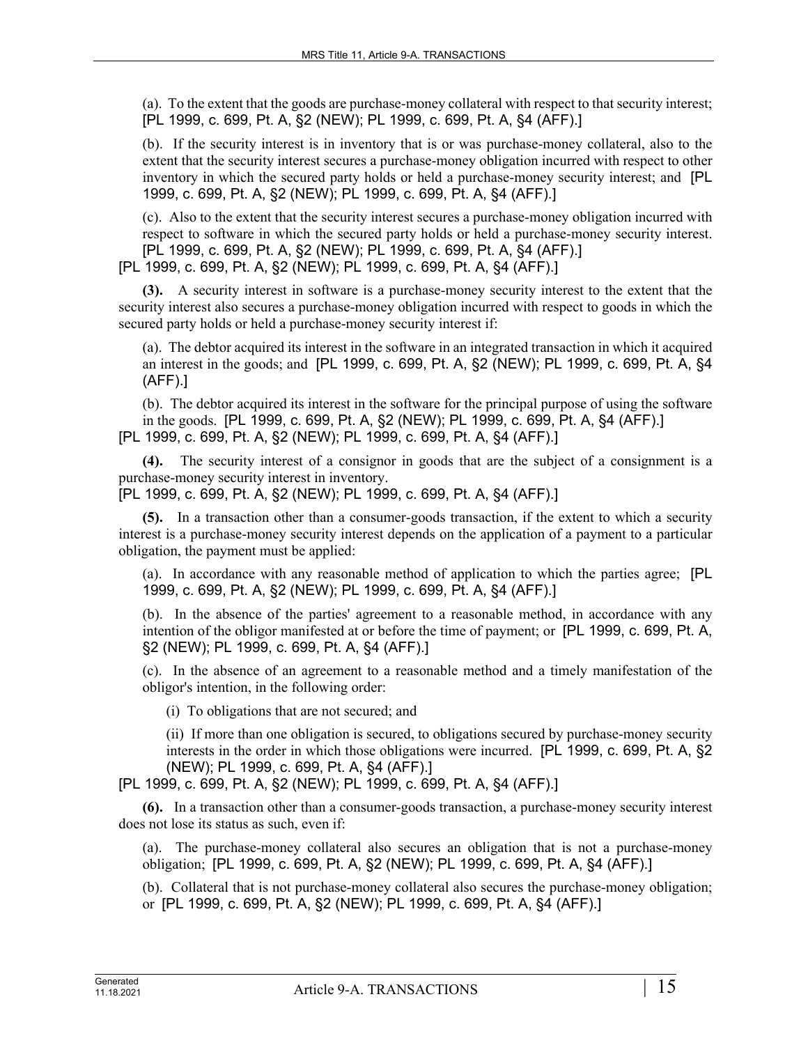(a). To the extent that the goods are purchase-money collateral with respect to that security interest; [PL 1999, c. 699, Pt. A, §2 (NEW); PL 1999, c. 699, Pt. A, §4 (AFF).]

(b). If the security interest is in inventory that is or was purchase-money collateral, also to the extent that the security interest secures a purchase-money obligation incurred with respect to other inventory in which the secured party holds or held a purchase-money security interest; and [PL 1999, c. 699, Pt. A, §2 (NEW); PL 1999, c. 699, Pt. A, §4 (AFF).]

(c). Also to the extent that the security interest secures a purchase-money obligation incurred with respect to software in which the secured party holds or held a purchase-money security interest. [PL 1999, c. 699, Pt. A, §2 (NEW); PL 1999, c. 699, Pt. A, §4 (AFF).]

[PL 1999, c. 699, Pt. A, §2 (NEW); PL 1999, c. 699, Pt. A, §4 (AFF).]

**(3).** A security interest in software is a purchase-money security interest to the extent that the security interest also secures a purchase-money obligation incurred with respect to goods in which the secured party holds or held a purchase-money security interest if:

(a). The debtor acquired its interest in the software in an integrated transaction in which it acquired an interest in the goods; and [PL 1999, c. 699, Pt. A, §2 (NEW); PL 1999, c. 699, Pt. A, §4 (AFF).]

(b). The debtor acquired its interest in the software for the principal purpose of using the software in the goods. [PL 1999, c. 699, Pt. A, §2 (NEW); PL 1999, c. 699, Pt. A, §4 (AFF).]

[PL 1999, c. 699, Pt. A, §2 (NEW); PL 1999, c. 699, Pt. A, §4 (AFF).]

**(4).** The security interest of a consignor in goods that are the subject of a consignment is a purchase-money security interest in inventory.

[PL 1999, c. 699, Pt. A, §2 (NEW); PL 1999, c. 699, Pt. A, §4 (AFF).]

**(5).** In a transaction other than a consumer-goods transaction, if the extent to which a security interest is a purchase-money security interest depends on the application of a payment to a particular obligation, the payment must be applied:

(a). In accordance with any reasonable method of application to which the parties agree; [PL 1999, c. 699, Pt. A, §2 (NEW); PL 1999, c. 699, Pt. A, §4 (AFF).]

(b). In the absence of the parties' agreement to a reasonable method, in accordance with any intention of the obligor manifested at or before the time of payment; or [PL 1999, c. 699, Pt. A, §2 (NEW); PL 1999, c. 699, Pt. A, §4 (AFF).]

(c). In the absence of an agreement to a reasonable method and a timely manifestation of the obligor's intention, in the following order:

(i) To obligations that are not secured; and

(ii) If more than one obligation is secured, to obligations secured by purchase-money security interests in the order in which those obligations were incurred. [PL 1999, c. 699, Pt. A, §2 (NEW); PL 1999, c. 699, Pt. A, §4 (AFF).]

[PL 1999, c. 699, Pt. A, §2 (NEW); PL 1999, c. 699, Pt. A, §4 (AFF).]

**(6).** In a transaction other than a consumer-goods transaction, a purchase-money security interest does not lose its status as such, even if:

(a). The purchase-money collateral also secures an obligation that is not a purchase-money obligation; [PL 1999, c. 699, Pt. A, §2 (NEW); PL 1999, c. 699, Pt. A, §4 (AFF).]

(b). Collateral that is not purchase-money collateral also secures the purchase-money obligation; or [PL 1999, c. 699, Pt. A, §2 (NEW); PL 1999, c. 699, Pt. A, §4 (AFF).]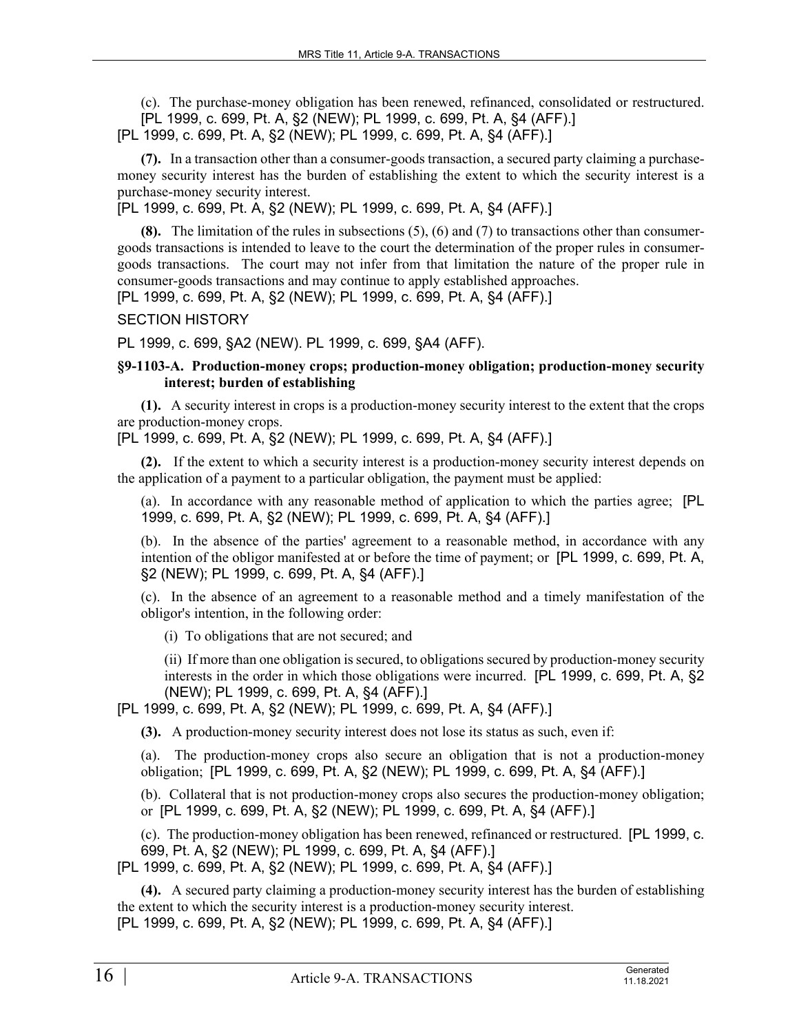(c). The purchase-money obligation has been renewed, refinanced, consolidated or restructured. [PL 1999, c. 699, Pt. A, §2 (NEW); PL 1999, c. 699, Pt. A, §4 (AFF).]

[PL 1999, c. 699, Pt. A, §2 (NEW); PL 1999, c. 699, Pt. A, §4 (AFF).]

**(7).** In a transaction other than a consumer-goods transaction, a secured party claiming a purchase-money security interest has the burden of establishing the extent to which the security interest is a purchase-money security interest.

[PL 1999, c. 699, Pt. A, §2 (NEW); PL 1999, c. 699, Pt. A, §4 (AFF).]

**(8).** The limitation of the rules in subsections (5), (6) and (7) to transactions other than consumer-goods transactions is intended to leave to the court the determination of the proper rules in consumer-goods transactions. The court may not infer from that limitation the nature of the proper rule in consumer-goods transactions and may continue to apply established approaches.

[PL 1999, c. 699, Pt. A, §2 (NEW); PL 1999, c. 699, Pt. A, §4 (AFF).]

SECTION HISTORY

PL 1999, c. 699, §A2 (NEW). PL 1999, c. 699, §A4 (AFF).

**§9-1103-A. Production-money crops; production-money obligation; production-money security interest; burden of establishing**

**(1).** A security interest in crops is a production-money security interest to the extent that the crops are production-money crops.

[PL 1999, c. 699, Pt. A, §2 (NEW); PL 1999, c. 699, Pt. A, §4 (AFF).]

**(2).** If the extent to which a security interest is a production-money security interest depends on the application of a payment to a particular obligation, the payment must be applied:

(a). In accordance with any reasonable method of application to which the parties agree; [PL 1999, c. 699, Pt. A, §2 (NEW); PL 1999, c. 699, Pt. A, §4 (AFF).]

(b). In the absence of the parties' agreement to a reasonable method, in accordance with any intention of the obligor manifested at or before the time of payment; or [PL 1999, c. 699, Pt. A, §2 (NEW); PL 1999, c. 699, Pt. A, §4 (AFF).]

(c). In the absence of an agreement to a reasonable method and a timely manifestation of the obligor's intention, in the following order:

(i) To obligations that are not secured; and

(ii) If more than one obligation is secured, to obligations secured by production-money security interests in the order in which those obligations were incurred. [PL 1999, c. 699, Pt. A, §2 (NEW); PL 1999, c. 699, Pt. A, §4 (AFF).]

[PL 1999, c. 699, Pt. A, §2 (NEW); PL 1999, c. 699, Pt. A, §4 (AFF).]

**(3).** A production-money security interest does not lose its status as such, even if:

(a). The production-money crops also secure an obligation that is not a production-money obligation; [PL 1999, c. 699, Pt. A, §2 (NEW); PL 1999, c. 699, Pt. A, §4 (AFF).]

(b). Collateral that is not production-money crops also secures the production-money obligation; or [PL 1999, c. 699, Pt. A, §2 (NEW); PL 1999, c. 699, Pt. A, §4 (AFF).]

(c). The production-money obligation has been renewed, refinanced or restructured. [PL 1999, c. 699, Pt. A, §2 (NEW); PL 1999, c. 699, Pt. A, §4 (AFF).]

[PL 1999, c. 699, Pt. A, §2 (NEW); PL 1999, c. 699, Pt. A, §4 (AFF).]

**(4).** A secured party claiming a production-money security interest has the burden of establishing the extent to which the security interest is a production-money security interest.

[PL 1999, c. 699, Pt. A, §2 (NEW); PL 1999, c. 699, Pt. A, §4 (AFF).]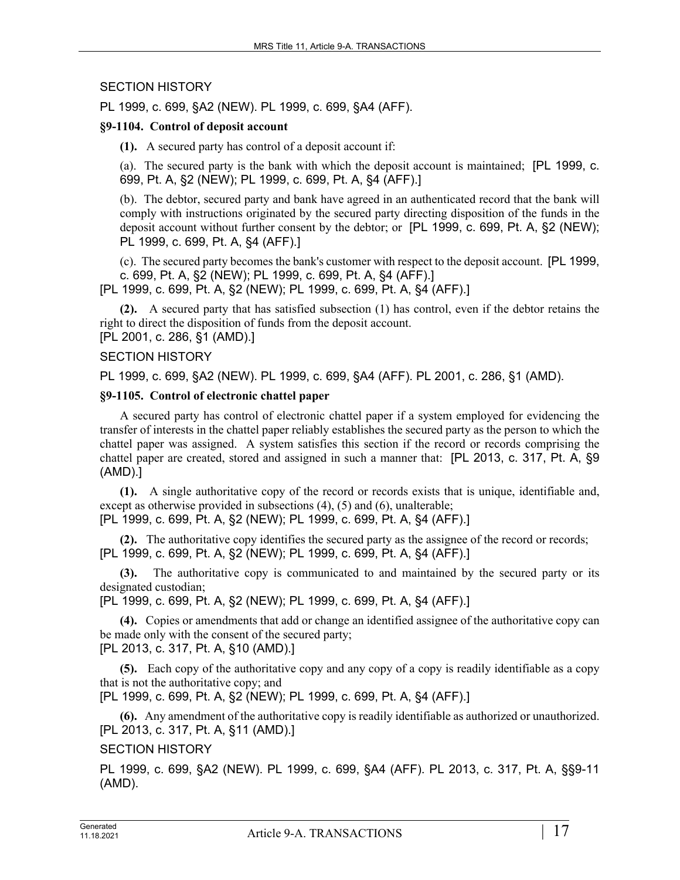SECTION HISTORY

PL 1999, c. 699, §A2 (NEW). PL 1999, c. 699, §A4 (AFF).

**§9-1104. Control of deposit account**

**(1).** A secured party has control of a deposit account if:

(a). The secured party is the bank with which the deposit account is maintained; [PL 1999, c. 699, Pt. A, §2 (NEW); PL 1999, c. 699, Pt. A, §4 (AFF).]

(b). The debtor, secured party and bank have agreed in an authenticated record that the bank will comply with instructions originated by the secured party directing disposition of the funds in the deposit account without further consent by the debtor; or [PL 1999, c. 699, Pt. A, §2 (NEW); PL 1999, c. 699, Pt. A, §4 (AFF).]

(c). The secured party becomes the bank's customer with respect to the deposit account. [PL 1999, c. 699, Pt. A, §2 (NEW); PL 1999, c. 699, Pt. A, §4 (AFF).]

[PL 1999, c. 699, Pt. A, §2 (NEW); PL 1999, c. 699, Pt. A, §4 (AFF).]

**(2).** A secured party that has satisfied subsection (1) has control, even if the debtor retains the right to direct the disposition of funds from the deposit account.
[PL 2001, c. 286, §1 (AMD).]

SECTION HISTORY

PL 1999, c. 699, §A2 (NEW). PL 1999, c. 699, §A4 (AFF). PL 2001, c. 286, §1 (AMD).

**§9-1105. Control of electronic chattel paper**

A secured party has control of electronic chattel paper if a system employed for evidencing the transfer of interests in the chattel paper reliably establishes the secured party as the person to which the chattel paper was assigned. A system satisfies this section if the record or records comprising the chattel paper are created, stored and assigned in such a manner that: [PL 2013, c. 317, Pt. A, §9 (AMD).]

**(1).** A single authoritative copy of the record or records exists that is unique, identifiable and, except as otherwise provided in subsections (4), (5) and (6), unalterable;
[PL 1999, c. 699, Pt. A, §2 (NEW); PL 1999, c. 699, Pt. A, §4 (AFF).]

**(2).** The authoritative copy identifies the secured party as the assignee of the record or records;
[PL 1999, c. 699, Pt. A, §2 (NEW); PL 1999, c. 699, Pt. A, §4 (AFF).]

**(3).** The authoritative copy is communicated to and maintained by the secured party or its designated custodian;
[PL 1999, c. 699, Pt. A, §2 (NEW); PL 1999, c. 699, Pt. A, §4 (AFF).]

**(4).** Copies or amendments that add or change an identified assignee of the authoritative copy can be made only with the consent of the secured party;
[PL 2013, c. 317, Pt. A, §10 (AMD).]

**(5).** Each copy of the authoritative copy and any copy of a copy is readily identifiable as a copy that is not the authoritative copy; and
[PL 1999, c. 699, Pt. A, §2 (NEW); PL 1999, c. 699, Pt. A, §4 (AFF).]

**(6).** Any amendment of the authoritative copy is readily identifiable as authorized or unauthorized.
[PL 2013, c. 317, Pt. A, §11 (AMD).]

SECTION HISTORY

PL 1999, c. 699, §A2 (NEW). PL 1999, c. 699, §A4 (AFF). PL 2013, c. 317, Pt. A, §§9-11 (AMD).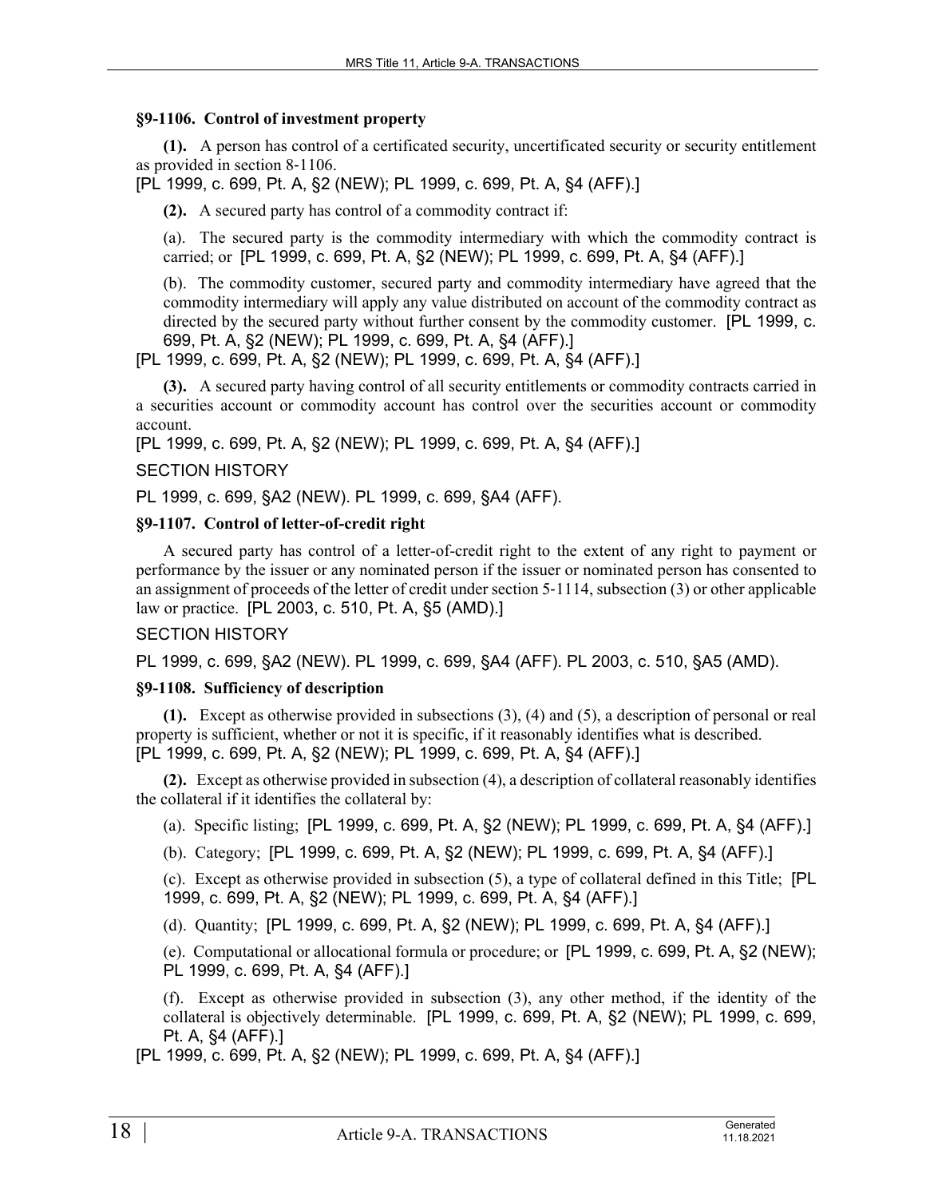### §9-1106. Control of investment property

**(1).** A person has control of a certificated security, uncertificated security or security entitlement as provided in section 8-1106.
[PL 1999, c. 699, Pt. A, §2 (NEW); PL 1999, c. 699, Pt. A, §4 (AFF).]

**(2).** A secured party has control of a commodity contract if:

(a). The secured party is the commodity intermediary with which the commodity contract is carried; or [PL 1999, c. 699, Pt. A, §2 (NEW); PL 1999, c. 699, Pt. A, §4 (AFF).]

(b). The commodity customer, secured party and commodity intermediary have agreed that the commodity intermediary will apply any value distributed on account of the commodity contract as directed by the secured party without further consent by the commodity customer. [PL 1999, c. 699, Pt. A, §2 (NEW); PL 1999, c. 699, Pt. A, §4 (AFF).]

[PL 1999, c. 699, Pt. A, §2 (NEW); PL 1999, c. 699, Pt. A, §4 (AFF).]

**(3).** A secured party having control of all security entitlements or commodity contracts carried in a securities account or commodity account has control over the securities account or commodity account.
[PL 1999, c. 699, Pt. A, §2 (NEW); PL 1999, c. 699, Pt. A, §4 (AFF).]

SECTION HISTORY

PL 1999, c. 699, §A2 (NEW). PL 1999, c. 699, §A4 (AFF).

### §9-1107. Control of letter-of-credit right

A secured party has control of a letter-of-credit right to the extent of any right to payment or performance by the issuer or any nominated person if the issuer or nominated person has consented to an assignment of proceeds of the letter of credit under section 5-1114, subsection (3) or other applicable law or practice. [PL 2003, c. 510, Pt. A, §5 (AMD).]

SECTION HISTORY

PL 1999, c. 699, §A2 (NEW). PL 1999, c. 699, §A4 (AFF). PL 2003, c. 510, §A5 (AMD).

### §9-1108. Sufficiency of description

**(1).** Except as otherwise provided in subsections (3), (4) and (5), a description of personal or real property is sufficient, whether or not it is specific, if it reasonably identifies what is described.
[PL 1999, c. 699, Pt. A, §2 (NEW); PL 1999, c. 699, Pt. A, §4 (AFF).]

**(2).** Except as otherwise provided in subsection (4), a description of collateral reasonably identifies the collateral if it identifies the collateral by:

(a). Specific listing; [PL 1999, c. 699, Pt. A, §2 (NEW); PL 1999, c. 699, Pt. A, §4 (AFF).]

(b). Category; [PL 1999, c. 699, Pt. A, §2 (NEW); PL 1999, c. 699, Pt. A, §4 (AFF).]

(c). Except as otherwise provided in subsection (5), a type of collateral defined in this Title; [PL 1999, c. 699, Pt. A, §2 (NEW); PL 1999, c. 699, Pt. A, §4 (AFF).]

(d). Quantity; [PL 1999, c. 699, Pt. A, §2 (NEW); PL 1999, c. 699, Pt. A, §4 (AFF).]

(e). Computational or allocational formula or procedure; or [PL 1999, c. 699, Pt. A, §2 (NEW); PL 1999, c. 699, Pt. A, §4 (AFF).]

(f). Except as otherwise provided in subsection (3), any other method, if the identity of the collateral is objectively determinable. [PL 1999, c. 699, Pt. A, §2 (NEW); PL 1999, c. 699, Pt. A, §4 (AFF).]

[PL 1999, c. 699, Pt. A, §2 (NEW); PL 1999, c. 699, Pt. A, §4 (AFF).]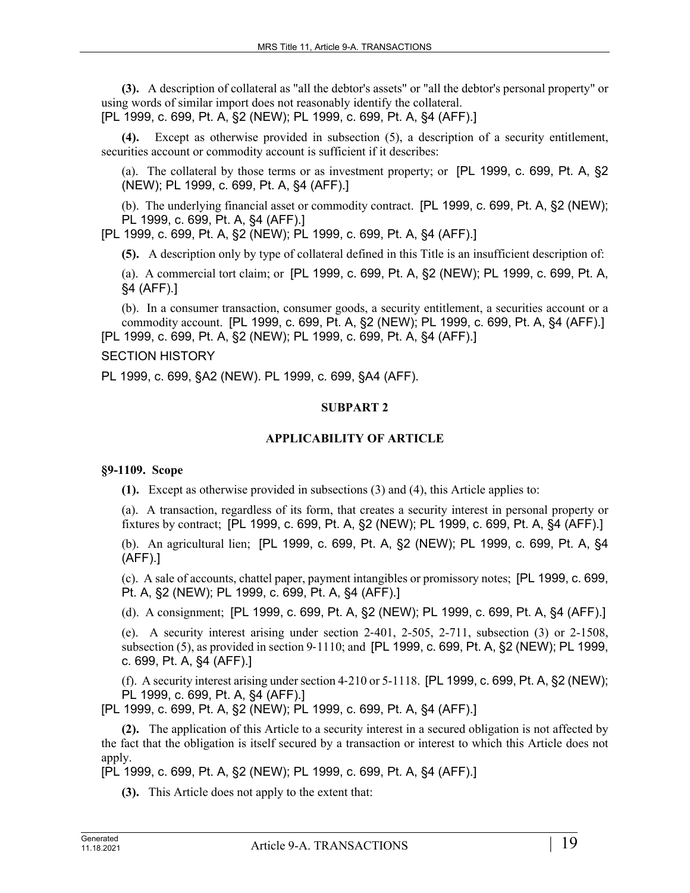**(3).** A description of collateral as "all the debtor's assets" or "all the debtor's personal property" or using words of similar import does not reasonably identify the collateral.
[PL 1999, c. 699, Pt. A, §2 (NEW); PL 1999, c. 699, Pt. A, §4 (AFF).]

**(4).** Except as otherwise provided in subsection (5), a description of a security entitlement, securities account or commodity account is sufficient if it describes:

(a). The collateral by those terms or as investment property; or [PL 1999, c. 699, Pt. A, §2 (NEW); PL 1999, c. 699, Pt. A, §4 (AFF).]

(b). The underlying financial asset or commodity contract. [PL 1999, c. 699, Pt. A, §2 (NEW); PL 1999, c. 699, Pt. A, §4 (AFF).]

[PL 1999, c. 699, Pt. A, §2 (NEW); PL 1999, c. 699, Pt. A, §4 (AFF).]

**(5).** A description only by type of collateral defined in this Title is an insufficient description of:

(a). A commercial tort claim; or [PL 1999, c. 699, Pt. A, §2 (NEW); PL 1999, c. 699, Pt. A, §4 (AFF).]

(b). In a consumer transaction, consumer goods, a security entitlement, a securities account or a commodity account. [PL 1999, c. 699, Pt. A, §2 (NEW); PL 1999, c. 699, Pt. A, §4 (AFF).]

[PL 1999, c. 699, Pt. A, §2 (NEW); PL 1999, c. 699, Pt. A, §4 (AFF).]

SECTION HISTORY

PL 1999, c. 699, §A2 (NEW). PL 1999, c. 699, §A4 (AFF).

## SUBPART 2

## APPLICABILITY OF ARTICLE

### §9-1109. Scope

**(1).** Except as otherwise provided in subsections (3) and (4), this Article applies to:

(a). A transaction, regardless of its form, that creates a security interest in personal property or fixtures by contract; [PL 1999, c. 699, Pt. A, §2 (NEW); PL 1999, c. 699, Pt. A, §4 (AFF).]

(b). An agricultural lien; [PL 1999, c. 699, Pt. A, §2 (NEW); PL 1999, c. 699, Pt. A, §4 (AFF).]

(c). A sale of accounts, chattel paper, payment intangibles or promissory notes; [PL 1999, c. 699, Pt. A, §2 (NEW); PL 1999, c. 699, Pt. A, §4 (AFF).]

(d). A consignment; [PL 1999, c. 699, Pt. A, §2 (NEW); PL 1999, c. 699, Pt. A, §4 (AFF).]

(e). A security interest arising under section 2-401, 2-505, 2-711, subsection (3) or 2-1508, subsection (5), as provided in section 9-1110; and [PL 1999, c. 699, Pt. A, §2 (NEW); PL 1999, c. 699, Pt. A, §4 (AFF).]

(f). A security interest arising under section 4-210 or 5-1118. [PL 1999, c. 699, Pt. A, §2 (NEW); PL 1999, c. 699, Pt. A, §4 (AFF).]

[PL 1999, c. 699, Pt. A, §2 (NEW); PL 1999, c. 699, Pt. A, §4 (AFF).]

**(2).** The application of this Article to a security interest in a secured obligation is not affected by the fact that the obligation is itself secured by a transaction or interest to which this Article does not apply.
[PL 1999, c. 699, Pt. A, §2 (NEW); PL 1999, c. 699, Pt. A, §4 (AFF).]

**(3).** This Article does not apply to the extent that: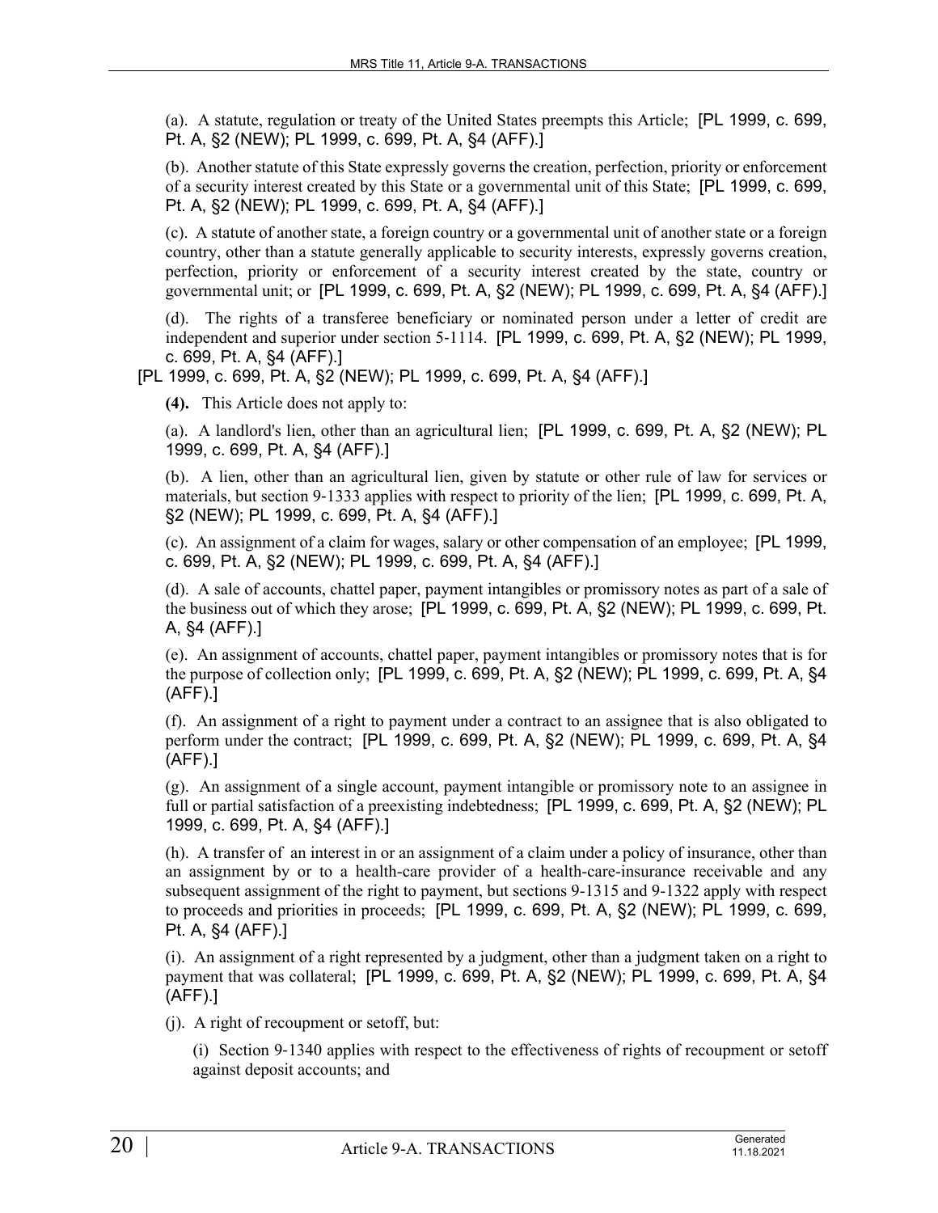(a). A statute, regulation or treaty of the United States preempts this Article; [PL 1999, c. 699, Pt. A, §2 (NEW); PL 1999, c. 699, Pt. A, §4 (AFF).]

(b). Another statute of this State expressly governs the creation, perfection, priority or enforcement of a security interest created by this State or a governmental unit of this State; [PL 1999, c. 699, Pt. A, §2 (NEW); PL 1999, c. 699, Pt. A, §4 (AFF).]

(c). A statute of another state, a foreign country or a governmental unit of another state or a foreign country, other than a statute generally applicable to security interests, expressly governs creation, perfection, priority or enforcement of a security interest created by the state, country or governmental unit; or [PL 1999, c. 699, Pt. A, §2 (NEW); PL 1999, c. 699, Pt. A, §4 (AFF).]

(d). The rights of a transferee beneficiary or nominated person under a letter of credit are independent and superior under section 5-1114. [PL 1999, c. 699, Pt. A, §2 (NEW); PL 1999, c. 699, Pt. A, §4 (AFF).]

[PL 1999, c. 699, Pt. A, §2 (NEW); PL 1999, c. 699, Pt. A, §4 (AFF).]

**(4).** This Article does not apply to:

(a). A landlord's lien, other than an agricultural lien; [PL 1999, c. 699, Pt. A, §2 (NEW); PL 1999, c. 699, Pt. A, §4 (AFF).]

(b). A lien, other than an agricultural lien, given by statute or other rule of law for services or materials, but section 9-1333 applies with respect to priority of the lien; [PL 1999, c. 699, Pt. A, §2 (NEW); PL 1999, c. 699, Pt. A, §4 (AFF).]

(c). An assignment of a claim for wages, salary or other compensation of an employee; [PL 1999, c. 699, Pt. A, §2 (NEW); PL 1999, c. 699, Pt. A, §4 (AFF).]

(d). A sale of accounts, chattel paper, payment intangibles or promissory notes as part of a sale of the business out of which they arose; [PL 1999, c. 699, Pt. A, §2 (NEW); PL 1999, c. 699, Pt. A, §4 (AFF).]

(e). An assignment of accounts, chattel paper, payment intangibles or promissory notes that is for the purpose of collection only; [PL 1999, c. 699, Pt. A, §2 (NEW); PL 1999, c. 699, Pt. A, §4 (AFF).]

(f). An assignment of a right to payment under a contract to an assignee that is also obligated to perform under the contract; [PL 1999, c. 699, Pt. A, §2 (NEW); PL 1999, c. 699, Pt. A, §4 (AFF).]

(g). An assignment of a single account, payment intangible or promissory note to an assignee in full or partial satisfaction of a preexisting indebtedness; [PL 1999, c. 699, Pt. A, §2 (NEW); PL 1999, c. 699, Pt. A, §4 (AFF).]

(h). A transfer of an interest in or an assignment of a claim under a policy of insurance, other than an assignment by or to a health-care provider of a health-care-insurance receivable and any subsequent assignment of the right to payment, but sections 9-1315 and 9-1322 apply with respect to proceeds and priorities in proceeds; [PL 1999, c. 699, Pt. A, §2 (NEW); PL 1999, c. 699, Pt. A, §4 (AFF).]

(i). An assignment of a right represented by a judgment, other than a judgment taken on a right to payment that was collateral; [PL 1999, c. 699, Pt. A, §2 (NEW); PL 1999, c. 699, Pt. A, §4 (AFF).]

(j). A right of recoupment or setoff, but:

(i) Section 9-1340 applies with respect to the effectiveness of rights of recoupment or setoff against deposit accounts; and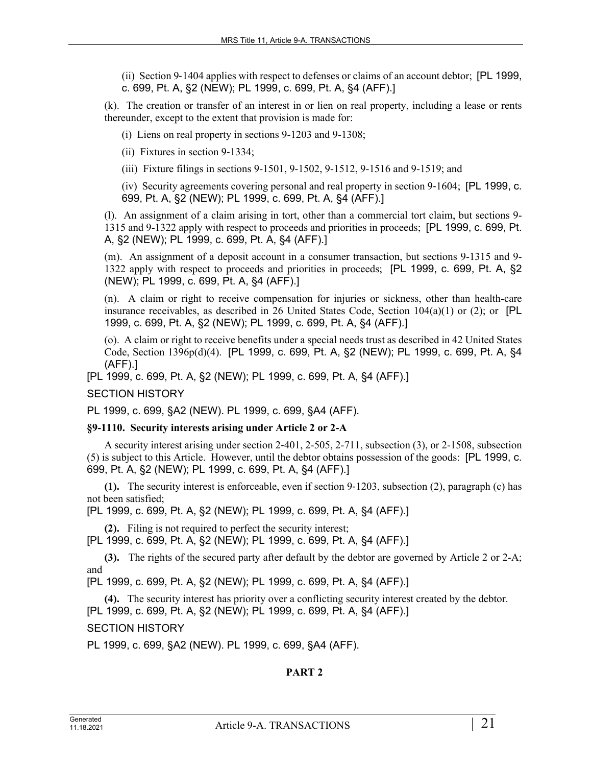(ii) Section 9-1404 applies with respect to defenses or claims of an account debtor; [PL 1999, c. 699, Pt. A, §2 (NEW); PL 1999, c. 699, Pt. A, §4 (AFF).]

(k). The creation or transfer of an interest in or lien on real property, including a lease or rents thereunder, except to the extent that provision is made for:

(i) Liens on real property in sections 9-1203 and 9-1308;

(ii) Fixtures in section 9-1334;

(iii) Fixture filings in sections 9-1501, 9-1502, 9-1512, 9-1516 and 9-1519; and

(iv) Security agreements covering personal and real property in section 9-1604; [PL 1999, c. 699, Pt. A, §2 (NEW); PL 1999, c. 699, Pt. A, §4 (AFF).]

(l). An assignment of a claim arising in tort, other than a commercial tort claim, but sections 9-1315 and 9-1322 apply with respect to proceeds and priorities in proceeds; [PL 1999, c. 699, Pt. A, §2 (NEW); PL 1999, c. 699, Pt. A, §4 (AFF).]

(m). An assignment of a deposit account in a consumer transaction, but sections 9-1315 and 9-1322 apply with respect to proceeds and priorities in proceeds; [PL 1999, c. 699, Pt. A, §2 (NEW); PL 1999, c. 699, Pt. A, §4 (AFF).]

(n). A claim or right to receive compensation for injuries or sickness, other than health-care insurance receivables, as described in 26 United States Code, Section 104(a)(1) or (2); or [PL 1999, c. 699, Pt. A, §2 (NEW); PL 1999, c. 699, Pt. A, §4 (AFF).]

(o). A claim or right to receive benefits under a special needs trust as described in 42 United States Code, Section 1396p(d)(4). [PL 1999, c. 699, Pt. A, §2 (NEW); PL 1999, c. 699, Pt. A, §4 (AFF).]

[PL 1999, c. 699, Pt. A, §2 (NEW); PL 1999, c. 699, Pt. A, §4 (AFF).]

SECTION HISTORY

PL 1999, c. 699, §A2 (NEW). PL 1999, c. 699, §A4 (AFF).

**§9-1110. Security interests arising under Article 2 or 2-A**

A security interest arising under section 2-401, 2-505, 2-711, subsection (3), or 2-1508, subsection (5) is subject to this Article. However, until the debtor obtains possession of the goods: [PL 1999, c. 699, Pt. A, §2 (NEW); PL 1999, c. 699, Pt. A, §4 (AFF).]

**(1).** The security interest is enforceable, even if section 9-1203, subsection (2), paragraph (c) has not been satisfied;
[PL 1999, c. 699, Pt. A, §2 (NEW); PL 1999, c. 699, Pt. A, §4 (AFF).]

**(2).** Filing is not required to perfect the security interest;
[PL 1999, c. 699, Pt. A, §2 (NEW); PL 1999, c. 699, Pt. A, §4 (AFF).]

**(3).** The rights of the secured party after default by the debtor are governed by Article 2 or 2-A; and
[PL 1999, c. 699, Pt. A, §2 (NEW); PL 1999, c. 699, Pt. A, §4 (AFF).]

**(4).** The security interest has priority over a conflicting security interest created by the debtor.
[PL 1999, c. 699, Pt. A, §2 (NEW); PL 1999, c. 699, Pt. A, §4 (AFF).]

SECTION HISTORY

PL 1999, c. 699, §A2 (NEW). PL 1999, c. 699, §A4 (AFF).

## PART 2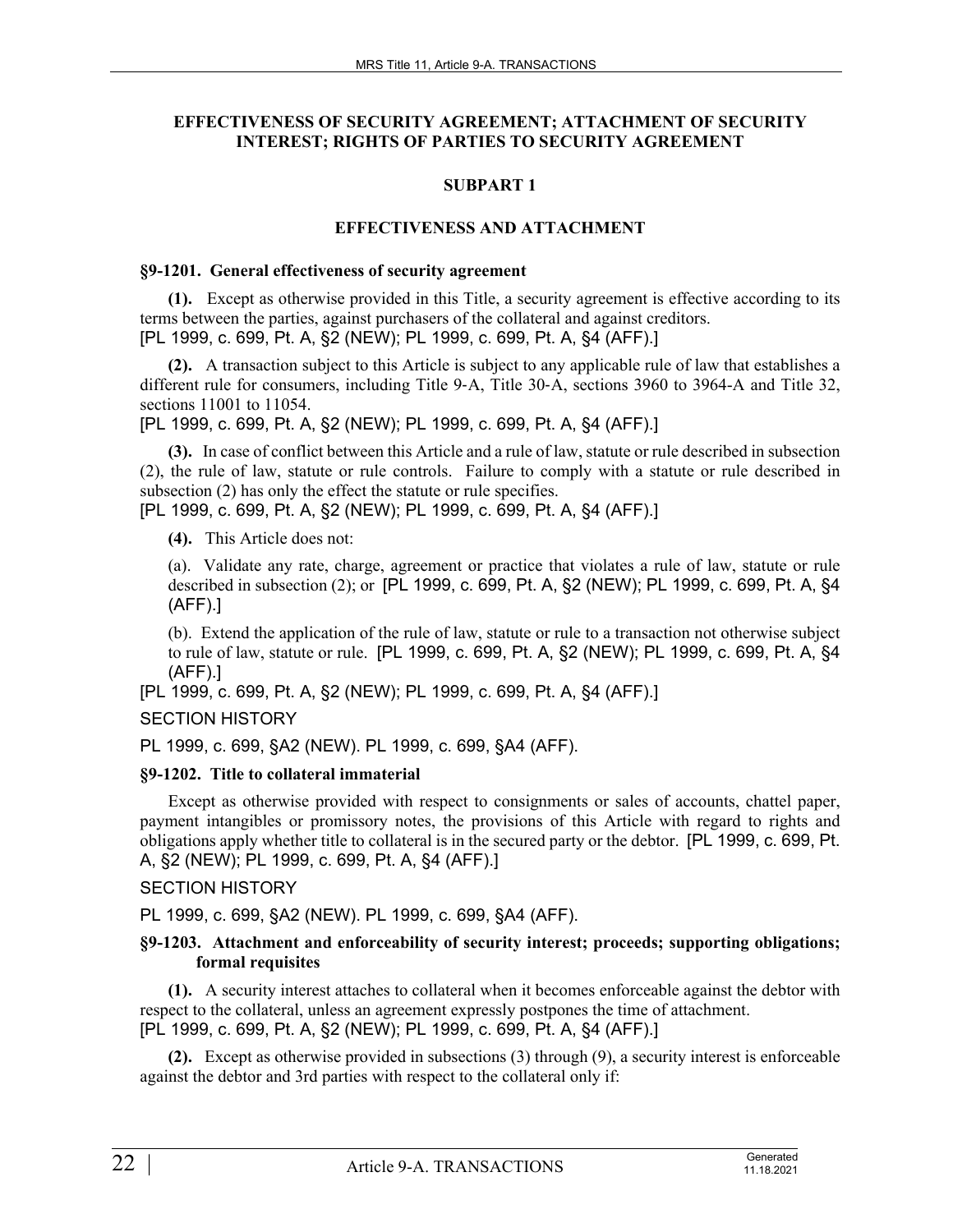## EFFECTIVENESS OF SECURITY AGREEMENT; ATTACHMENT OF SECURITY INTEREST; RIGHTS OF PARTIES TO SECURITY AGREEMENT

### SUBPART 1

### EFFECTIVENESS AND ATTACHMENT

#### §9-1201. General effectiveness of security agreement

**(1).** Except as otherwise provided in this Title, a security agreement is effective according to its terms between the parties, against purchasers of the collateral and against creditors.
[PL 1999, c. 699, Pt. A, §2 (NEW); PL 1999, c. 699, Pt. A, §4 (AFF).]

**(2).** A transaction subject to this Article is subject to any applicable rule of law that establishes a different rule for consumers, including Title 9-A, Title 30-A, sections 3960 to 3964-A and Title 32, sections 11001 to 11054.
[PL 1999, c. 699, Pt. A, §2 (NEW); PL 1999, c. 699, Pt. A, §4 (AFF).]

**(3).** In case of conflict between this Article and a rule of law, statute or rule described in subsection (2), the rule of law, statute or rule controls. Failure to comply with a statute or rule described in subsection (2) has only the effect the statute or rule specifies.
[PL 1999, c. 699, Pt. A, §2 (NEW); PL 1999, c. 699, Pt. A, §4 (AFF).]

**(4).** This Article does not:

(a). Validate any rate, charge, agreement or practice that violates a rule of law, statute or rule described in subsection (2); or [PL 1999, c. 699, Pt. A, §2 (NEW); PL 1999, c. 699, Pt. A, §4 (AFF).]

(b). Extend the application of the rule of law, statute or rule to a transaction not otherwise subject to rule of law, statute or rule. [PL 1999, c. 699, Pt. A, §2 (NEW); PL 1999, c. 699, Pt. A, §4 (AFF).]

[PL 1999, c. 699, Pt. A, §2 (NEW); PL 1999, c. 699, Pt. A, §4 (AFF).]

SECTION HISTORY

PL 1999, c. 699, §A2 (NEW). PL 1999, c. 699, §A4 (AFF).

#### §9-1202. Title to collateral immaterial

Except as otherwise provided with respect to consignments or sales of accounts, chattel paper, payment intangibles or promissory notes, the provisions of this Article with regard to rights and obligations apply whether title to collateral is in the secured party or the debtor. [PL 1999, c. 699, Pt. A, §2 (NEW); PL 1999, c. 699, Pt. A, §4 (AFF).]

SECTION HISTORY

PL 1999, c. 699, §A2 (NEW). PL 1999, c. 699, §A4 (AFF).

#### §9-1203. Attachment and enforceability of security interest; proceeds; supporting obligations; formal requisites

**(1).** A security interest attaches to collateral when it becomes enforceable against the debtor with respect to the collateral, unless an agreement expressly postpones the time of attachment.
[PL 1999, c. 699, Pt. A, §2 (NEW); PL 1999, c. 699, Pt. A, §4 (AFF).]

**(2).** Except as otherwise provided in subsections (3) through (9), a security interest is enforceable against the debtor and 3rd parties with respect to the collateral only if: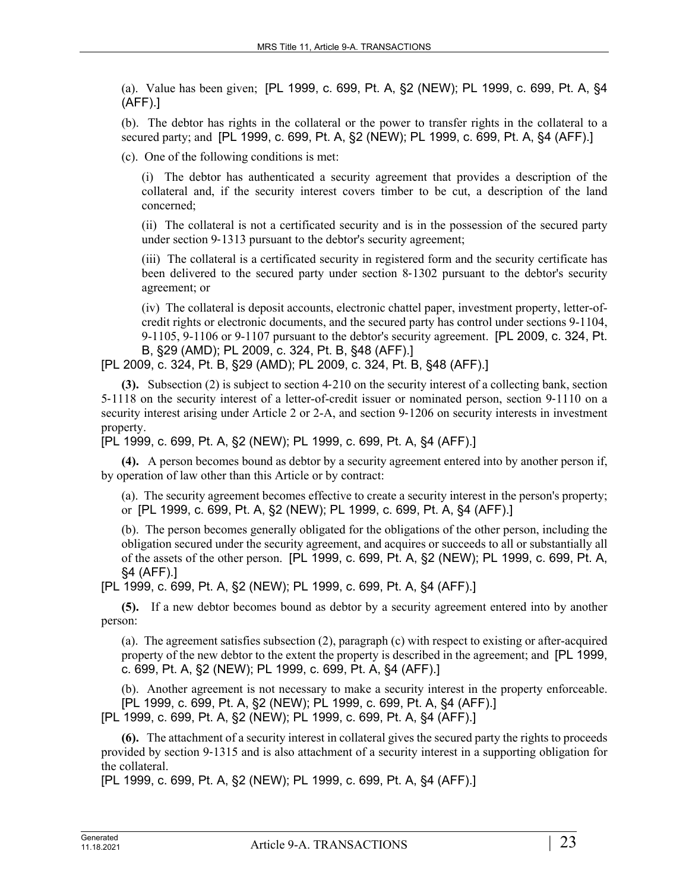(a). Value has been given; [PL 1999, c. 699, Pt. A, §2 (NEW); PL 1999, c. 699, Pt. A, §4 (AFF).]

(b). The debtor has rights in the collateral or the power to transfer rights in the collateral to a secured party; and [PL 1999, c. 699, Pt. A, §2 (NEW); PL 1999, c. 699, Pt. A, §4 (AFF).]

(c). One of the following conditions is met:

(i) The debtor has authenticated a security agreement that provides a description of the collateral and, if the security interest covers timber to be cut, a description of the land concerned;

(ii) The collateral is not a certificated security and is in the possession of the secured party under section 9‑1313 pursuant to the debtor's security agreement;

(iii) The collateral is a certificated security in registered form and the security certificate has been delivered to the secured party under section 8‑1302 pursuant to the debtor's security agreement; or

(iv) The collateral is deposit accounts, electronic chattel paper, investment property, letter-of-credit rights or electronic documents, and the secured party has control under sections 9‑1104, 9‑1105, 9‑1106 or 9‑1107 pursuant to the debtor's security agreement. [PL 2009, c. 324, Pt. B, §29 (AMD); PL 2009, c. 324, Pt. B, §48 (AFF).]

[PL 2009, c. 324, Pt. B, §29 (AMD); PL 2009, c. 324, Pt. B, §48 (AFF).]

**(3).** Subsection (2) is subject to section 4‑210 on the security interest of a collecting bank, section 5‑1118 on the security interest of a letter-of-credit issuer or nominated person, section 9‑1110 on a security interest arising under Article 2 or 2‑A, and section 9‑1206 on security interests in investment property.

[PL 1999, c. 699, Pt. A, §2 (NEW); PL 1999, c. 699, Pt. A, §4 (AFF).]

**(4).** A person becomes bound as debtor by a security agreement entered into by another person if, by operation of law other than this Article or by contract:

(a). The security agreement becomes effective to create a security interest in the person's property; or [PL 1999, c. 699, Pt. A, §2 (NEW); PL 1999, c. 699, Pt. A, §4 (AFF).]

(b). The person becomes generally obligated for the obligations of the other person, including the obligation secured under the security agreement, and acquires or succeeds to all or substantially all of the assets of the other person. [PL 1999, c. 699, Pt. A, §2 (NEW); PL 1999, c. 699, Pt. A, §4 (AFF).]

[PL 1999, c. 699, Pt. A, §2 (NEW); PL 1999, c. 699, Pt. A, §4 (AFF).]

**(5).** If a new debtor becomes bound as debtor by a security agreement entered into by another person:

(a). The agreement satisfies subsection (2), paragraph (c) with respect to existing or after-acquired property of the new debtor to the extent the property is described in the agreement; and [PL 1999, c. 699, Pt. A, §2 (NEW); PL 1999, c. 699, Pt. A, §4 (AFF).]

(b). Another agreement is not necessary to make a security interest in the property enforceable. [PL 1999, c. 699, Pt. A, §2 (NEW); PL 1999, c. 699, Pt. A, §4 (AFF).]

[PL 1999, c. 699, Pt. A, §2 (NEW); PL 1999, c. 699, Pt. A, §4 (AFF).]

**(6).** The attachment of a security interest in collateral gives the secured party the rights to proceeds provided by section 9‑1315 and is also attachment of a security interest in a supporting obligation for the collateral.

[PL 1999, c. 699, Pt. A, §2 (NEW); PL 1999, c. 699, Pt. A, §4 (AFF).]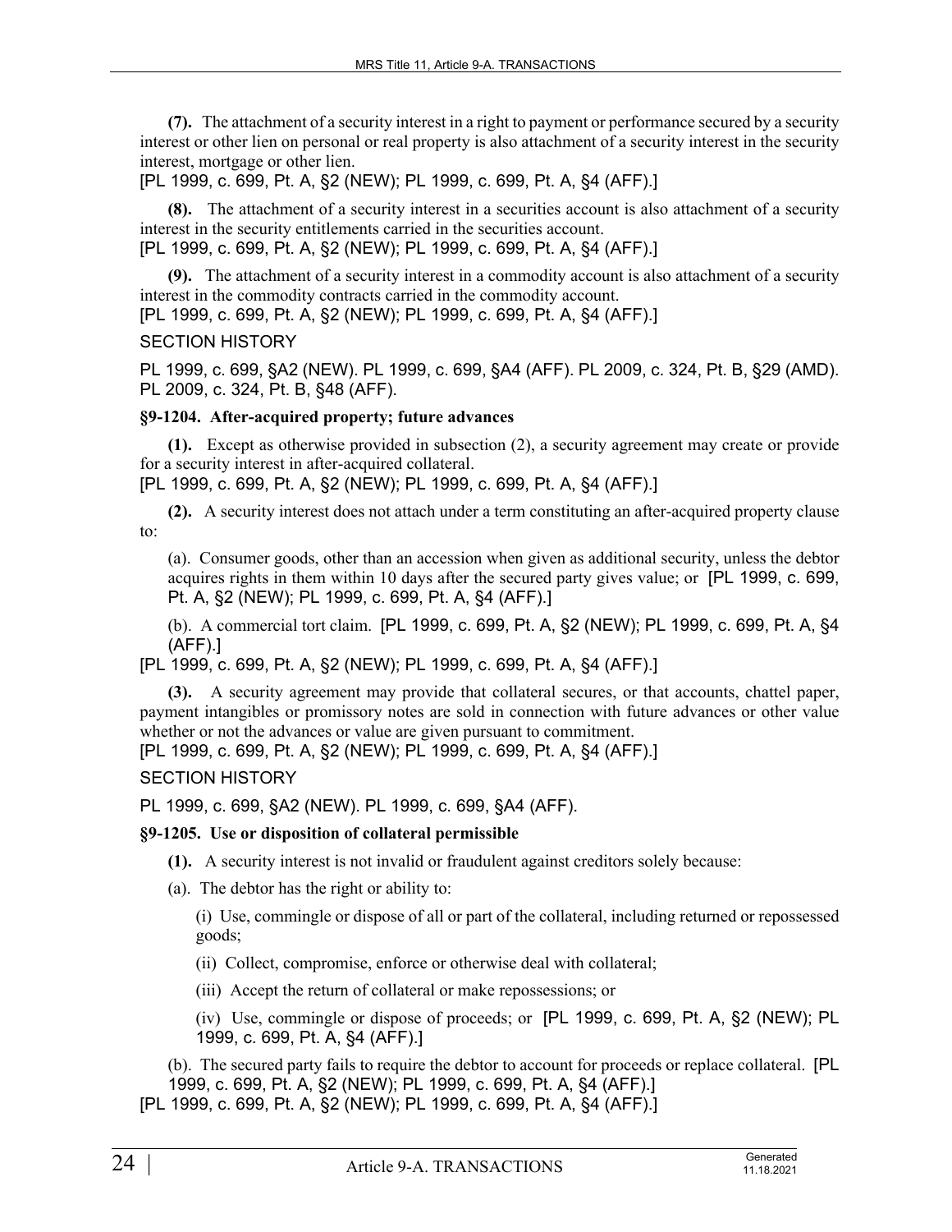**(7).** The attachment of a security interest in a right to payment or performance secured by a security interest or other lien on personal or real property is also attachment of a security interest in the security interest, mortgage or other lien.

[PL 1999, c. 699, Pt. A, §2 (NEW); PL 1999, c. 699, Pt. A, §4 (AFF).]

**(8).** The attachment of a security interest in a securities account is also attachment of a security interest in the security entitlements carried in the securities account.

[PL 1999, c. 699, Pt. A, §2 (NEW); PL 1999, c. 699, Pt. A, §4 (AFF).]

**(9).** The attachment of a security interest in a commodity account is also attachment of a security interest in the commodity contracts carried in the commodity account.

[PL 1999, c. 699, Pt. A, §2 (NEW); PL 1999, c. 699, Pt. A, §4 (AFF).]

SECTION HISTORY

PL 1999, c. 699, §A2 (NEW). PL 1999, c. 699, §A4 (AFF). PL 2009, c. 324, Pt. B, §29 (AMD). PL 2009, c. 324, Pt. B, §48 (AFF).

### §9-1204. After-acquired property; future advances

**(1).** Except as otherwise provided in subsection (2), a security agreement may create or provide for a security interest in after-acquired collateral.

[PL 1999, c. 699, Pt. A, §2 (NEW); PL 1999, c. 699, Pt. A, §4 (AFF).]

**(2).** A security interest does not attach under a term constituting an after-acquired property clause to:

(a). Consumer goods, other than an accession when given as additional security, unless the debtor acquires rights in them within 10 days after the secured party gives value; or [PL 1999, c. 699, Pt. A, §2 (NEW); PL 1999, c. 699, Pt. A, §4 (AFF).]

(b). A commercial tort claim. [PL 1999, c. 699, Pt. A, §2 (NEW); PL 1999, c. 699, Pt. A, §4 (AFF).]

[PL 1999, c. 699, Pt. A, §2 (NEW); PL 1999, c. 699, Pt. A, §4 (AFF).]

**(3).** A security agreement may provide that collateral secures, or that accounts, chattel paper, payment intangibles or promissory notes are sold in connection with future advances or other value whether or not the advances or value are given pursuant to commitment.

[PL 1999, c. 699, Pt. A, §2 (NEW); PL 1999, c. 699, Pt. A, §4 (AFF).]

SECTION HISTORY

PL 1999, c. 699, §A2 (NEW). PL 1999, c. 699, §A4 (AFF).

### §9-1205. Use or disposition of collateral permissible

**(1).** A security interest is not invalid or fraudulent against creditors solely because:

(a). The debtor has the right or ability to:

(i) Use, commingle or dispose of all or part of the collateral, including returned or repossessed goods;

(ii) Collect, compromise, enforce or otherwise deal with collateral;

(iii) Accept the return of collateral or make repossessions; or

(iv) Use, commingle or dispose of proceeds; or [PL 1999, c. 699, Pt. A, §2 (NEW); PL 1999, c. 699, Pt. A, §4 (AFF).]

(b). The secured party fails to require the debtor to account for proceeds or replace collateral. [PL 1999, c. 699, Pt. A, §2 (NEW); PL 1999, c. 699, Pt. A, §4 (AFF).]

[PL 1999, c. 699, Pt. A, §2 (NEW); PL 1999, c. 699, Pt. A, §4 (AFF).]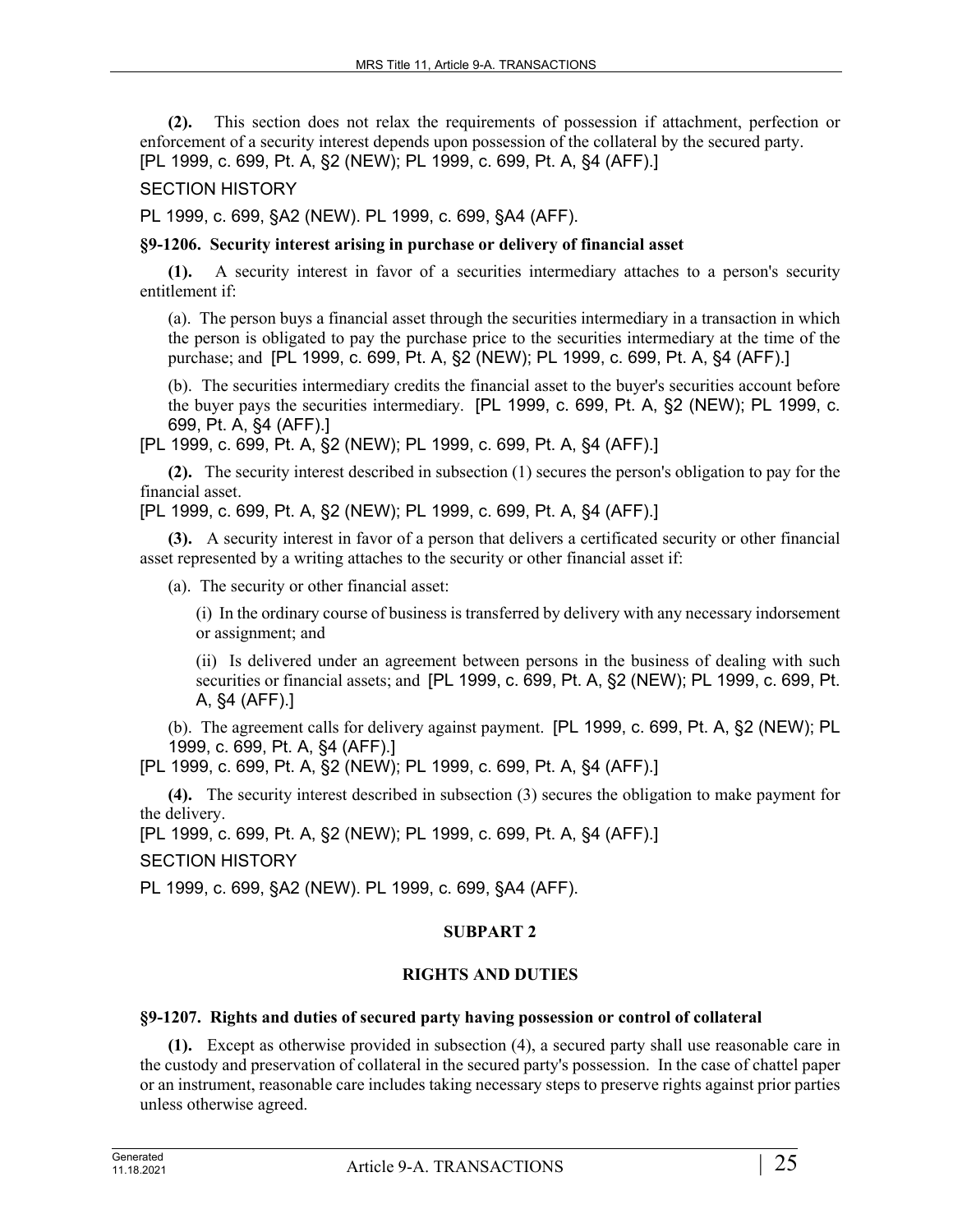**(2).** This section does not relax the requirements of possession if attachment, perfection or enforcement of a security interest depends upon possession of the collateral by the secured party.
[PL 1999, c. 699, Pt. A, §2 (NEW); PL 1999, c. 699, Pt. A, §4 (AFF).]

SECTION HISTORY

PL 1999, c. 699, §A2 (NEW). PL 1999, c. 699, §A4 (AFF).

**§9-1206. Security interest arising in purchase or delivery of financial asset**

**(1).** A security interest in favor of a securities intermediary attaches to a person's security entitlement if:

(a). The person buys a financial asset through the securities intermediary in a transaction in which the person is obligated to pay the purchase price to the securities intermediary at the time of the purchase; and [PL 1999, c. 699, Pt. A, §2 (NEW); PL 1999, c. 699, Pt. A, §4 (AFF).]

(b). The securities intermediary credits the financial asset to the buyer's securities account before the buyer pays the securities intermediary. [PL 1999, c. 699, Pt. A, §2 (NEW); PL 1999, c. 699, Pt. A, §4 (AFF).]

[PL 1999, c. 699, Pt. A, §2 (NEW); PL 1999, c. 699, Pt. A, §4 (AFF).]

**(2).** The security interest described in subsection (1) secures the person's obligation to pay for the financial asset.
[PL 1999, c. 699, Pt. A, §2 (NEW); PL 1999, c. 699, Pt. A, §4 (AFF).]

**(3).** A security interest in favor of a person that delivers a certificated security or other financial asset represented by a writing attaches to the security or other financial asset if:

(a). The security or other financial asset:

(i) In the ordinary course of business is transferred by delivery with any necessary indorsement or assignment; and

(ii) Is delivered under an agreement between persons in the business of dealing with such securities or financial assets; and [PL 1999, c. 699, Pt. A, §2 (NEW); PL 1999, c. 699, Pt. A, §4 (AFF).]

(b). The agreement calls for delivery against payment. [PL 1999, c. 699, Pt. A, §2 (NEW); PL 1999, c. 699, Pt. A, §4 (AFF).]

[PL 1999, c. 699, Pt. A, §2 (NEW); PL 1999, c. 699, Pt. A, §4 (AFF).]

**(4).** The security interest described in subsection (3) secures the obligation to make payment for the delivery.
[PL 1999, c. 699, Pt. A, §2 (NEW); PL 1999, c. 699, Pt. A, §4 (AFF).]

SECTION HISTORY

PL 1999, c. 699, §A2 (NEW). PL 1999, c. 699, §A4 (AFF).

## SUBPART 2

## RIGHTS AND DUTIES

**§9-1207. Rights and duties of secured party having possession or control of collateral**

**(1).** Except as otherwise provided in subsection (4), a secured party shall use reasonable care in the custody and preservation of collateral in the secured party's possession. In the case of chattel paper or an instrument, reasonable care includes taking necessary steps to preserve rights against prior parties unless otherwise agreed.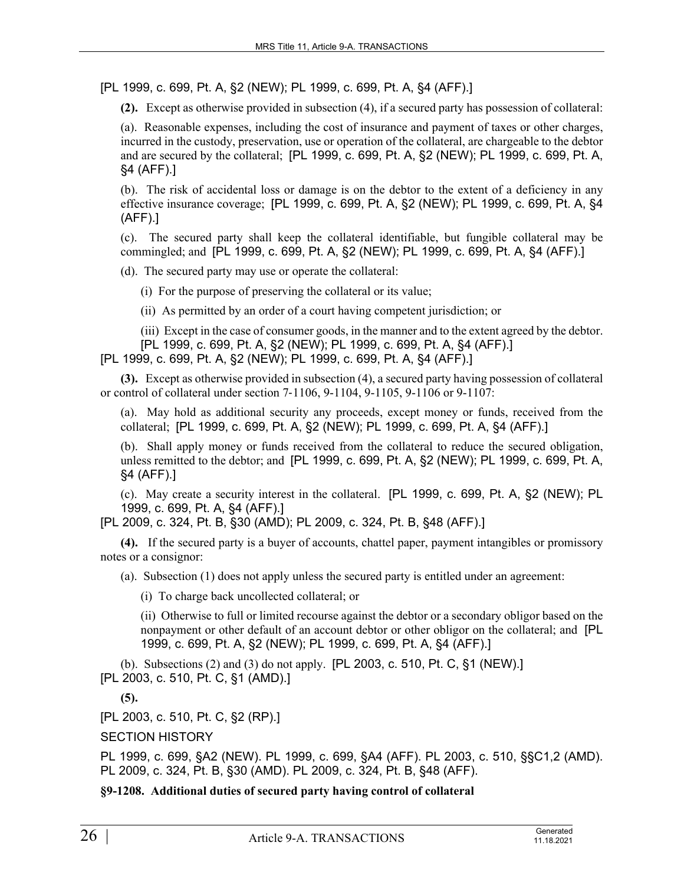[PL 1999, c. 699, Pt. A, §2 (NEW); PL 1999, c. 699, Pt. A, §4 (AFF).]

**(2).** Except as otherwise provided in subsection (4), if a secured party has possession of collateral:

(a). Reasonable expenses, including the cost of insurance and payment of taxes or other charges, incurred in the custody, preservation, use or operation of the collateral, are chargeable to the debtor and are secured by the collateral; [PL 1999, c. 699, Pt. A, §2 (NEW); PL 1999, c. 699, Pt. A, §4 (AFF).]

(b). The risk of accidental loss or damage is on the debtor to the extent of a deficiency in any effective insurance coverage; [PL 1999, c. 699, Pt. A, §2 (NEW); PL 1999, c. 699, Pt. A, §4 (AFF).]

(c). The secured party shall keep the collateral identifiable, but fungible collateral may be commingled; and [PL 1999, c. 699, Pt. A, §2 (NEW); PL 1999, c. 699, Pt. A, §4 (AFF).]

(d). The secured party may use or operate the collateral:

(i) For the purpose of preserving the collateral or its value;

(ii) As permitted by an order of a court having competent jurisdiction; or

(iii) Except in the case of consumer goods, in the manner and to the extent agreed by the debtor. [PL 1999, c. 699, Pt. A, §2 (NEW); PL 1999, c. 699, Pt. A, §4 (AFF).]

[PL 1999, c. 699, Pt. A, §2 (NEW); PL 1999, c. 699, Pt. A, §4 (AFF).]

**(3).** Except as otherwise provided in subsection (4), a secured party having possession of collateral or control of collateral under section 7-1106, 9-1104, 9-1105, 9-1106 or 9-1107:

(a). May hold as additional security any proceeds, except money or funds, received from the collateral; [PL 1999, c. 699, Pt. A, §2 (NEW); PL 1999, c. 699, Pt. A, §4 (AFF).]

(b). Shall apply money or funds received from the collateral to reduce the secured obligation, unless remitted to the debtor; and [PL 1999, c. 699, Pt. A, §2 (NEW); PL 1999, c. 699, Pt. A, §4 (AFF).]

(c). May create a security interest in the collateral. [PL 1999, c. 699, Pt. A, §2 (NEW); PL 1999, c. 699, Pt. A, §4 (AFF).]

[PL 2009, c. 324, Pt. B, §30 (AMD); PL 2009, c. 324, Pt. B, §48 (AFF).]

**(4).** If the secured party is a buyer of accounts, chattel paper, payment intangibles or promissory notes or a consignor:

(a). Subsection (1) does not apply unless the secured party is entitled under an agreement:

(i) To charge back uncollected collateral; or

(ii) Otherwise to full or limited recourse against the debtor or a secondary obligor based on the nonpayment or other default of an account debtor or other obligor on the collateral; and [PL 1999, c. 699, Pt. A, §2 (NEW); PL 1999, c. 699, Pt. A, §4 (AFF).]

(b). Subsections (2) and (3) do not apply. [PL 2003, c. 510, Pt. C, §1 (NEW).]

[PL 2003, c. 510, Pt. C, §1 (AMD).]

**(5).**

[PL 2003, c. 510, Pt. C, §2 (RP).]

SECTION HISTORY

PL 1999, c. 699, §A2 (NEW). PL 1999, c. 699, §A4 (AFF). PL 2003, c. 510, §§C1,2 (AMD). PL 2009, c. 324, Pt. B, §30 (AMD). PL 2009, c. 324, Pt. B, §48 (AFF).

**§9-1208. Additional duties of secured party having control of collateral**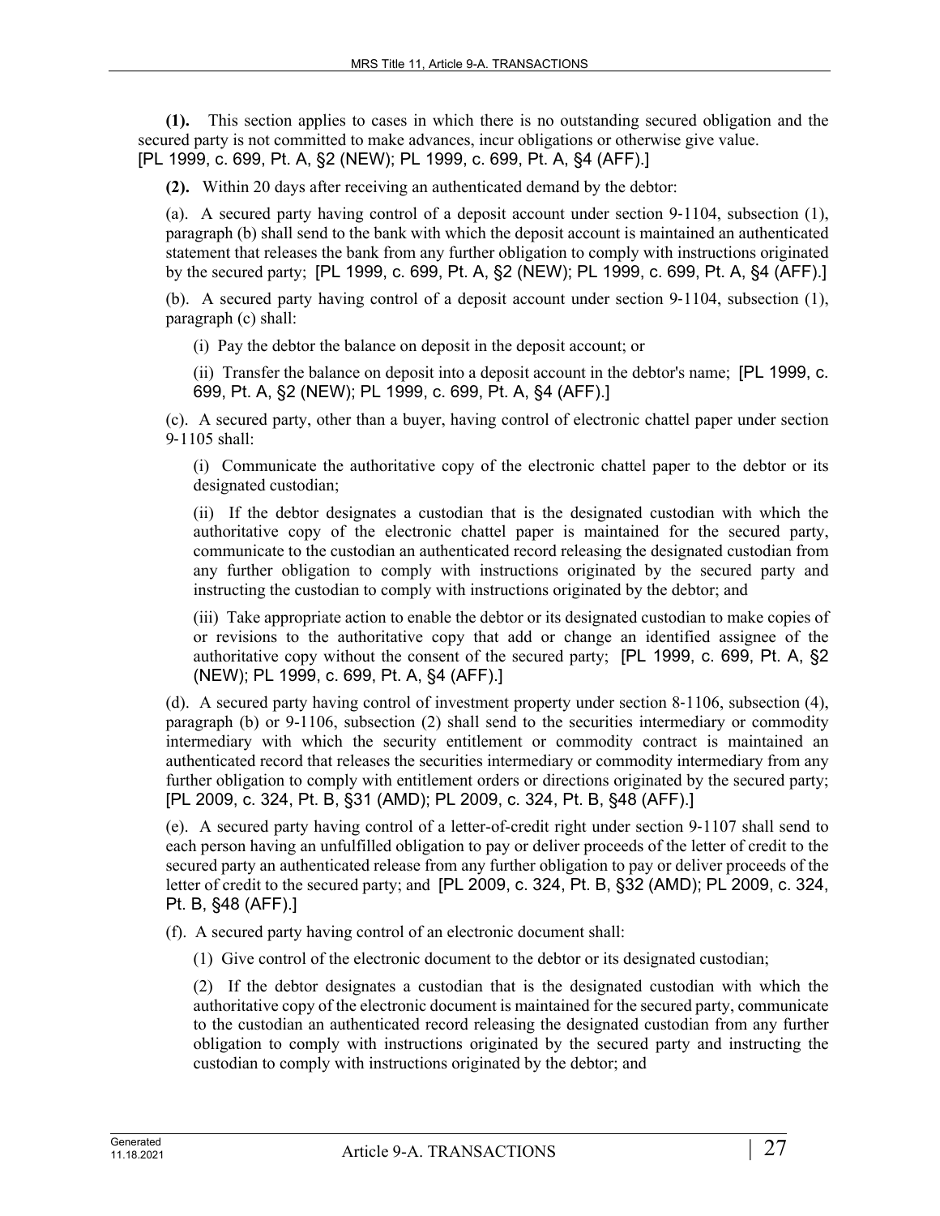**(1).** This section applies to cases in which there is no outstanding secured obligation and the secured party is not committed to make advances, incur obligations or otherwise give value. [PL 1999, c. 699, Pt. A, §2 (NEW); PL 1999, c. 699, Pt. A, §4 (AFF).]

**(2).** Within 20 days after receiving an authenticated demand by the debtor:

(a). A secured party having control of a deposit account under section 9-1104, subsection (1), paragraph (b) shall send to the bank with which the deposit account is maintained an authenticated statement that releases the bank from any further obligation to comply with instructions originated by the secured party; [PL 1999, c. 699, Pt. A, §2 (NEW); PL 1999, c. 699, Pt. A, §4 (AFF).]

(b). A secured party having control of a deposit account under section 9-1104, subsection (1), paragraph (c) shall:

(i) Pay the debtor the balance on deposit in the deposit account; or

(ii) Transfer the balance on deposit into a deposit account in the debtor's name; [PL 1999, c. 699, Pt. A, §2 (NEW); PL 1999, c. 699, Pt. A, §4 (AFF).]

(c). A secured party, other than a buyer, having control of electronic chattel paper under section 9-1105 shall:

(i) Communicate the authoritative copy of the electronic chattel paper to the debtor or its designated custodian;

(ii) If the debtor designates a custodian that is the designated custodian with which the authoritative copy of the electronic chattel paper is maintained for the secured party, communicate to the custodian an authenticated record releasing the designated custodian from any further obligation to comply with instructions originated by the secured party and instructing the custodian to comply with instructions originated by the debtor; and

(iii) Take appropriate action to enable the debtor or its designated custodian to make copies of or revisions to the authoritative copy that add or change an identified assignee of the authoritative copy without the consent of the secured party; [PL 1999, c. 699, Pt. A, §2 (NEW); PL 1999, c. 699, Pt. A, §4 (AFF).]

(d). A secured party having control of investment property under section 8-1106, subsection (4), paragraph (b) or 9-1106, subsection (2) shall send to the securities intermediary or commodity intermediary with which the security entitlement or commodity contract is maintained an authenticated record that releases the securities intermediary or commodity intermediary from any further obligation to comply with entitlement orders or directions originated by the secured party; [PL 2009, c. 324, Pt. B, §31 (AMD); PL 2009, c. 324, Pt. B, §48 (AFF).]

(e). A secured party having control of a letter-of-credit right under section 9-1107 shall send to each person having an unfulfilled obligation to pay or deliver proceeds of the letter of credit to the secured party an authenticated release from any further obligation to pay or deliver proceeds of the letter of credit to the secured party; and [PL 2009, c. 324, Pt. B, §32 (AMD); PL 2009, c. 324, Pt. B, §48 (AFF).]

(f). A secured party having control of an electronic document shall:

(1) Give control of the electronic document to the debtor or its designated custodian;

(2) If the debtor designates a custodian that is the designated custodian with which the authoritative copy of the electronic document is maintained for the secured party, communicate to the custodian an authenticated record releasing the designated custodian from any further obligation to comply with instructions originated by the secured party and instructing the custodian to comply with instructions originated by the debtor; and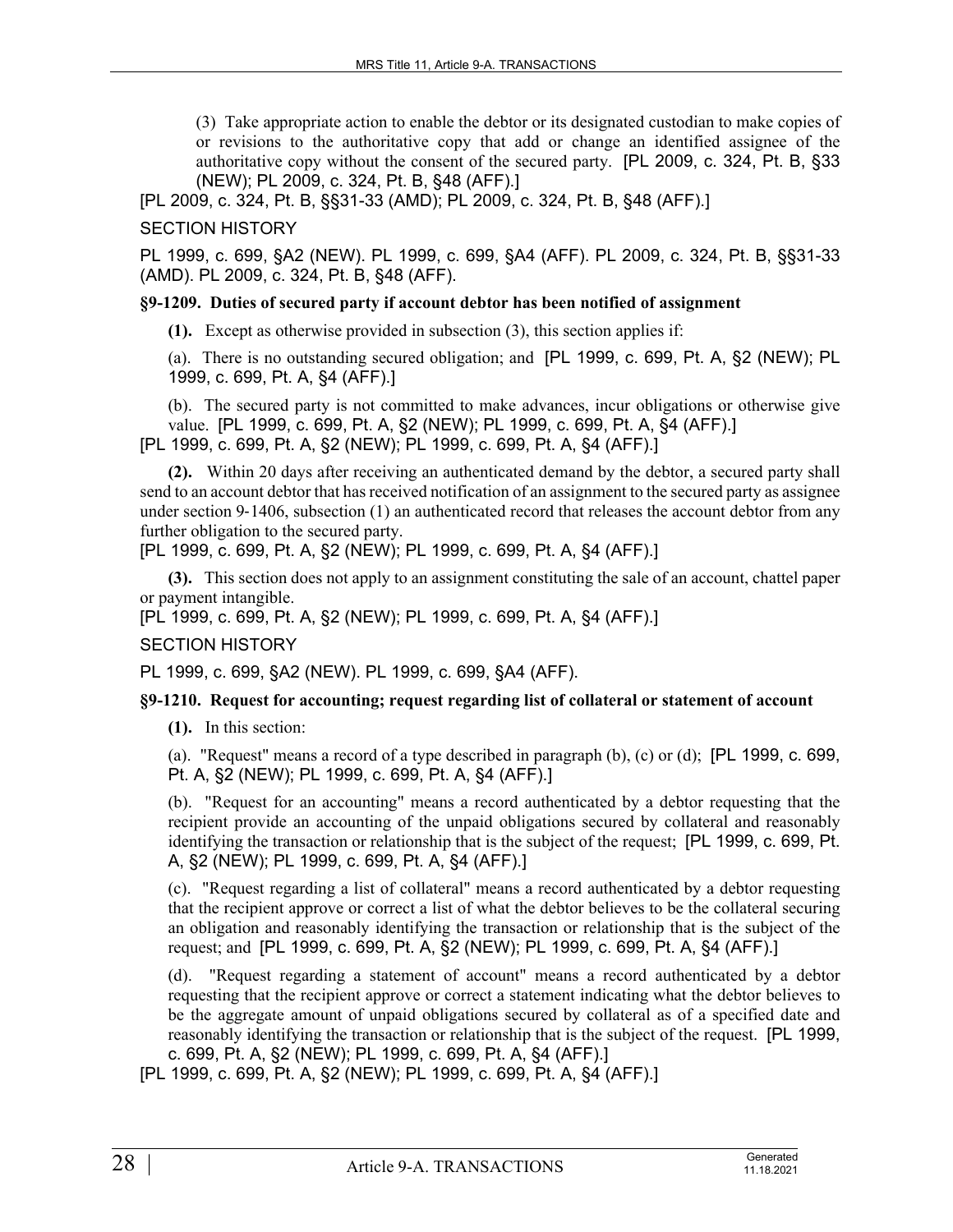(3) Take appropriate action to enable the debtor or its designated custodian to make copies of or revisions to the authoritative copy that add or change an identified assignee of the authoritative copy without the consent of the secured party. [PL 2009, c. 324, Pt. B, §33 (NEW); PL 2009, c. 324, Pt. B, §48 (AFF).]

[PL 2009, c. 324, Pt. B, §§31-33 (AMD); PL 2009, c. 324, Pt. B, §48 (AFF).]

SECTION HISTORY

PL 1999, c. 699, §A2 (NEW). PL 1999, c. 699, §A4 (AFF). PL 2009, c. 324, Pt. B, §§31-33 (AMD). PL 2009, c. 324, Pt. B, §48 (AFF).

### §9-1209. Duties of secured party if account debtor has been notified of assignment

**(1).** Except as otherwise provided in subsection (3), this section applies if:

(a). There is no outstanding secured obligation; and [PL 1999, c. 699, Pt. A, §2 (NEW); PL 1999, c. 699, Pt. A, §4 (AFF).]

(b). The secured party is not committed to make advances, incur obligations or otherwise give value. [PL 1999, c. 699, Pt. A, §2 (NEW); PL 1999, c. 699, Pt. A, §4 (AFF).]

[PL 1999, c. 699, Pt. A, §2 (NEW); PL 1999, c. 699, Pt. A, §4 (AFF).]

**(2).** Within 20 days after receiving an authenticated demand by the debtor, a secured party shall send to an account debtor that has received notification of an assignment to the secured party as assignee under section 9-1406, subsection (1) an authenticated record that releases the account debtor from any further obligation to the secured party.

[PL 1999, c. 699, Pt. A, §2 (NEW); PL 1999, c. 699, Pt. A, §4 (AFF).]

**(3).** This section does not apply to an assignment constituting the sale of an account, chattel paper or payment intangible.

[PL 1999, c. 699, Pt. A, §2 (NEW); PL 1999, c. 699, Pt. A, §4 (AFF).]

SECTION HISTORY

PL 1999, c. 699, §A2 (NEW). PL 1999, c. 699, §A4 (AFF).

### §9-1210. Request for accounting; request regarding list of collateral or statement of account

**(1).** In this section:

(a). "Request" means a record of a type described in paragraph (b), (c) or (d); [PL 1999, c. 699, Pt. A, §2 (NEW); PL 1999, c. 699, Pt. A, §4 (AFF).]

(b). "Request for an accounting" means a record authenticated by a debtor requesting that the recipient provide an accounting of the unpaid obligations secured by collateral and reasonably identifying the transaction or relationship that is the subject of the request; [PL 1999, c. 699, Pt. A, §2 (NEW); PL 1999, c. 699, Pt. A, §4 (AFF).]

(c). "Request regarding a list of collateral" means a record authenticated by a debtor requesting that the recipient approve or correct a list of what the debtor believes to be the collateral securing an obligation and reasonably identifying the transaction or relationship that is the subject of the request; and [PL 1999, c. 699, Pt. A, §2 (NEW); PL 1999, c. 699, Pt. A, §4 (AFF).]

(d). "Request regarding a statement of account" means a record authenticated by a debtor requesting that the recipient approve or correct a statement indicating what the debtor believes to be the aggregate amount of unpaid obligations secured by collateral as of a specified date and reasonably identifying the transaction or relationship that is the subject of the request. [PL 1999, c. 699, Pt. A, §2 (NEW); PL 1999, c. 699, Pt. A, §4 (AFF).]

[PL 1999, c. 699, Pt. A, §2 (NEW); PL 1999, c. 699, Pt. A, §4 (AFF).]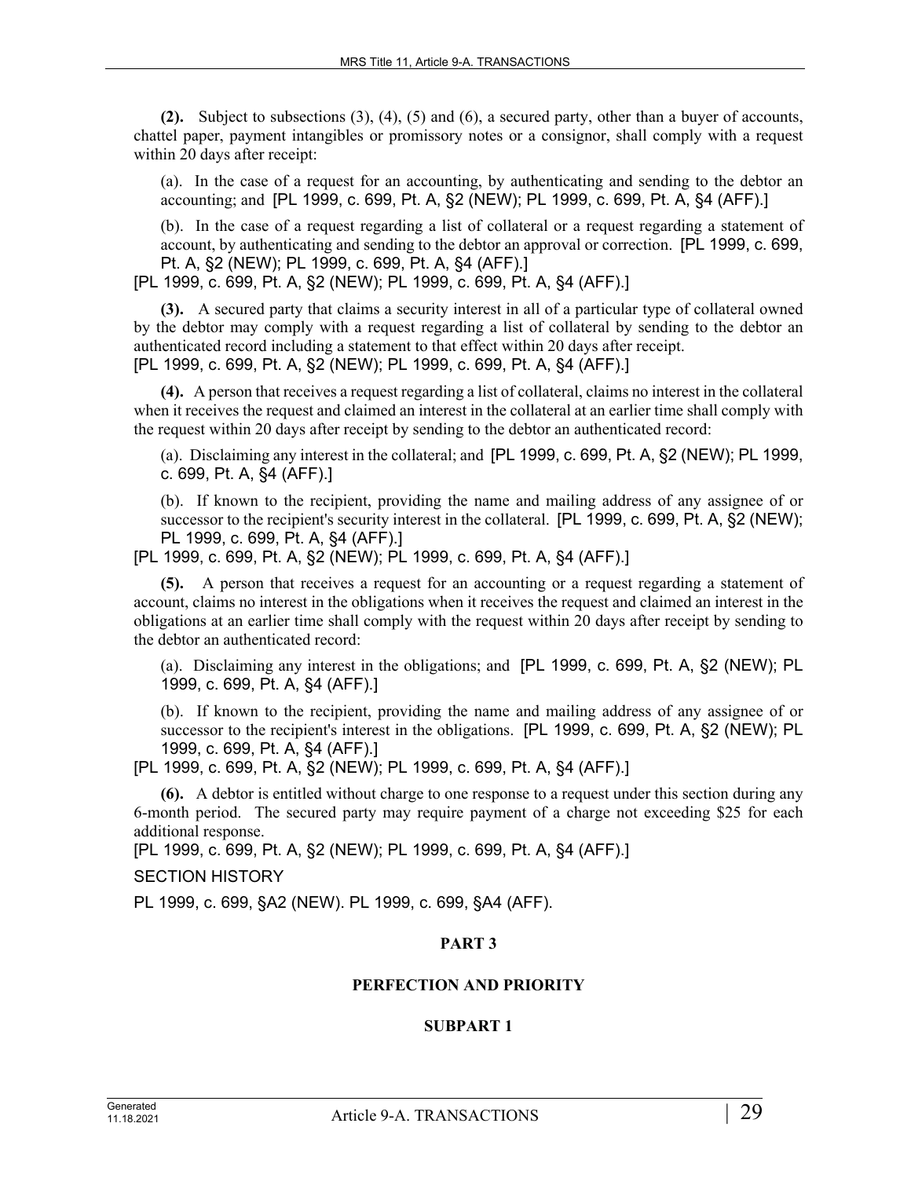**(2).** Subject to subsections (3), (4), (5) and (6), a secured party, other than a buyer of accounts, chattel paper, payment intangibles or promissory notes or a consignor, shall comply with a request within 20 days after receipt:

(a). In the case of a request for an accounting, by authenticating and sending to the debtor an accounting; and [PL 1999, c. 699, Pt. A, §2 (NEW); PL 1999, c. 699, Pt. A, §4 (AFF).]

(b). In the case of a request regarding a list of collateral or a request regarding a statement of account, by authenticating and sending to the debtor an approval or correction. [PL 1999, c. 699, Pt. A, §2 (NEW); PL 1999, c. 699, Pt. A, §4 (AFF).]

[PL 1999, c. 699, Pt. A, §2 (NEW); PL 1999, c. 699, Pt. A, §4 (AFF).]

**(3).** A secured party that claims a security interest in all of a particular type of collateral owned by the debtor may comply with a request regarding a list of collateral by sending to the debtor an authenticated record including a statement to that effect within 20 days after receipt.
[PL 1999, c. 699, Pt. A, §2 (NEW); PL 1999, c. 699, Pt. A, §4 (AFF).]

**(4).** A person that receives a request regarding a list of collateral, claims no interest in the collateral when it receives the request and claimed an interest in the collateral at an earlier time shall comply with the request within 20 days after receipt by sending to the debtor an authenticated record:

(a). Disclaiming any interest in the collateral; and [PL 1999, c. 699, Pt. A, §2 (NEW); PL 1999, c. 699, Pt. A, §4 (AFF).]

(b). If known to the recipient, providing the name and mailing address of any assignee of or successor to the recipient's security interest in the collateral. [PL 1999, c. 699, Pt. A, §2 (NEW); PL 1999, c. 699, Pt. A, §4 (AFF).]

[PL 1999, c. 699, Pt. A, §2 (NEW); PL 1999, c. 699, Pt. A, §4 (AFF).]

**(5).** A person that receives a request for an accounting or a request regarding a statement of account, claims no interest in the obligations when it receives the request and claimed an interest in the obligations at an earlier time shall comply with the request within 20 days after receipt by sending to the debtor an authenticated record:

(a). Disclaiming any interest in the obligations; and [PL 1999, c. 699, Pt. A, §2 (NEW); PL 1999, c. 699, Pt. A, §4 (AFF).]

(b). If known to the recipient, providing the name and mailing address of any assignee of or successor to the recipient's interest in the obligations. [PL 1999, c. 699, Pt. A, §2 (NEW); PL 1999, c. 699, Pt. A, §4 (AFF).]

[PL 1999, c. 699, Pt. A, §2 (NEW); PL 1999, c. 699, Pt. A, §4 (AFF).]

**(6).** A debtor is entitled without charge to one response to a request under this section during any 6-month period. The secured party may require payment of a charge not exceeding $25 for each additional response.
[PL 1999, c. 699, Pt. A, §2 (NEW); PL 1999, c. 699, Pt. A, §4 (AFF).]

SECTION HISTORY

PL 1999, c. 699, §A2 (NEW). PL 1999, c. 699, §A4 (AFF).

## PART 3

## PERFECTION AND PRIORITY

### SUBPART 1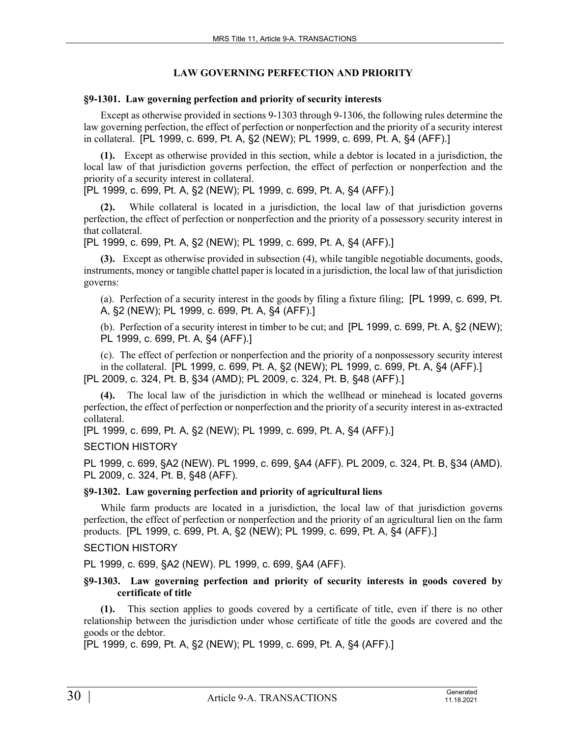## LAW GOVERNING PERFECTION AND PRIORITY

### §9-1301. Law governing perfection and priority of security interests

Except as otherwise provided in sections 9-1303 through 9-1306, the following rules determine the law governing perfection, the effect of perfection or nonperfection and the priority of a security interest in collateral. [PL 1999, c. 699, Pt. A, §2 (NEW); PL 1999, c. 699, Pt. A, §4 (AFF).]

**(1).** Except as otherwise provided in this section, while a debtor is located in a jurisdiction, the local law of that jurisdiction governs perfection, the effect of perfection or nonperfection and the priority of a security interest in collateral.
[PL 1999, c. 699, Pt. A, §2 (NEW); PL 1999, c. 699, Pt. A, §4 (AFF).]

**(2).** While collateral is located in a jurisdiction, the local law of that jurisdiction governs perfection, the effect of perfection or nonperfection and the priority of a possessory security interest in that collateral.
[PL 1999, c. 699, Pt. A, §2 (NEW); PL 1999, c. 699, Pt. A, §4 (AFF).]

**(3).** Except as otherwise provided in subsection (4), while tangible negotiable documents, goods, instruments, money or tangible chattel paper is located in a jurisdiction, the local law of that jurisdiction governs:

(a). Perfection of a security interest in the goods by filing a fixture filing; [PL 1999, c. 699, Pt. A, §2 (NEW); PL 1999, c. 699, Pt. A, §4 (AFF).]

(b). Perfection of a security interest in timber to be cut; and [PL 1999, c. 699, Pt. A, §2 (NEW); PL 1999, c. 699, Pt. A, §4 (AFF).]

(c). The effect of perfection or nonperfection and the priority of a nonpossessory security interest in the collateral. [PL 1999, c. 699, Pt. A, §2 (NEW); PL 1999, c. 699, Pt. A, §4 (AFF).]

[PL 2009, c. 324, Pt. B, §34 (AMD); PL 2009, c. 324, Pt. B, §48 (AFF).]

**(4).** The local law of the jurisdiction in which the wellhead or minehead is located governs perfection, the effect of perfection or nonperfection and the priority of a security interest in as-extracted collateral.
[PL 1999, c. 699, Pt. A, §2 (NEW); PL 1999, c. 699, Pt. A, §4 (AFF).]

SECTION HISTORY

PL 1999, c. 699, §A2 (NEW). PL 1999, c. 699, §A4 (AFF). PL 2009, c. 324, Pt. B, §34 (AMD). PL 2009, c. 324, Pt. B, §48 (AFF).

### §9-1302. Law governing perfection and priority of agricultural liens

While farm products are located in a jurisdiction, the local law of that jurisdiction governs perfection, the effect of perfection or nonperfection and the priority of an agricultural lien on the farm products. [PL 1999, c. 699, Pt. A, §2 (NEW); PL 1999, c. 699, Pt. A, §4 (AFF).]

SECTION HISTORY

PL 1999, c. 699, §A2 (NEW). PL 1999, c. 699, §A4 (AFF).

### §9-1303. Law governing perfection and priority of security interests in goods covered by certificate of title

**(1).** This section applies to goods covered by a certificate of title, even if there is no other relationship between the jurisdiction under whose certificate of title the goods are covered and the goods or the debtor.
[PL 1999, c. 699, Pt. A, §2 (NEW); PL 1999, c. 699, Pt. A, §4 (AFF).]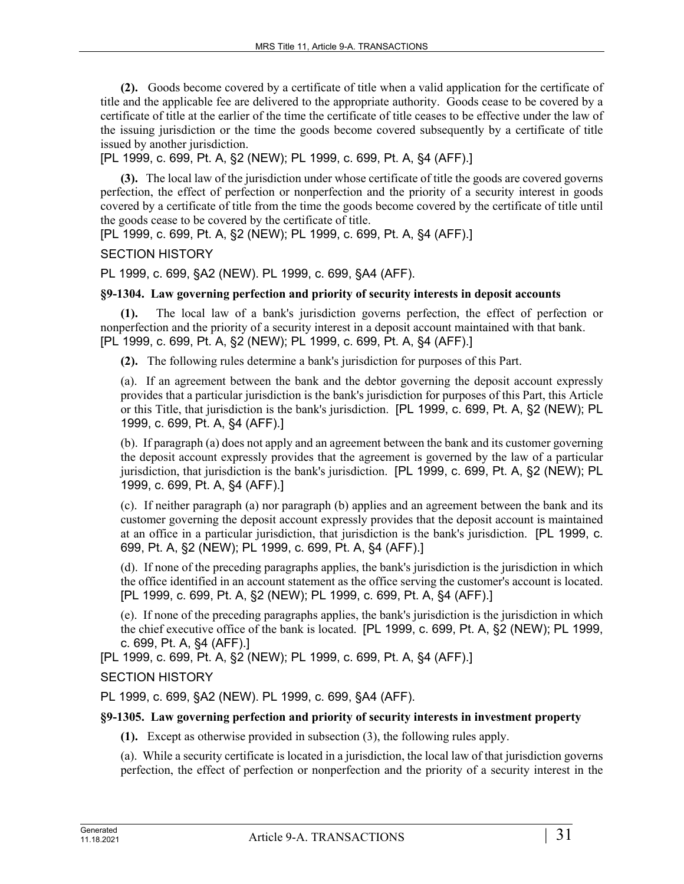**(2).** Goods become covered by a certificate of title when a valid application for the certificate of title and the applicable fee are delivered to the appropriate authority. Goods cease to be covered by a certificate of title at the earlier of the time the certificate of title ceases to be effective under the law of the issuing jurisdiction or the time the goods become covered subsequently by a certificate of title issued by another jurisdiction.
[PL 1999, c. 699, Pt. A, §2 (NEW); PL 1999, c. 699, Pt. A, §4 (AFF).]

**(3).** The local law of the jurisdiction under whose certificate of title the goods are covered governs perfection, the effect of perfection or nonperfection and the priority of a security interest in goods covered by a certificate of title from the time the goods become covered by the certificate of title until the goods cease to be covered by the certificate of title.
[PL 1999, c. 699, Pt. A, §2 (NEW); PL 1999, c. 699, Pt. A, §4 (AFF).]

SECTION HISTORY

PL 1999, c. 699, §A2 (NEW). PL 1999, c. 699, §A4 (AFF).

**§9-1304. Law governing perfection and priority of security interests in deposit accounts**

**(1).** The local law of a bank's jurisdiction governs perfection, the effect of perfection or nonperfection and the priority of a security interest in a deposit account maintained with that bank.
[PL 1999, c. 699, Pt. A, §2 (NEW); PL 1999, c. 699, Pt. A, §4 (AFF).]

**(2).** The following rules determine a bank's jurisdiction for purposes of this Part.

(a). If an agreement between the bank and the debtor governing the deposit account expressly provides that a particular jurisdiction is the bank's jurisdiction for purposes of this Part, this Article or this Title, that jurisdiction is the bank's jurisdiction. [PL 1999, c. 699, Pt. A, §2 (NEW); PL 1999, c. 699, Pt. A, §4 (AFF).]

(b). If paragraph (a) does not apply and an agreement between the bank and its customer governing the deposit account expressly provides that the agreement is governed by the law of a particular jurisdiction, that jurisdiction is the bank's jurisdiction. [PL 1999, c. 699, Pt. A, §2 (NEW); PL 1999, c. 699, Pt. A, §4 (AFF).]

(c). If neither paragraph (a) nor paragraph (b) applies and an agreement between the bank and its customer governing the deposit account expressly provides that the deposit account is maintained at an office in a particular jurisdiction, that jurisdiction is the bank's jurisdiction. [PL 1999, c. 699, Pt. A, §2 (NEW); PL 1999, c. 699, Pt. A, §4 (AFF).]

(d). If none of the preceding paragraphs applies, the bank's jurisdiction is the jurisdiction in which the office identified in an account statement as the office serving the customer's account is located. [PL 1999, c. 699, Pt. A, §2 (NEW); PL 1999, c. 699, Pt. A, §4 (AFF).]

(e). If none of the preceding paragraphs applies, the bank's jurisdiction is the jurisdiction in which the chief executive office of the bank is located. [PL 1999, c. 699, Pt. A, §2 (NEW); PL 1999, c. 699, Pt. A, §4 (AFF).]

[PL 1999, c. 699, Pt. A, §2 (NEW); PL 1999, c. 699, Pt. A, §4 (AFF).]

SECTION HISTORY

PL 1999, c. 699, §A2 (NEW). PL 1999, c. 699, §A4 (AFF).

**§9-1305. Law governing perfection and priority of security interests in investment property**

**(1).** Except as otherwise provided in subsection (3), the following rules apply.

(a). While a security certificate is located in a jurisdiction, the local law of that jurisdiction governs perfection, the effect of perfection or nonperfection and the priority of a security interest in the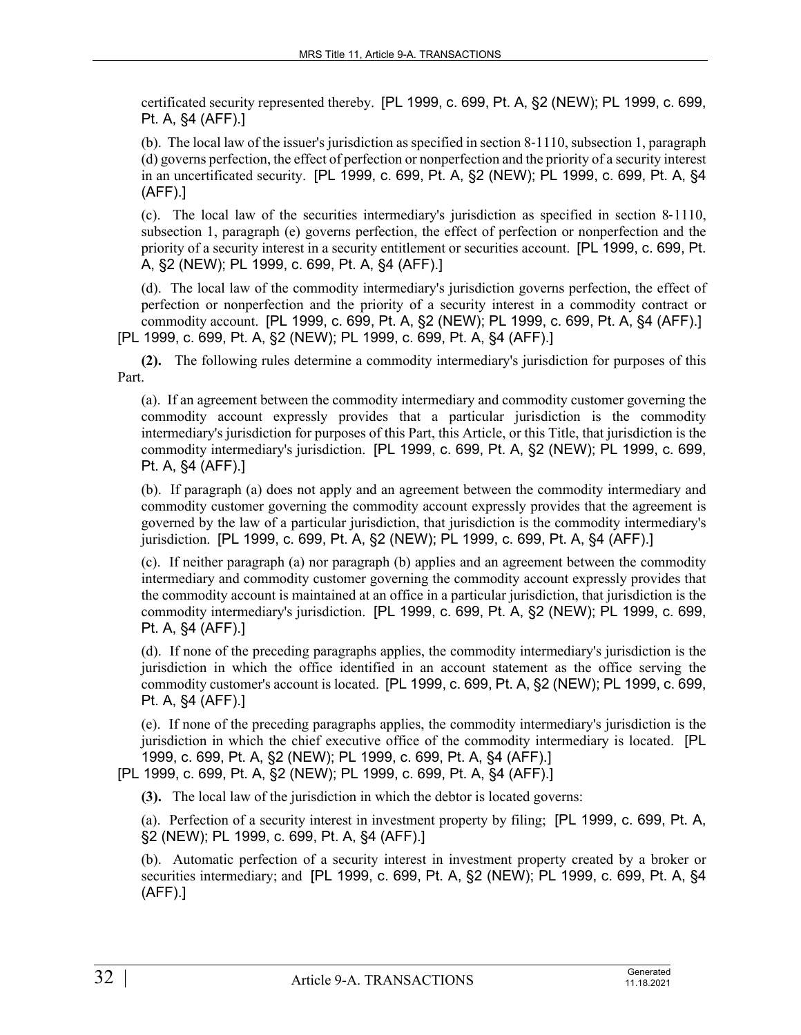certificated security represented thereby. [PL 1999, c. 699, Pt. A, §2 (NEW); PL 1999, c. 699, Pt. A, §4 (AFF).]

(b). The local law of the issuer's jurisdiction as specified in section 8-1110, subsection 1, paragraph (d) governs perfection, the effect of perfection or nonperfection and the priority of a security interest in an uncertificated security. [PL 1999, c. 699, Pt. A, §2 (NEW); PL 1999, c. 699, Pt. A, §4 (AFF).]

(c). The local law of the securities intermediary's jurisdiction as specified in section 8-1110, subsection 1, paragraph (e) governs perfection, the effect of perfection or nonperfection and the priority of a security interest in a security entitlement or securities account. [PL 1999, c. 699, Pt. A, §2 (NEW); PL 1999, c. 699, Pt. A, §4 (AFF).]

(d). The local law of the commodity intermediary's jurisdiction governs perfection, the effect of perfection or nonperfection and the priority of a security interest in a commodity contract or commodity account. [PL 1999, c. 699, Pt. A, §2 (NEW); PL 1999, c. 699, Pt. A, §4 (AFF).]

[PL 1999, c. 699, Pt. A, §2 (NEW); PL 1999, c. 699, Pt. A, §4 (AFF).]

**(2).** The following rules determine a commodity intermediary's jurisdiction for purposes of this Part.

(a). If an agreement between the commodity intermediary and commodity customer governing the commodity account expressly provides that a particular jurisdiction is the commodity intermediary's jurisdiction for purposes of this Part, this Article, or this Title, that jurisdiction is the commodity intermediary's jurisdiction. [PL 1999, c. 699, Pt. A, §2 (NEW); PL 1999, c. 699, Pt. A, §4 (AFF).]

(b). If paragraph (a) does not apply and an agreement between the commodity intermediary and commodity customer governing the commodity account expressly provides that the agreement is governed by the law of a particular jurisdiction, that jurisdiction is the commodity intermediary's jurisdiction. [PL 1999, c. 699, Pt. A, §2 (NEW); PL 1999, c. 699, Pt. A, §4 (AFF).]

(c). If neither paragraph (a) nor paragraph (b) applies and an agreement between the commodity intermediary and commodity customer governing the commodity account expressly provides that the commodity account is maintained at an office in a particular jurisdiction, that jurisdiction is the commodity intermediary's jurisdiction. [PL 1999, c. 699, Pt. A, §2 (NEW); PL 1999, c. 699, Pt. A, §4 (AFF).]

(d). If none of the preceding paragraphs applies, the commodity intermediary's jurisdiction is the jurisdiction in which the office identified in an account statement as the office serving the commodity customer's account is located. [PL 1999, c. 699, Pt. A, §2 (NEW); PL 1999, c. 699, Pt. A, §4 (AFF).]

(e). If none of the preceding paragraphs applies, the commodity intermediary's jurisdiction is the jurisdiction in which the chief executive office of the commodity intermediary is located. [PL 1999, c. 699, Pt. A, §2 (NEW); PL 1999, c. 699, Pt. A, §4 (AFF).]

[PL 1999, c. 699, Pt. A, §2 (NEW); PL 1999, c. 699, Pt. A, §4 (AFF).]

**(3).** The local law of the jurisdiction in which the debtor is located governs:

(a). Perfection of a security interest in investment property by filing; [PL 1999, c. 699, Pt. A, §2 (NEW); PL 1999, c. 699, Pt. A, §4 (AFF).]

(b). Automatic perfection of a security interest in investment property created by a broker or securities intermediary; and [PL 1999, c. 699, Pt. A, §2 (NEW); PL 1999, c. 699, Pt. A, §4 (AFF).]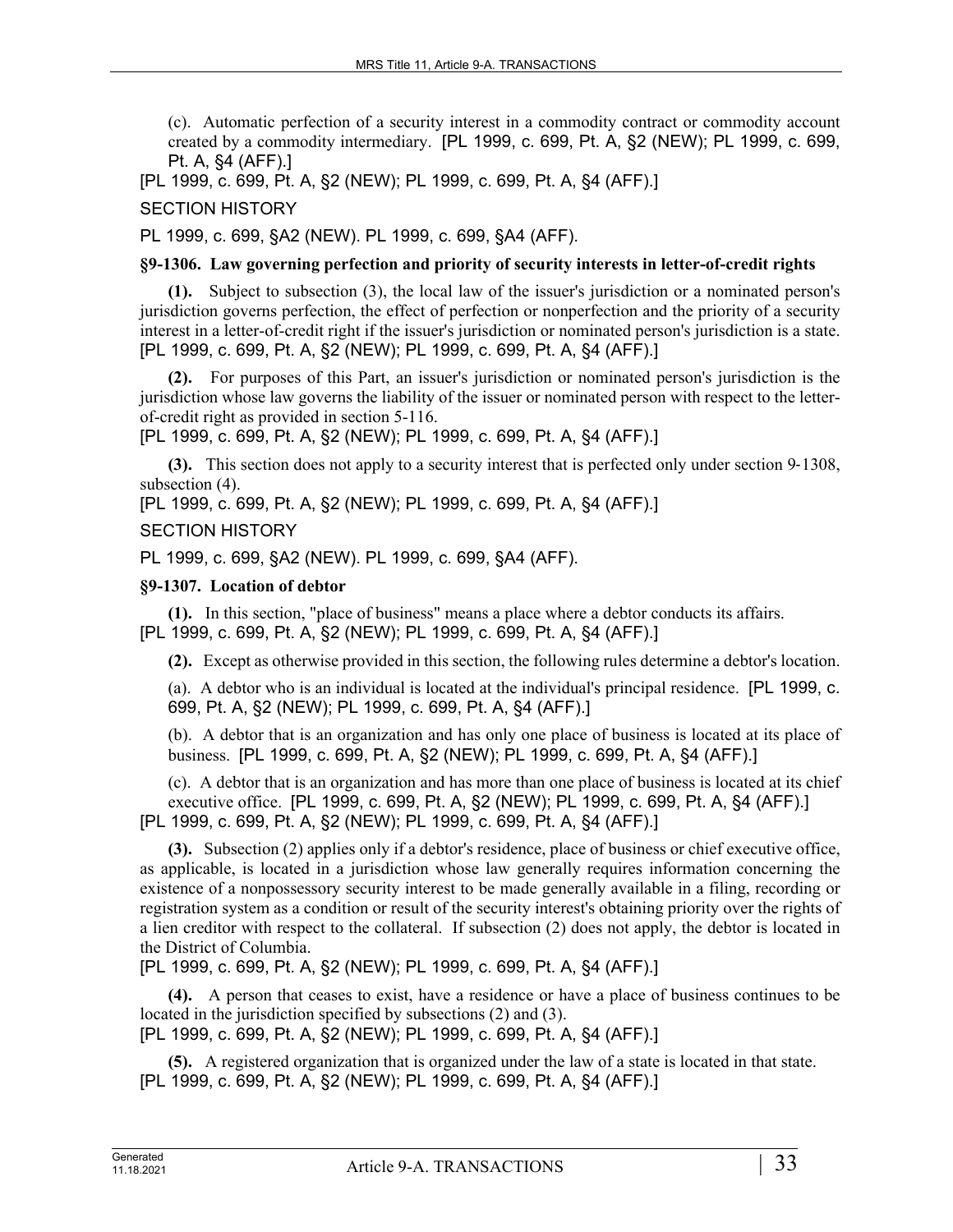(c). Automatic perfection of a security interest in a commodity contract or commodity account created by a commodity intermediary. [PL 1999, c. 699, Pt. A, §2 (NEW); PL 1999, c. 699, Pt. A, §4 (AFF).]

[PL 1999, c. 699, Pt. A, §2 (NEW); PL 1999, c. 699, Pt. A, §4 (AFF).]

SECTION HISTORY

PL 1999, c. 699, §A2 (NEW). PL 1999, c. 699, §A4 (AFF).

**§9-1306. Law governing perfection and priority of security interests in letter-of-credit rights**

**(1).** Subject to subsection (3), the local law of the issuer's jurisdiction or a nominated person's jurisdiction governs perfection, the effect of perfection or nonperfection and the priority of a security interest in a letter-of-credit right if the issuer's jurisdiction or nominated person's jurisdiction is a state.
[PL 1999, c. 699, Pt. A, §2 (NEW); PL 1999, c. 699, Pt. A, §4 (AFF).]

**(2).** For purposes of this Part, an issuer's jurisdiction or nominated person's jurisdiction is the jurisdiction whose law governs the liability of the issuer or nominated person with respect to the letter-of-credit right as provided in section 5-116.
[PL 1999, c. 699, Pt. A, §2 (NEW); PL 1999, c. 699, Pt. A, §4 (AFF).]

**(3).** This section does not apply to a security interest that is perfected only under section 9-1308, subsection (4).
[PL 1999, c. 699, Pt. A, §2 (NEW); PL 1999, c. 699, Pt. A, §4 (AFF).]

SECTION HISTORY

PL 1999, c. 699, §A2 (NEW). PL 1999, c. 699, §A4 (AFF).

**§9-1307. Location of debtor**

**(1).** In this section, "place of business" means a place where a debtor conducts its affairs.
[PL 1999, c. 699, Pt. A, §2 (NEW); PL 1999, c. 699, Pt. A, §4 (AFF).]

**(2).** Except as otherwise provided in this section, the following rules determine a debtor's location.

(a). A debtor who is an individual is located at the individual's principal residence. [PL 1999, c. 699, Pt. A, §2 (NEW); PL 1999, c. 699, Pt. A, §4 (AFF).]

(b). A debtor that is an organization and has only one place of business is located at its place of business. [PL 1999, c. 699, Pt. A, §2 (NEW); PL 1999, c. 699, Pt. A, §4 (AFF).]

(c). A debtor that is an organization and has more than one place of business is located at its chief executive office. [PL 1999, c. 699, Pt. A, §2 (NEW); PL 1999, c. 699, Pt. A, §4 (AFF).]

[PL 1999, c. 699, Pt. A, §2 (NEW); PL 1999, c. 699, Pt. A, §4 (AFF).]

**(3).** Subsection (2) applies only if a debtor's residence, place of business or chief executive office, as applicable, is located in a jurisdiction whose law generally requires information concerning the existence of a nonpossessory security interest to be made generally available in a filing, recording or registration system as a condition or result of the security interest's obtaining priority over the rights of a lien creditor with respect to the collateral. If subsection (2) does not apply, the debtor is located in the District of Columbia.
[PL 1999, c. 699, Pt. A, §2 (NEW); PL 1999, c. 699, Pt. A, §4 (AFF).]

**(4).** A person that ceases to exist, have a residence or have a place of business continues to be located in the jurisdiction specified by subsections (2) and (3).
[PL 1999, c. 699, Pt. A, §2 (NEW); PL 1999, c. 699, Pt. A, §4 (AFF).]

**(5).** A registered organization that is organized under the law of a state is located in that state.
[PL 1999, c. 699, Pt. A, §2 (NEW); PL 1999, c. 699, Pt. A, §4 (AFF).]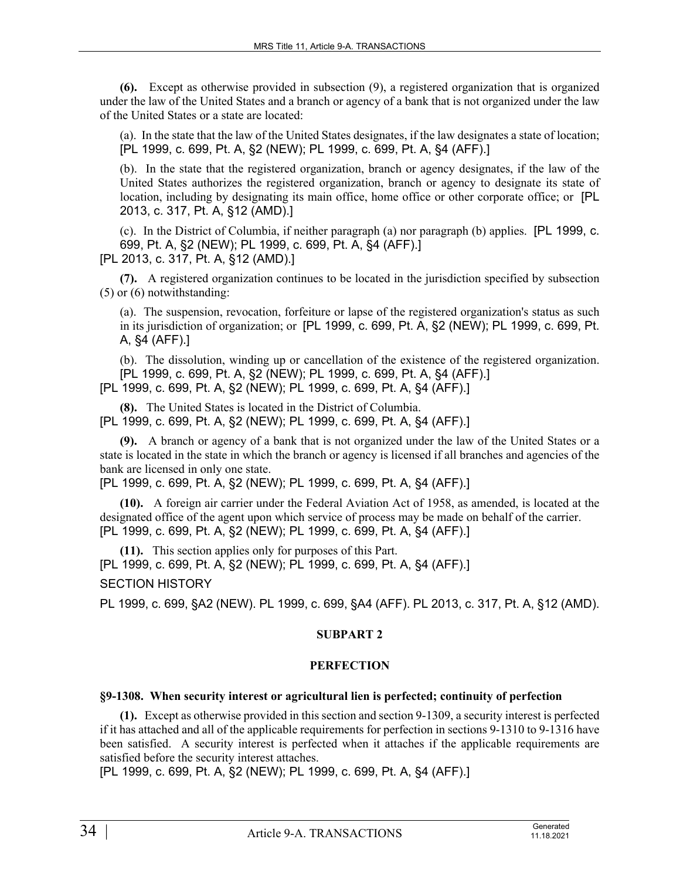**(6).** Except as otherwise provided in subsection (9), a registered organization that is organized under the law of the United States and a branch or agency of a bank that is not organized under the law of the United States or a state are located:

(a). In the state that the law of the United States designates, if the law designates a state of location; [PL 1999, c. 699, Pt. A, §2 (NEW); PL 1999, c. 699, Pt. A, §4 (AFF).]

(b). In the state that the registered organization, branch or agency designates, if the law of the United States authorizes the registered organization, branch or agency to designate its state of location, including by designating its main office, home office or other corporate office; or [PL 2013, c. 317, Pt. A, §12 (AMD).]

(c). In the District of Columbia, if neither paragraph (a) nor paragraph (b) applies. [PL 1999, c. 699, Pt. A, §2 (NEW); PL 1999, c. 699, Pt. A, §4 (AFF).]

[PL 2013, c. 317, Pt. A, §12 (AMD).]

**(7).** A registered organization continues to be located in the jurisdiction specified by subsection (5) or (6) notwithstanding:

(a). The suspension, revocation, forfeiture or lapse of the registered organization's status as such in its jurisdiction of organization; or [PL 1999, c. 699, Pt. A, §2 (NEW); PL 1999, c. 699, Pt. A, §4 (AFF).]

(b). The dissolution, winding up or cancellation of the existence of the registered organization. [PL 1999, c. 699, Pt. A, §2 (NEW); PL 1999, c. 699, Pt. A, §4 (AFF).]

[PL 1999, c. 699, Pt. A, §2 (NEW); PL 1999, c. 699, Pt. A, §4 (AFF).]

**(8).** The United States is located in the District of Columbia.
[PL 1999, c. 699, Pt. A, §2 (NEW); PL 1999, c. 699, Pt. A, §4 (AFF).]

**(9).** A branch or agency of a bank that is not organized under the law of the United States or a state is located in the state in which the branch or agency is licensed if all branches and agencies of the bank are licensed in only one state.
[PL 1999, c. 699, Pt. A, §2 (NEW); PL 1999, c. 699, Pt. A, §4 (AFF).]

**(10).** A foreign air carrier under the Federal Aviation Act of 1958, as amended, is located at the designated office of the agent upon which service of process may be made on behalf of the carrier.
[PL 1999, c. 699, Pt. A, §2 (NEW); PL 1999, c. 699, Pt. A, §4 (AFF).]

**(11).** This section applies only for purposes of this Part.
[PL 1999, c. 699, Pt. A, §2 (NEW); PL 1999, c. 699, Pt. A, §4 (AFF).]

SECTION HISTORY

PL 1999, c. 699, §A2 (NEW). PL 1999, c. 699, §A4 (AFF). PL 2013, c. 317, Pt. A, §12 (AMD).

## SUBPART 2

## PERFECTION

### §9-1308. When security interest or agricultural lien is perfected; continuity of perfection

**(1).** Except as otherwise provided in this section and section 9-1309, a security interest is perfected if it has attached and all of the applicable requirements for perfection in sections 9-1310 to 9-1316 have been satisfied. A security interest is perfected when it attaches if the applicable requirements are satisfied before the security interest attaches.
[PL 1999, c. 699, Pt. A, §2 (NEW); PL 1999, c. 699, Pt. A, §4 (AFF).]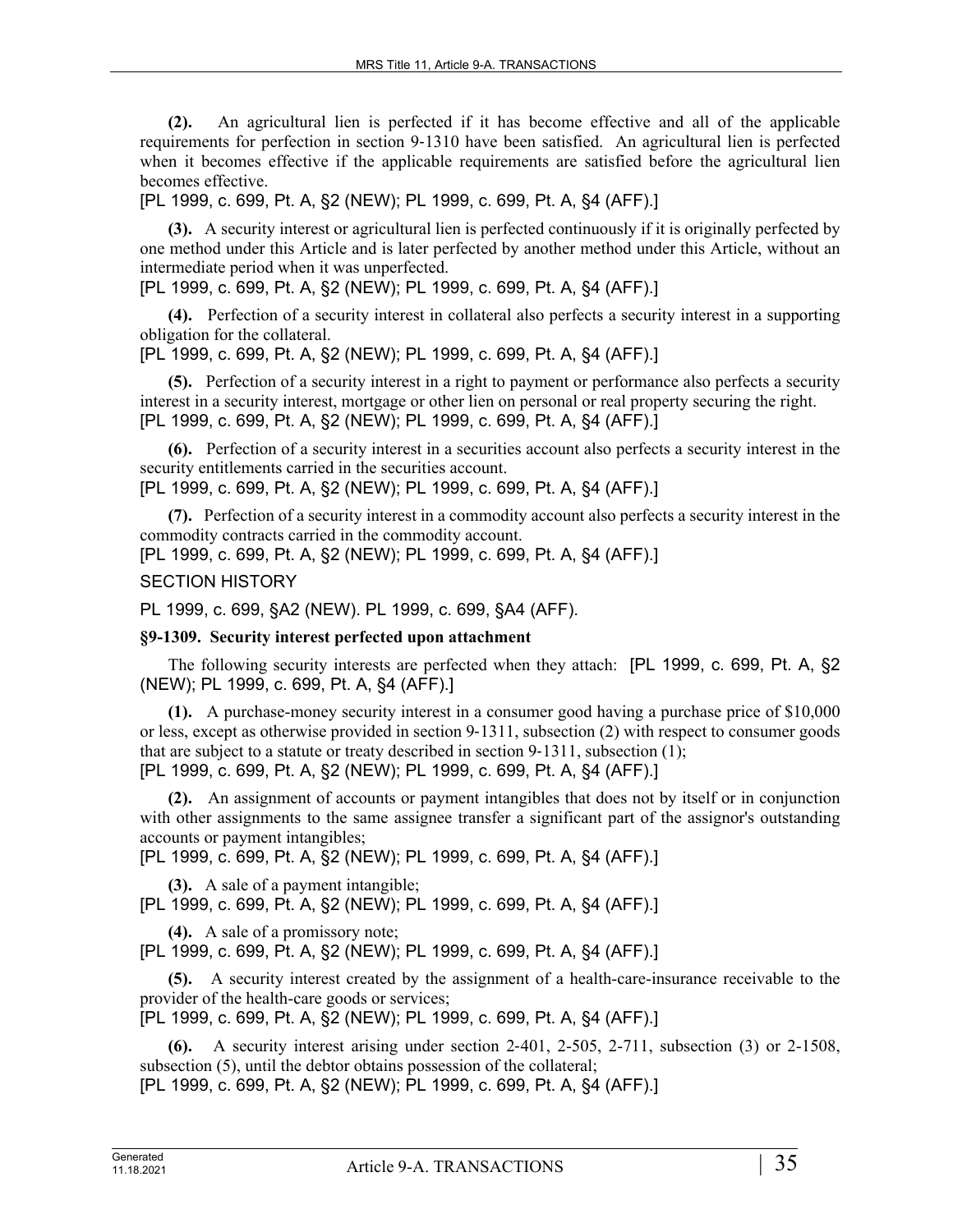**(2).** An agricultural lien is perfected if it has become effective and all of the applicable requirements for perfection in section 9-1310 have been satisfied. An agricultural lien is perfected when it becomes effective if the applicable requirements are satisfied before the agricultural lien becomes effective.

[PL 1999, c. 699, Pt. A, §2 (NEW); PL 1999, c. 699, Pt. A, §4 (AFF).]

**(3).** A security interest or agricultural lien is perfected continuously if it is originally perfected by one method under this Article and is later perfected by another method under this Article, without an intermediate period when it was unperfected.

[PL 1999, c. 699, Pt. A, §2 (NEW); PL 1999, c. 699, Pt. A, §4 (AFF).]

**(4).** Perfection of a security interest in collateral also perfects a security interest in a supporting obligation for the collateral.

[PL 1999, c. 699, Pt. A, §2 (NEW); PL 1999, c. 699, Pt. A, §4 (AFF).]

**(5).** Perfection of a security interest in a right to payment or performance also perfects a security interest in a security interest, mortgage or other lien on personal or real property securing the right.

[PL 1999, c. 699, Pt. A, §2 (NEW); PL 1999, c. 699, Pt. A, §4 (AFF).]

**(6).** Perfection of a security interest in a securities account also perfects a security interest in the security entitlements carried in the securities account.

[PL 1999, c. 699, Pt. A, §2 (NEW); PL 1999, c. 699, Pt. A, §4 (AFF).]

**(7).** Perfection of a security interest in a commodity account also perfects a security interest in the commodity contracts carried in the commodity account.

[PL 1999, c. 699, Pt. A, §2 (NEW); PL 1999, c. 699, Pt. A, §4 (AFF).]

SECTION HISTORY

PL 1999, c. 699, §A2 (NEW). PL 1999, c. 699, §A4 (AFF).

**§9-1309. Security interest perfected upon attachment**

The following security interests are perfected when they attach: [PL 1999, c. 699, Pt. A, §2 (NEW); PL 1999, c. 699, Pt. A, §4 (AFF).]

**(1).** A purchase-money security interest in a consumer good having a purchase price of $10,000 or less, except as otherwise provided in section 9-1311, subsection (2) with respect to consumer goods that are subject to a statute or treaty described in section 9-1311, subsection (1);

[PL 1999, c. 699, Pt. A, §2 (NEW); PL 1999, c. 699, Pt. A, §4 (AFF).]

**(2).** An assignment of accounts or payment intangibles that does not by itself or in conjunction with other assignments to the same assignee transfer a significant part of the assignor's outstanding accounts or payment intangibles;

[PL 1999, c. 699, Pt. A, §2 (NEW); PL 1999, c. 699, Pt. A, §4 (AFF).]

**(3).** A sale of a payment intangible;

[PL 1999, c. 699, Pt. A, §2 (NEW); PL 1999, c. 699, Pt. A, §4 (AFF).]

**(4).** A sale of a promissory note;

[PL 1999, c. 699, Pt. A, §2 (NEW); PL 1999, c. 699, Pt. A, §4 (AFF).]

**(5).** A security interest created by the assignment of a health-care-insurance receivable to the provider of the health-care goods or services;

[PL 1999, c. 699, Pt. A, §2 (NEW); PL 1999, c. 699, Pt. A, §4 (AFF).]

**(6).** A security interest arising under section 2-401, 2-505, 2-711, subsection (3) or 2-1508, subsection (5), until the debtor obtains possession of the collateral;

[PL 1999, c. 699, Pt. A, §2 (NEW); PL 1999, c. 699, Pt. A, §4 (AFF).]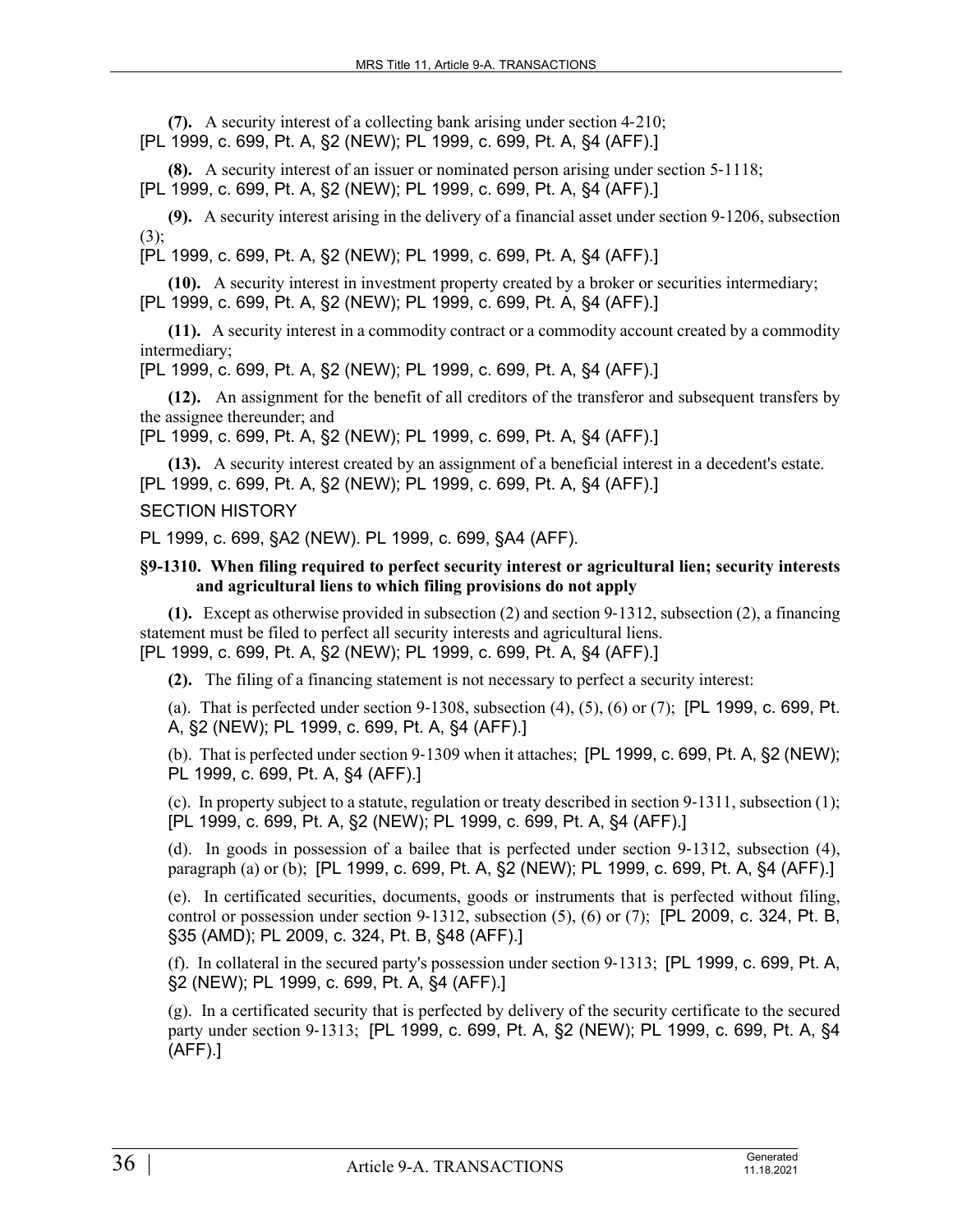**(7).** A security interest of a collecting bank arising under section 4-210;
[PL 1999, c. 699, Pt. A, §2 (NEW); PL 1999, c. 699, Pt. A, §4 (AFF).]

**(8).** A security interest of an issuer or nominated person arising under section 5-1118;
[PL 1999, c. 699, Pt. A, §2 (NEW); PL 1999, c. 699, Pt. A, §4 (AFF).]

**(9).** A security interest arising in the delivery of a financial asset under section 9-1206, subsection (3);
[PL 1999, c. 699, Pt. A, §2 (NEW); PL 1999, c. 699, Pt. A, §4 (AFF).]

**(10).** A security interest in investment property created by a broker or securities intermediary;
[PL 1999, c. 699, Pt. A, §2 (NEW); PL 1999, c. 699, Pt. A, §4 (AFF).]

**(11).** A security interest in a commodity contract or a commodity account created by a commodity intermediary;
[PL 1999, c. 699, Pt. A, §2 (NEW); PL 1999, c. 699, Pt. A, §4 (AFF).]

**(12).** An assignment for the benefit of all creditors of the transferor and subsequent transfers by the assignee thereunder; and
[PL 1999, c. 699, Pt. A, §2 (NEW); PL 1999, c. 699, Pt. A, §4 (AFF).]

**(13).** A security interest created by an assignment of a beneficial interest in a decedent's estate.
[PL 1999, c. 699, Pt. A, §2 (NEW); PL 1999, c. 699, Pt. A, §4 (AFF).]

SECTION HISTORY

PL 1999, c. 699, §A2 (NEW). PL 1999, c. 699, §A4 (AFF).

### §9-1310. When filing required to perfect security interest or agricultural lien; security interests and agricultural liens to which filing provisions do not apply

**(1).** Except as otherwise provided in subsection (2) and section 9-1312, subsection (2), a financing statement must be filed to perfect all security interests and agricultural liens.
[PL 1999, c. 699, Pt. A, §2 (NEW); PL 1999, c. 699, Pt. A, §4 (AFF).]

**(2).** The filing of a financing statement is not necessary to perfect a security interest:

(a). That is perfected under section 9-1308, subsection (4), (5), (6) or (7); [PL 1999, c. 699, Pt. A, §2 (NEW); PL 1999, c. 699, Pt. A, §4 (AFF).]

(b). That is perfected under section 9-1309 when it attaches; [PL 1999, c. 699, Pt. A, §2 (NEW); PL 1999, c. 699, Pt. A, §4 (AFF).]

(c). In property subject to a statute, regulation or treaty described in section 9-1311, subsection (1); [PL 1999, c. 699, Pt. A, §2 (NEW); PL 1999, c. 699, Pt. A, §4 (AFF).]

(d). In goods in possession of a bailee that is perfected under section 9-1312, subsection (4), paragraph (a) or (b); [PL 1999, c. 699, Pt. A, §2 (NEW); PL 1999, c. 699, Pt. A, §4 (AFF).]

(e). In certificated securities, documents, goods or instruments that is perfected without filing, control or possession under section 9-1312, subsection (5), (6) or (7); [PL 2009, c. 324, Pt. B, §35 (AMD); PL 2009, c. 324, Pt. B, §48 (AFF).]

(f). In collateral in the secured party's possession under section 9-1313; [PL 1999, c. 699, Pt. A, §2 (NEW); PL 1999, c. 699, Pt. A, §4 (AFF).]

(g). In a certificated security that is perfected by delivery of the security certificate to the secured party under section 9-1313; [PL 1999, c. 699, Pt. A, §2 (NEW); PL 1999, c. 699, Pt. A, §4 (AFF).]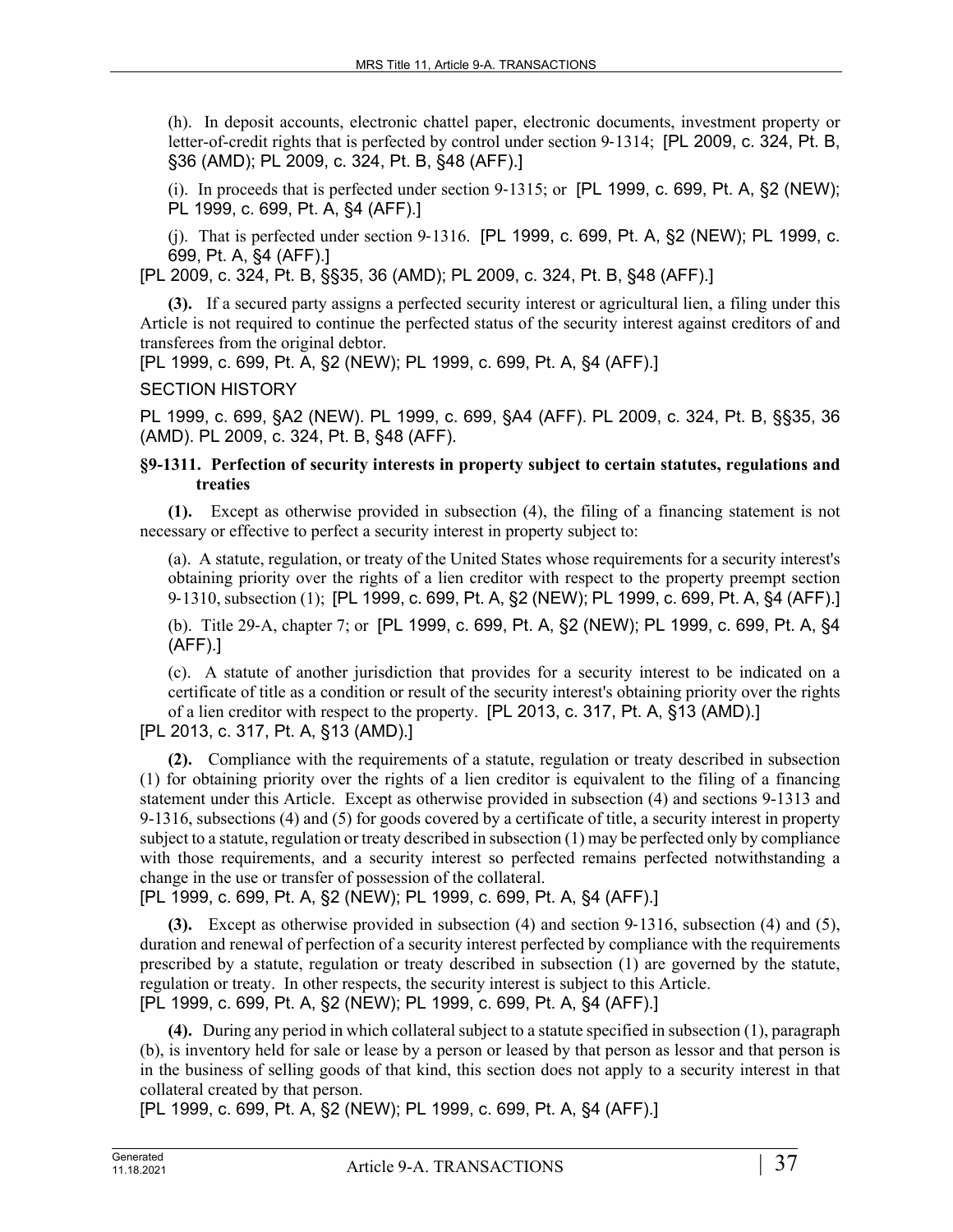(h). In deposit accounts, electronic chattel paper, electronic documents, investment property or letter-of-credit rights that is perfected by control under section 9-1314; [PL 2009, c. 324, Pt. B, §36 (AMD); PL 2009, c. 324, Pt. B, §48 (AFF).]

(i). In proceeds that is perfected under section 9-1315; or [PL 1999, c. 699, Pt. A, §2 (NEW); PL 1999, c. 699, Pt. A, §4 (AFF).]

(j). That is perfected under section 9-1316. [PL 1999, c. 699, Pt. A, §2 (NEW); PL 1999, c. 699, Pt. A, §4 (AFF).]

[PL 2009, c. 324, Pt. B, §§35, 36 (AMD); PL 2009, c. 324, Pt. B, §48 (AFF).]

**(3).** If a secured party assigns a perfected security interest or agricultural lien, a filing under this Article is not required to continue the perfected status of the security interest against creditors of and transferees from the original debtor.

[PL 1999, c. 699, Pt. A, §2 (NEW); PL 1999, c. 699, Pt. A, §4 (AFF).]

SECTION HISTORY

PL 1999, c. 699, §A2 (NEW). PL 1999, c. 699, §A4 (AFF). PL 2009, c. 324, Pt. B, §§35, 36 (AMD). PL 2009, c. 324, Pt. B, §48 (AFF).

### §9-1311. Perfection of security interests in property subject to certain statutes, regulations and treaties

**(1).** Except as otherwise provided in subsection (4), the filing of a financing statement is not necessary or effective to perfect a security interest in property subject to:

(a). A statute, regulation, or treaty of the United States whose requirements for a security interest's obtaining priority over the rights of a lien creditor with respect to the property preempt section 9-1310, subsection (1); [PL 1999, c. 699, Pt. A, §2 (NEW); PL 1999, c. 699, Pt. A, §4 (AFF).]

(b). Title 29-A, chapter 7; or [PL 1999, c. 699, Pt. A, §2 (NEW); PL 1999, c. 699, Pt. A, §4 (AFF).]

(c). A statute of another jurisdiction that provides for a security interest to be indicated on a certificate of title as a condition or result of the security interest's obtaining priority over the rights of a lien creditor with respect to the property. [PL 2013, c. 317, Pt. A, §13 (AMD).]

[PL 2013, c. 317, Pt. A, §13 (AMD).]

**(2).** Compliance with the requirements of a statute, regulation or treaty described in subsection (1) for obtaining priority over the rights of a lien creditor is equivalent to the filing of a financing statement under this Article. Except as otherwise provided in subsection (4) and sections 9-1313 and 9-1316, subsections (4) and (5) for goods covered by a certificate of title, a security interest in property subject to a statute, regulation or treaty described in subsection (1) may be perfected only by compliance with those requirements, and a security interest so perfected remains perfected notwithstanding a change in the use or transfer of possession of the collateral.

[PL 1999, c. 699, Pt. A, §2 (NEW); PL 1999, c. 699, Pt. A, §4 (AFF).]

**(3).** Except as otherwise provided in subsection (4) and section 9-1316, subsection (4) and (5), duration and renewal of perfection of a security interest perfected by compliance with the requirements prescribed by a statute, regulation or treaty described in subsection (1) are governed by the statute, regulation or treaty. In other respects, the security interest is subject to this Article.

[PL 1999, c. 699, Pt. A, §2 (NEW); PL 1999, c. 699, Pt. A, §4 (AFF).]

**(4).** During any period in which collateral subject to a statute specified in subsection (1), paragraph (b), is inventory held for sale or lease by a person or leased by that person as lessor and that person is in the business of selling goods of that kind, this section does not apply to a security interest in that collateral created by that person.

[PL 1999, c. 699, Pt. A, §2 (NEW); PL 1999, c. 699, Pt. A, §4 (AFF).]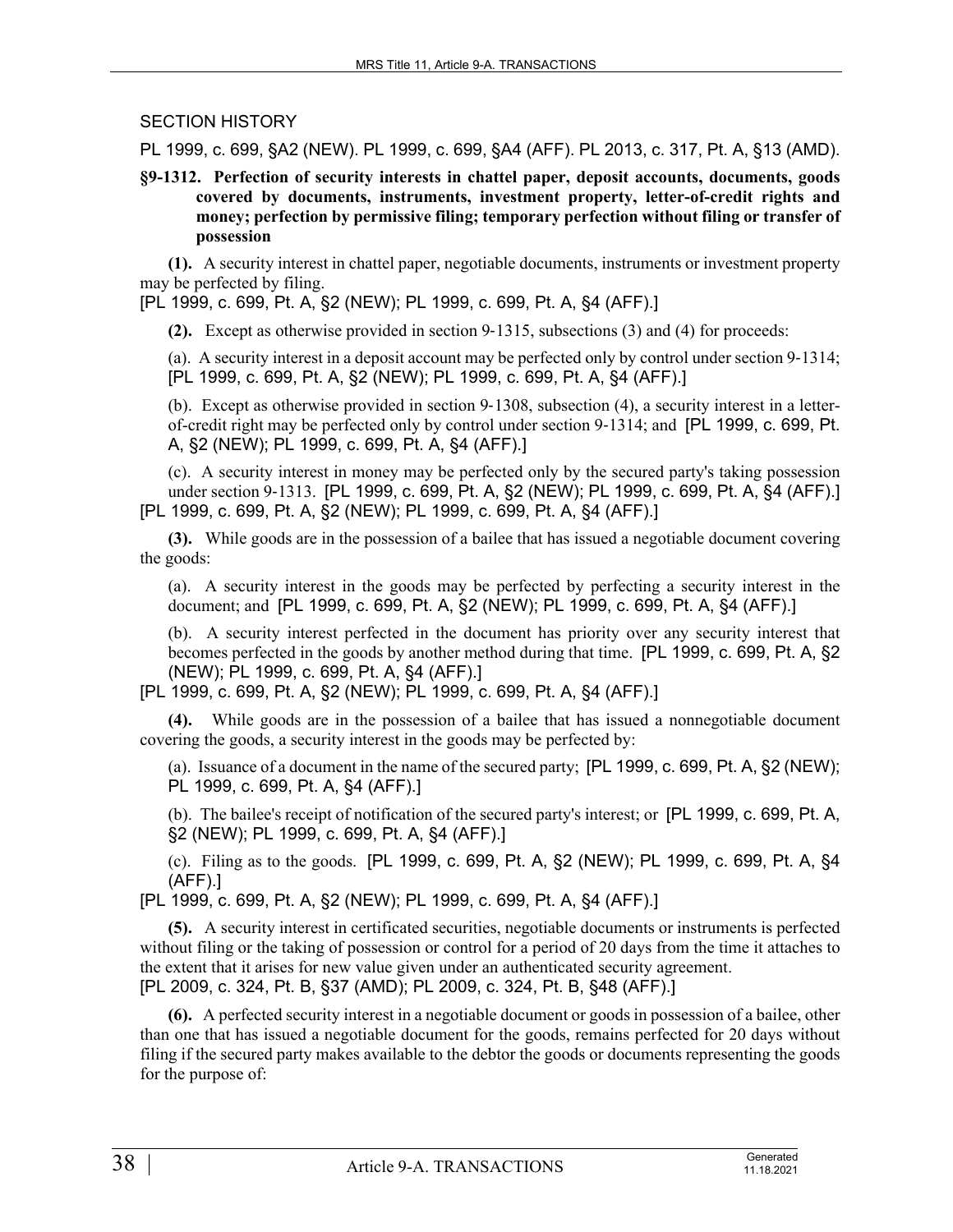SECTION HISTORY

PL 1999, c. 699, §A2 (NEW). PL 1999, c. 699, §A4 (AFF). PL 2013, c. 317, Pt. A, §13 (AMD).

**§9-1312. Perfection of security interests in chattel paper, deposit accounts, documents, goods covered by documents, instruments, investment property, letter-of-credit rights and money; perfection by permissive filing; temporary perfection without filing or transfer of possession**

**(1).** A security interest in chattel paper, negotiable documents, instruments or investment property may be perfected by filing.

[PL 1999, c. 699, Pt. A, §2 (NEW); PL 1999, c. 699, Pt. A, §4 (AFF).]

**(2).** Except as otherwise provided in section 9-1315, subsections (3) and (4) for proceeds:

(a). A security interest in a deposit account may be perfected only by control under section 9-1314; [PL 1999, c. 699, Pt. A, §2 (NEW); PL 1999, c. 699, Pt. A, §4 (AFF).]

(b). Except as otherwise provided in section 9-1308, subsection (4), a security interest in a letter-of-credit right may be perfected only by control under section 9-1314; and [PL 1999, c. 699, Pt. A, §2 (NEW); PL 1999, c. 699, Pt. A, §4 (AFF).]

(c). A security interest in money may be perfected only by the secured party's taking possession under section 9-1313. [PL 1999, c. 699, Pt. A, §2 (NEW); PL 1999, c. 699, Pt. A, §4 (AFF).]

[PL 1999, c. 699, Pt. A, §2 (NEW); PL 1999, c. 699, Pt. A, §4 (AFF).]

**(3).** While goods are in the possession of a bailee that has issued a negotiable document covering the goods:

(a). A security interest in the goods may be perfected by perfecting a security interest in the document; and [PL 1999, c. 699, Pt. A, §2 (NEW); PL 1999, c. 699, Pt. A, §4 (AFF).]

(b). A security interest perfected in the document has priority over any security interest that becomes perfected in the goods by another method during that time. [PL 1999, c. 699, Pt. A, §2 (NEW); PL 1999, c. 699, Pt. A, §4 (AFF).]

[PL 1999, c. 699, Pt. A, §2 (NEW); PL 1999, c. 699, Pt. A, §4 (AFF).]

**(4).** While goods are in the possession of a bailee that has issued a nonnegotiable document covering the goods, a security interest in the goods may be perfected by:

(a). Issuance of a document in the name of the secured party; [PL 1999, c. 699, Pt. A, §2 (NEW); PL 1999, c. 699, Pt. A, §4 (AFF).]

(b). The bailee's receipt of notification of the secured party's interest; or [PL 1999, c. 699, Pt. A, §2 (NEW); PL 1999, c. 699, Pt. A, §4 (AFF).]

(c). Filing as to the goods. [PL 1999, c. 699, Pt. A, §2 (NEW); PL 1999, c. 699, Pt. A, §4 (AFF).]

[PL 1999, c. 699, Pt. A, §2 (NEW); PL 1999, c. 699, Pt. A, §4 (AFF).]

**(5).** A security interest in certificated securities, negotiable documents or instruments is perfected without filing or the taking of possession or control for a period of 20 days from the time it attaches to the extent that it arises for new value given under an authenticated security agreement.

[PL 2009, c. 324, Pt. B, §37 (AMD); PL 2009, c. 324, Pt. B, §48 (AFF).]

**(6).** A perfected security interest in a negotiable document or goods in possession of a bailee, other than one that has issued a negotiable document for the goods, remains perfected for 20 days without filing if the secured party makes available to the debtor the goods or documents representing the goods for the purpose of: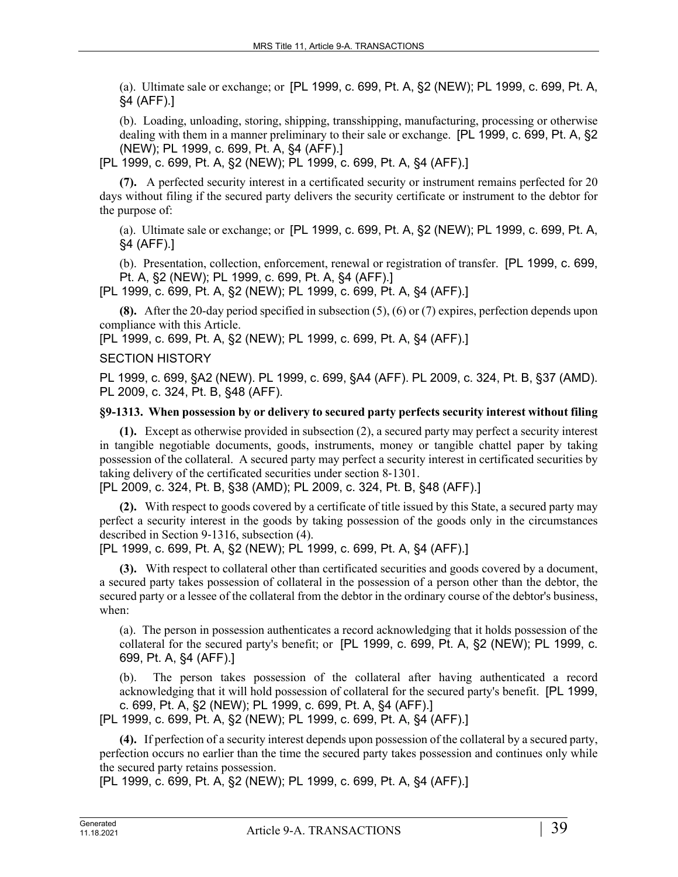(a). Ultimate sale or exchange; or [PL 1999, c. 699, Pt. A, §2 (NEW); PL 1999, c. 699, Pt. A, §4 (AFF).]

(b). Loading, unloading, storing, shipping, transshipping, manufacturing, processing or otherwise dealing with them in a manner preliminary to their sale or exchange. [PL 1999, c. 699, Pt. A, §2 (NEW); PL 1999, c. 699, Pt. A, §4 (AFF).]

[PL 1999, c. 699, Pt. A, §2 (NEW); PL 1999, c. 699, Pt. A, §4 (AFF).]

**(7).** A perfected security interest in a certificated security or instrument remains perfected for 20 days without filing if the secured party delivers the security certificate or instrument to the debtor for the purpose of:

(a). Ultimate sale or exchange; or [PL 1999, c. 699, Pt. A, §2 (NEW); PL 1999, c. 699, Pt. A, §4 (AFF).]

(b). Presentation, collection, enforcement, renewal or registration of transfer. [PL 1999, c. 699, Pt. A, §2 (NEW); PL 1999, c. 699, Pt. A, §4 (AFF).]

[PL 1999, c. 699, Pt. A, §2 (NEW); PL 1999, c. 699, Pt. A, §4 (AFF).]

**(8).** After the 20-day period specified in subsection (5), (6) or (7) expires, perfection depends upon compliance with this Article.

[PL 1999, c. 699, Pt. A, §2 (NEW); PL 1999, c. 699, Pt. A, §4 (AFF).]

SECTION HISTORY

PL 1999, c. 699, §A2 (NEW). PL 1999, c. 699, §A4 (AFF). PL 2009, c. 324, Pt. B, §37 (AMD). PL 2009, c. 324, Pt. B, §48 (AFF).

### §9-1313. When possession by or delivery to secured party perfects security interest without filing

**(1).** Except as otherwise provided in subsection (2), a secured party may perfect a security interest in tangible negotiable documents, goods, instruments, money or tangible chattel paper by taking possession of the collateral. A secured party may perfect a security interest in certificated securities by taking delivery of the certificated securities under section 8-1301.

[PL 2009, c. 324, Pt. B, §38 (AMD); PL 2009, c. 324, Pt. B, §48 (AFF).]

**(2).** With respect to goods covered by a certificate of title issued by this State, a secured party may perfect a security interest in the goods by taking possession of the goods only in the circumstances described in Section 9-1316, subsection (4).

[PL 1999, c. 699, Pt. A, §2 (NEW); PL 1999, c. 699, Pt. A, §4 (AFF).]

**(3).** With respect to collateral other than certificated securities and goods covered by a document, a secured party takes possession of collateral in the possession of a person other than the debtor, the secured party or a lessee of the collateral from the debtor in the ordinary course of the debtor's business, when:

(a). The person in possession authenticates a record acknowledging that it holds possession of the collateral for the secured party's benefit; or [PL 1999, c. 699, Pt. A, §2 (NEW); PL 1999, c. 699, Pt. A, §4 (AFF).]

(b). The person takes possession of the collateral after having authenticated a record acknowledging that it will hold possession of collateral for the secured party's benefit. [PL 1999, c. 699, Pt. A, §2 (NEW); PL 1999, c. 699, Pt. A, §4 (AFF).]

[PL 1999, c. 699, Pt. A, §2 (NEW); PL 1999, c. 699, Pt. A, §4 (AFF).]

**(4).** If perfection of a security interest depends upon possession of the collateral by a secured party, perfection occurs no earlier than the time the secured party takes possession and continues only while the secured party retains possession.

[PL 1999, c. 699, Pt. A, §2 (NEW); PL 1999, c. 699, Pt. A, §4 (AFF).]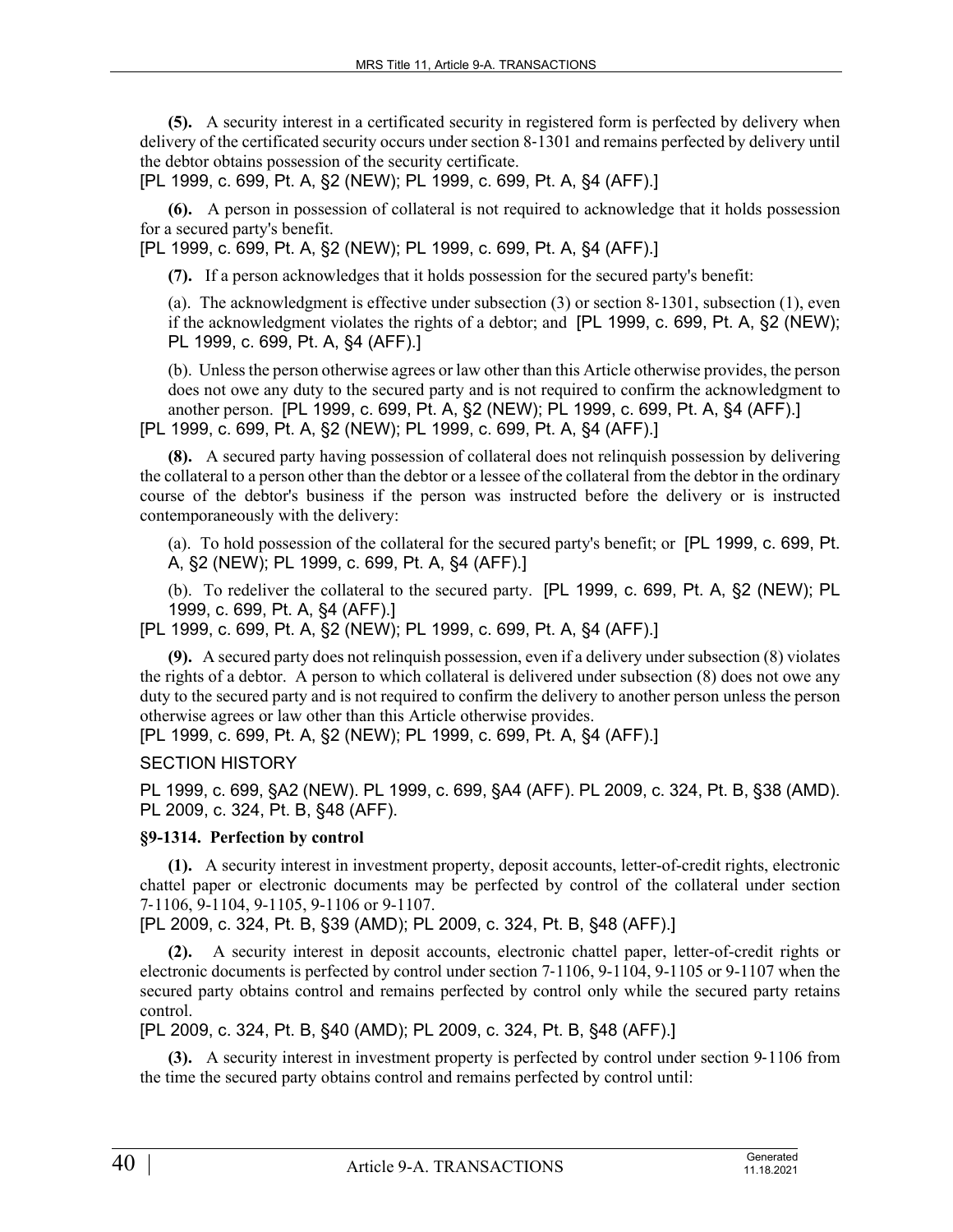**(5).** A security interest in a certificated security in registered form is perfected by delivery when delivery of the certificated security occurs under section 8-1301 and remains perfected by delivery until the debtor obtains possession of the security certificate.

[PL 1999, c. 699, Pt. A, §2 (NEW); PL 1999, c. 699, Pt. A, §4 (AFF).]

**(6).** A person in possession of collateral is not required to acknowledge that it holds possession for a secured party's benefit.

[PL 1999, c. 699, Pt. A, §2 (NEW); PL 1999, c. 699, Pt. A, §4 (AFF).]

**(7).** If a person acknowledges that it holds possession for the secured party's benefit:

(a). The acknowledgment is effective under subsection (3) or section 8-1301, subsection (1), even if the acknowledgment violates the rights of a debtor; and [PL 1999, c. 699, Pt. A, §2 (NEW); PL 1999, c. 699, Pt. A, §4 (AFF).]

(b). Unless the person otherwise agrees or law other than this Article otherwise provides, the person does not owe any duty to the secured party and is not required to confirm the acknowledgment to another person. [PL 1999, c. 699, Pt. A, §2 (NEW); PL 1999, c. 699, Pt. A, §4 (AFF).]

[PL 1999, c. 699, Pt. A, §2 (NEW); PL 1999, c. 699, Pt. A, §4 (AFF).]

**(8).** A secured party having possession of collateral does not relinquish possession by delivering the collateral to a person other than the debtor or a lessee of the collateral from the debtor in the ordinary course of the debtor's business if the person was instructed before the delivery or is instructed contemporaneously with the delivery:

(a). To hold possession of the collateral for the secured party's benefit; or [PL 1999, c. 699, Pt. A, §2 (NEW); PL 1999, c. 699, Pt. A, §4 (AFF).]

(b). To redeliver the collateral to the secured party. [PL 1999, c. 699, Pt. A, §2 (NEW); PL 1999, c. 699, Pt. A, §4 (AFF).]

[PL 1999, c. 699, Pt. A, §2 (NEW); PL 1999, c. 699, Pt. A, §4 (AFF).]

**(9).** A secured party does not relinquish possession, even if a delivery under subsection (8) violates the rights of a debtor. A person to which collateral is delivered under subsection (8) does not owe any duty to the secured party and is not required to confirm the delivery to another person unless the person otherwise agrees or law other than this Article otherwise provides.

[PL 1999, c. 699, Pt. A, §2 (NEW); PL 1999, c. 699, Pt. A, §4 (AFF).]

SECTION HISTORY

PL 1999, c. 699, §A2 (NEW). PL 1999, c. 699, §A4 (AFF). PL 2009, c. 324, Pt. B, §38 (AMD). PL 2009, c. 324, Pt. B, §48 (AFF).

### §9-1314. Perfection by control

**(1).** A security interest in investment property, deposit accounts, letter-of-credit rights, electronic chattel paper or electronic documents may be perfected by control of the collateral under section 7-1106, 9-1104, 9-1105, 9-1106 or 9-1107.

[PL 2009, c. 324, Pt. B, §39 (AMD); PL 2009, c. 324, Pt. B, §48 (AFF).]

**(2).** A security interest in deposit accounts, electronic chattel paper, letter-of-credit rights or electronic documents is perfected by control under section 7-1106, 9-1104, 9-1105 or 9-1107 when the secured party obtains control and remains perfected by control only while the secured party retains control.

[PL 2009, c. 324, Pt. B, §40 (AMD); PL 2009, c. 324, Pt. B, §48 (AFF).]

**(3).** A security interest in investment property is perfected by control under section 9-1106 from the time the secured party obtains control and remains perfected by control until: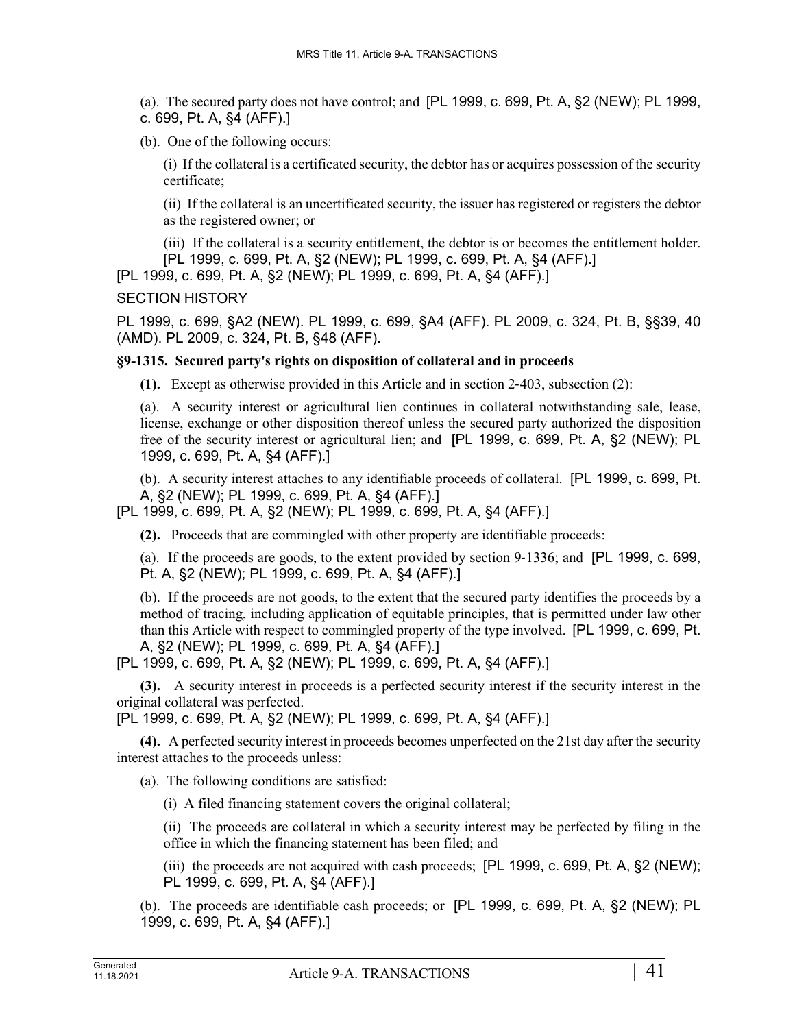(a). The secured party does not have control; and [PL 1999, c. 699, Pt. A, §2 (NEW); PL 1999, c. 699, Pt. A, §4 (AFF).]

(b). One of the following occurs:

(i) If the collateral is a certificated security, the debtor has or acquires possession of the security certificate;

(ii) If the collateral is an uncertificated security, the issuer has registered or registers the debtor as the registered owner; or

(iii) If the collateral is a security entitlement, the debtor is or becomes the entitlement holder. [PL 1999, c. 699, Pt. A, §2 (NEW); PL 1999, c. 699, Pt. A, §4 (AFF).]

[PL 1999, c. 699, Pt. A, §2 (NEW); PL 1999, c. 699, Pt. A, §4 (AFF).]

SECTION HISTORY

PL 1999, c. 699, §A2 (NEW). PL 1999, c. 699, §A4 (AFF). PL 2009, c. 324, Pt. B, §§39, 40 (AMD). PL 2009, c. 324, Pt. B, §48 (AFF).

**§9-1315. Secured party's rights on disposition of collateral and in proceeds**

**(1).** Except as otherwise provided in this Article and in section 2-403, subsection (2):

(a). A security interest or agricultural lien continues in collateral notwithstanding sale, lease, license, exchange or other disposition thereof unless the secured party authorized the disposition free of the security interest or agricultural lien; and [PL 1999, c. 699, Pt. A, §2 (NEW); PL 1999, c. 699, Pt. A, §4 (AFF).]

(b). A security interest attaches to any identifiable proceeds of collateral. [PL 1999, c. 699, Pt. A, §2 (NEW); PL 1999, c. 699, Pt. A, §4 (AFF).]

[PL 1999, c. 699, Pt. A, §2 (NEW); PL 1999, c. 699, Pt. A, §4 (AFF).]

**(2).** Proceeds that are commingled with other property are identifiable proceeds:

(a). If the proceeds are goods, to the extent provided by section 9-1336; and [PL 1999, c. 699, Pt. A, §2 (NEW); PL 1999, c. 699, Pt. A, §4 (AFF).]

(b). If the proceeds are not goods, to the extent that the secured party identifies the proceeds by a method of tracing, including application of equitable principles, that is permitted under law other than this Article with respect to commingled property of the type involved. [PL 1999, c. 699, Pt. A, §2 (NEW); PL 1999, c. 699, Pt. A, §4 (AFF).]

[PL 1999, c. 699, Pt. A, §2 (NEW); PL 1999, c. 699, Pt. A, §4 (AFF).]

**(3).** A security interest in proceeds is a perfected security interest if the security interest in the original collateral was perfected.

[PL 1999, c. 699, Pt. A, §2 (NEW); PL 1999, c. 699, Pt. A, §4 (AFF).]

**(4).** A perfected security interest in proceeds becomes unperfected on the 21st day after the security interest attaches to the proceeds unless:

(a). The following conditions are satisfied:

(i) A filed financing statement covers the original collateral;

(ii) The proceeds are collateral in which a security interest may be perfected by filing in the office in which the financing statement has been filed; and

(iii) the proceeds are not acquired with cash proceeds; [PL 1999, c. 699, Pt. A, §2 (NEW); PL 1999, c. 699, Pt. A, §4 (AFF).]

(b). The proceeds are identifiable cash proceeds; or [PL 1999, c. 699, Pt. A, §2 (NEW); PL 1999, c. 699, Pt. A, §4 (AFF).]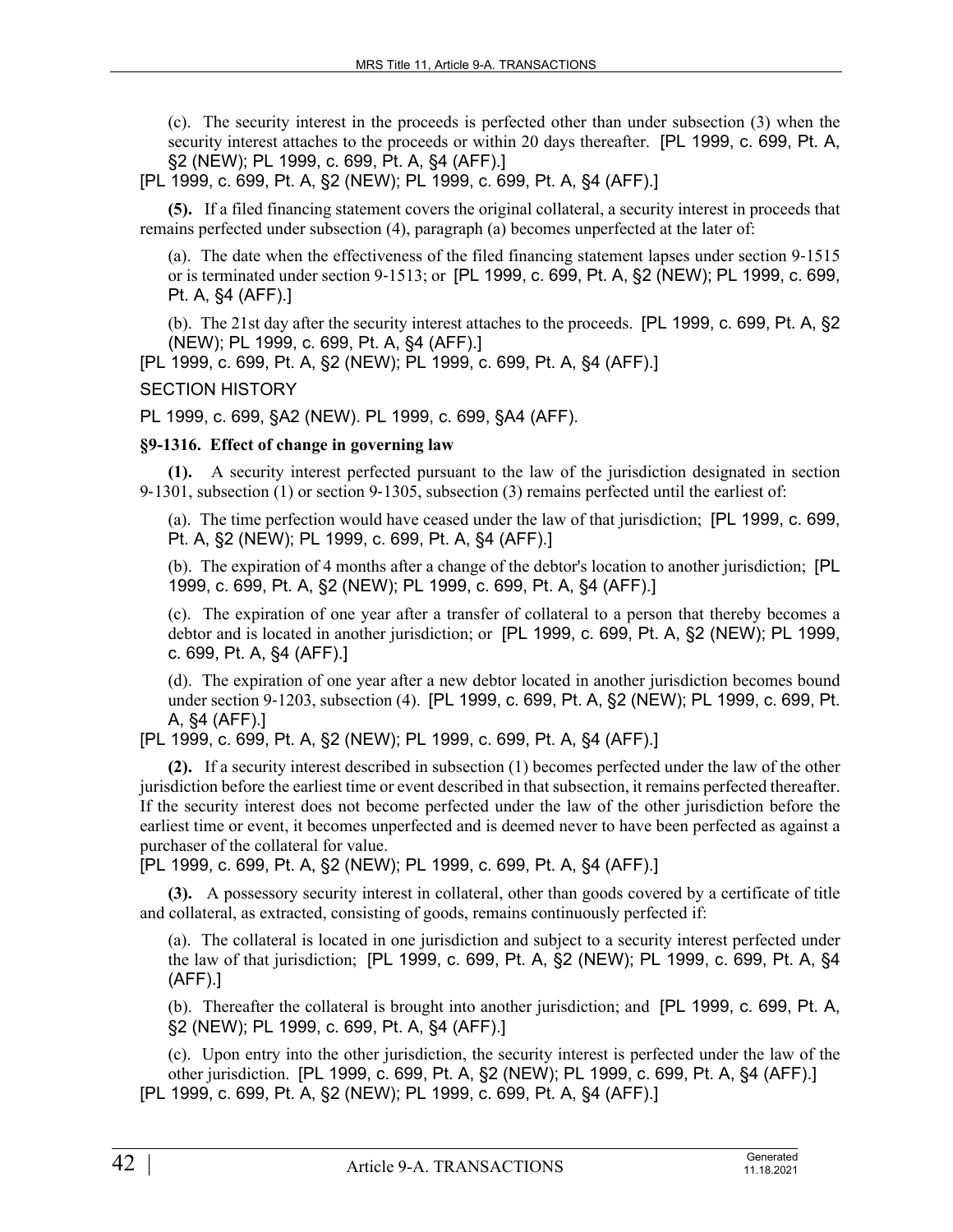(c). The security interest in the proceeds is perfected other than under subsection (3) when the security interest attaches to the proceeds or within 20 days thereafter. [PL 1999, c. 699, Pt. A, §2 (NEW); PL 1999, c. 699, Pt. A, §4 (AFF).]

[PL 1999, c. 699, Pt. A, §2 (NEW); PL 1999, c. 699, Pt. A, §4 (AFF).]

**(5).** If a filed financing statement covers the original collateral, a security interest in proceeds that remains perfected under subsection (4), paragraph (a) becomes unperfected at the later of:

(a). The date when the effectiveness of the filed financing statement lapses under section 9-1515 or is terminated under section 9-1513; or [PL 1999, c. 699, Pt. A, §2 (NEW); PL 1999, c. 699, Pt. A, §4 (AFF).]

(b). The 21st day after the security interest attaches to the proceeds. [PL 1999, c. 699, Pt. A, §2 (NEW); PL 1999, c. 699, Pt. A, §4 (AFF).]

[PL 1999, c. 699, Pt. A, §2 (NEW); PL 1999, c. 699, Pt. A, §4 (AFF).]

SECTION HISTORY

PL 1999, c. 699, §A2 (NEW). PL 1999, c. 699, §A4 (AFF).

### §9-1316. Effect of change in governing law

**(1).** A security interest perfected pursuant to the law of the jurisdiction designated in section 9-1301, subsection (1) or section 9-1305, subsection (3) remains perfected until the earliest of:

(a). The time perfection would have ceased under the law of that jurisdiction; [PL 1999, c. 699, Pt. A, §2 (NEW); PL 1999, c. 699, Pt. A, §4 (AFF).]

(b). The expiration of 4 months after a change of the debtor's location to another jurisdiction; [PL 1999, c. 699, Pt. A, §2 (NEW); PL 1999, c. 699, Pt. A, §4 (AFF).]

(c). The expiration of one year after a transfer of collateral to a person that thereby becomes a debtor and is located in another jurisdiction; or [PL 1999, c. 699, Pt. A, §2 (NEW); PL 1999, c. 699, Pt. A, §4 (AFF).]

(d). The expiration of one year after a new debtor located in another jurisdiction becomes bound under section 9-1203, subsection (4). [PL 1999, c. 699, Pt. A, §2 (NEW); PL 1999, c. 699, Pt. A, §4 (AFF).]

[PL 1999, c. 699, Pt. A, §2 (NEW); PL 1999, c. 699, Pt. A, §4 (AFF).]

**(2).** If a security interest described in subsection (1) becomes perfected under the law of the other jurisdiction before the earliest time or event described in that subsection, it remains perfected thereafter. If the security interest does not become perfected under the law of the other jurisdiction before the earliest time or event, it becomes unperfected and is deemed never to have been perfected as against a purchaser of the collateral for value.

[PL 1999, c. 699, Pt. A, §2 (NEW); PL 1999, c. 699, Pt. A, §4 (AFF).]

**(3).** A possessory security interest in collateral, other than goods covered by a certificate of title and collateral, as extracted, consisting of goods, remains continuously perfected if:

(a). The collateral is located in one jurisdiction and subject to a security interest perfected under the law of that jurisdiction; [PL 1999, c. 699, Pt. A, §2 (NEW); PL 1999, c. 699, Pt. A, §4 (AFF).]

(b). Thereafter the collateral is brought into another jurisdiction; and [PL 1999, c. 699, Pt. A, §2 (NEW); PL 1999, c. 699, Pt. A, §4 (AFF).]

(c). Upon entry into the other jurisdiction, the security interest is perfected under the law of the other jurisdiction. [PL 1999, c. 699, Pt. A, §2 (NEW); PL 1999, c. 699, Pt. A, §4 (AFF).]

[PL 1999, c. 699, Pt. A, §2 (NEW); PL 1999, c. 699, Pt. A, §4 (AFF).]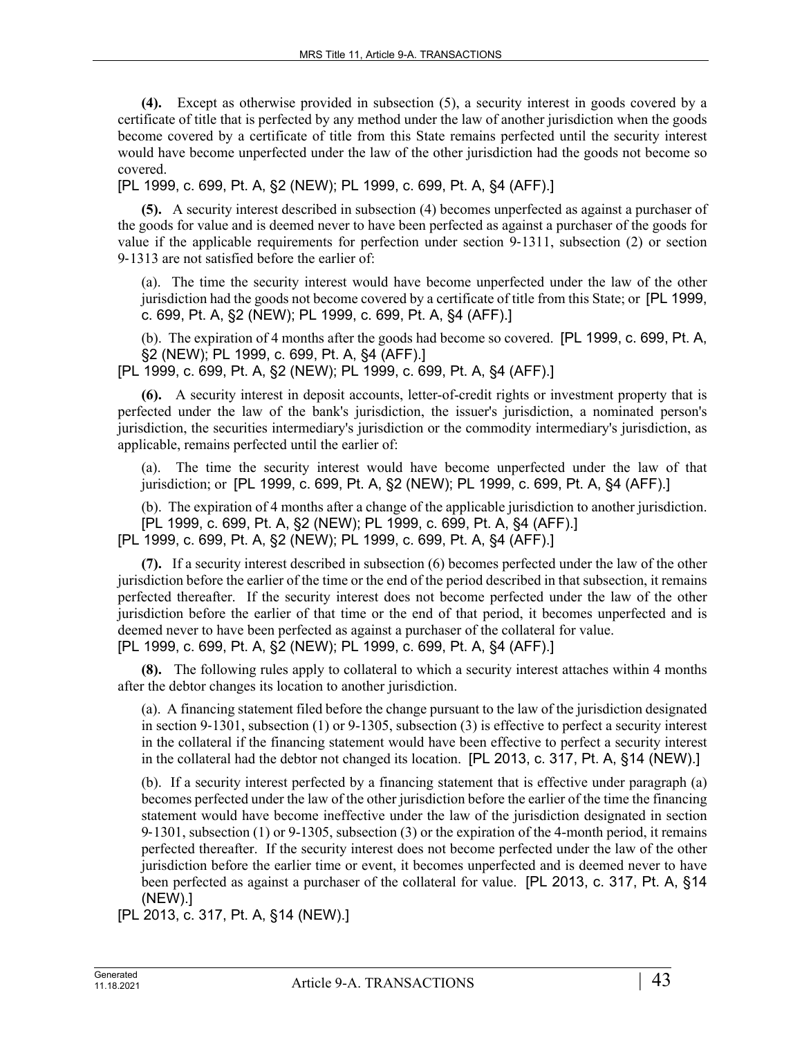**(4).** Except as otherwise provided in subsection (5), a security interest in goods covered by a certificate of title that is perfected by any method under the law of another jurisdiction when the goods become covered by a certificate of title from this State remains perfected until the security interest would have become unperfected under the law of the other jurisdiction had the goods not become so covered.

[PL 1999, c. 699, Pt. A, §2 (NEW); PL 1999, c. 699, Pt. A, §4 (AFF).]

**(5).** A security interest described in subsection (4) becomes unperfected as against a purchaser of the goods for value and is deemed never to have been perfected as against a purchaser of the goods for value if the applicable requirements for perfection under section 9-1311, subsection (2) or section 9-1313 are not satisfied before the earlier of:

(a). The time the security interest would have become unperfected under the law of the other jurisdiction had the goods not become covered by a certificate of title from this State; or [PL 1999, c. 699, Pt. A, §2 (NEW); PL 1999, c. 699, Pt. A, §4 (AFF).]

(b). The expiration of 4 months after the goods had become so covered. [PL 1999, c. 699, Pt. A, §2 (NEW); PL 1999, c. 699, Pt. A, §4 (AFF).]

[PL 1999, c. 699, Pt. A, §2 (NEW); PL 1999, c. 699, Pt. A, §4 (AFF).]

**(6).** A security interest in deposit accounts, letter-of-credit rights or investment property that is perfected under the law of the bank's jurisdiction, the issuer's jurisdiction, a nominated person's jurisdiction, the securities intermediary's jurisdiction or the commodity intermediary's jurisdiction, as applicable, remains perfected until the earlier of:

(a). The time the security interest would have become unperfected under the law of that jurisdiction; or [PL 1999, c. 699, Pt. A, §2 (NEW); PL 1999, c. 699, Pt. A, §4 (AFF).]

(b). The expiration of 4 months after a change of the applicable jurisdiction to another jurisdiction. [PL 1999, c. 699, Pt. A, §2 (NEW); PL 1999, c. 699, Pt. A, §4 (AFF).]

[PL 1999, c. 699, Pt. A, §2 (NEW); PL 1999, c. 699, Pt. A, §4 (AFF).]

**(7).** If a security interest described in subsection (6) becomes perfected under the law of the other jurisdiction before the earlier of the time or the end of the period described in that subsection, it remains perfected thereafter. If the security interest does not become perfected under the law of the other jurisdiction before the earlier of that time or the end of that period, it becomes unperfected and is deemed never to have been perfected as against a purchaser of the collateral for value.

[PL 1999, c. 699, Pt. A, §2 (NEW); PL 1999, c. 699, Pt. A, §4 (AFF).]

**(8).** The following rules apply to collateral to which a security interest attaches within 4 months after the debtor changes its location to another jurisdiction.

(a). A financing statement filed before the change pursuant to the law of the jurisdiction designated in section 9-1301, subsection (1) or 9-1305, subsection (3) is effective to perfect a security interest in the collateral if the financing statement would have been effective to perfect a security interest in the collateral had the debtor not changed its location. [PL 2013, c. 317, Pt. A, §14 (NEW).]

(b). If a security interest perfected by a financing statement that is effective under paragraph (a) becomes perfected under the law of the other jurisdiction before the earlier of the time the financing statement would have become ineffective under the law of the jurisdiction designated in section 9-1301, subsection (1) or 9-1305, subsection (3) or the expiration of the 4-month period, it remains perfected thereafter. If the security interest does not become perfected under the law of the other jurisdiction before the earlier time or event, it becomes unperfected and is deemed never to have been perfected as against a purchaser of the collateral for value. [PL 2013, c. 317, Pt. A, §14 (NEW).]

[PL 2013, c. 317, Pt. A, §14 (NEW).]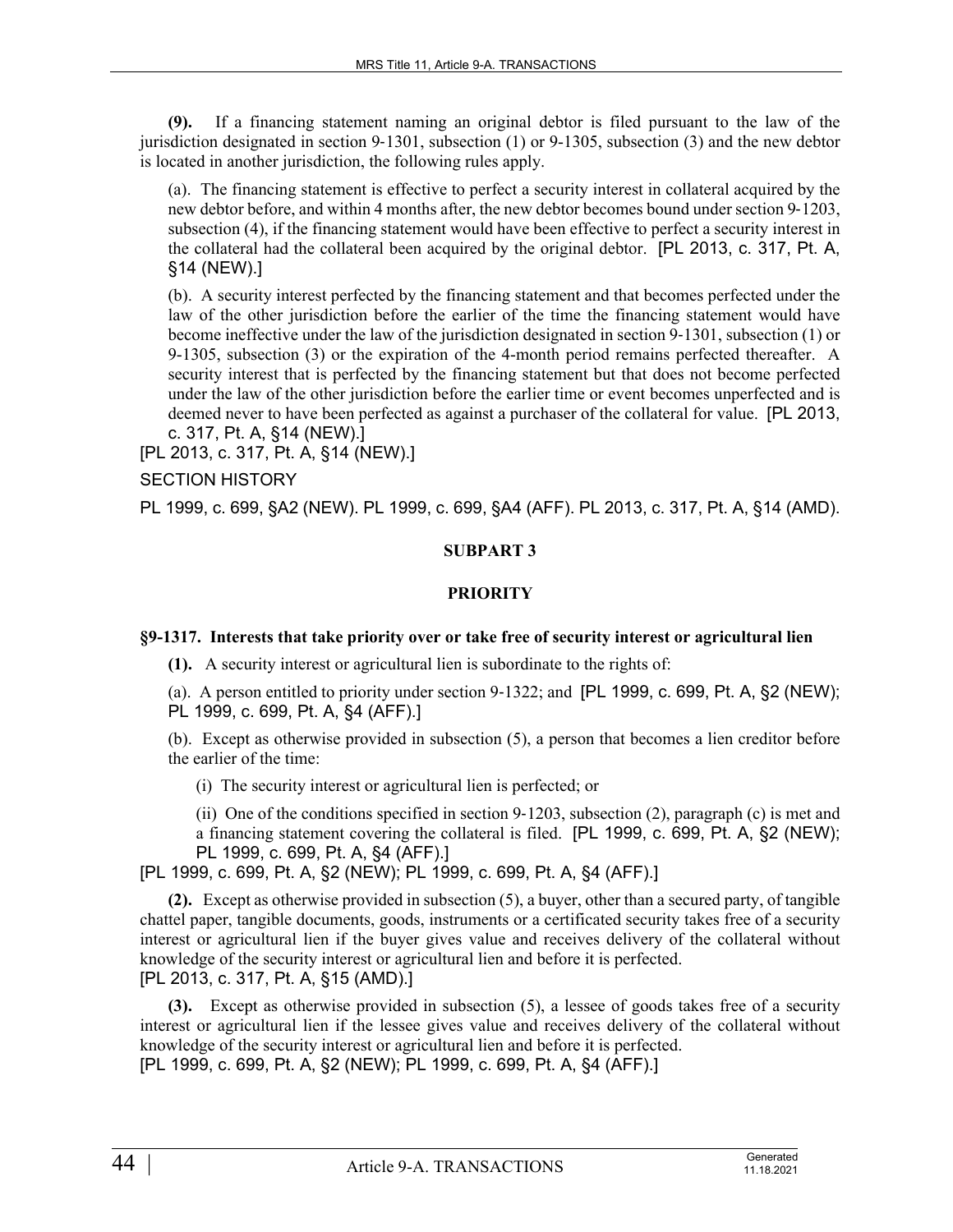**(9).** If a financing statement naming an original debtor is filed pursuant to the law of the jurisdiction designated in section 9-1301, subsection (1) or 9-1305, subsection (3) and the new debtor is located in another jurisdiction, the following rules apply.

(a). The financing statement is effective to perfect a security interest in collateral acquired by the new debtor before, and within 4 months after, the new debtor becomes bound under section 9-1203, subsection (4), if the financing statement would have been effective to perfect a security interest in the collateral had the collateral been acquired by the original debtor. [PL 2013, c. 317, Pt. A, §14 (NEW).]

(b). A security interest perfected by the financing statement and that becomes perfected under the law of the other jurisdiction before the earlier of the time the financing statement would have become ineffective under the law of the jurisdiction designated in section 9-1301, subsection (1) or 9-1305, subsection (3) or the expiration of the 4-month period remains perfected thereafter. A security interest that is perfected by the financing statement but that does not become perfected under the law of the other jurisdiction before the earlier time or event becomes unperfected and is deemed never to have been perfected as against a purchaser of the collateral for value. [PL 2013, c. 317, Pt. A, §14 (NEW).]

[PL 2013, c. 317, Pt. A, §14 (NEW).]

SECTION HISTORY

PL 1999, c. 699, §A2 (NEW). PL 1999, c. 699, §A4 (AFF). PL 2013, c. 317, Pt. A, §14 (AMD).

## SUBPART 3

## PRIORITY

### §9-1317. Interests that take priority over or take free of security interest or agricultural lien

**(1).** A security interest or agricultural lien is subordinate to the rights of:

(a). A person entitled to priority under section 9-1322; and [PL 1999, c. 699, Pt. A, §2 (NEW); PL 1999, c. 699, Pt. A, §4 (AFF).]

(b). Except as otherwise provided in subsection (5), a person that becomes a lien creditor before the earlier of the time:

(i) The security interest or agricultural lien is perfected; or

(ii) One of the conditions specified in section 9-1203, subsection (2), paragraph (c) is met and a financing statement covering the collateral is filed. [PL 1999, c. 699, Pt. A, §2 (NEW); PL 1999, c. 699, Pt. A, §4 (AFF).]

[PL 1999, c. 699, Pt. A, §2 (NEW); PL 1999, c. 699, Pt. A, §4 (AFF).]

**(2).** Except as otherwise provided in subsection (5), a buyer, other than a secured party, of tangible chattel paper, tangible documents, goods, instruments or a certificated security takes free of a security interest or agricultural lien if the buyer gives value and receives delivery of the collateral without knowledge of the security interest or agricultural lien and before it is perfected.
[PL 2013, c. 317, Pt. A, §15 (AMD).]

**(3).** Except as otherwise provided in subsection (5), a lessee of goods takes free of a security interest or agricultural lien if the lessee gives value and receives delivery of the collateral without knowledge of the security interest or agricultural lien and before it is perfected.
[PL 1999, c. 699, Pt. A, §2 (NEW); PL 1999, c. 699, Pt. A, §4 (AFF).]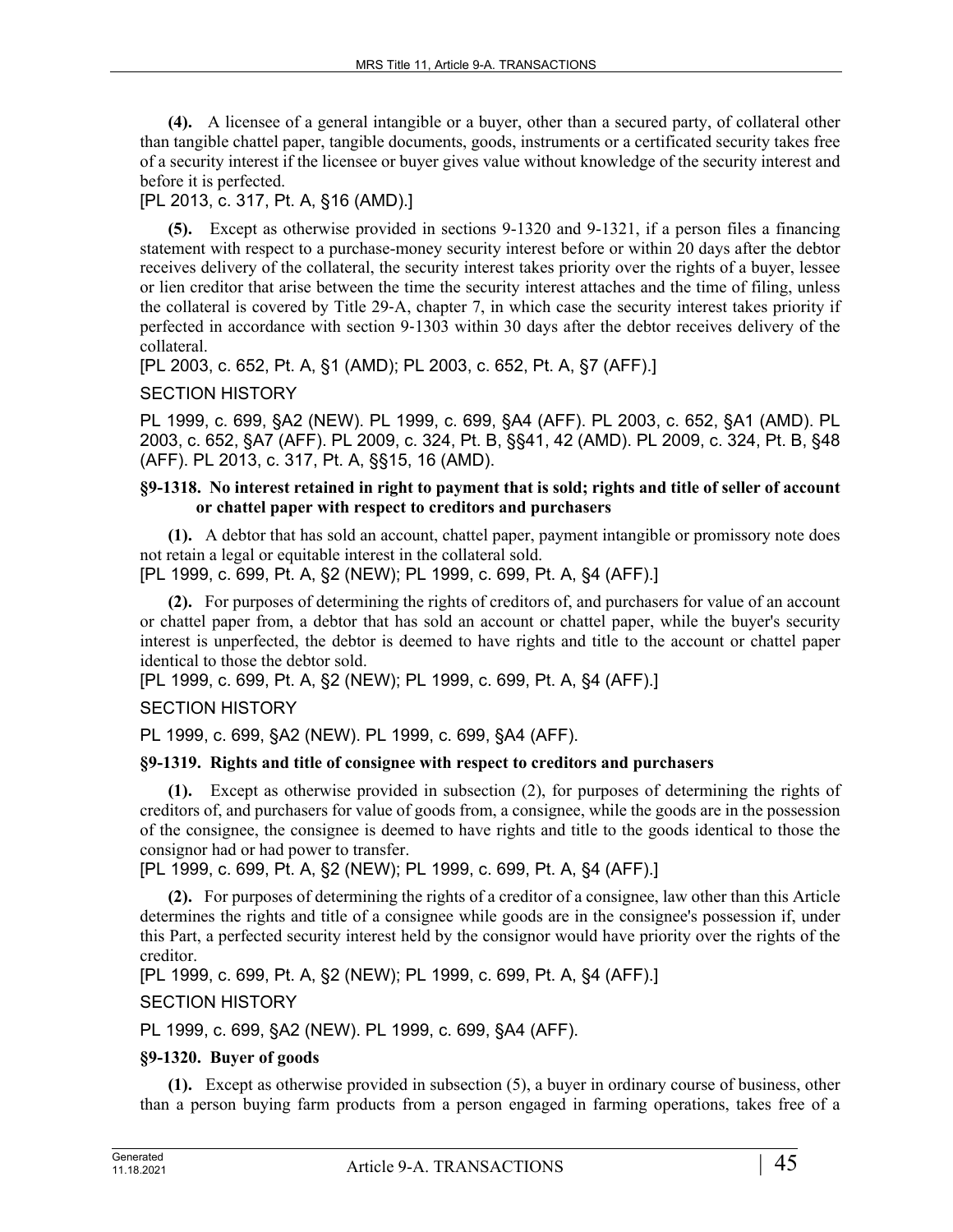**(4).** A licensee of a general intangible or a buyer, other than a secured party, of collateral other than tangible chattel paper, tangible documents, goods, instruments or a certificated security takes free of a security interest if the licensee or buyer gives value without knowledge of the security interest and before it is perfected.

[PL 2013, c. 317, Pt. A, §16 (AMD).]

**(5).** Except as otherwise provided in sections 9-1320 and 9-1321, if a person files a financing statement with respect to a purchase-money security interest before or within 20 days after the debtor receives delivery of the collateral, the security interest takes priority over the rights of a buyer, lessee or lien creditor that arise between the time the security interest attaches and the time of filing, unless the collateral is covered by Title 29-A, chapter 7, in which case the security interest takes priority if perfected in accordance with section 9-1303 within 30 days after the debtor receives delivery of the collateral.

[PL 2003, c. 652, Pt. A, §1 (AMD); PL 2003, c. 652, Pt. A, §7 (AFF).]

SECTION HISTORY

PL 1999, c. 699, §A2 (NEW). PL 1999, c. 699, §A4 (AFF). PL 2003, c. 652, §A1 (AMD). PL 2003, c. 652, §A7 (AFF). PL 2009, c. 324, Pt. B, §§41, 42 (AMD). PL 2009, c. 324, Pt. B, §48 (AFF). PL 2013, c. 317, Pt. A, §§15, 16 (AMD).

### §9-1318. No interest retained in right to payment that is sold; rights and title of seller of account or chattel paper with respect to creditors and purchasers

**(1).** A debtor that has sold an account, chattel paper, payment intangible or promissory note does not retain a legal or equitable interest in the collateral sold.

[PL 1999, c. 699, Pt. A, §2 (NEW); PL 1999, c. 699, Pt. A, §4 (AFF).]

**(2).** For purposes of determining the rights of creditors of, and purchasers for value of an account or chattel paper from, a debtor that has sold an account or chattel paper, while the buyer's security interest is unperfected, the debtor is deemed to have rights and title to the account or chattel paper identical to those the debtor sold.

[PL 1999, c. 699, Pt. A, §2 (NEW); PL 1999, c. 699, Pt. A, §4 (AFF).]

SECTION HISTORY

PL 1999, c. 699, §A2 (NEW). PL 1999, c. 699, §A4 (AFF).

### §9-1319. Rights and title of consignee with respect to creditors and purchasers

**(1).** Except as otherwise provided in subsection (2), for purposes of determining the rights of creditors of, and purchasers for value of goods from, a consignee, while the goods are in the possession of the consignee, the consignee is deemed to have rights and title to the goods identical to those the consignor had or had power to transfer.

[PL 1999, c. 699, Pt. A, §2 (NEW); PL 1999, c. 699, Pt. A, §4 (AFF).]

**(2).** For purposes of determining the rights of a creditor of a consignee, law other than this Article determines the rights and title of a consignee while goods are in the consignee's possession if, under this Part, a perfected security interest held by the consignor would have priority over the rights of the creditor.

[PL 1999, c. 699, Pt. A, §2 (NEW); PL 1999, c. 699, Pt. A, §4 (AFF).]

SECTION HISTORY

PL 1999, c. 699, §A2 (NEW). PL 1999, c. 699, §A4 (AFF).

### §9-1320. Buyer of goods

**(1).** Except as otherwise provided in subsection (5), a buyer in ordinary course of business, other than a person buying farm products from a person engaged in farming operations, takes free of a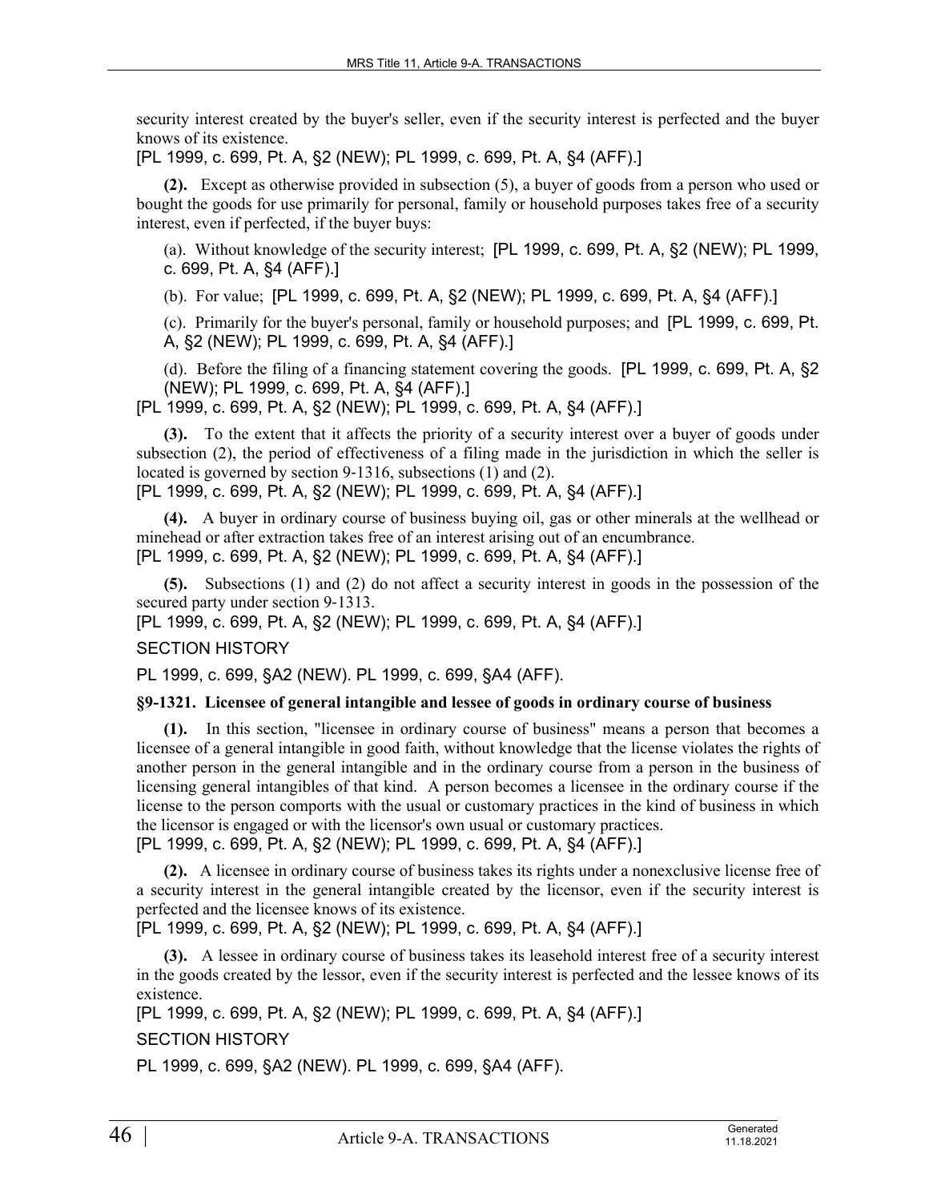security interest created by the buyer's seller, even if the security interest is perfected and the buyer knows of its existence.

[PL 1999, c. 699, Pt. A, §2 (NEW); PL 1999, c. 699, Pt. A, §4 (AFF).]

**(2).** Except as otherwise provided in subsection (5), a buyer of goods from a person who used or bought the goods for use primarily for personal, family or household purposes takes free of a security interest, even if perfected, if the buyer buys:

(a). Without knowledge of the security interest; [PL 1999, c. 699, Pt. A, §2 (NEW); PL 1999, c. 699, Pt. A, §4 (AFF).]

(b). For value; [PL 1999, c. 699, Pt. A, §2 (NEW); PL 1999, c. 699, Pt. A, §4 (AFF).]

(c). Primarily for the buyer's personal, family or household purposes; and [PL 1999, c. 699, Pt. A, §2 (NEW); PL 1999, c. 699, Pt. A, §4 (AFF).]

(d). Before the filing of a financing statement covering the goods. [PL 1999, c. 699, Pt. A, §2 (NEW); PL 1999, c. 699, Pt. A, §4 (AFF).]

[PL 1999, c. 699, Pt. A, §2 (NEW); PL 1999, c. 699, Pt. A, §4 (AFF).]

**(3).** To the extent that it affects the priority of a security interest over a buyer of goods under subsection (2), the period of effectiveness of a filing made in the jurisdiction in which the seller is located is governed by section 9-1316, subsections (1) and (2).

[PL 1999, c. 699, Pt. A, §2 (NEW); PL 1999, c. 699, Pt. A, §4 (AFF).]

**(4).** A buyer in ordinary course of business buying oil, gas or other minerals at the wellhead or minehead or after extraction takes free of an interest arising out of an encumbrance.

[PL 1999, c. 699, Pt. A, §2 (NEW); PL 1999, c. 699, Pt. A, §4 (AFF).]

**(5).** Subsections (1) and (2) do not affect a security interest in goods in the possession of the secured party under section 9-1313.

[PL 1999, c. 699, Pt. A, §2 (NEW); PL 1999, c. 699, Pt. A, §4 (AFF).]

SECTION HISTORY

PL 1999, c. 699, §A2 (NEW). PL 1999, c. 699, §A4 (AFF).

### §9-1321. Licensee of general intangible and lessee of goods in ordinary course of business

**(1).** In this section, "licensee in ordinary course of business" means a person that becomes a licensee of a general intangible in good faith, without knowledge that the license violates the rights of another person in the general intangible and in the ordinary course from a person in the business of licensing general intangibles of that kind. A person becomes a licensee in the ordinary course if the license to the person comports with the usual or customary practices in the kind of business in which the licensor is engaged or with the licensor's own usual or customary practices.

[PL 1999, c. 699, Pt. A, §2 (NEW); PL 1999, c. 699, Pt. A, §4 (AFF).]

**(2).** A licensee in ordinary course of business takes its rights under a nonexclusive license free of a security interest in the general intangible created by the licensor, even if the security interest is perfected and the licensee knows of its existence.

[PL 1999, c. 699, Pt. A, §2 (NEW); PL 1999, c. 699, Pt. A, §4 (AFF).]

**(3).** A lessee in ordinary course of business takes its leasehold interest free of a security interest in the goods created by the lessor, even if the security interest is perfected and the lessee knows of its existence.

[PL 1999, c. 699, Pt. A, §2 (NEW); PL 1999, c. 699, Pt. A, §4 (AFF).]

SECTION HISTORY

PL 1999, c. 699, §A2 (NEW). PL 1999, c. 699, §A4 (AFF).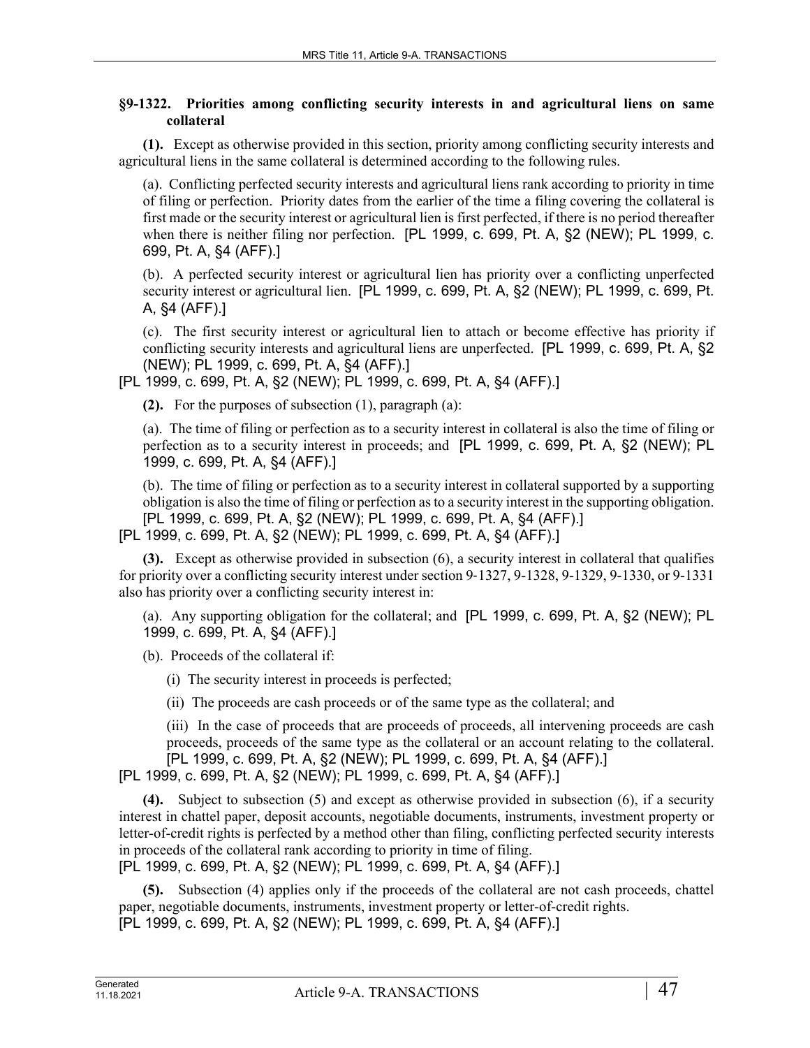**§9-1322. Priorities among conflicting security interests in and agricultural liens on same collateral**

**(1).** Except as otherwise provided in this section, priority among conflicting security interests and agricultural liens in the same collateral is determined according to the following rules.

(a). Conflicting perfected security interests and agricultural liens rank according to priority in time of filing or perfection. Priority dates from the earlier of the time a filing covering the collateral is first made or the security interest or agricultural lien is first perfected, if there is no period thereafter when there is neither filing nor perfection. [PL 1999, c. 699, Pt. A, §2 (NEW); PL 1999, c. 699, Pt. A, §4 (AFF).]

(b). A perfected security interest or agricultural lien has priority over a conflicting unperfected security interest or agricultural lien. [PL 1999, c. 699, Pt. A, §2 (NEW); PL 1999, c. 699, Pt. A, §4 (AFF).]

(c). The first security interest or agricultural lien to attach or become effective has priority if conflicting security interests and agricultural liens are unperfected. [PL 1999, c. 699, Pt. A, §2 (NEW); PL 1999, c. 699, Pt. A, §4 (AFF).]

[PL 1999, c. 699, Pt. A, §2 (NEW); PL 1999, c. 699, Pt. A, §4 (AFF).]

**(2).** For the purposes of subsection (1), paragraph (a):

(a). The time of filing or perfection as to a security interest in collateral is also the time of filing or perfection as to a security interest in proceeds; and [PL 1999, c. 699, Pt. A, §2 (NEW); PL 1999, c. 699, Pt. A, §4 (AFF).]

(b). The time of filing or perfection as to a security interest in collateral supported by a supporting obligation is also the time of filing or perfection as to a security interest in the supporting obligation. [PL 1999, c. 699, Pt. A, §2 (NEW); PL 1999, c. 699, Pt. A, §4 (AFF).]

[PL 1999, c. 699, Pt. A, §2 (NEW); PL 1999, c. 699, Pt. A, §4 (AFF).]

**(3).** Except as otherwise provided in subsection (6), a security interest in collateral that qualifies for priority over a conflicting security interest under section 9-1327, 9-1328, 9-1329, 9-1330, or 9-1331 also has priority over a conflicting security interest in:

(a). Any supporting obligation for the collateral; and [PL 1999, c. 699, Pt. A, §2 (NEW); PL 1999, c. 699, Pt. A, §4 (AFF).]

(b). Proceeds of the collateral if:

(i) The security interest in proceeds is perfected;

(ii) The proceeds are cash proceeds or of the same type as the collateral; and

(iii) In the case of proceeds that are proceeds of proceeds, all intervening proceeds are cash proceeds, proceeds of the same type as the collateral or an account relating to the collateral. [PL 1999, c. 699, Pt. A, §2 (NEW); PL 1999, c. 699, Pt. A, §4 (AFF).]

[PL 1999, c. 699, Pt. A, §2 (NEW); PL 1999, c. 699, Pt. A, §4 (AFF).]

**(4).** Subject to subsection (5) and except as otherwise provided in subsection (6), if a security interest in chattel paper, deposit accounts, negotiable documents, instruments, investment property or letter-of-credit rights is perfected by a method other than filing, conflicting perfected security interests in proceeds of the collateral rank according to priority in time of filing.

[PL 1999, c. 699, Pt. A, §2 (NEW); PL 1999, c. 699, Pt. A, §4 (AFF).]

**(5).** Subsection (4) applies only if the proceeds of the collateral are not cash proceeds, chattel paper, negotiable documents, instruments, investment property or letter-of-credit rights.

[PL 1999, c. 699, Pt. A, §2 (NEW); PL 1999, c. 699, Pt. A, §4 (AFF).]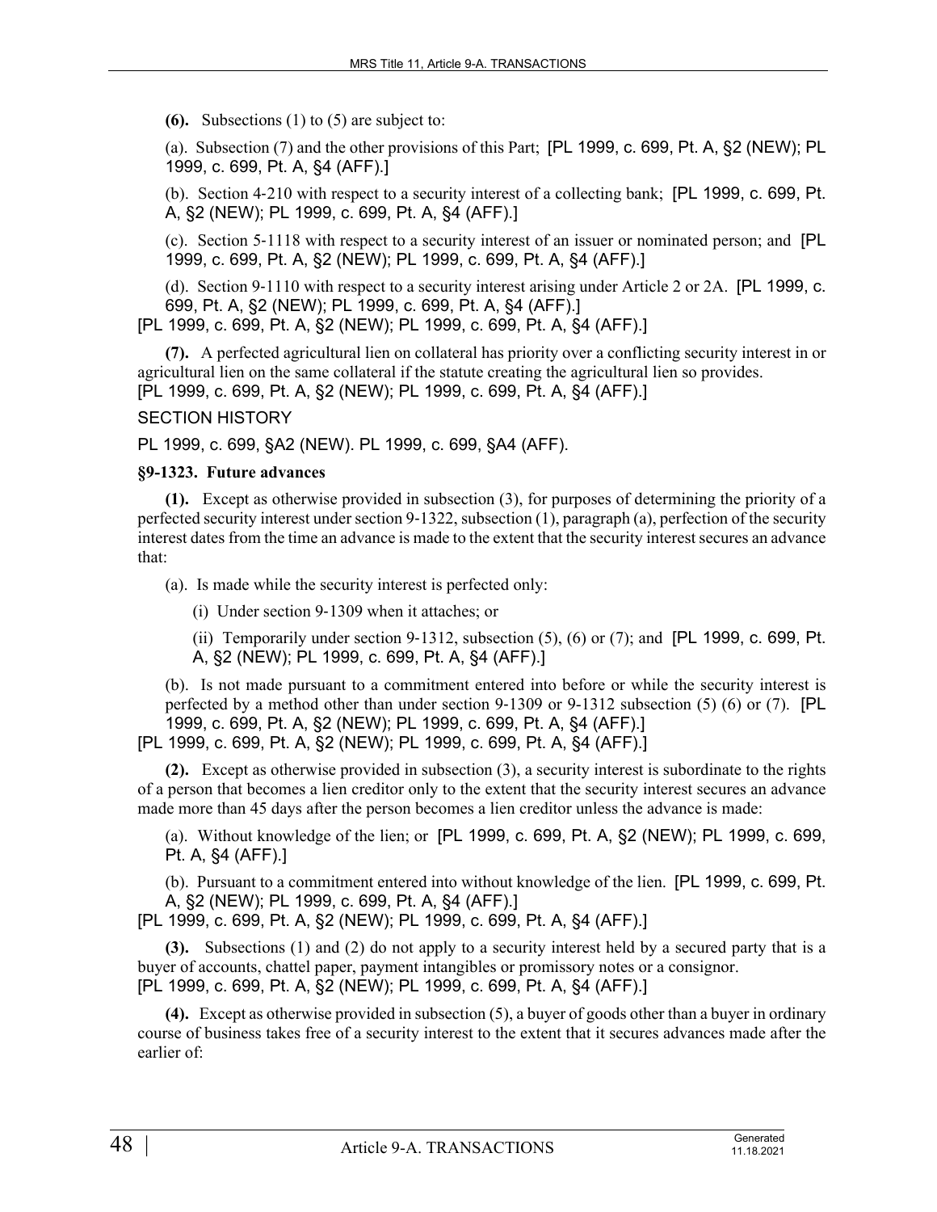**(6).** Subsections (1) to (5) are subject to:

(a). Subsection (7) and the other provisions of this Part; [PL 1999, c. 699, Pt. A, §2 (NEW); PL 1999, c. 699, Pt. A, §4 (AFF).]

(b). Section 4-210 with respect to a security interest of a collecting bank; [PL 1999, c. 699, Pt. A, §2 (NEW); PL 1999, c. 699, Pt. A, §4 (AFF).]

(c). Section 5-1118 with respect to a security interest of an issuer or nominated person; and [PL 1999, c. 699, Pt. A, §2 (NEW); PL 1999, c. 699, Pt. A, §4 (AFF).]

(d). Section 9-1110 with respect to a security interest arising under Article 2 or 2A. [PL 1999, c. 699, Pt. A, §2 (NEW); PL 1999, c. 699, Pt. A, §4 (AFF).]

[PL 1999, c. 699, Pt. A, §2 (NEW); PL 1999, c. 699, Pt. A, §4 (AFF).]

**(7).** A perfected agricultural lien on collateral has priority over a conflicting security interest in or agricultural lien on the same collateral if the statute creating the agricultural lien so provides. [PL 1999, c. 699, Pt. A, §2 (NEW); PL 1999, c. 699, Pt. A, §4 (AFF).]

SECTION HISTORY

PL 1999, c. 699, §A2 (NEW). PL 1999, c. 699, §A4 (AFF).

**§9-1323. Future advances**

**(1).** Except as otherwise provided in subsection (3), for purposes of determining the priority of a perfected security interest under section 9-1322, subsection (1), paragraph (a), perfection of the security interest dates from the time an advance is made to the extent that the security interest secures an advance that:

(a). Is made while the security interest is perfected only:

(i) Under section 9-1309 when it attaches; or

(ii) Temporarily under section 9-1312, subsection (5), (6) or (7); and [PL 1999, c. 699, Pt. A, §2 (NEW); PL 1999, c. 699, Pt. A, §4 (AFF).]

(b). Is not made pursuant to a commitment entered into before or while the security interest is perfected by a method other than under section 9-1309 or 9-1312 subsection (5) (6) or (7). [PL 1999, c. 699, Pt. A, §2 (NEW); PL 1999, c. 699, Pt. A, §4 (AFF).]

[PL 1999, c. 699, Pt. A, §2 (NEW); PL 1999, c. 699, Pt. A, §4 (AFF).]

**(2).** Except as otherwise provided in subsection (3), a security interest is subordinate to the rights of a person that becomes a lien creditor only to the extent that the security interest secures an advance made more than 45 days after the person becomes a lien creditor unless the advance is made:

(a). Without knowledge of the lien; or [PL 1999, c. 699, Pt. A, §2 (NEW); PL 1999, c. 699, Pt. A, §4 (AFF).]

(b). Pursuant to a commitment entered into without knowledge of the lien. [PL 1999, c. 699, Pt. A, §2 (NEW); PL 1999, c. 699, Pt. A, §4 (AFF).]

[PL 1999, c. 699, Pt. A, §2 (NEW); PL 1999, c. 699, Pt. A, §4 (AFF).]

**(3).** Subsections (1) and (2) do not apply to a security interest held by a secured party that is a buyer of accounts, chattel paper, payment intangibles or promissory notes or a consignor. [PL 1999, c. 699, Pt. A, §2 (NEW); PL 1999, c. 699, Pt. A, §4 (AFF).]

**(4).** Except as otherwise provided in subsection (5), a buyer of goods other than a buyer in ordinary course of business takes free of a security interest to the extent that it secures advances made after the earlier of: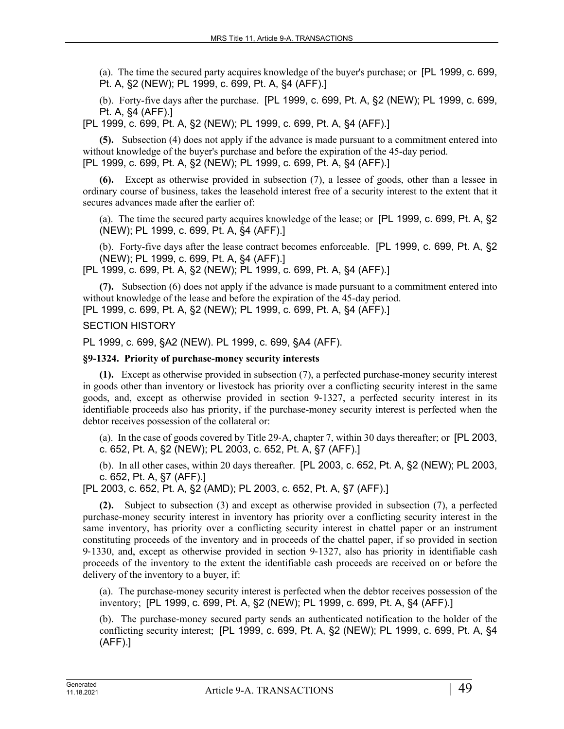(a). The time the secured party acquires knowledge of the buyer's purchase; or [PL 1999, c. 699, Pt. A, §2 (NEW); PL 1999, c. 699, Pt. A, §4 (AFF).]

(b). Forty-five days after the purchase. [PL 1999, c. 699, Pt. A, §2 (NEW); PL 1999, c. 699, Pt. A, §4 (AFF).]

[PL 1999, c. 699, Pt. A, §2 (NEW); PL 1999, c. 699, Pt. A, §4 (AFF).]

**(5).** Subsection (4) does not apply if the advance is made pursuant to a commitment entered into without knowledge of the buyer's purchase and before the expiration of the 45-day period.
[PL 1999, c. 699, Pt. A, §2 (NEW); PL 1999, c. 699, Pt. A, §4 (AFF).]

**(6).** Except as otherwise provided in subsection (7), a lessee of goods, other than a lessee in ordinary course of business, takes the leasehold interest free of a security interest to the extent that it secures advances made after the earlier of:

(a). The time the secured party acquires knowledge of the lease; or [PL 1999, c. 699, Pt. A, §2 (NEW); PL 1999, c. 699, Pt. A, §4 (AFF).]

(b). Forty-five days after the lease contract becomes enforceable. [PL 1999, c. 699, Pt. A, §2 (NEW); PL 1999, c. 699, Pt. A, §4 (AFF).]

[PL 1999, c. 699, Pt. A, §2 (NEW); PL 1999, c. 699, Pt. A, §4 (AFF).]

**(7).** Subsection (6) does not apply if the advance is made pursuant to a commitment entered into without knowledge of the lease and before the expiration of the 45-day period.
[PL 1999, c. 699, Pt. A, §2 (NEW); PL 1999, c. 699, Pt. A, §4 (AFF).]

SECTION HISTORY

PL 1999, c. 699, §A2 (NEW). PL 1999, c. 699, §A4 (AFF).

### §9-1324. Priority of purchase-money security interests

**(1).** Except as otherwise provided in subsection (7), a perfected purchase-money security interest in goods other than inventory or livestock has priority over a conflicting security interest in the same goods, and, except as otherwise provided in section 9-1327, a perfected security interest in its identifiable proceeds also has priority, if the purchase-money security interest is perfected when the debtor receives possession of the collateral or:

(a). In the case of goods covered by Title 29-A, chapter 7, within 30 days thereafter; or [PL 2003, c. 652, Pt. A, §2 (NEW); PL 2003, c. 652, Pt. A, §7 (AFF).]

(b). In all other cases, within 20 days thereafter. [PL 2003, c. 652, Pt. A, §2 (NEW); PL 2003, c. 652, Pt. A, §7 (AFF).]

[PL 2003, c. 652, Pt. A, §2 (AMD); PL 2003, c. 652, Pt. A, §7 (AFF).]

**(2).** Subject to subsection (3) and except as otherwise provided in subsection (7), a perfected purchase-money security interest in inventory has priority over a conflicting security interest in the same inventory, has priority over a conflicting security interest in chattel paper or an instrument constituting proceeds of the inventory and in proceeds of the chattel paper, if so provided in section 9-1330, and, except as otherwise provided in section 9-1327, also has priority in identifiable cash proceeds of the inventory to the extent the identifiable cash proceeds are received on or before the delivery of the inventory to a buyer, if:

(a). The purchase-money security interest is perfected when the debtor receives possession of the inventory; [PL 1999, c. 699, Pt. A, §2 (NEW); PL 1999, c. 699, Pt. A, §4 (AFF).]

(b). The purchase-money secured party sends an authenticated notification to the holder of the conflicting security interest; [PL 1999, c. 699, Pt. A, §2 (NEW); PL 1999, c. 699, Pt. A, §4 (AFF).]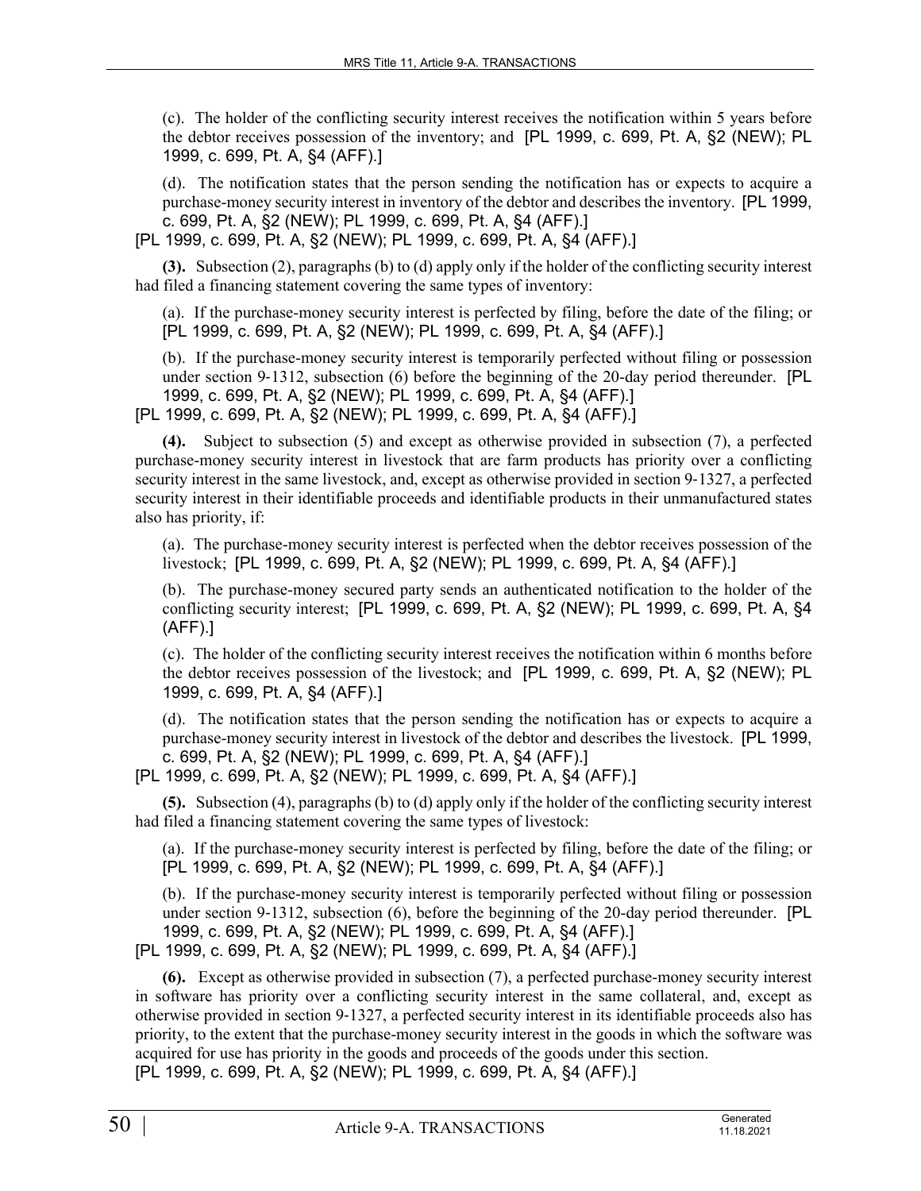(c). The holder of the conflicting security interest receives the notification within 5 years before the debtor receives possession of the inventory; and [PL 1999, c. 699, Pt. A, §2 (NEW); PL 1999, c. 699, Pt. A, §4 (AFF).]

(d). The notification states that the person sending the notification has or expects to acquire a purchase-money security interest in inventory of the debtor and describes the inventory. [PL 1999, c. 699, Pt. A, §2 (NEW); PL 1999, c. 699, Pt. A, §4 (AFF).]

[PL 1999, c. 699, Pt. A, §2 (NEW); PL 1999, c. 699, Pt. A, §4 (AFF).]

**(3).** Subsection (2), paragraphs (b) to (d) apply only if the holder of the conflicting security interest had filed a financing statement covering the same types of inventory:

(a). If the purchase-money security interest is perfected by filing, before the date of the filing; or [PL 1999, c. 699, Pt. A, §2 (NEW); PL 1999, c. 699, Pt. A, §4 (AFF).]

(b). If the purchase-money security interest is temporarily perfected without filing or possession under section 9-1312, subsection (6) before the beginning of the 20-day period thereunder. [PL 1999, c. 699, Pt. A, §2 (NEW); PL 1999, c. 699, Pt. A, §4 (AFF).]

[PL 1999, c. 699, Pt. A, §2 (NEW); PL 1999, c. 699, Pt. A, §4 (AFF).]

**(4).** Subject to subsection (5) and except as otherwise provided in subsection (7), a perfected purchase-money security interest in livestock that are farm products has priority over a conflicting security interest in the same livestock, and, except as otherwise provided in section 9-1327, a perfected security interest in their identifiable proceeds and identifiable products in their unmanufactured states also has priority, if:

(a). The purchase-money security interest is perfected when the debtor receives possession of the livestock; [PL 1999, c. 699, Pt. A, §2 (NEW); PL 1999, c. 699, Pt. A, §4 (AFF).]

(b). The purchase-money secured party sends an authenticated notification to the holder of the conflicting security interest; [PL 1999, c. 699, Pt. A, §2 (NEW); PL 1999, c. 699, Pt. A, §4 (AFF).]

(c). The holder of the conflicting security interest receives the notification within 6 months before the debtor receives possession of the livestock; and [PL 1999, c. 699, Pt. A, §2 (NEW); PL 1999, c. 699, Pt. A, §4 (AFF).]

(d). The notification states that the person sending the notification has or expects to acquire a purchase-money security interest in livestock of the debtor and describes the livestock. [PL 1999, c. 699, Pt. A, §2 (NEW); PL 1999, c. 699, Pt. A, §4 (AFF).]

[PL 1999, c. 699, Pt. A, §2 (NEW); PL 1999, c. 699, Pt. A, §4 (AFF).]

**(5).** Subsection (4), paragraphs (b) to (d) apply only if the holder of the conflicting security interest had filed a financing statement covering the same types of livestock:

(a). If the purchase-money security interest is perfected by filing, before the date of the filing; or [PL 1999, c. 699, Pt. A, §2 (NEW); PL 1999, c. 699, Pt. A, §4 (AFF).]

(b). If the purchase-money security interest is temporarily perfected without filing or possession under section 9-1312, subsection (6), before the beginning of the 20-day period thereunder. [PL 1999, c. 699, Pt. A, §2 (NEW); PL 1999, c. 699, Pt. A, §4 (AFF).]

[PL 1999, c. 699, Pt. A, §2 (NEW); PL 1999, c. 699, Pt. A, §4 (AFF).]

**(6).** Except as otherwise provided in subsection (7), a perfected purchase-money security interest in software has priority over a conflicting security interest in the same collateral, and, except as otherwise provided in section 9-1327, a perfected security interest in its identifiable proceeds also has priority, to the extent that the purchase-money security interest in the goods in which the software was acquired for use has priority in the goods and proceeds of the goods under this section.

[PL 1999, c. 699, Pt. A, §2 (NEW); PL 1999, c. 699, Pt. A, §4 (AFF).]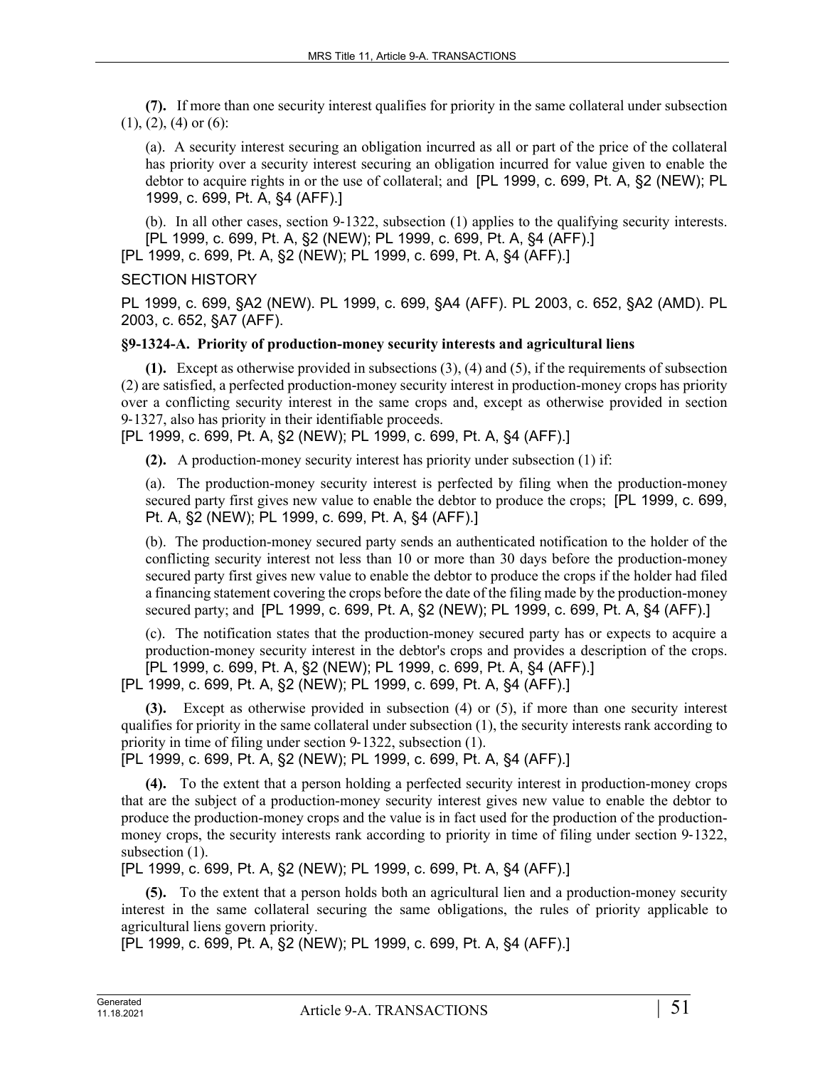**(7).** If more than one security interest qualifies for priority in the same collateral under subsection (1), (2), (4) or (6):

(a). A security interest securing an obligation incurred as all or part of the price of the collateral has priority over a security interest securing an obligation incurred for value given to enable the debtor to acquire rights in or the use of collateral; and [PL 1999, c. 699, Pt. A, §2 (NEW); PL 1999, c. 699, Pt. A, §4 (AFF).]

(b). In all other cases, section 9-1322, subsection (1) applies to the qualifying security interests. [PL 1999, c. 699, Pt. A, §2 (NEW); PL 1999, c. 699, Pt. A, §4 (AFF).]

[PL 1999, c. 699, Pt. A, §2 (NEW); PL 1999, c. 699, Pt. A, §4 (AFF).]

SECTION HISTORY

PL 1999, c. 699, §A2 (NEW). PL 1999, c. 699, §A4 (AFF). PL 2003, c. 652, §A2 (AMD). PL 2003, c. 652, §A7 (AFF).

**§9-1324-A. Priority of production-money security interests and agricultural liens**

**(1).** Except as otherwise provided in subsections (3), (4) and (5), if the requirements of subsection (2) are satisfied, a perfected production-money security interest in production-money crops has priority over a conflicting security interest in the same crops and, except as otherwise provided in section 9-1327, also has priority in their identifiable proceeds.

[PL 1999, c. 699, Pt. A, §2 (NEW); PL 1999, c. 699, Pt. A, §4 (AFF).]

**(2).** A production-money security interest has priority under subsection (1) if:

(a). The production-money security interest is perfected by filing when the production-money secured party first gives new value to enable the debtor to produce the crops; [PL 1999, c. 699, Pt. A, §2 (NEW); PL 1999, c. 699, Pt. A, §4 (AFF).]

(b). The production-money secured party sends an authenticated notification to the holder of the conflicting security interest not less than 10 or more than 30 days before the production-money secured party first gives new value to enable the debtor to produce the crops if the holder had filed a financing statement covering the crops before the date of the filing made by the production-money secured party; and [PL 1999, c. 699, Pt. A, §2 (NEW); PL 1999, c. 699, Pt. A, §4 (AFF).]

(c). The notification states that the production-money secured party has or expects to acquire a production-money security interest in the debtor's crops and provides a description of the crops. [PL 1999, c. 699, Pt. A, §2 (NEW); PL 1999, c. 699, Pt. A, §4 (AFF).]

[PL 1999, c. 699, Pt. A, §2 (NEW); PL 1999, c. 699, Pt. A, §4 (AFF).]

**(3).** Except as otherwise provided in subsection (4) or (5), if more than one security interest qualifies for priority in the same collateral under subsection (1), the security interests rank according to priority in time of filing under section 9-1322, subsection (1).

[PL 1999, c. 699, Pt. A, §2 (NEW); PL 1999, c. 699, Pt. A, §4 (AFF).]

**(4).** To the extent that a person holding a perfected security interest in production-money crops that are the subject of a production-money security interest gives new value to enable the debtor to produce the production-money crops and the value is in fact used for the production of the production-money crops, the security interests rank according to priority in time of filing under section 9-1322, subsection (1).

[PL 1999, c. 699, Pt. A, §2 (NEW); PL 1999, c. 699, Pt. A, §4 (AFF).]

**(5).** To the extent that a person holds both an agricultural lien and a production-money security interest in the same collateral securing the same obligations, the rules of priority applicable to agricultural liens govern priority.

[PL 1999, c. 699, Pt. A, §2 (NEW); PL 1999, c. 699, Pt. A, §4 (AFF).]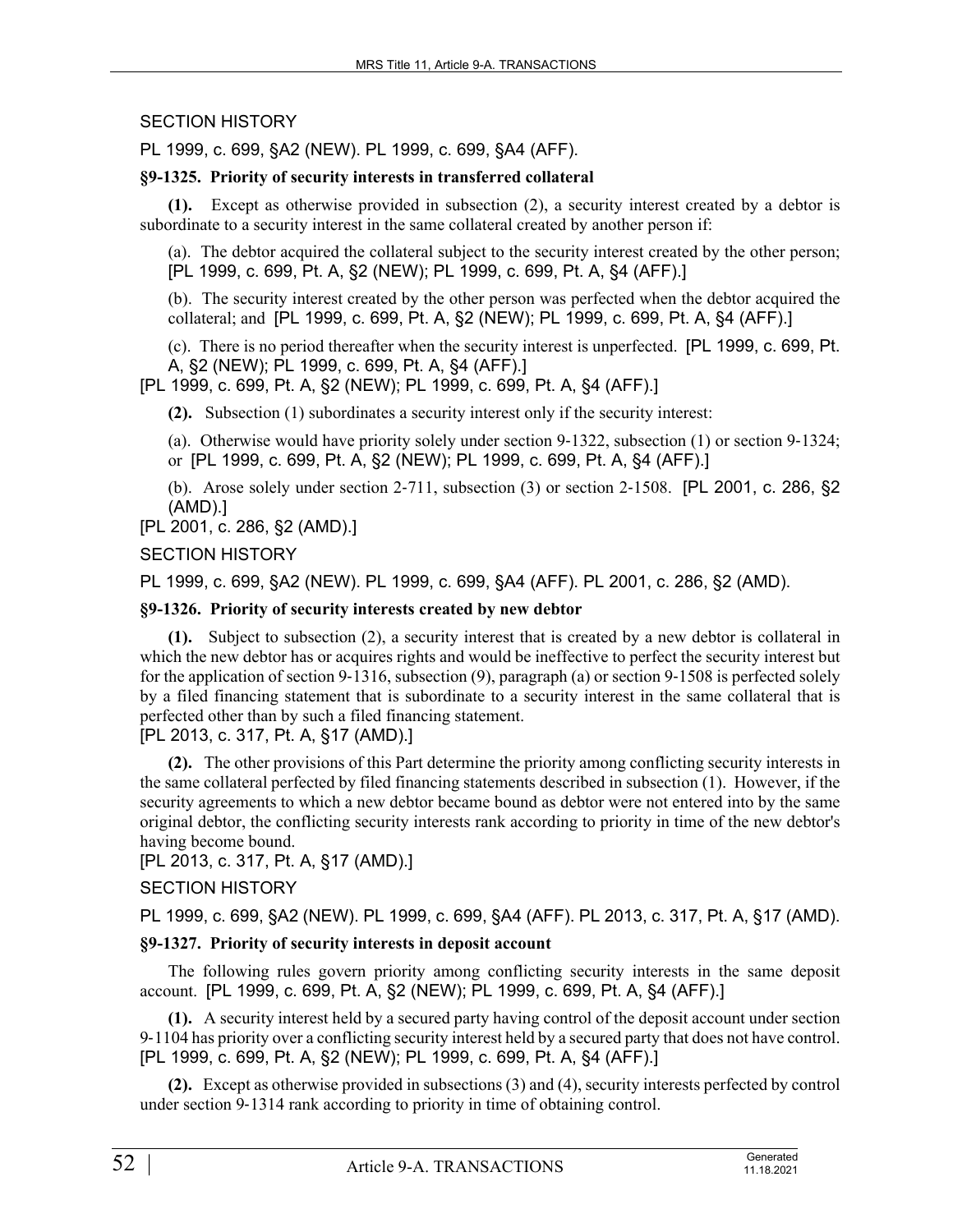SECTION HISTORY

PL 1999, c. 699, §A2 (NEW). PL 1999, c. 699, §A4 (AFF).

**§9-1325. Priority of security interests in transferred collateral**

**(1).** Except as otherwise provided in subsection (2), a security interest created by a debtor is subordinate to a security interest in the same collateral created by another person if:

(a). The debtor acquired the collateral subject to the security interest created by the other person; [PL 1999, c. 699, Pt. A, §2 (NEW); PL 1999, c. 699, Pt. A, §4 (AFF).]

(b). The security interest created by the other person was perfected when the debtor acquired the collateral; and [PL 1999, c. 699, Pt. A, §2 (NEW); PL 1999, c. 699, Pt. A, §4 (AFF).]

(c). There is no period thereafter when the security interest is unperfected. [PL 1999, c. 699, Pt. A, §2 (NEW); PL 1999, c. 699, Pt. A, §4 (AFF).]

[PL 1999, c. 699, Pt. A, §2 (NEW); PL 1999, c. 699, Pt. A, §4 (AFF).]

**(2).** Subsection (1) subordinates a security interest only if the security interest:

(a). Otherwise would have priority solely under section 9-1322, subsection (1) or section 9-1324; or [PL 1999, c. 699, Pt. A, §2 (NEW); PL 1999, c. 699, Pt. A, §4 (AFF).]

(b). Arose solely under section 2-711, subsection (3) or section 2-1508. [PL 2001, c. 286, §2 (AMD).]

[PL 2001, c. 286, §2 (AMD).]

SECTION HISTORY

PL 1999, c. 699, §A2 (NEW). PL 1999, c. 699, §A4 (AFF). PL 2001, c. 286, §2 (AMD).

**§9-1326. Priority of security interests created by new debtor**

**(1).** Subject to subsection (2), a security interest that is created by a new debtor is collateral in which the new debtor has or acquires rights and would be ineffective to perfect the security interest but for the application of section 9-1316, subsection (9), paragraph (a) or section 9-1508 is perfected solely by a filed financing statement that is subordinate to a security interest in the same collateral that is perfected other than by such a filed financing statement.

[PL 2013, c. 317, Pt. A, §17 (AMD).]

**(2).** The other provisions of this Part determine the priority among conflicting security interests in the same collateral perfected by filed financing statements described in subsection (1). However, if the security agreements to which a new debtor became bound as debtor were not entered into by the same original debtor, the conflicting security interests rank according to priority in time of the new debtor's having become bound.

[PL 2013, c. 317, Pt. A, §17 (AMD).]

SECTION HISTORY

PL 1999, c. 699, §A2 (NEW). PL 1999, c. 699, §A4 (AFF). PL 2013, c. 317, Pt. A, §17 (AMD).

**§9-1327. Priority of security interests in deposit account**

The following rules govern priority among conflicting security interests in the same deposit account. [PL 1999, c. 699, Pt. A, §2 (NEW); PL 1999, c. 699, Pt. A, §4 (AFF).]

**(1).** A security interest held by a secured party having control of the deposit account under section 9-1104 has priority over a conflicting security interest held by a secured party that does not have control.

[PL 1999, c. 699, Pt. A, §2 (NEW); PL 1999, c. 699, Pt. A, §4 (AFF).]

**(2).** Except as otherwise provided in subsections (3) and (4), security interests perfected by control under section 9-1314 rank according to priority in time of obtaining control.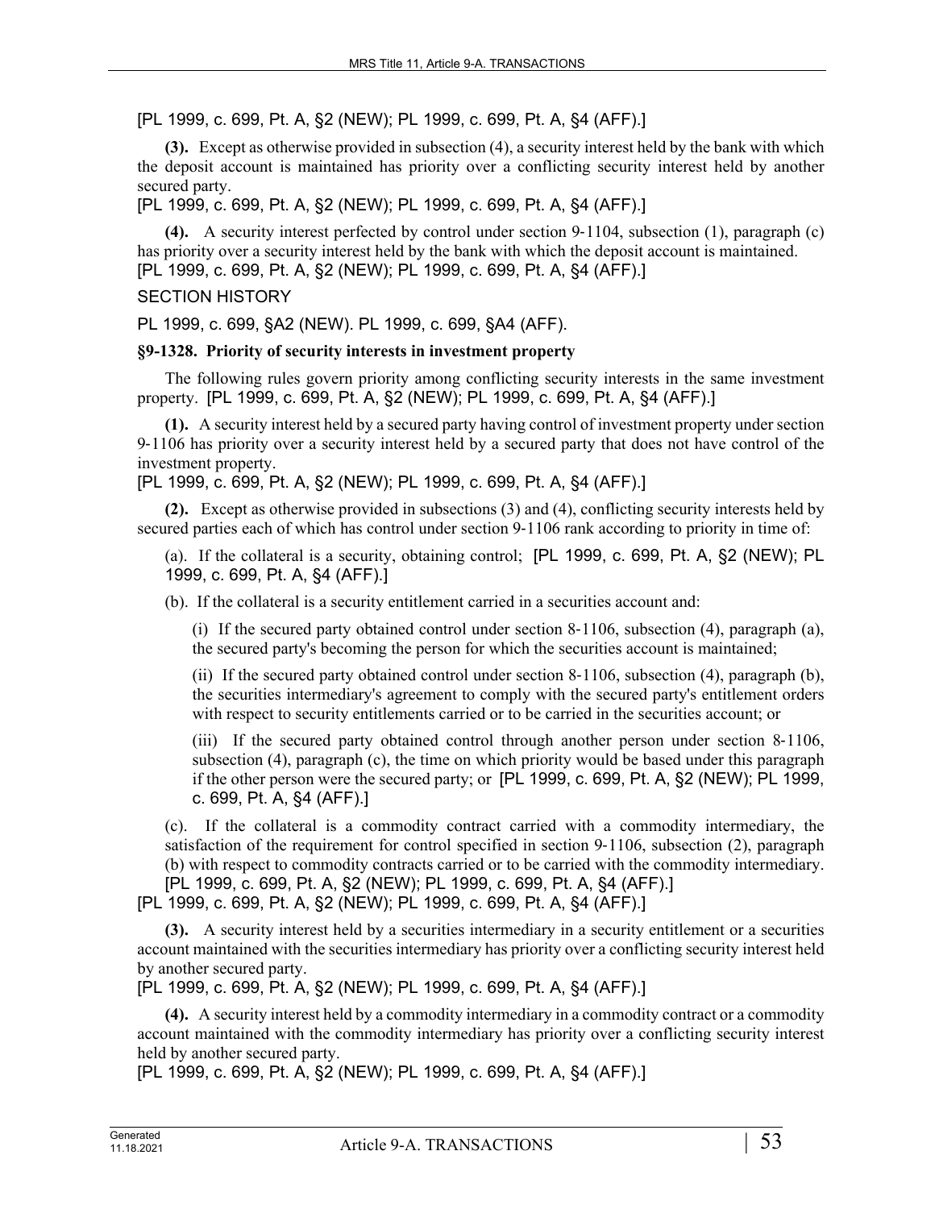[PL 1999, c. 699, Pt. A, §2 (NEW); PL 1999, c. 699, Pt. A, §4 (AFF).]

**(3).** Except as otherwise provided in subsection (4), a security interest held by the bank with which the deposit account is maintained has priority over a conflicting security interest held by another secured party.
[PL 1999, c. 699, Pt. A, §2 (NEW); PL 1999, c. 699, Pt. A, §4 (AFF).]

**(4).** A security interest perfected by control under section 9-1104, subsection (1), paragraph (c) has priority over a security interest held by the bank with which the deposit account is maintained.
[PL 1999, c. 699, Pt. A, §2 (NEW); PL 1999, c. 699, Pt. A, §4 (AFF).]

SECTION HISTORY

PL 1999, c. 699, §A2 (NEW). PL 1999, c. 699, §A4 (AFF).

**§9-1328. Priority of security interests in investment property**

The following rules govern priority among conflicting security interests in the same investment property. [PL 1999, c. 699, Pt. A, §2 (NEW); PL 1999, c. 699, Pt. A, §4 (AFF).]

**(1).** A security interest held by a secured party having control of investment property under section 9-1106 has priority over a security interest held by a secured party that does not have control of the investment property.
[PL 1999, c. 699, Pt. A, §2 (NEW); PL 1999, c. 699, Pt. A, §4 (AFF).]

**(2).** Except as otherwise provided in subsections (3) and (4), conflicting security interests held by secured parties each of which has control under section 9-1106 rank according to priority in time of:

(a). If the collateral is a security, obtaining control; [PL 1999, c. 699, Pt. A, §2 (NEW); PL 1999, c. 699, Pt. A, §4 (AFF).]

(b). If the collateral is a security entitlement carried in a securities account and:

(i) If the secured party obtained control under section 8-1106, subsection (4), paragraph (a), the secured party's becoming the person for which the securities account is maintained;

(ii) If the secured party obtained control under section 8-1106, subsection (4), paragraph (b), the securities intermediary's agreement to comply with the secured party's entitlement orders with respect to security entitlements carried or to be carried in the securities account; or

(iii) If the secured party obtained control through another person under section 8-1106, subsection (4), paragraph (c), the time on which priority would be based under this paragraph if the other person were the secured party; or [PL 1999, c. 699, Pt. A, §2 (NEW); PL 1999, c. 699, Pt. A, §4 (AFF).]

(c). If the collateral is a commodity contract carried with a commodity intermediary, the satisfaction of the requirement for control specified in section 9-1106, subsection (2), paragraph (b) with respect to commodity contracts carried or to be carried with the commodity intermediary.
[PL 1999, c. 699, Pt. A, §2 (NEW); PL 1999, c. 699, Pt. A, §4 (AFF).]

[PL 1999, c. 699, Pt. A, §2 (NEW); PL 1999, c. 699, Pt. A, §4 (AFF).]

**(3).** A security interest held by a securities intermediary in a security entitlement or a securities account maintained with the securities intermediary has priority over a conflicting security interest held by another secured party.
[PL 1999, c. 699, Pt. A, §2 (NEW); PL 1999, c. 699, Pt. A, §4 (AFF).]

**(4).** A security interest held by a commodity intermediary in a commodity contract or a commodity account maintained with the commodity intermediary has priority over a conflicting security interest held by another secured party.
[PL 1999, c. 699, Pt. A, §2 (NEW); PL 1999, c. 699, Pt. A, §4 (AFF).]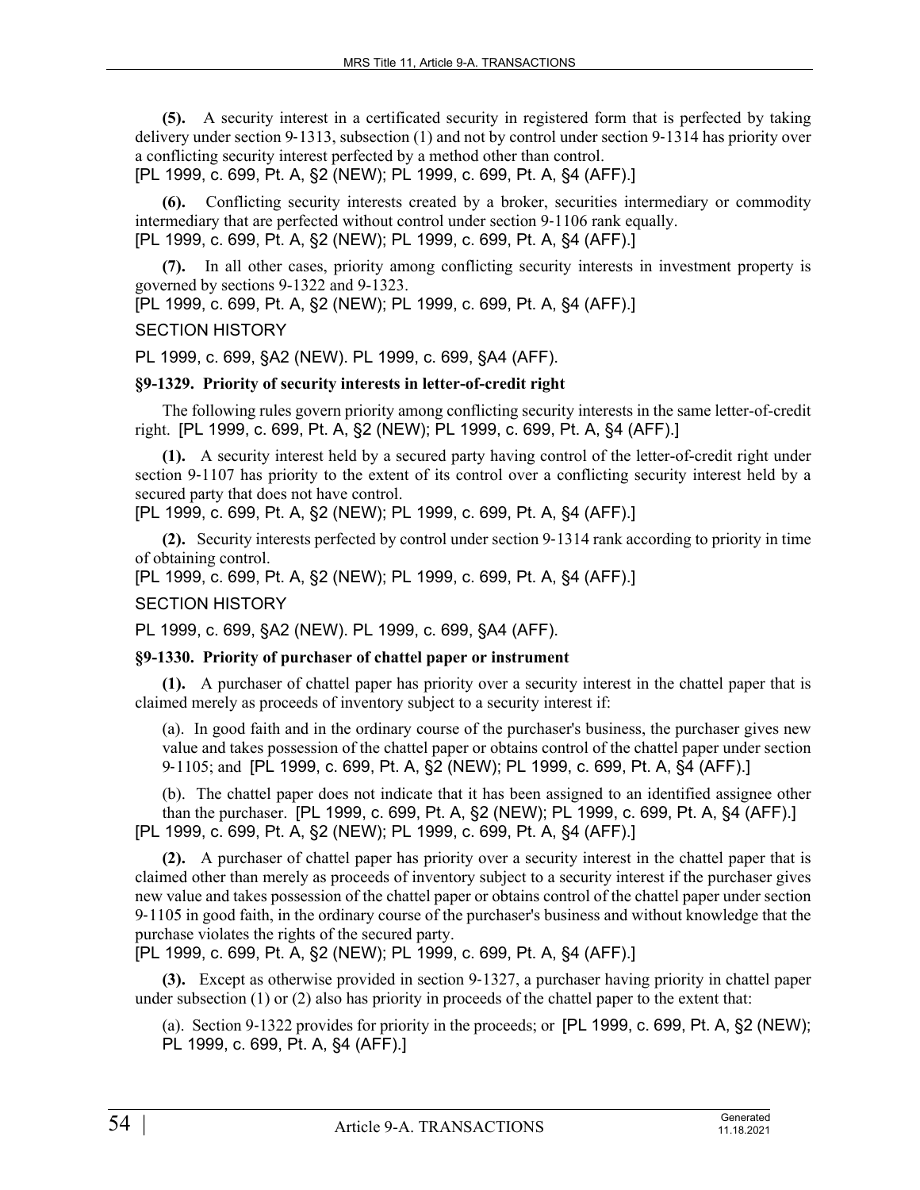**(5).** A security interest in a certificated security in registered form that is perfected by taking delivery under section 9‑1313, subsection (1) and not by control under section 9‑1314 has priority over a conflicting security interest perfected by a method other than control.

[PL 1999, c. 699, Pt. A, §2 (NEW); PL 1999, c. 699, Pt. A, §4 (AFF).]

**(6).** Conflicting security interests created by a broker, securities intermediary or commodity intermediary that are perfected without control under section 9‑1106 rank equally.

[PL 1999, c. 699, Pt. A, §2 (NEW); PL 1999, c. 699, Pt. A, §4 (AFF).]

**(7).** In all other cases, priority among conflicting security interests in investment property is governed by sections 9‑1322 and 9‑1323.

[PL 1999, c. 699, Pt. A, §2 (NEW); PL 1999, c. 699, Pt. A, §4 (AFF).]

SECTION HISTORY

PL 1999, c. 699, §A2 (NEW). PL 1999, c. 699, §A4 (AFF).

### §9-1329. Priority of security interests in letter-of-credit right

The following rules govern priority among conflicting security interests in the same letter-of-credit right. [PL 1999, c. 699, Pt. A, §2 (NEW); PL 1999, c. 699, Pt. A, §4 (AFF).]

**(1).** A security interest held by a secured party having control of the letter-of-credit right under section 9‑1107 has priority to the extent of its control over a conflicting security interest held by a secured party that does not have control.

[PL 1999, c. 699, Pt. A, §2 (NEW); PL 1999, c. 699, Pt. A, §4 (AFF).]

**(2).** Security interests perfected by control under section 9‑1314 rank according to priority in time of obtaining control.

[PL 1999, c. 699, Pt. A, §2 (NEW); PL 1999, c. 699, Pt. A, §4 (AFF).]

SECTION HISTORY

PL 1999, c. 699, §A2 (NEW). PL 1999, c. 699, §A4 (AFF).

### §9-1330. Priority of purchaser of chattel paper or instrument

**(1).** A purchaser of chattel paper has priority over a security interest in the chattel paper that is claimed merely as proceeds of inventory subject to a security interest if:

(a). In good faith and in the ordinary course of the purchaser's business, the purchaser gives new value and takes possession of the chattel paper or obtains control of the chattel paper under section 9‑1105; and [PL 1999, c. 699, Pt. A, §2 (NEW); PL 1999, c. 699, Pt. A, §4 (AFF).]

(b). The chattel paper does not indicate that it has been assigned to an identified assignee other than the purchaser. [PL 1999, c. 699, Pt. A, §2 (NEW); PL 1999, c. 699, Pt. A, §4 (AFF).]

[PL 1999, c. 699, Pt. A, §2 (NEW); PL 1999, c. 699, Pt. A, §4 (AFF).]

**(2).** A purchaser of chattel paper has priority over a security interest in the chattel paper that is claimed other than merely as proceeds of inventory subject to a security interest if the purchaser gives new value and takes possession of the chattel paper or obtains control of the chattel paper under section 9‑1105 in good faith, in the ordinary course of the purchaser's business and without knowledge that the purchase violates the rights of the secured party.

[PL 1999, c. 699, Pt. A, §2 (NEW); PL 1999, c. 699, Pt. A, §4 (AFF).]

**(3).** Except as otherwise provided in section 9‑1327, a purchaser having priority in chattel paper under subsection (1) or (2) also has priority in proceeds of the chattel paper to the extent that:

(a). Section 9‑1322 provides for priority in the proceeds; or [PL 1999, c. 699, Pt. A, §2 (NEW); PL 1999, c. 699, Pt. A, §4 (AFF).]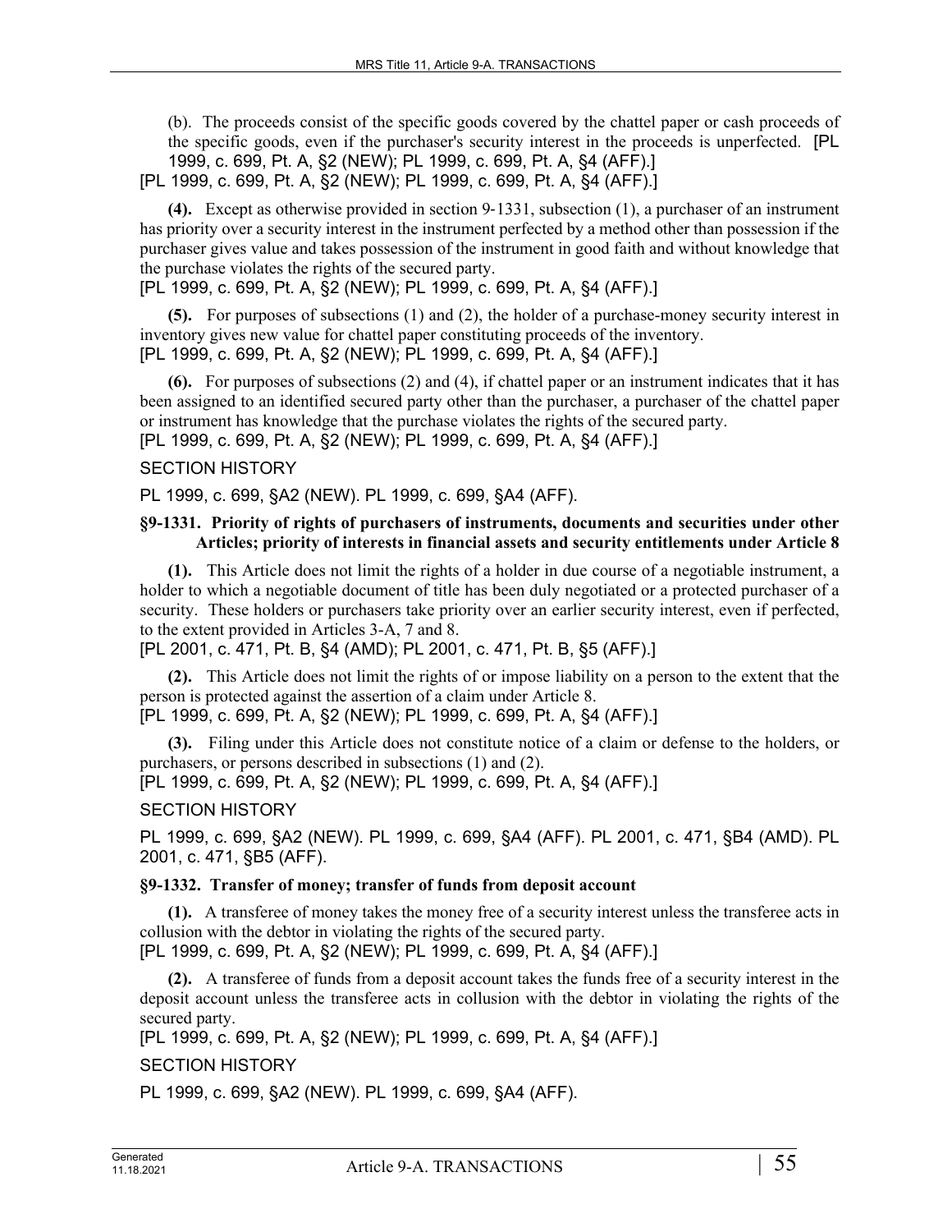(b). The proceeds consist of the specific goods covered by the chattel paper or cash proceeds of the specific goods, even if the purchaser's security interest in the proceeds is unperfected. [PL 1999, c. 699, Pt. A, §2 (NEW); PL 1999, c. 699, Pt. A, §4 (AFF).]

[PL 1999, c. 699, Pt. A, §2 (NEW); PL 1999, c. 699, Pt. A, §4 (AFF).]

**(4).** Except as otherwise provided in section 9-1331, subsection (1), a purchaser of an instrument has priority over a security interest in the instrument perfected by a method other than possession if the purchaser gives value and takes possession of the instrument in good faith and without knowledge that the purchase violates the rights of the secured party.

[PL 1999, c. 699, Pt. A, §2 (NEW); PL 1999, c. 699, Pt. A, §4 (AFF).]

**(5).** For purposes of subsections (1) and (2), the holder of a purchase-money security interest in inventory gives new value for chattel paper constituting proceeds of the inventory.

[PL 1999, c. 699, Pt. A, §2 (NEW); PL 1999, c. 699, Pt. A, §4 (AFF).]

**(6).** For purposes of subsections (2) and (4), if chattel paper or an instrument indicates that it has been assigned to an identified secured party other than the purchaser, a purchaser of the chattel paper or instrument has knowledge that the purchase violates the rights of the secured party.

[PL 1999, c. 699, Pt. A, §2 (NEW); PL 1999, c. 699, Pt. A, §4 (AFF).]

SECTION HISTORY

PL 1999, c. 699, §A2 (NEW). PL 1999, c. 699, §A4 (AFF).

### §9-1331. Priority of rights of purchasers of instruments, documents and securities under other Articles; priority of interests in financial assets and security entitlements under Article 8

**(1).** This Article does not limit the rights of a holder in due course of a negotiable instrument, a holder to which a negotiable document of title has been duly negotiated or a protected purchaser of a security. These holders or purchasers take priority over an earlier security interest, even if perfected, to the extent provided in Articles 3-A, 7 and 8.

[PL 2001, c. 471, Pt. B, §4 (AMD); PL 2001, c. 471, Pt. B, §5 (AFF).]

**(2).** This Article does not limit the rights of or impose liability on a person to the extent that the person is protected against the assertion of a claim under Article 8.

[PL 1999, c. 699, Pt. A, §2 (NEW); PL 1999, c. 699, Pt. A, §4 (AFF).]

**(3).** Filing under this Article does not constitute notice of a claim or defense to the holders, or purchasers, or persons described in subsections (1) and (2).

[PL 1999, c. 699, Pt. A, §2 (NEW); PL 1999, c. 699, Pt. A, §4 (AFF).]

SECTION HISTORY

PL 1999, c. 699, §A2 (NEW). PL 1999, c. 699, §A4 (AFF). PL 2001, c. 471, §B4 (AMD). PL 2001, c. 471, §B5 (AFF).

### §9-1332. Transfer of money; transfer of funds from deposit account

**(1).** A transferee of money takes the money free of a security interest unless the transferee acts in collusion with the debtor in violating the rights of the secured party.

[PL 1999, c. 699, Pt. A, §2 (NEW); PL 1999, c. 699, Pt. A, §4 (AFF).]

**(2).** A transferee of funds from a deposit account takes the funds free of a security interest in the deposit account unless the transferee acts in collusion with the debtor in violating the rights of the secured party.

[PL 1999, c. 699, Pt. A, §2 (NEW); PL 1999, c. 699, Pt. A, §4 (AFF).]

SECTION HISTORY

PL 1999, c. 699, §A2 (NEW). PL 1999, c. 699, §A4 (AFF).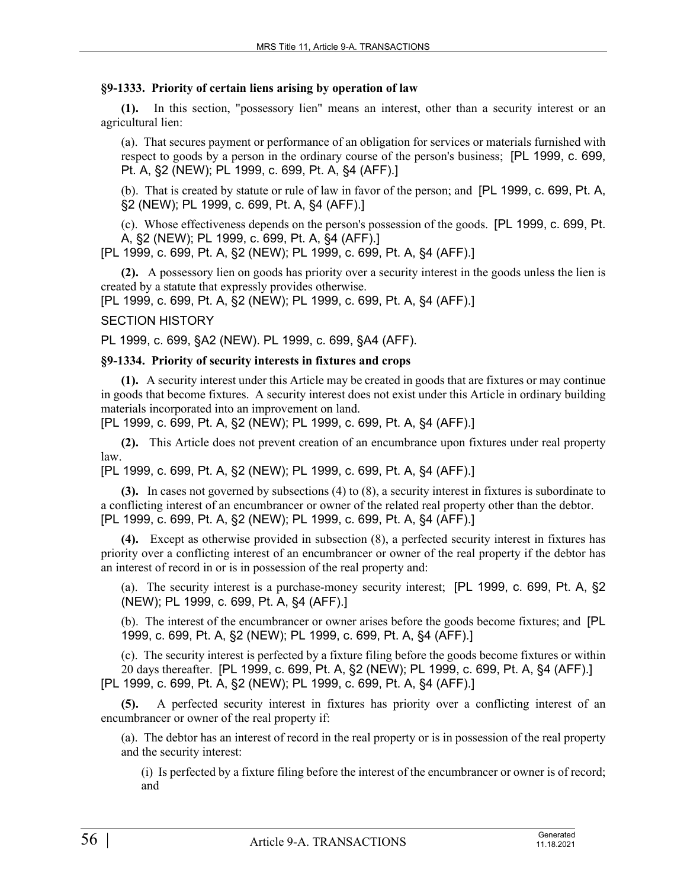### §9-1333. Priority of certain liens arising by operation of law

**(1).** In this section, "possessory lien" means an interest, other than a security interest or an agricultural lien:

(a). That secures payment or performance of an obligation for services or materials furnished with respect to goods by a person in the ordinary course of the person's business; [PL 1999, c. 699, Pt. A, §2 (NEW); PL 1999, c. 699, Pt. A, §4 (AFF).]

(b). That is created by statute or rule of law in favor of the person; and [PL 1999, c. 699, Pt. A, §2 (NEW); PL 1999, c. 699, Pt. A, §4 (AFF).]

(c). Whose effectiveness depends on the person's possession of the goods. [PL 1999, c. 699, Pt. A, §2 (NEW); PL 1999, c. 699, Pt. A, §4 (AFF).]

[PL 1999, c. 699, Pt. A, §2 (NEW); PL 1999, c. 699, Pt. A, §4 (AFF).]

**(2).** A possessory lien on goods has priority over a security interest in the goods unless the lien is created by a statute that expressly provides otherwise.

[PL 1999, c. 699, Pt. A, §2 (NEW); PL 1999, c. 699, Pt. A, §4 (AFF).]

SECTION HISTORY

PL 1999, c. 699, §A2 (NEW). PL 1999, c. 699, §A4 (AFF).

### §9-1334. Priority of security interests in fixtures and crops

**(1).** A security interest under this Article may be created in goods that are fixtures or may continue in goods that become fixtures. A security interest does not exist under this Article in ordinary building materials incorporated into an improvement on land.

[PL 1999, c. 699, Pt. A, §2 (NEW); PL 1999, c. 699, Pt. A, §4 (AFF).]

**(2).** This Article does not prevent creation of an encumbrance upon fixtures under real property law.

[PL 1999, c. 699, Pt. A, §2 (NEW); PL 1999, c. 699, Pt. A, §4 (AFF).]

**(3).** In cases not governed by subsections (4) to (8), a security interest in fixtures is subordinate to a conflicting interest of an encumbrancer or owner of the related real property other than the debtor.

[PL 1999, c. 699, Pt. A, §2 (NEW); PL 1999, c. 699, Pt. A, §4 (AFF).]

**(4).** Except as otherwise provided in subsection (8), a perfected security interest in fixtures has priority over a conflicting interest of an encumbrancer or owner of the real property if the debtor has an interest of record in or is in possession of the real property and:

(a). The security interest is a purchase-money security interest; [PL 1999, c. 699, Pt. A, §2 (NEW); PL 1999, c. 699, Pt. A, §4 (AFF).]

(b). The interest of the encumbrancer or owner arises before the goods become fixtures; and [PL 1999, c. 699, Pt. A, §2 (NEW); PL 1999, c. 699, Pt. A, §4 (AFF).]

(c). The security interest is perfected by a fixture filing before the goods become fixtures or within 20 days thereafter. [PL 1999, c. 699, Pt. A, §2 (NEW); PL 1999, c. 699, Pt. A, §4 (AFF).]

[PL 1999, c. 699, Pt. A, §2 (NEW); PL 1999, c. 699, Pt. A, §4 (AFF).]

**(5).** A perfected security interest in fixtures has priority over a conflicting interest of an encumbrancer or owner of the real property if:

(a). The debtor has an interest of record in the real property or is in possession of the real property and the security interest:

(i) Is perfected by a fixture filing before the interest of the encumbrancer or owner is of record; and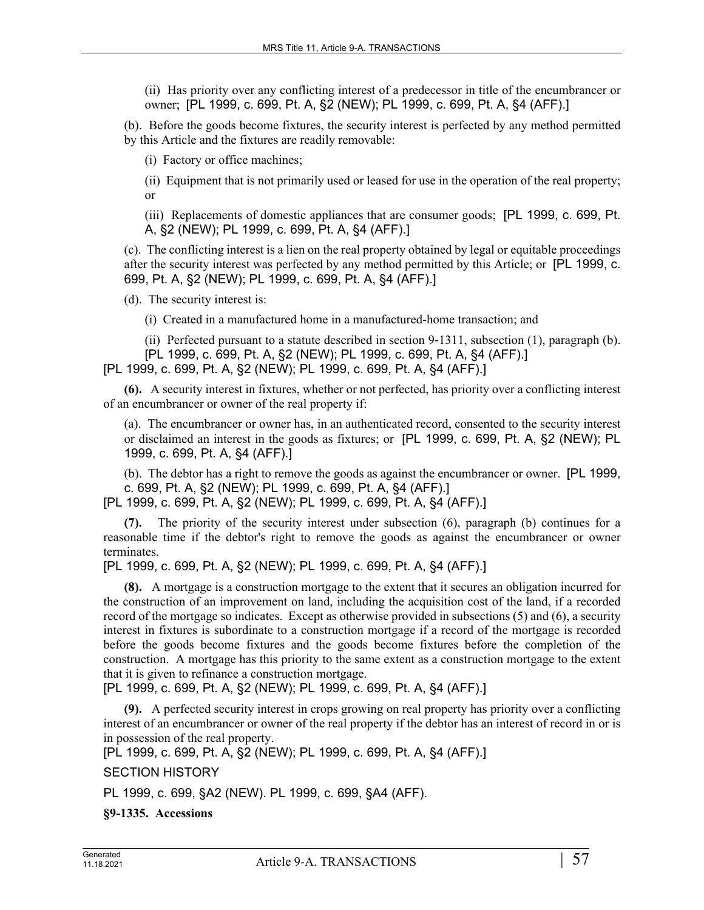(ii) Has priority over any conflicting interest of a predecessor in title of the encumbrancer or owner; [PL 1999, c. 699, Pt. A, §2 (NEW); PL 1999, c. 699, Pt. A, §4 (AFF).]

(b). Before the goods become fixtures, the security interest is perfected by any method permitted by this Article and the fixtures are readily removable:

(i) Factory or office machines;

(ii) Equipment that is not primarily used or leased for use in the operation of the real property; or

(iii) Replacements of domestic appliances that are consumer goods; [PL 1999, c. 699, Pt. A, §2 (NEW); PL 1999, c. 699, Pt. A, §4 (AFF).]

(c). The conflicting interest is a lien on the real property obtained by legal or equitable proceedings after the security interest was perfected by any method permitted by this Article; or [PL 1999, c. 699, Pt. A, §2 (NEW); PL 1999, c. 699, Pt. A, §4 (AFF).]

(d). The security interest is:

(i) Created in a manufactured home in a manufactured-home transaction; and

(ii) Perfected pursuant to a statute described in section 9-1311, subsection (1), paragraph (b). [PL 1999, c. 699, Pt. A, §2 (NEW); PL 1999, c. 699, Pt. A, §4 (AFF).]

[PL 1999, c. 699, Pt. A, §2 (NEW); PL 1999, c. 699, Pt. A, §4 (AFF).]

**(6).** A security interest in fixtures, whether or not perfected, has priority over a conflicting interest of an encumbrancer or owner of the real property if:

(a). The encumbrancer or owner has, in an authenticated record, consented to the security interest or disclaimed an interest in the goods as fixtures; or [PL 1999, c. 699, Pt. A, §2 (NEW); PL 1999, c. 699, Pt. A, §4 (AFF).]

(b). The debtor has a right to remove the goods as against the encumbrancer or owner. [PL 1999, c. 699, Pt. A, §2 (NEW); PL 1999, c. 699, Pt. A, §4 (AFF).]

[PL 1999, c. 699, Pt. A, §2 (NEW); PL 1999, c. 699, Pt. A, §4 (AFF).]

**(7).** The priority of the security interest under subsection (6), paragraph (b) continues for a reasonable time if the debtor's right to remove the goods as against the encumbrancer or owner terminates.

[PL 1999, c. 699, Pt. A, §2 (NEW); PL 1999, c. 699, Pt. A, §4 (AFF).]

**(8).** A mortgage is a construction mortgage to the extent that it secures an obligation incurred for the construction of an improvement on land, including the acquisition cost of the land, if a recorded record of the mortgage so indicates. Except as otherwise provided in subsections (5) and (6), a security interest in fixtures is subordinate to a construction mortgage if a record of the mortgage is recorded before the goods become fixtures and the goods become fixtures before the completion of the construction. A mortgage has this priority to the same extent as a construction mortgage to the extent that it is given to refinance a construction mortgage.

[PL 1999, c. 699, Pt. A, §2 (NEW); PL 1999, c. 699, Pt. A, §4 (AFF).]

**(9).** A perfected security interest in crops growing on real property has priority over a conflicting interest of an encumbrancer or owner of the real property if the debtor has an interest of record in or is in possession of the real property.

[PL 1999, c. 699, Pt. A, §2 (NEW); PL 1999, c. 699, Pt. A, §4 (AFF).]

SECTION HISTORY

PL 1999, c. 699, §A2 (NEW). PL 1999, c. 699, §A4 (AFF).

**§9-1335. Accessions**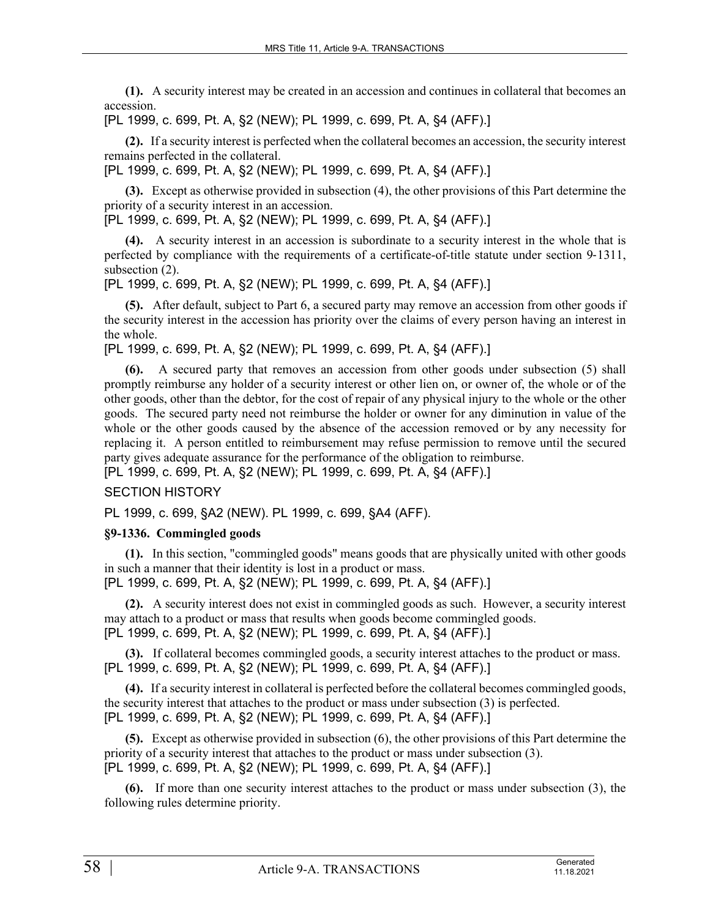**(1).** A security interest may be created in an accession and continues in collateral that becomes an accession.

[PL 1999, c. 699, Pt. A, §2 (NEW); PL 1999, c. 699, Pt. A, §4 (AFF).]

**(2).** If a security interest is perfected when the collateral becomes an accession, the security interest remains perfected in the collateral.

[PL 1999, c. 699, Pt. A, §2 (NEW); PL 1999, c. 699, Pt. A, §4 (AFF).]

**(3).** Except as otherwise provided in subsection (4), the other provisions of this Part determine the priority of a security interest in an accession.

[PL 1999, c. 699, Pt. A, §2 (NEW); PL 1999, c. 699, Pt. A, §4 (AFF).]

**(4).** A security interest in an accession is subordinate to a security interest in the whole that is perfected by compliance with the requirements of a certificate-of-title statute under section 9-1311, subsection (2).

[PL 1999, c. 699, Pt. A, §2 (NEW); PL 1999, c. 699, Pt. A, §4 (AFF).]

**(5).** After default, subject to Part 6, a secured party may remove an accession from other goods if the security interest in the accession has priority over the claims of every person having an interest in the whole.

[PL 1999, c. 699, Pt. A, §2 (NEW); PL 1999, c. 699, Pt. A, §4 (AFF).]

**(6).** A secured party that removes an accession from other goods under subsection (5) shall promptly reimburse any holder of a security interest or other lien on, or owner of, the whole or of the other goods, other than the debtor, for the cost of repair of any physical injury to the whole or the other goods. The secured party need not reimburse the holder or owner for any diminution in value of the whole or the other goods caused by the absence of the accession removed or by any necessity for replacing it. A person entitled to reimbursement may refuse permission to remove until the secured party gives adequate assurance for the performance of the obligation to reimburse.

[PL 1999, c. 699, Pt. A, §2 (NEW); PL 1999, c. 699, Pt. A, §4 (AFF).]

SECTION HISTORY

PL 1999, c. 699, §A2 (NEW). PL 1999, c. 699, §A4 (AFF).

### §9-1336. Commingled goods

**(1).** In this section, "commingled goods" means goods that are physically united with other goods in such a manner that their identity is lost in a product or mass.

[PL 1999, c. 699, Pt. A, §2 (NEW); PL 1999, c. 699, Pt. A, §4 (AFF).]

**(2).** A security interest does not exist in commingled goods as such. However, a security interest may attach to a product or mass that results when goods become commingled goods.

[PL 1999, c. 699, Pt. A, §2 (NEW); PL 1999, c. 699, Pt. A, §4 (AFF).]

**(3).** If collateral becomes commingled goods, a security interest attaches to the product or mass.

[PL 1999, c. 699, Pt. A, §2 (NEW); PL 1999, c. 699, Pt. A, §4 (AFF).]

**(4).** If a security interest in collateral is perfected before the collateral becomes commingled goods, the security interest that attaches to the product or mass under subsection (3) is perfected.

[PL 1999, c. 699, Pt. A, §2 (NEW); PL 1999, c. 699, Pt. A, §4 (AFF).]

**(5).** Except as otherwise provided in subsection (6), the other provisions of this Part determine the priority of a security interest that attaches to the product or mass under subsection (3).

[PL 1999, c. 699, Pt. A, §2 (NEW); PL 1999, c. 699, Pt. A, §4 (AFF).]

**(6).** If more than one security interest attaches to the product or mass under subsection (3), the following rules determine priority.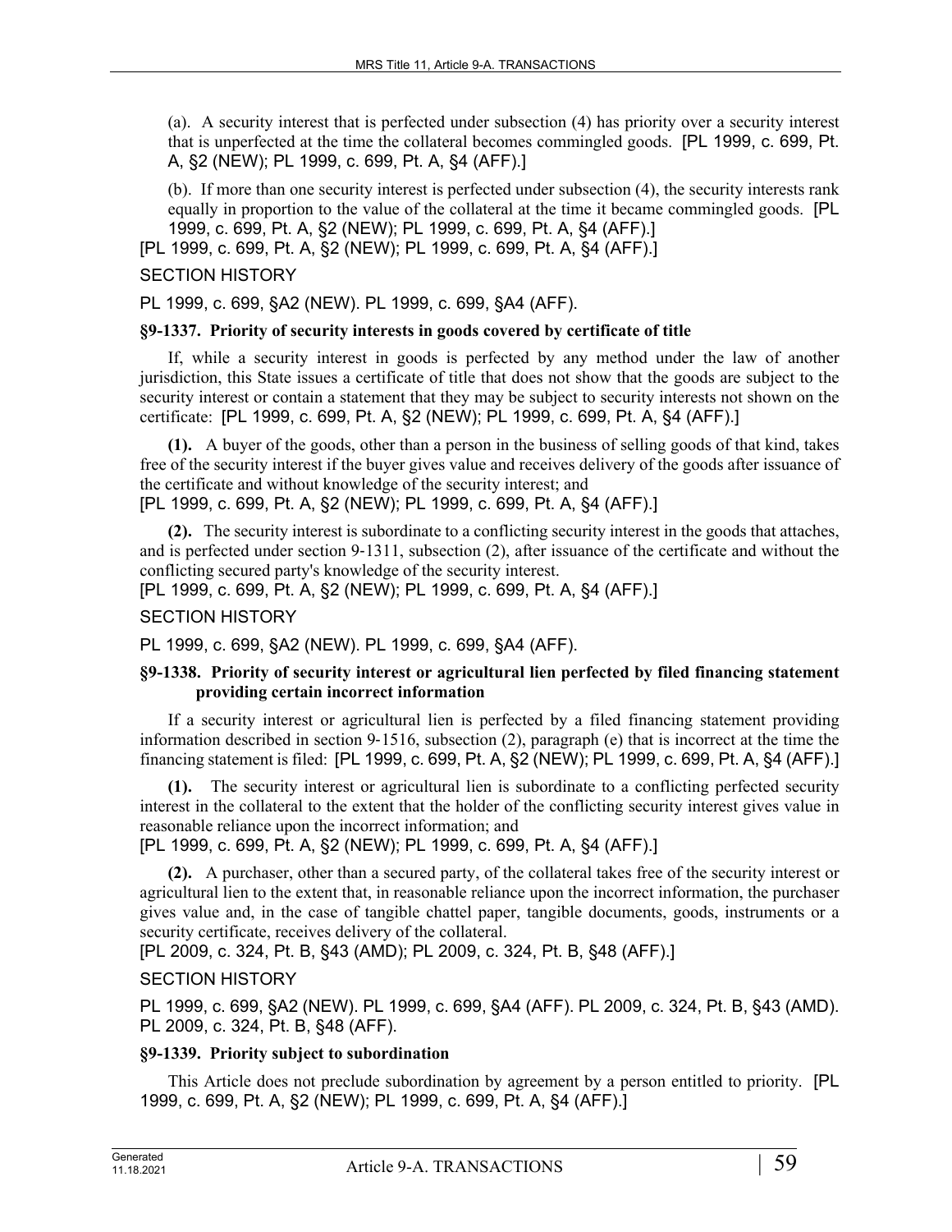(a). A security interest that is perfected under subsection (4) has priority over a security interest that is unperfected at the time the collateral becomes commingled goods. [PL 1999, c. 699, Pt. A, §2 (NEW); PL 1999, c. 699, Pt. A, §4 (AFF).]

(b). If more than one security interest is perfected under subsection (4), the security interests rank equally in proportion to the value of the collateral at the time it became commingled goods. [PL 1999, c. 699, Pt. A, §2 (NEW); PL 1999, c. 699, Pt. A, §4 (AFF).]

[PL 1999, c. 699, Pt. A, §2 (NEW); PL 1999, c. 699, Pt. A, §4 (AFF).]

SECTION HISTORY

PL 1999, c. 699, §A2 (NEW). PL 1999, c. 699, §A4 (AFF).

**§9-1337. Priority of security interests in goods covered by certificate of title**

If, while a security interest in goods is perfected by any method under the law of another jurisdiction, this State issues a certificate of title that does not show that the goods are subject to the security interest or contain a statement that they may be subject to security interests not shown on the certificate: [PL 1999, c. 699, Pt. A, §2 (NEW); PL 1999, c. 699, Pt. A, §4 (AFF).]

**(1).** A buyer of the goods, other than a person in the business of selling goods of that kind, takes free of the security interest if the buyer gives value and receives delivery of the goods after issuance of the certificate and without knowledge of the security interest; and

[PL 1999, c. 699, Pt. A, §2 (NEW); PL 1999, c. 699, Pt. A, §4 (AFF).]

**(2).** The security interest is subordinate to a conflicting security interest in the goods that attaches, and is perfected under section 9-1311, subsection (2), after issuance of the certificate and without the conflicting secured party's knowledge of the security interest.

[PL 1999, c. 699, Pt. A, §2 (NEW); PL 1999, c. 699, Pt. A, §4 (AFF).]

SECTION HISTORY

PL 1999, c. 699, §A2 (NEW). PL 1999, c. 699, §A4 (AFF).

**§9-1338. Priority of security interest or agricultural lien perfected by filed financing statement providing certain incorrect information**

If a security interest or agricultural lien is perfected by a filed financing statement providing information described in section 9-1516, subsection (2), paragraph (e) that is incorrect at the time the financing statement is filed: [PL 1999, c. 699, Pt. A, §2 (NEW); PL 1999, c. 699, Pt. A, §4 (AFF).]

**(1).** The security interest or agricultural lien is subordinate to a conflicting perfected security interest in the collateral to the extent that the holder of the conflicting security interest gives value in reasonable reliance upon the incorrect information; and

[PL 1999, c. 699, Pt. A, §2 (NEW); PL 1999, c. 699, Pt. A, §4 (AFF).]

**(2).** A purchaser, other than a secured party, of the collateral takes free of the security interest or agricultural lien to the extent that, in reasonable reliance upon the incorrect information, the purchaser gives value and, in the case of tangible chattel paper, tangible documents, goods, instruments or a security certificate, receives delivery of the collateral.

[PL 2009, c. 324, Pt. B, §43 (AMD); PL 2009, c. 324, Pt. B, §48 (AFF).]

SECTION HISTORY

PL 1999, c. 699, §A2 (NEW). PL 1999, c. 699, §A4 (AFF). PL 2009, c. 324, Pt. B, §43 (AMD). PL 2009, c. 324, Pt. B, §48 (AFF).

**§9-1339. Priority subject to subordination**

This Article does not preclude subordination by agreement by a person entitled to priority. [PL 1999, c. 699, Pt. A, §2 (NEW); PL 1999, c. 699, Pt. A, §4 (AFF).]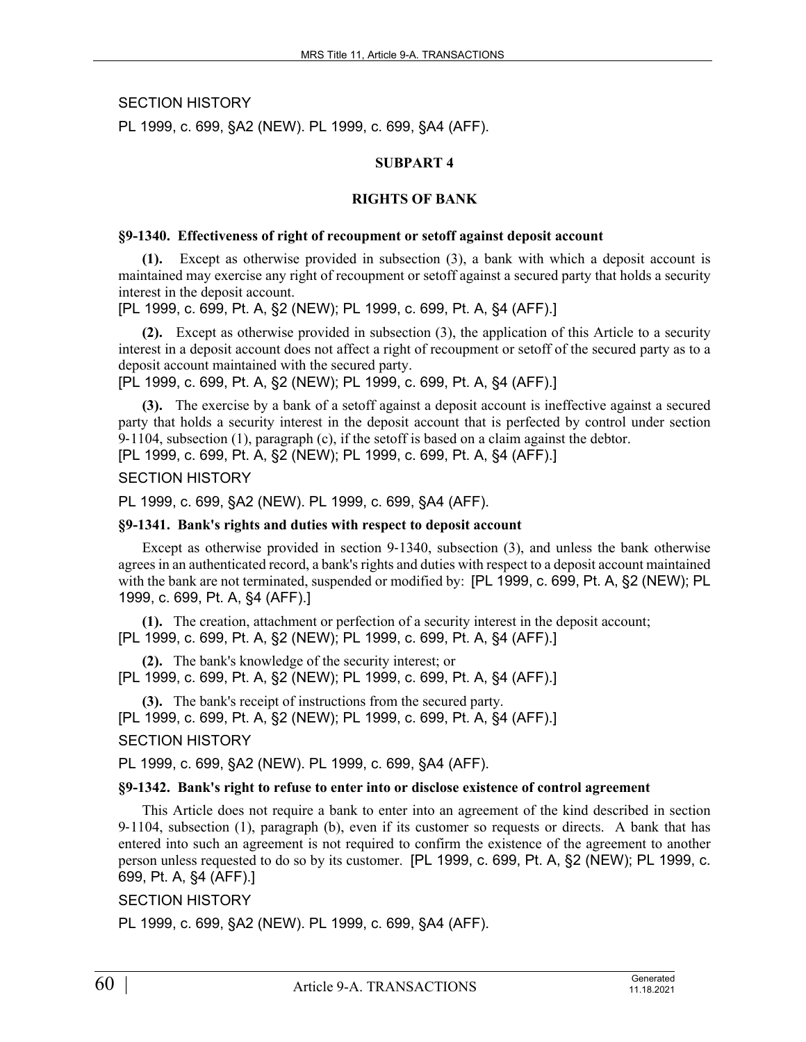SECTION HISTORY

PL 1999, c. 699, §A2 (NEW). PL 1999, c. 699, §A4 (AFF).

## SUBPART 4

## RIGHTS OF BANK

### §9-1340. Effectiveness of right of recoupment or setoff against deposit account

**(1).** Except as otherwise provided in subsection (3), a bank with which a deposit account is maintained may exercise any right of recoupment or setoff against a secured party that holds a security interest in the deposit account.

[PL 1999, c. 699, Pt. A, §2 (NEW); PL 1999, c. 699, Pt. A, §4 (AFF).]

**(2).** Except as otherwise provided in subsection (3), the application of this Article to a security interest in a deposit account does not affect a right of recoupment or setoff of the secured party as to a deposit account maintained with the secured party.

[PL 1999, c. 699, Pt. A, §2 (NEW); PL 1999, c. 699, Pt. A, §4 (AFF).]

**(3).** The exercise by a bank of a setoff against a deposit account is ineffective against a secured party that holds a security interest in the deposit account that is perfected by control under section 9-1104, subsection (1), paragraph (c), if the setoff is based on a claim against the debtor.

[PL 1999, c. 699, Pt. A, §2 (NEW); PL 1999, c. 699, Pt. A, §4 (AFF).]

SECTION HISTORY

PL 1999, c. 699, §A2 (NEW). PL 1999, c. 699, §A4 (AFF).

### §9-1341. Bank's rights and duties with respect to deposit account

Except as otherwise provided in section 9-1340, subsection (3), and unless the bank otherwise agrees in an authenticated record, a bank's rights and duties with respect to a deposit account maintained with the bank are not terminated, suspended or modified by: [PL 1999, c. 699, Pt. A, §2 (NEW); PL 1999, c. 699, Pt. A, §4 (AFF).]

**(1).** The creation, attachment or perfection of a security interest in the deposit account;

[PL 1999, c. 699, Pt. A, §2 (NEW); PL 1999, c. 699, Pt. A, §4 (AFF).]

**(2).** The bank's knowledge of the security interest; or

[PL 1999, c. 699, Pt. A, §2 (NEW); PL 1999, c. 699, Pt. A, §4 (AFF).]

**(3).** The bank's receipt of instructions from the secured party.

[PL 1999, c. 699, Pt. A, §2 (NEW); PL 1999, c. 699, Pt. A, §4 (AFF).]

SECTION HISTORY

PL 1999, c. 699, §A2 (NEW). PL 1999, c. 699, §A4 (AFF).

### §9-1342. Bank's right to refuse to enter into or disclose existence of control agreement

This Article does not require a bank to enter into an agreement of the kind described in section 9-1104, subsection (1), paragraph (b), even if its customer so requests or directs. A bank that has entered into such an agreement is not required to confirm the existence of the agreement to another person unless requested to do so by its customer. [PL 1999, c. 699, Pt. A, §2 (NEW); PL 1999, c. 699, Pt. A, §4 (AFF).]

SECTION HISTORY

PL 1999, c. 699, §A2 (NEW). PL 1999, c. 699, §A4 (AFF).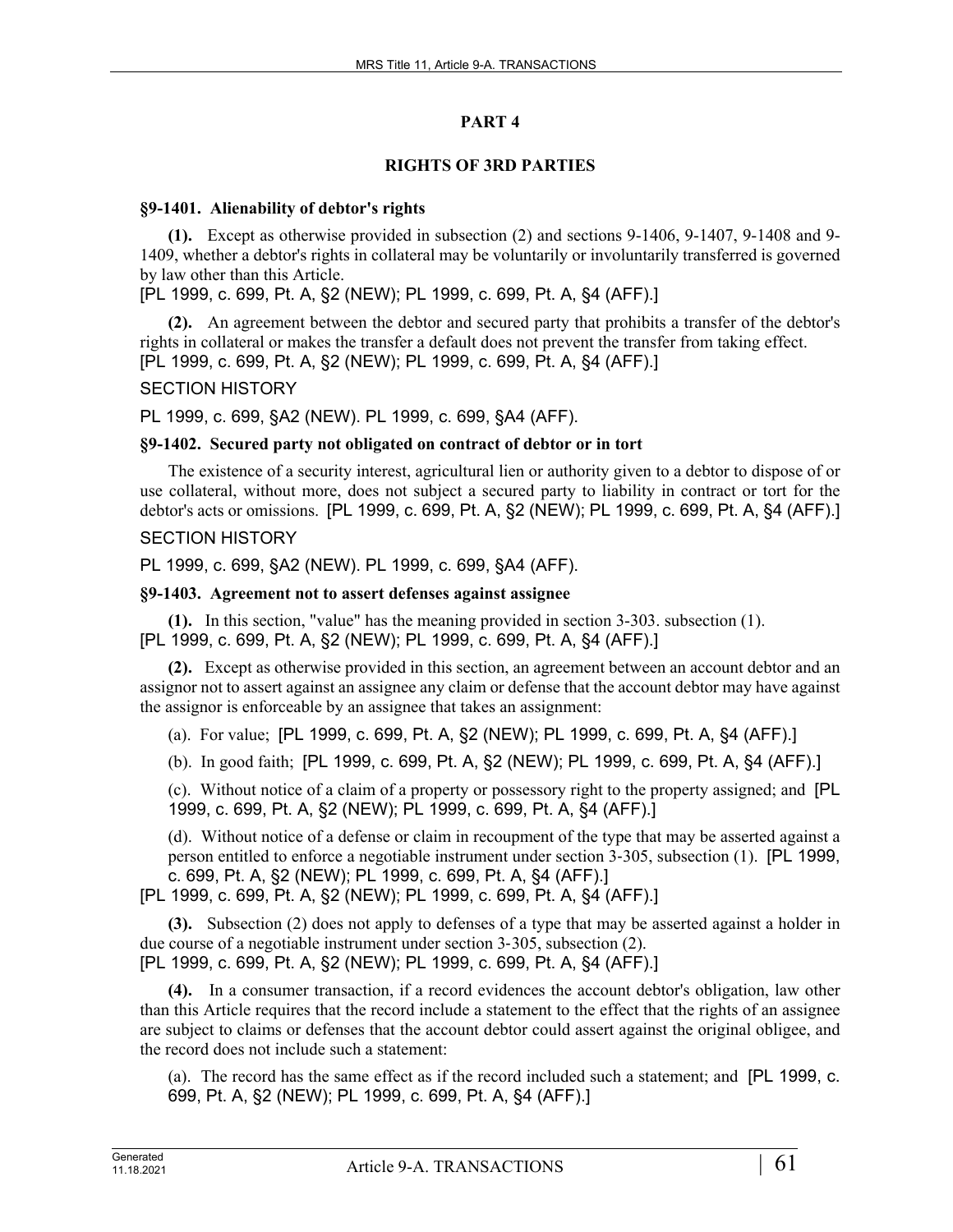## PART 4

## RIGHTS OF 3RD PARTIES

### §9-1401. Alienability of debtor's rights

**(1).** Except as otherwise provided in subsection (2) and sections 9-1406, 9-1407, 9-1408 and 9-1409, whether a debtor's rights in collateral may be voluntarily or involuntarily transferred is governed by law other than this Article.
[PL 1999, c. 699, Pt. A, §2 (NEW); PL 1999, c. 699, Pt. A, §4 (AFF).]

**(2).** An agreement between the debtor and secured party that prohibits a transfer of the debtor's rights in collateral or makes the transfer a default does not prevent the transfer from taking effect.
[PL 1999, c. 699, Pt. A, §2 (NEW); PL 1999, c. 699, Pt. A, §4 (AFF).]

SECTION HISTORY

PL 1999, c. 699, §A2 (NEW). PL 1999, c. 699, §A4 (AFF).

### §9-1402. Secured party not obligated on contract of debtor or in tort

The existence of a security interest, agricultural lien or authority given to a debtor to dispose of or use collateral, without more, does not subject a secured party to liability in contract or tort for the debtor's acts or omissions. [PL 1999, c. 699, Pt. A, §2 (NEW); PL 1999, c. 699, Pt. A, §4 (AFF).]

SECTION HISTORY

PL 1999, c. 699, §A2 (NEW). PL 1999, c. 699, §A4 (AFF).

### §9-1403. Agreement not to assert defenses against assignee

**(1).** In this section, "value" has the meaning provided in section 3-303. subsection (1).
[PL 1999, c. 699, Pt. A, §2 (NEW); PL 1999, c. 699, Pt. A, §4 (AFF).]

**(2).** Except as otherwise provided in this section, an agreement between an account debtor and an assignor not to assert against an assignee any claim or defense that the account debtor may have against the assignor is enforceable by an assignee that takes an assignment:

(a). For value; [PL 1999, c. 699, Pt. A, §2 (NEW); PL 1999, c. 699, Pt. A, §4 (AFF).]

(b). In good faith; [PL 1999, c. 699, Pt. A, §2 (NEW); PL 1999, c. 699, Pt. A, §4 (AFF).]

(c). Without notice of a claim of a property or possessory right to the property assigned; and [PL 1999, c. 699, Pt. A, §2 (NEW); PL 1999, c. 699, Pt. A, §4 (AFF).]

(d). Without notice of a defense or claim in recoupment of the type that may be asserted against a person entitled to enforce a negotiable instrument under section 3-305, subsection (1). [PL 1999, c. 699, Pt. A, §2 (NEW); PL 1999, c. 699, Pt. A, §4 (AFF).]

[PL 1999, c. 699, Pt. A, §2 (NEW); PL 1999, c. 699, Pt. A, §4 (AFF).]

**(3).** Subsection (2) does not apply to defenses of a type that may be asserted against a holder in due course of a negotiable instrument under section 3-305, subsection (2).
[PL 1999, c. 699, Pt. A, §2 (NEW); PL 1999, c. 699, Pt. A, §4 (AFF).]

**(4).** In a consumer transaction, if a record evidences the account debtor's obligation, law other than this Article requires that the record include a statement to the effect that the rights of an assignee are subject to claims or defenses that the account debtor could assert against the original obligee, and the record does not include such a statement:

(a). The record has the same effect as if the record included such a statement; and [PL 1999, c. 699, Pt. A, §2 (NEW); PL 1999, c. 699, Pt. A, §4 (AFF).]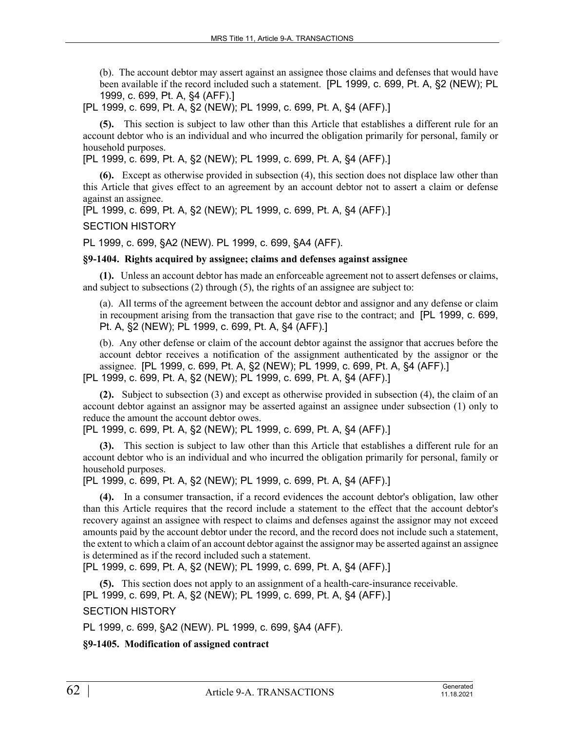(b). The account debtor may assert against an assignee those claims and defenses that would have been available if the record included such a statement. [PL 1999, c. 699, Pt. A, §2 (NEW); PL 1999, c. 699, Pt. A, §4 (AFF).]

[PL 1999, c. 699, Pt. A, §2 (NEW); PL 1999, c. 699, Pt. A, §4 (AFF).]

**(5).** This section is subject to law other than this Article that establishes a different rule for an account debtor who is an individual and who incurred the obligation primarily for personal, family or household purposes.

[PL 1999, c. 699, Pt. A, §2 (NEW); PL 1999, c. 699, Pt. A, §4 (AFF).]

**(6).** Except as otherwise provided in subsection (4), this section does not displace law other than this Article that gives effect to an agreement by an account debtor not to assert a claim or defense against an assignee.

[PL 1999, c. 699, Pt. A, §2 (NEW); PL 1999, c. 699, Pt. A, §4 (AFF).]

SECTION HISTORY

PL 1999, c. 699, §A2 (NEW). PL 1999, c. 699, §A4 (AFF).

**§9-1404. Rights acquired by assignee; claims and defenses against assignee**

**(1).** Unless an account debtor has made an enforceable agreement not to assert defenses or claims, and subject to subsections (2) through (5), the rights of an assignee are subject to:

(a). All terms of the agreement between the account debtor and assignor and any defense or claim in recoupment arising from the transaction that gave rise to the contract; and [PL 1999, c. 699, Pt. A, §2 (NEW); PL 1999, c. 699, Pt. A, §4 (AFF).]

(b). Any other defense or claim of the account debtor against the assignor that accrues before the account debtor receives a notification of the assignment authenticated by the assignor or the assignee. [PL 1999, c. 699, Pt. A, §2 (NEW); PL 1999, c. 699, Pt. A, §4 (AFF).]

[PL 1999, c. 699, Pt. A, §2 (NEW); PL 1999, c. 699, Pt. A, §4 (AFF).]

**(2).** Subject to subsection (3) and except as otherwise provided in subsection (4), the claim of an account debtor against an assignor may be asserted against an assignee under subsection (1) only to reduce the amount the account debtor owes.

[PL 1999, c. 699, Pt. A, §2 (NEW); PL 1999, c. 699, Pt. A, §4 (AFF).]

**(3).** This section is subject to law other than this Article that establishes a different rule for an account debtor who is an individual and who incurred the obligation primarily for personal, family or household purposes.

[PL 1999, c. 699, Pt. A, §2 (NEW); PL 1999, c. 699, Pt. A, §4 (AFF).]

**(4).** In a consumer transaction, if a record evidences the account debtor's obligation, law other than this Article requires that the record include a statement to the effect that the account debtor's recovery against an assignee with respect to claims and defenses against the assignor may not exceed amounts paid by the account debtor under the record, and the record does not include such a statement, the extent to which a claim of an account debtor against the assignor may be asserted against an assignee is determined as if the record included such a statement.

[PL 1999, c. 699, Pt. A, §2 (NEW); PL 1999, c. 699, Pt. A, §4 (AFF).]

**(5).** This section does not apply to an assignment of a health-care-insurance receivable.

[PL 1999, c. 699, Pt. A, §2 (NEW); PL 1999, c. 699, Pt. A, §4 (AFF).]

SECTION HISTORY

PL 1999, c. 699, §A2 (NEW). PL 1999, c. 699, §A4 (AFF).

**§9-1405. Modification of assigned contract**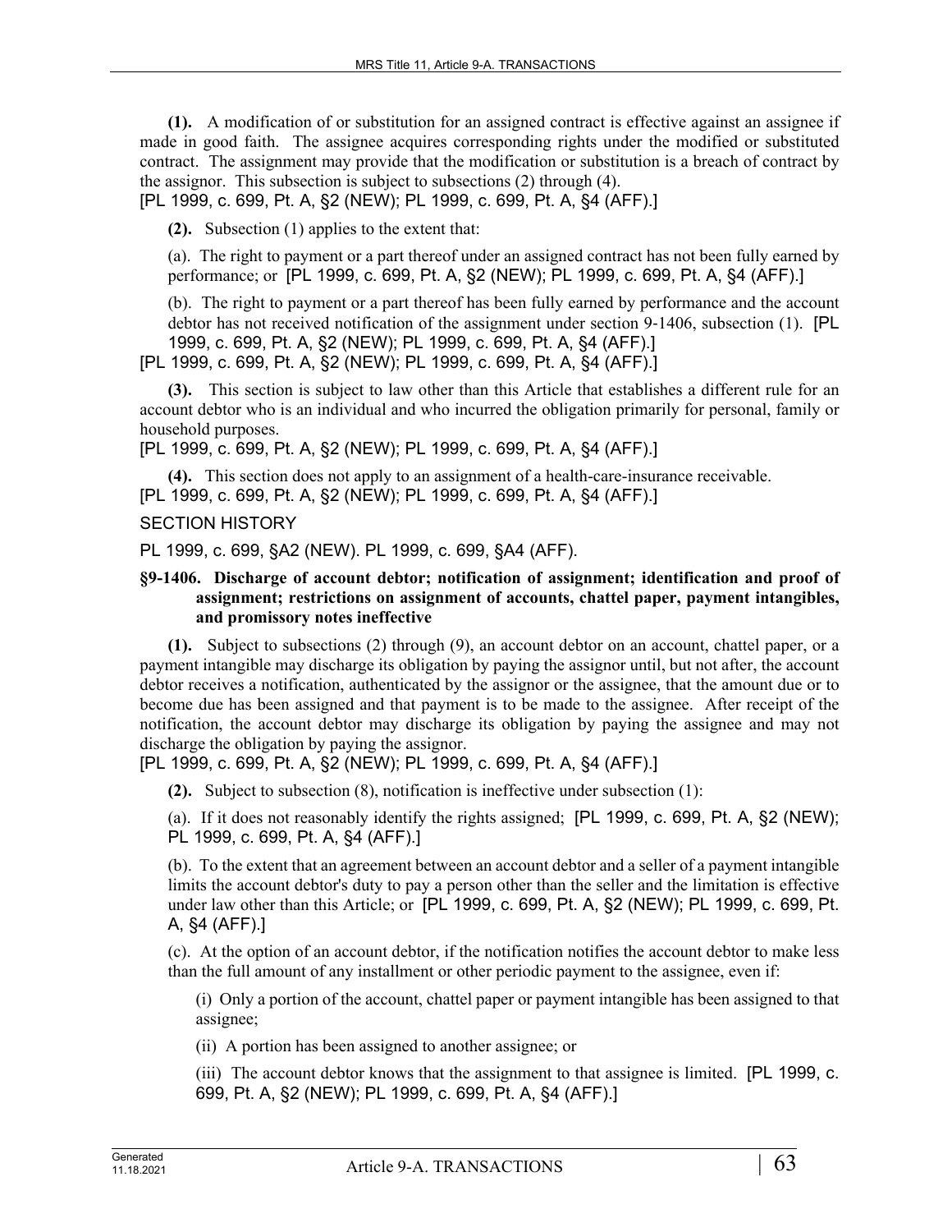**(1).** A modification of or substitution for an assigned contract is effective against an assignee if made in good faith. The assignee acquires corresponding rights under the modified or substituted contract. The assignment may provide that the modification or substitution is a breach of contract by the assignor. This subsection is subject to subsections (2) through (4).
[PL 1999, c. 699, Pt. A, §2 (NEW); PL 1999, c. 699, Pt. A, §4 (AFF).]

**(2).** Subsection (1) applies to the extent that:

(a). The right to payment or a part thereof under an assigned contract has not been fully earned by performance; or [PL 1999, c. 699, Pt. A, §2 (NEW); PL 1999, c. 699, Pt. A, §4 (AFF).]

(b). The right to payment or a part thereof has been fully earned by performance and the account debtor has not received notification of the assignment under section 9-1406, subsection (1). [PL 1999, c. 699, Pt. A, §2 (NEW); PL 1999, c. 699, Pt. A, §4 (AFF).]

[PL 1999, c. 699, Pt. A, §2 (NEW); PL 1999, c. 699, Pt. A, §4 (AFF).]

**(3).** This section is subject to law other than this Article that establishes a different rule for an account debtor who is an individual and who incurred the obligation primarily for personal, family or household purposes.
[PL 1999, c. 699, Pt. A, §2 (NEW); PL 1999, c. 699, Pt. A, §4 (AFF).]

**(4).** This section does not apply to an assignment of a health-care-insurance receivable.
[PL 1999, c. 699, Pt. A, §2 (NEW); PL 1999, c. 699, Pt. A, §4 (AFF).]

SECTION HISTORY

PL 1999, c. 699, §A2 (NEW). PL 1999, c. 699, §A4 (AFF).

### §9-1406. Discharge of account debtor; notification of assignment; identification and proof of assignment; restrictions on assignment of accounts, chattel paper, payment intangibles, and promissory notes ineffective

**(1).** Subject to subsections (2) through (9), an account debtor on an account, chattel paper, or a payment intangible may discharge its obligation by paying the assignor until, but not after, the account debtor receives a notification, authenticated by the assignor or the assignee, that the amount due or to become due has been assigned and that payment is to be made to the assignee. After receipt of the notification, the account debtor may discharge its obligation by paying the assignee and may not discharge the obligation by paying the assignor.
[PL 1999, c. 699, Pt. A, §2 (NEW); PL 1999, c. 699, Pt. A, §4 (AFF).]

**(2).** Subject to subsection (8), notification is ineffective under subsection (1):

(a). If it does not reasonably identify the rights assigned; [PL 1999, c. 699, Pt. A, §2 (NEW); PL 1999, c. 699, Pt. A, §4 (AFF).]

(b). To the extent that an agreement between an account debtor and a seller of a payment intangible limits the account debtor's duty to pay a person other than the seller and the limitation is effective under law other than this Article; or [PL 1999, c. 699, Pt. A, §2 (NEW); PL 1999, c. 699, Pt. A, §4 (AFF).]

(c). At the option of an account debtor, if the notification notifies the account debtor to make less than the full amount of any installment or other periodic payment to the assignee, even if:

(i) Only a portion of the account, chattel paper or payment intangible has been assigned to that assignee;

(ii) A portion has been assigned to another assignee; or

(iii) The account debtor knows that the assignment to that assignee is limited. [PL 1999, c. 699, Pt. A, §2 (NEW); PL 1999, c. 699, Pt. A, §4 (AFF).]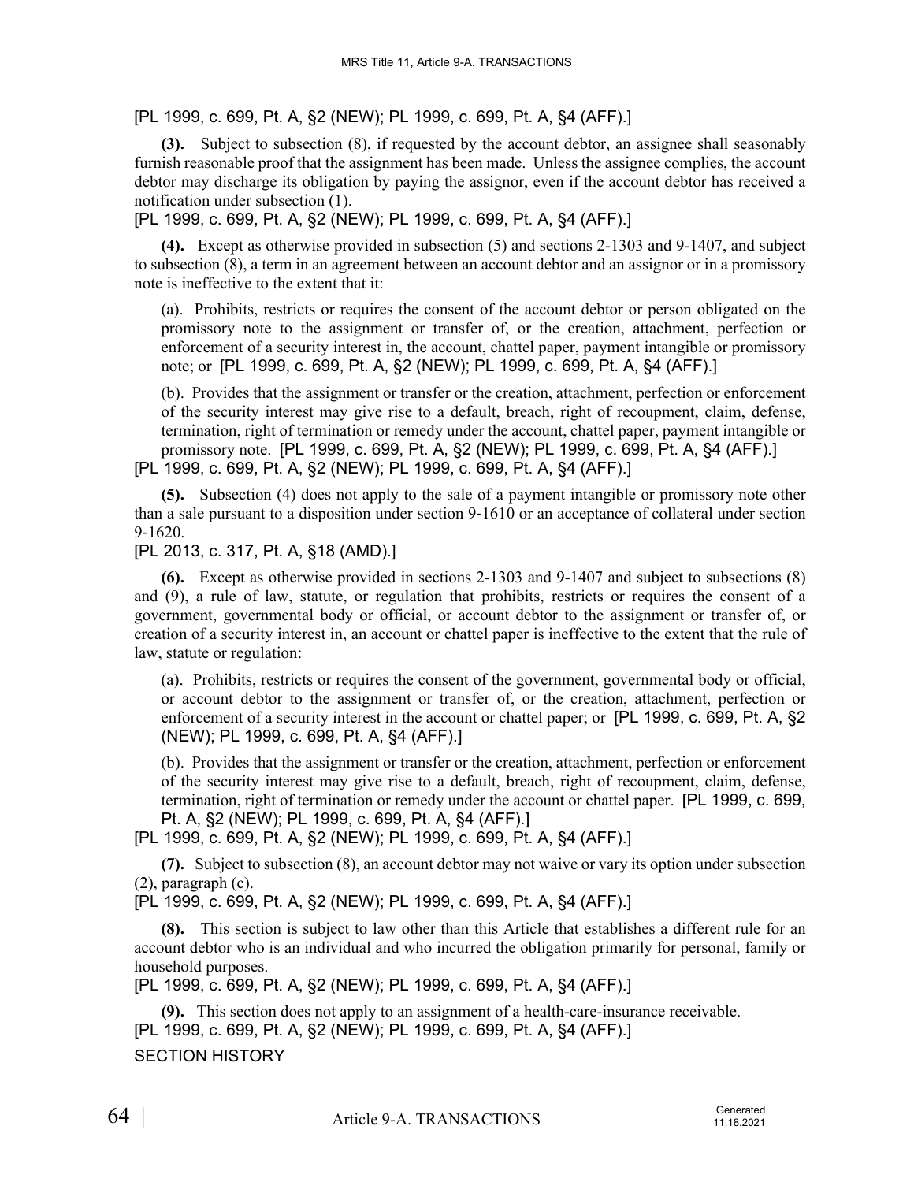[PL 1999, c. 699, Pt. A, §2 (NEW); PL 1999, c. 699, Pt. A, §4 (AFF).]

**(3).** Subject to subsection (8), if requested by the account debtor, an assignee shall seasonably furnish reasonable proof that the assignment has been made. Unless the assignee complies, the account debtor may discharge its obligation by paying the assignor, even if the account debtor has received a notification under subsection (1).

[PL 1999, c. 699, Pt. A, §2 (NEW); PL 1999, c. 699, Pt. A, §4 (AFF).]

**(4).** Except as otherwise provided in subsection (5) and sections 2-1303 and 9-1407, and subject to subsection (8), a term in an agreement between an account debtor and an assignor or in a promissory note is ineffective to the extent that it:

(a). Prohibits, restricts or requires the consent of the account debtor or person obligated on the promissory note to the assignment or transfer of, or the creation, attachment, perfection or enforcement of a security interest in, the account, chattel paper, payment intangible or promissory note; or [PL 1999, c. 699, Pt. A, §2 (NEW); PL 1999, c. 699, Pt. A, §4 (AFF).]

(b). Provides that the assignment or transfer or the creation, attachment, perfection or enforcement of the security interest may give rise to a default, breach, right of recoupment, claim, defense, termination, right of termination or remedy under the account, chattel paper, payment intangible or promissory note. [PL 1999, c. 699, Pt. A, §2 (NEW); PL 1999, c. 699, Pt. A, §4 (AFF).]

[PL 1999, c. 699, Pt. A, §2 (NEW); PL 1999, c. 699, Pt. A, §4 (AFF).]

**(5).** Subsection (4) does not apply to the sale of a payment intangible or promissory note other than a sale pursuant to a disposition under section 9-1610 or an acceptance of collateral under section 9-1620.

[PL 2013, c. 317, Pt. A, §18 (AMD).]

**(6).** Except as otherwise provided in sections 2-1303 and 9-1407 and subject to subsections (8) and (9), a rule of law, statute, or regulation that prohibits, restricts or requires the consent of a government, governmental body or official, or account debtor to the assignment or transfer of, or creation of a security interest in, an account or chattel paper is ineffective to the extent that the rule of law, statute or regulation:

(a). Prohibits, restricts or requires the consent of the government, governmental body or official, or account debtor to the assignment or transfer of, or the creation, attachment, perfection or enforcement of a security interest in the account or chattel paper; or [PL 1999, c. 699, Pt. A, §2 (NEW); PL 1999, c. 699, Pt. A, §4 (AFF).]

(b). Provides that the assignment or transfer or the creation, attachment, perfection or enforcement of the security interest may give rise to a default, breach, right of recoupment, claim, defense, termination, right of termination or remedy under the account or chattel paper. [PL 1999, c. 699, Pt. A, §2 (NEW); PL 1999, c. 699, Pt. A, §4 (AFF).]

[PL 1999, c. 699, Pt. A, §2 (NEW); PL 1999, c. 699, Pt. A, §4 (AFF).]

**(7).** Subject to subsection (8), an account debtor may not waive or vary its option under subsection (2), paragraph (c).

[PL 1999, c. 699, Pt. A, §2 (NEW); PL 1999, c. 699, Pt. A, §4 (AFF).]

**(8).** This section is subject to law other than this Article that establishes a different rule for an account debtor who is an individual and who incurred the obligation primarily for personal, family or household purposes.

[PL 1999, c. 699, Pt. A, §2 (NEW); PL 1999, c. 699, Pt. A, §4 (AFF).]

**(9).** This section does not apply to an assignment of a health-care-insurance receivable.

[PL 1999, c. 699, Pt. A, §2 (NEW); PL 1999, c. 699, Pt. A, §4 (AFF).]

SECTION HISTORY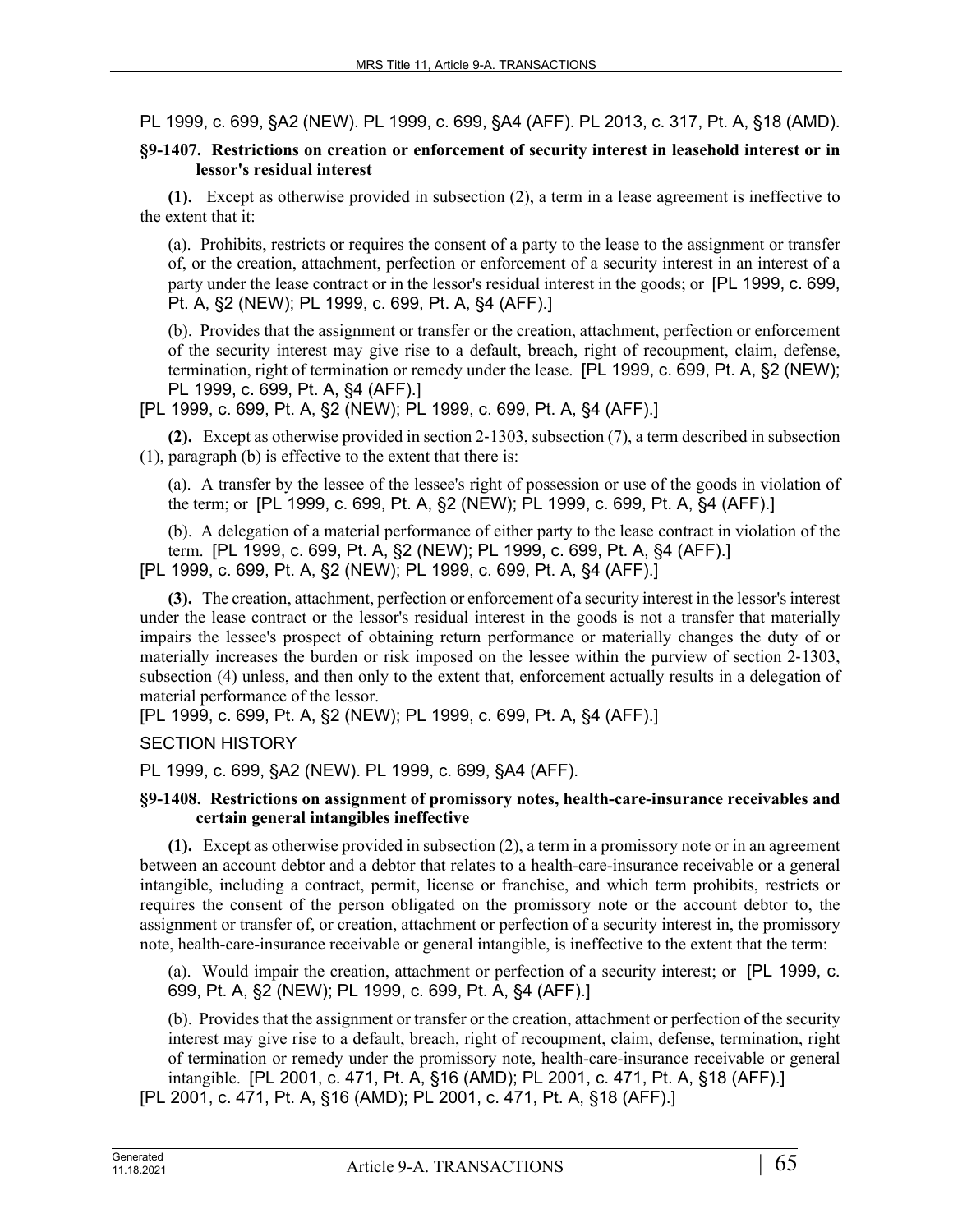PL 1999, c. 699, §A2 (NEW). PL 1999, c. 699, §A4 (AFF). PL 2013, c. 317, Pt. A, §18 (AMD).

### §9-1407. Restrictions on creation or enforcement of security interest in leasehold interest or in lessor's residual interest

**(1).** Except as otherwise provided in subsection (2), a term in a lease agreement is ineffective to the extent that it:

(a). Prohibits, restricts or requires the consent of a party to the lease to the assignment or transfer of, or the creation, attachment, perfection or enforcement of a security interest in an interest of a party under the lease contract or in the lessor's residual interest in the goods; or [PL 1999, c. 699, Pt. A, §2 (NEW); PL 1999, c. 699, Pt. A, §4 (AFF).]

(b). Provides that the assignment or transfer or the creation, attachment, perfection or enforcement of the security interest may give rise to a default, breach, right of recoupment, claim, defense, termination, right of termination or remedy under the lease. [PL 1999, c. 699, Pt. A, §2 (NEW); PL 1999, c. 699, Pt. A, §4 (AFF).]

[PL 1999, c. 699, Pt. A, §2 (NEW); PL 1999, c. 699, Pt. A, §4 (AFF).]

**(2).** Except as otherwise provided in section 2-1303, subsection (7), a term described in subsection (1), paragraph (b) is effective to the extent that there is:

(a). A transfer by the lessee of the lessee's right of possession or use of the goods in violation of the term; or [PL 1999, c. 699, Pt. A, §2 (NEW); PL 1999, c. 699, Pt. A, §4 (AFF).]

(b). A delegation of a material performance of either party to the lease contract in violation of the term. [PL 1999, c. 699, Pt. A, §2 (NEW); PL 1999, c. 699, Pt. A, §4 (AFF).]

[PL 1999, c. 699, Pt. A, §2 (NEW); PL 1999, c. 699, Pt. A, §4 (AFF).]

**(3).** The creation, attachment, perfection or enforcement of a security interest in the lessor's interest under the lease contract or the lessor's residual interest in the goods is not a transfer that materially impairs the lessee's prospect of obtaining return performance or materially changes the duty of or materially increases the burden or risk imposed on the lessee within the purview of section 2-1303, subsection (4) unless, and then only to the extent that, enforcement actually results in a delegation of material performance of the lessor.

[PL 1999, c. 699, Pt. A, §2 (NEW); PL 1999, c. 699, Pt. A, §4 (AFF).]

SECTION HISTORY

PL 1999, c. 699, §A2 (NEW). PL 1999, c. 699, §A4 (AFF).

### §9-1408. Restrictions on assignment of promissory notes, health-care-insurance receivables and certain general intangibles ineffective

**(1).** Except as otherwise provided in subsection (2), a term in a promissory note or in an agreement between an account debtor and a debtor that relates to a health-care-insurance receivable or a general intangible, including a contract, permit, license or franchise, and which term prohibits, restricts or requires the consent of the person obligated on the promissory note or the account debtor to, the assignment or transfer of, or creation, attachment or perfection of a security interest in, the promissory note, health-care-insurance receivable or general intangible, is ineffective to the extent that the term:

(a). Would impair the creation, attachment or perfection of a security interest; or [PL 1999, c. 699, Pt. A, §2 (NEW); PL 1999, c. 699, Pt. A, §4 (AFF).]

(b). Provides that the assignment or transfer or the creation, attachment or perfection of the security interest may give rise to a default, breach, right of recoupment, claim, defense, termination, right of termination or remedy under the promissory note, health-care-insurance receivable or general intangible. [PL 2001, c. 471, Pt. A, §16 (AMD); PL 2001, c. 471, Pt. A, §18 (AFF).]

[PL 2001, c. 471, Pt. A, §16 (AMD); PL 2001, c. 471, Pt. A, §18 (AFF).]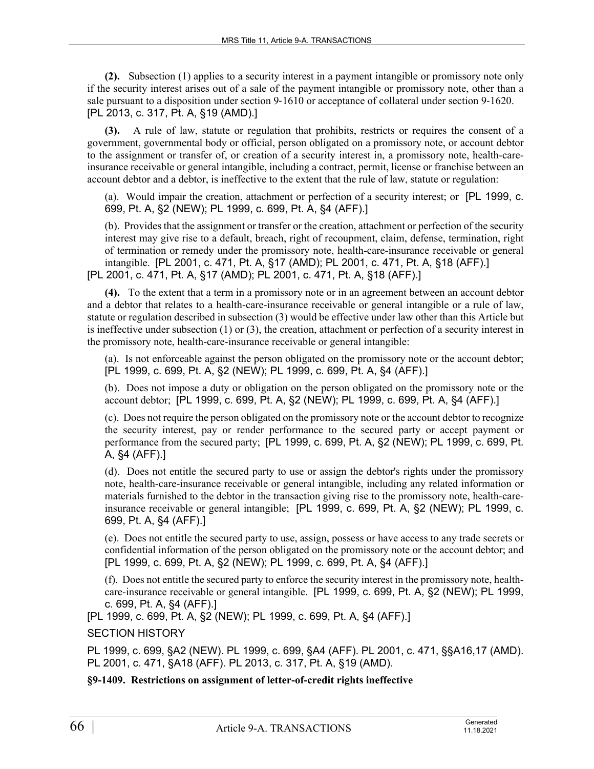**(2).** Subsection (1) applies to a security interest in a payment intangible or promissory note only if the security interest arises out of a sale of the payment intangible or promissory note, other than a sale pursuant to a disposition under section 9-1610 or acceptance of collateral under section 9-1620. [PL 2013, c. 317, Pt. A, §19 (AMD).]

**(3).** A rule of law, statute or regulation that prohibits, restricts or requires the consent of a government, governmental body or official, person obligated on a promissory note, or account debtor to the assignment or transfer of, or creation of a security interest in, a promissory note, health-care-insurance receivable or general intangible, including a contract, permit, license or franchise between an account debtor and a debtor, is ineffective to the extent that the rule of law, statute or regulation:

(a). Would impair the creation, attachment or perfection of a security interest; or [PL 1999, c. 699, Pt. A, §2 (NEW); PL 1999, c. 699, Pt. A, §4 (AFF).]

(b). Provides that the assignment or transfer or the creation, attachment or perfection of the security interest may give rise to a default, breach, right of recoupment, claim, defense, termination, right of termination or remedy under the promissory note, health-care-insurance receivable or general intangible. [PL 2001, c. 471, Pt. A, §17 (AMD); PL 2001, c. 471, Pt. A, §18 (AFF).]

[PL 2001, c. 471, Pt. A, §17 (AMD); PL 2001, c. 471, Pt. A, §18 (AFF).]

**(4).** To the extent that a term in a promissory note or in an agreement between an account debtor and a debtor that relates to a health-care-insurance receivable or general intangible or a rule of law, statute or regulation described in subsection (3) would be effective under law other than this Article but is ineffective under subsection (1) or (3), the creation, attachment or perfection of a security interest in the promissory note, health-care-insurance receivable or general intangible:

(a). Is not enforceable against the person obligated on the promissory note or the account debtor; [PL 1999, c. 699, Pt. A, §2 (NEW); PL 1999, c. 699, Pt. A, §4 (AFF).]

(b). Does not impose a duty or obligation on the person obligated on the promissory note or the account debtor; [PL 1999, c. 699, Pt. A, §2 (NEW); PL 1999, c. 699, Pt. A, §4 (AFF).]

(c). Does not require the person obligated on the promissory note or the account debtor to recognize the security interest, pay or render performance to the secured party or accept payment or performance from the secured party; [PL 1999, c. 699, Pt. A, §2 (NEW); PL 1999, c. 699, Pt. A, §4 (AFF).]

(d). Does not entitle the secured party to use or assign the debtor's rights under the promissory note, health-care-insurance receivable or general intangible, including any related information or materials furnished to the debtor in the transaction giving rise to the promissory note, health-care-insurance receivable or general intangible; [PL 1999, c. 699, Pt. A, §2 (NEW); PL 1999, c. 699, Pt. A, §4 (AFF).]

(e). Does not entitle the secured party to use, assign, possess or have access to any trade secrets or confidential information of the person obligated on the promissory note or the account debtor; and [PL 1999, c. 699, Pt. A, §2 (NEW); PL 1999, c. 699, Pt. A, §4 (AFF).]

(f). Does not entitle the secured party to enforce the security interest in the promissory note, health-care-insurance receivable or general intangible. [PL 1999, c. 699, Pt. A, §2 (NEW); PL 1999, c. 699, Pt. A, §4 (AFF).]

[PL 1999, c. 699, Pt. A, §2 (NEW); PL 1999, c. 699, Pt. A, §4 (AFF).]

SECTION HISTORY

PL 1999, c. 699, §A2 (NEW). PL 1999, c. 699, §A4 (AFF). PL 2001, c. 471, §§A16,17 (AMD). PL 2001, c. 471, §A18 (AFF). PL 2013, c. 317, Pt. A, §19 (AMD).

**§9-1409. Restrictions on assignment of letter-of-credit rights ineffective**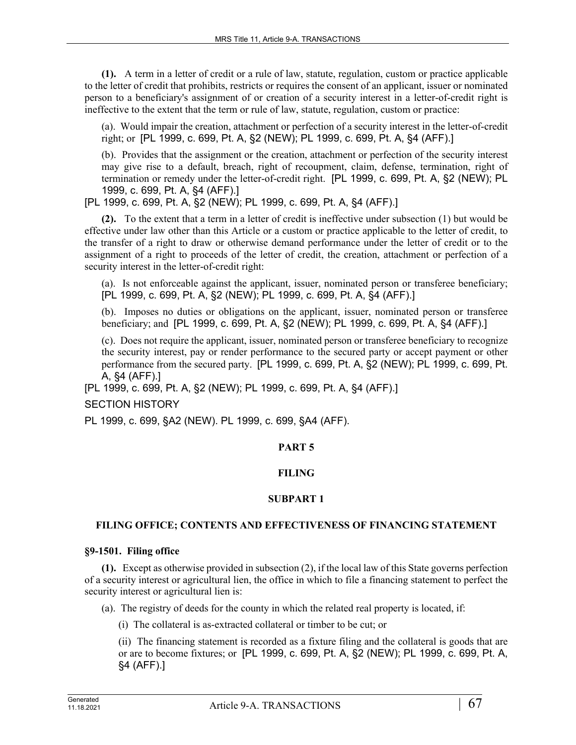**(1).** A term in a letter of credit or a rule of law, statute, regulation, custom or practice applicable to the letter of credit that prohibits, restricts or requires the consent of an applicant, issuer or nominated person to a beneficiary's assignment of or creation of a security interest in a letter-of-credit right is ineffective to the extent that the term or rule of law, statute, regulation, custom or practice:

(a). Would impair the creation, attachment or perfection of a security interest in the letter-of-credit right; or [PL 1999, c. 699, Pt. A, §2 (NEW); PL 1999, c. 699, Pt. A, §4 (AFF).]

(b). Provides that the assignment or the creation, attachment or perfection of the security interest may give rise to a default, breach, right of recoupment, claim, defense, termination, right of termination or remedy under the letter-of-credit right. [PL 1999, c. 699, Pt. A, §2 (NEW); PL 1999, c. 699, Pt. A, §4 (AFF).]

[PL 1999, c. 699, Pt. A, §2 (NEW); PL 1999, c. 699, Pt. A, §4 (AFF).]

**(2).** To the extent that a term in a letter of credit is ineffective under subsection (1) but would be effective under law other than this Article or a custom or practice applicable to the letter of credit, to the transfer of a right to draw or otherwise demand performance under the letter of credit or to the assignment of a right to proceeds of the letter of credit, the creation, attachment or perfection of a security interest in the letter-of-credit right:

(a). Is not enforceable against the applicant, issuer, nominated person or transferee beneficiary; [PL 1999, c. 699, Pt. A, §2 (NEW); PL 1999, c. 699, Pt. A, §4 (AFF).]

(b). Imposes no duties or obligations on the applicant, issuer, nominated person or transferee beneficiary; and [PL 1999, c. 699, Pt. A, §2 (NEW); PL 1999, c. 699, Pt. A, §4 (AFF).]

(c). Does not require the applicant, issuer, nominated person or transferee beneficiary to recognize the security interest, pay or render performance to the secured party or accept payment or other performance from the secured party. [PL 1999, c. 699, Pt. A, §2 (NEW); PL 1999, c. 699, Pt. A, §4 (AFF).]

[PL 1999, c. 699, Pt. A, §2 (NEW); PL 1999, c. 699, Pt. A, §4 (AFF).]

SECTION HISTORY

PL 1999, c. 699, §A2 (NEW). PL 1999, c. 699, §A4 (AFF).

## PART 5

## FILING

### SUBPART 1

### FILING OFFICE; CONTENTS AND EFFECTIVENESS OF FINANCING STATEMENT

#### §9-1501. Filing office

**(1).** Except as otherwise provided in subsection (2), if the local law of this State governs perfection of a security interest or agricultural lien, the office in which to file a financing statement to perfect the security interest or agricultural lien is:

(a). The registry of deeds for the county in which the related real property is located, if:

(i) The collateral is as-extracted collateral or timber to be cut; or

(ii) The financing statement is recorded as a fixture filing and the collateral is goods that are or are to become fixtures; or [PL 1999, c. 699, Pt. A, §2 (NEW); PL 1999, c. 699, Pt. A, §4 (AFF).]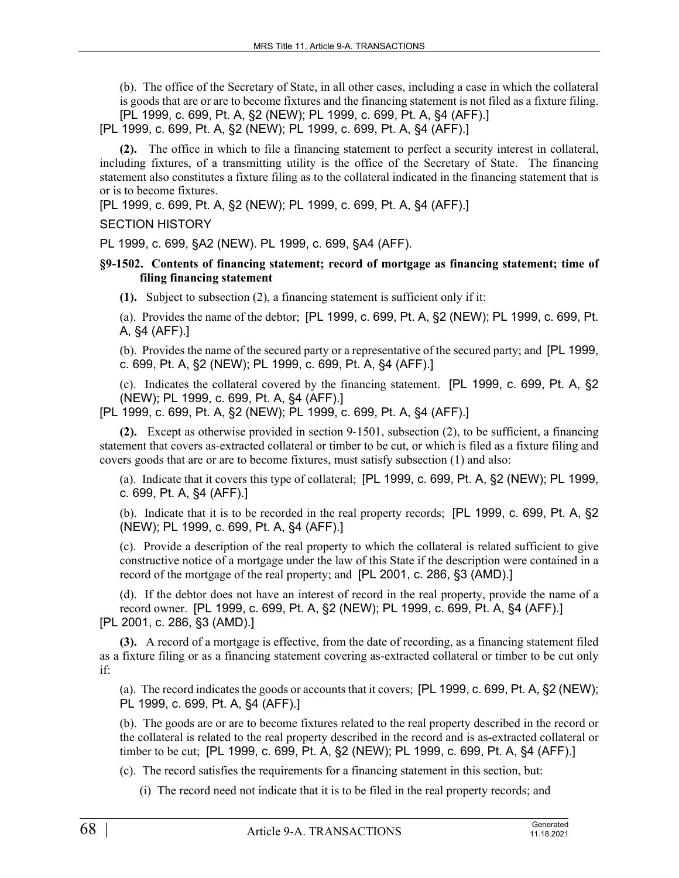(b). The office of the Secretary of State, in all other cases, including a case in which the collateral is goods that are or are to become fixtures and the financing statement is not filed as a fixture filing. [PL 1999, c. 699, Pt. A, §2 (NEW); PL 1999, c. 699, Pt. A, §4 (AFF).]

[PL 1999, c. 699, Pt. A, §2 (NEW); PL 1999, c. 699, Pt. A, §4 (AFF).]

**(2).** The office in which to file a financing statement to perfect a security interest in collateral, including fixtures, of a transmitting utility is the office of the Secretary of State. The financing statement also constitutes a fixture filing as to the collateral indicated in the financing statement that is or is to become fixtures.

[PL 1999, c. 699, Pt. A, §2 (NEW); PL 1999, c. 699, Pt. A, §4 (AFF).]

SECTION HISTORY

PL 1999, c. 699, §A2 (NEW). PL 1999, c. 699, §A4 (AFF).

**§9-1502. Contents of financing statement; record of mortgage as financing statement; time of filing financing statement**

**(1).** Subject to subsection (2), a financing statement is sufficient only if it:

(a). Provides the name of the debtor; [PL 1999, c. 699, Pt. A, §2 (NEW); PL 1999, c. 699, Pt. A, §4 (AFF).]

(b). Provides the name of the secured party or a representative of the secured party; and [PL 1999, c. 699, Pt. A, §2 (NEW); PL 1999, c. 699, Pt. A, §4 (AFF).]

(c). Indicates the collateral covered by the financing statement. [PL 1999, c. 699, Pt. A, §2 (NEW); PL 1999, c. 699, Pt. A, §4 (AFF).]

[PL 1999, c. 699, Pt. A, §2 (NEW); PL 1999, c. 699, Pt. A, §4 (AFF).]

**(2).** Except as otherwise provided in section 9-1501, subsection (2), to be sufficient, a financing statement that covers as-extracted collateral or timber to be cut, or which is filed as a fixture filing and covers goods that are or are to become fixtures, must satisfy subsection (1) and also:

(a). Indicate that it covers this type of collateral; [PL 1999, c. 699, Pt. A, §2 (NEW); PL 1999, c. 699, Pt. A, §4 (AFF).]

(b). Indicate that it is to be recorded in the real property records; [PL 1999, c. 699, Pt. A, §2 (NEW); PL 1999, c. 699, Pt. A, §4 (AFF).]

(c). Provide a description of the real property to which the collateral is related sufficient to give constructive notice of a mortgage under the law of this State if the description were contained in a record of the mortgage of the real property; and [PL 2001, c. 286, §3 (AMD).]

(d). If the debtor does not have an interest of record in the real property, provide the name of a record owner. [PL 1999, c. 699, Pt. A, §2 (NEW); PL 1999, c. 699, Pt. A, §4 (AFF).]

[PL 2001, c. 286, §3 (AMD).]

**(3).** A record of a mortgage is effective, from the date of recording, as a financing statement filed as a fixture filing or as a financing statement covering as-extracted collateral or timber to be cut only if:

(a). The record indicates the goods or accounts that it covers; [PL 1999, c. 699, Pt. A, §2 (NEW); PL 1999, c. 699, Pt. A, §4 (AFF).]

(b). The goods are or are to become fixtures related to the real property described in the record or the collateral is related to the real property described in the record and is as-extracted collateral or timber to be cut; [PL 1999, c. 699, Pt. A, §2 (NEW); PL 1999, c. 699, Pt. A, §4 (AFF).]

(c). The record satisfies the requirements for a financing statement in this section, but:

(i) The record need not indicate that it is to be filed in the real property records; and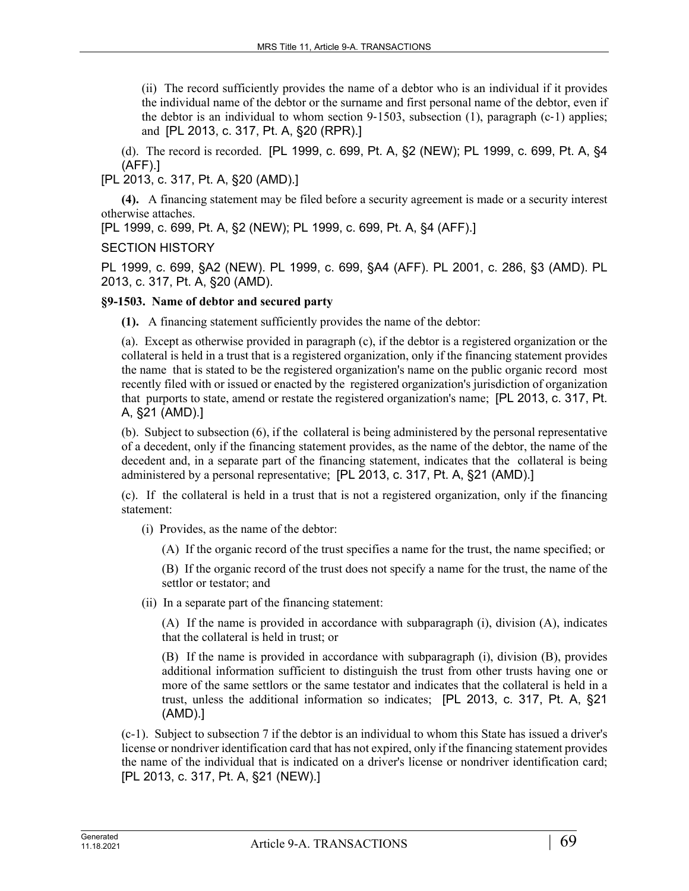(ii) The record sufficiently provides the name of a debtor who is an individual if it provides the individual name of the debtor or the surname and first personal name of the debtor, even if the debtor is an individual to whom section 9-1503, subsection (1), paragraph (c-1) applies; and [PL 2013, c. 317, Pt. A, §20 (RPR).]

(d). The record is recorded. [PL 1999, c. 699, Pt. A, §2 (NEW); PL 1999, c. 699, Pt. A, §4 (AFF).]

[PL 2013, c. 317, Pt. A, §20 (AMD).]

**(4).** A financing statement may be filed before a security agreement is made or a security interest otherwise attaches.

[PL 1999, c. 699, Pt. A, §2 (NEW); PL 1999, c. 699, Pt. A, §4 (AFF).]

SECTION HISTORY

PL 1999, c. 699, §A2 (NEW). PL 1999, c. 699, §A4 (AFF). PL 2001, c. 286, §3 (AMD). PL 2013, c. 317, Pt. A, §20 (AMD).

**§9-1503. Name of debtor and secured party**

**(1).** A financing statement sufficiently provides the name of the debtor:

(a). Except as otherwise provided in paragraph (c), if the debtor is a registered organization or the collateral is held in a trust that is a registered organization, only if the financing statement provides the name that is stated to be the registered organization's name on the public organic record most recently filed with or issued or enacted by the registered organization's jurisdiction of organization that purports to state, amend or restate the registered organization's name; [PL 2013, c. 317, Pt. A, §21 (AMD).]

(b). Subject to subsection (6), if the collateral is being administered by the personal representative of a decedent, only if the financing statement provides, as the name of the debtor, the name of the decedent and, in a separate part of the financing statement, indicates that the collateral is being administered by a personal representative; [PL 2013, c. 317, Pt. A, §21 (AMD).]

(c). If the collateral is held in a trust that is not a registered organization, only if the financing statement:

(i) Provides, as the name of the debtor:

(A) If the organic record of the trust specifies a name for the trust, the name specified; or

(B) If the organic record of the trust does not specify a name for the trust, the name of the settlor or testator; and

(ii) In a separate part of the financing statement:

(A) If the name is provided in accordance with subparagraph (i), division (A), indicates that the collateral is held in trust; or

(B) If the name is provided in accordance with subparagraph (i), division (B), provides additional information sufficient to distinguish the trust from other trusts having one or more of the same settlors or the same testator and indicates that the collateral is held in a trust, unless the additional information so indicates; [PL 2013, c. 317, Pt. A, §21 (AMD).]

(c-1). Subject to subsection 7 if the debtor is an individual to whom this State has issued a driver's license or nondriver identification card that has not expired, only if the financing statement provides the name of the individual that is indicated on a driver's license or nondriver identification card; [PL 2013, c. 317, Pt. A, §21 (NEW).]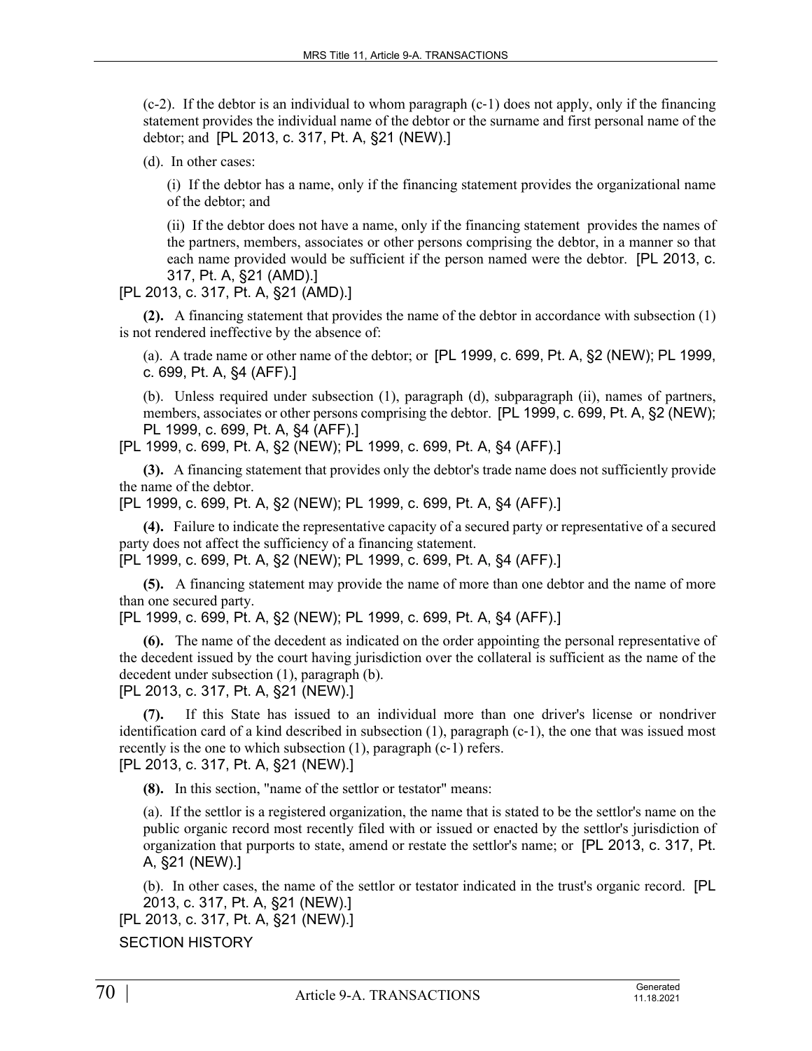(c-2). If the debtor is an individual to whom paragraph (c-1) does not apply, only if the financing statement provides the individual name of the debtor or the surname and first personal name of the debtor; and [PL 2013, c. 317, Pt. A, §21 (NEW).]

(d). In other cases:

(i) If the debtor has a name, only if the financing statement provides the organizational name of the debtor; and

(ii) If the debtor does not have a name, only if the financing statement provides the names of the partners, members, associates or other persons comprising the debtor, in a manner so that each name provided would be sufficient if the person named were the debtor. [PL 2013, c. 317, Pt. A, §21 (AMD).]

[PL 2013, c. 317, Pt. A, §21 (AMD).]

**(2).** A financing statement that provides the name of the debtor in accordance with subsection (1) is not rendered ineffective by the absence of:

(a). A trade name or other name of the debtor; or [PL 1999, c. 699, Pt. A, §2 (NEW); PL 1999, c. 699, Pt. A, §4 (AFF).]

(b). Unless required under subsection (1), paragraph (d), subparagraph (ii), names of partners, members, associates or other persons comprising the debtor. [PL 1999, c. 699, Pt. A, §2 (NEW); PL 1999, c. 699, Pt. A, §4 (AFF).]

[PL 1999, c. 699, Pt. A, §2 (NEW); PL 1999, c. 699, Pt. A, §4 (AFF).]

**(3).** A financing statement that provides only the debtor's trade name does not sufficiently provide the name of the debtor.

[PL 1999, c. 699, Pt. A, §2 (NEW); PL 1999, c. 699, Pt. A, §4 (AFF).]

**(4).** Failure to indicate the representative capacity of a secured party or representative of a secured party does not affect the sufficiency of a financing statement.

[PL 1999, c. 699, Pt. A, §2 (NEW); PL 1999, c. 699, Pt. A, §4 (AFF).]

**(5).** A financing statement may provide the name of more than one debtor and the name of more than one secured party.

[PL 1999, c. 699, Pt. A, §2 (NEW); PL 1999, c. 699, Pt. A, §4 (AFF).]

**(6).** The name of the decedent as indicated on the order appointing the personal representative of the decedent issued by the court having jurisdiction over the collateral is sufficient as the name of the decedent under subsection (1), paragraph (b).

[PL 2013, c. 317, Pt. A, §21 (NEW).]

**(7).** If this State has issued to an individual more than one driver's license or nondriver identification card of a kind described in subsection (1), paragraph (c-1), the one that was issued most recently is the one to which subsection (1), paragraph (c-1) refers.

[PL 2013, c. 317, Pt. A, §21 (NEW).]

**(8).** In this section, "name of the settlor or testator" means:

(a). If the settlor is a registered organization, the name that is stated to be the settlor's name on the public organic record most recently filed with or issued or enacted by the settlor's jurisdiction of organization that purports to state, amend or restate the settlor's name; or [PL 2013, c. 317, Pt. A, §21 (NEW).]

(b). In other cases, the name of the settlor or testator indicated in the trust's organic record. [PL 2013, c. 317, Pt. A, §21 (NEW).]

[PL 2013, c. 317, Pt. A, §21 (NEW).]

SECTION HISTORY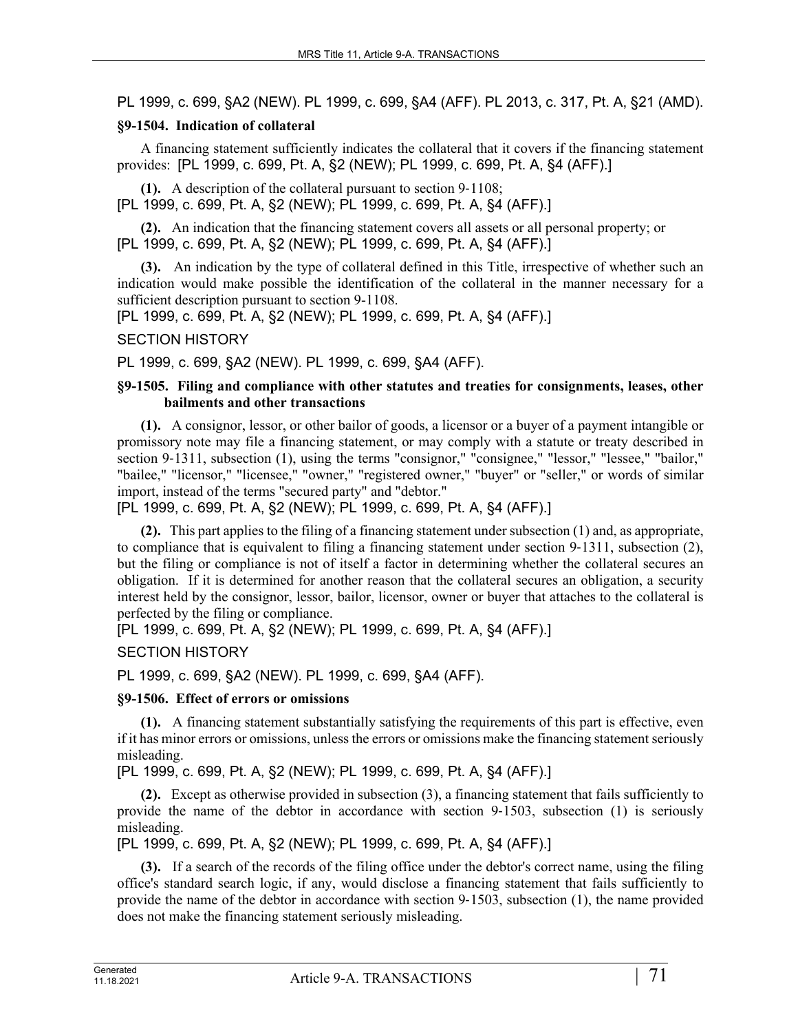PL 1999, c. 699, §A2 (NEW). PL 1999, c. 699, §A4 (AFF). PL 2013, c. 317, Pt. A, §21 (AMD).

### §9-1504. Indication of collateral

A financing statement sufficiently indicates the collateral that it covers if the financing statement provides: [PL 1999, c. 699, Pt. A, §2 (NEW); PL 1999, c. 699, Pt. A, §4 (AFF).]

**(1).** A description of the collateral pursuant to section 9-1108;
[PL 1999, c. 699, Pt. A, §2 (NEW); PL 1999, c. 699, Pt. A, §4 (AFF).]

**(2).** An indication that the financing statement covers all assets or all personal property; or
[PL 1999, c. 699, Pt. A, §2 (NEW); PL 1999, c. 699, Pt. A, §4 (AFF).]

**(3).** An indication by the type of collateral defined in this Title, irrespective of whether such an indication would make possible the identification of the collateral in the manner necessary for a sufficient description pursuant to section 9-1108.
[PL 1999, c. 699, Pt. A, §2 (NEW); PL 1999, c. 699, Pt. A, §4 (AFF).]

SECTION HISTORY

PL 1999, c. 699, §A2 (NEW). PL 1999, c. 699, §A4 (AFF).

### §9-1505. Filing and compliance with other statutes and treaties for consignments, leases, other bailments and other transactions

**(1).** A consignor, lessor, or other bailor of goods, a licensor or a buyer of a payment intangible or promissory note may file a financing statement, or may comply with a statute or treaty described in section 9-1311, subsection (1), using the terms "consignor," "consignee," "lessor," "lessee," "bailor," "bailee," "licensor," "licensee," "owner," "registered owner," "buyer" or "seller," or words of similar import, instead of the terms "secured party" and "debtor."
[PL 1999, c. 699, Pt. A, §2 (NEW); PL 1999, c. 699, Pt. A, §4 (AFF).]

**(2).** This part applies to the filing of a financing statement under subsection (1) and, as appropriate, to compliance that is equivalent to filing a financing statement under section 9-1311, subsection (2), but the filing or compliance is not of itself a factor in determining whether the collateral secures an obligation. If it is determined for another reason that the collateral secures an obligation, a security interest held by the consignor, lessor, bailor, licensor, owner or buyer that attaches to the collateral is perfected by the filing or compliance.
[PL 1999, c. 699, Pt. A, §2 (NEW); PL 1999, c. 699, Pt. A, §4 (AFF).]

SECTION HISTORY

PL 1999, c. 699, §A2 (NEW). PL 1999, c. 699, §A4 (AFF).

### §9-1506. Effect of errors or omissions

**(1).** A financing statement substantially satisfying the requirements of this part is effective, even if it has minor errors or omissions, unless the errors or omissions make the financing statement seriously misleading.
[PL 1999, c. 699, Pt. A, §2 (NEW); PL 1999, c. 699, Pt. A, §4 (AFF).]

**(2).** Except as otherwise provided in subsection (3), a financing statement that fails sufficiently to provide the name of the debtor in accordance with section 9-1503, subsection (1) is seriously misleading.
[PL 1999, c. 699, Pt. A, §2 (NEW); PL 1999, c. 699, Pt. A, §4 (AFF).]

**(3).** If a search of the records of the filing office under the debtor's correct name, using the filing office's standard search logic, if any, would disclose a financing statement that fails sufficiently to provide the name of the debtor in accordance with section 9-1503, subsection (1), the name provided does not make the financing statement seriously misleading.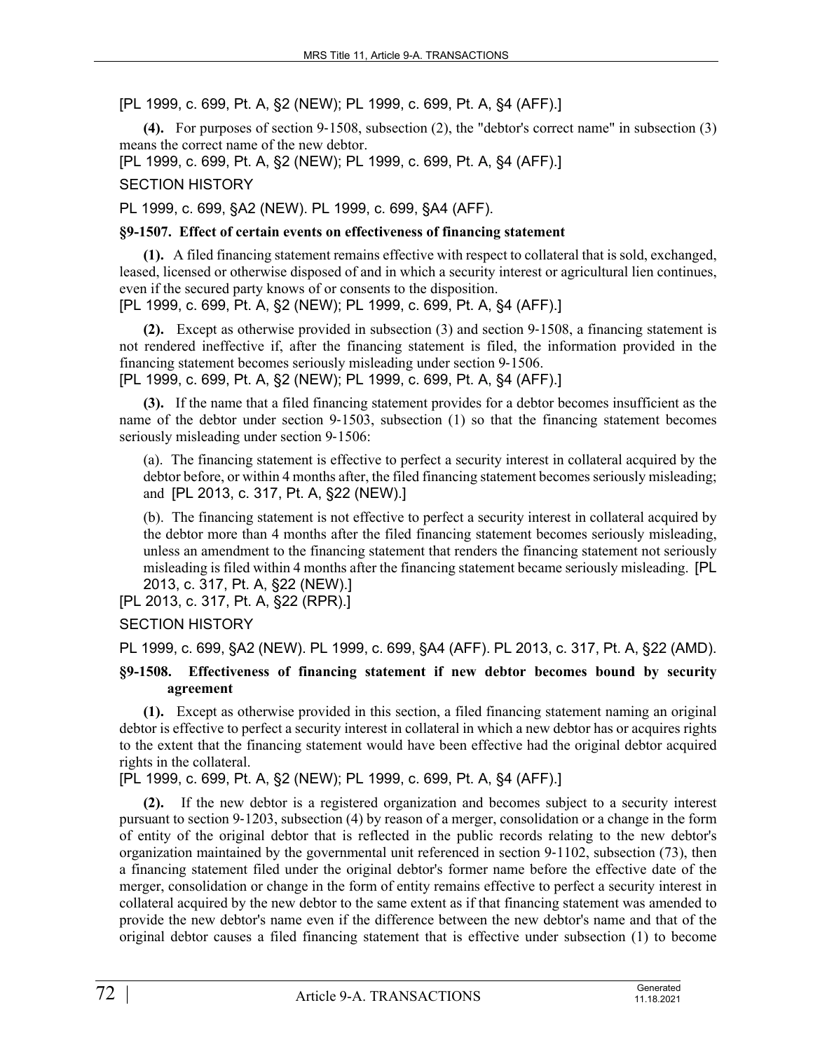[PL 1999, c. 699, Pt. A, §2 (NEW); PL 1999, c. 699, Pt. A, §4 (AFF).]

**(4).** For purposes of section 9‑1508, subsection (2), the "debtor's correct name" in subsection (3) means the correct name of the new debtor.

[PL 1999, c. 699, Pt. A, §2 (NEW); PL 1999, c. 699, Pt. A, §4 (AFF).]

SECTION HISTORY

PL 1999, c. 699, §A2 (NEW). PL 1999, c. 699, §A4 (AFF).

### §9-1507. Effect of certain events on effectiveness of financing statement

**(1).** A filed financing statement remains effective with respect to collateral that is sold, exchanged, leased, licensed or otherwise disposed of and in which a security interest or agricultural lien continues, even if the secured party knows of or consents to the disposition.

[PL 1999, c. 699, Pt. A, §2 (NEW); PL 1999, c. 699, Pt. A, §4 (AFF).]

**(2).** Except as otherwise provided in subsection (3) and section 9‑1508, a financing statement is not rendered ineffective if, after the financing statement is filed, the information provided in the financing statement becomes seriously misleading under section 9‑1506.

[PL 1999, c. 699, Pt. A, §2 (NEW); PL 1999, c. 699, Pt. A, §4 (AFF).]

**(3).** If the name that a filed financing statement provides for a debtor becomes insufficient as the name of the debtor under section 9‑1503, subsection (1) so that the financing statement becomes seriously misleading under section 9‑1506:

(a). The financing statement is effective to perfect a security interest in collateral acquired by the debtor before, or within 4 months after, the filed financing statement becomes seriously misleading; and [PL 2013, c. 317, Pt. A, §22 (NEW).]

(b). The financing statement is not effective to perfect a security interest in collateral acquired by the debtor more than 4 months after the filed financing statement becomes seriously misleading, unless an amendment to the financing statement that renders the financing statement not seriously misleading is filed within 4 months after the financing statement became seriously misleading. [PL 2013, c. 317, Pt. A, §22 (NEW).]

[PL 2013, c. 317, Pt. A, §22 (RPR).]

SECTION HISTORY

PL 1999, c. 699, §A2 (NEW). PL 1999, c. 699, §A4 (AFF). PL 2013, c. 317, Pt. A, §22 (AMD).

### §9-1508. Effectiveness of financing statement if new debtor becomes bound by security agreement

**(1).** Except as otherwise provided in this section, a filed financing statement naming an original debtor is effective to perfect a security interest in collateral in which a new debtor has or acquires rights to the extent that the financing statement would have been effective had the original debtor acquired rights in the collateral.

[PL 1999, c. 699, Pt. A, §2 (NEW); PL 1999, c. 699, Pt. A, §4 (AFF).]

**(2).** If the new debtor is a registered organization and becomes subject to a security interest pursuant to section 9‑1203, subsection (4) by reason of a merger, consolidation or a change in the form of entity of the original debtor that is reflected in the public records relating to the new debtor's organization maintained by the governmental unit referenced in section 9‑1102, subsection (73), then a financing statement filed under the original debtor's former name before the effective date of the merger, consolidation or change in the form of entity remains effective to perfect a security interest in collateral acquired by the new debtor to the same extent as if that financing statement was amended to provide the new debtor's name even if the difference between the new debtor's name and that of the original debtor causes a filed financing statement that is effective under subsection (1) to become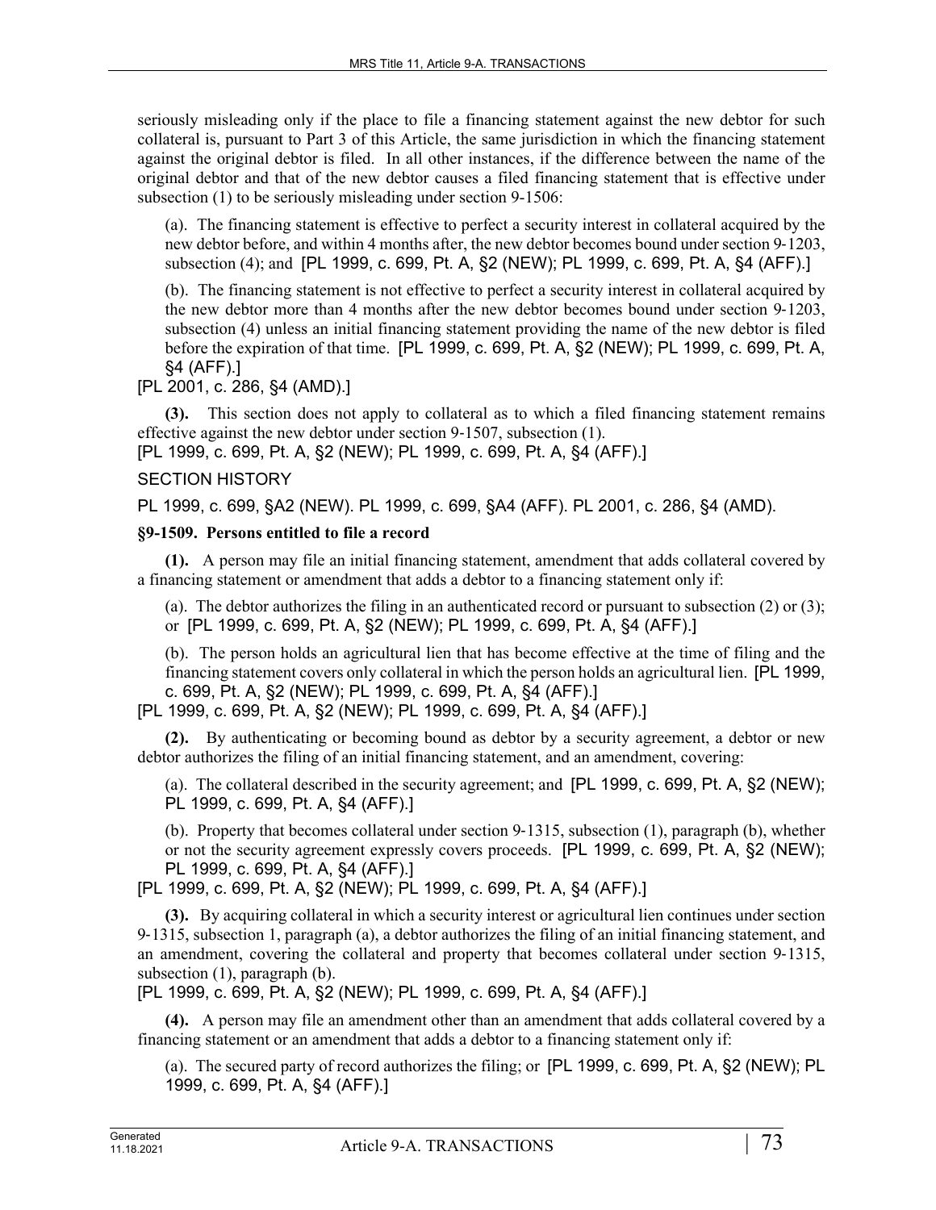seriously misleading only if the place to file a financing statement against the new debtor for such collateral is, pursuant to Part 3 of this Article, the same jurisdiction in which the financing statement against the original debtor is filed. In all other instances, if the difference between the name of the original debtor and that of the new debtor causes a filed financing statement that is effective under subsection (1) to be seriously misleading under section 9-1506:

(a). The financing statement is effective to perfect a security interest in collateral acquired by the new debtor before, and within 4 months after, the new debtor becomes bound under section 9-1203, subsection (4); and [PL 1999, c. 699, Pt. A, §2 (NEW); PL 1999, c. 699, Pt. A, §4 (AFF).]

(b). The financing statement is not effective to perfect a security interest in collateral acquired by the new debtor more than 4 months after the new debtor becomes bound under section 9-1203, subsection (4) unless an initial financing statement providing the name of the new debtor is filed before the expiration of that time. [PL 1999, c. 699, Pt. A, §2 (NEW); PL 1999, c. 699, Pt. A, §4 (AFF).]

[PL 2001, c. 286, §4 (AMD).]

**(3).** This section does not apply to collateral as to which a filed financing statement remains effective against the new debtor under section 9-1507, subsection (1).

[PL 1999, c. 699, Pt. A, §2 (NEW); PL 1999, c. 699, Pt. A, §4 (AFF).]

SECTION HISTORY

PL 1999, c. 699, §A2 (NEW). PL 1999, c. 699, §A4 (AFF). PL 2001, c. 286, §4 (AMD).

**§9-1509. Persons entitled to file a record**

**(1).** A person may file an initial financing statement, amendment that adds collateral covered by a financing statement or amendment that adds a debtor to a financing statement only if:

(a). The debtor authorizes the filing in an authenticated record or pursuant to subsection (2) or (3); or [PL 1999, c. 699, Pt. A, §2 (NEW); PL 1999, c. 699, Pt. A, §4 (AFF).]

(b). The person holds an agricultural lien that has become effective at the time of filing and the financing statement covers only collateral in which the person holds an agricultural lien. [PL 1999, c. 699, Pt. A, §2 (NEW); PL 1999, c. 699, Pt. A, §4 (AFF).]

[PL 1999, c. 699, Pt. A, §2 (NEW); PL 1999, c. 699, Pt. A, §4 (AFF).]

**(2).** By authenticating or becoming bound as debtor by a security agreement, a debtor or new debtor authorizes the filing of an initial financing statement, and an amendment, covering:

(a). The collateral described in the security agreement; and [PL 1999, c. 699, Pt. A, §2 (NEW); PL 1999, c. 699, Pt. A, §4 (AFF).]

(b). Property that becomes collateral under section 9-1315, subsection (1), paragraph (b), whether or not the security agreement expressly covers proceeds. [PL 1999, c. 699, Pt. A, §2 (NEW); PL 1999, c. 699, Pt. A, §4 (AFF).]

[PL 1999, c. 699, Pt. A, §2 (NEW); PL 1999, c. 699, Pt. A, §4 (AFF).]

**(3).** By acquiring collateral in which a security interest or agricultural lien continues under section 9-1315, subsection 1, paragraph (a), a debtor authorizes the filing of an initial financing statement, and an amendment, covering the collateral and property that becomes collateral under section 9-1315, subsection (1), paragraph (b).

[PL 1999, c. 699, Pt. A, §2 (NEW); PL 1999, c. 699, Pt. A, §4 (AFF).]

**(4).** A person may file an amendment other than an amendment that adds collateral covered by a financing statement or an amendment that adds a debtor to a financing statement only if:

(a). The secured party of record authorizes the filing; or [PL 1999, c. 699, Pt. A, §2 (NEW); PL 1999, c. 699, Pt. A, §4 (AFF).]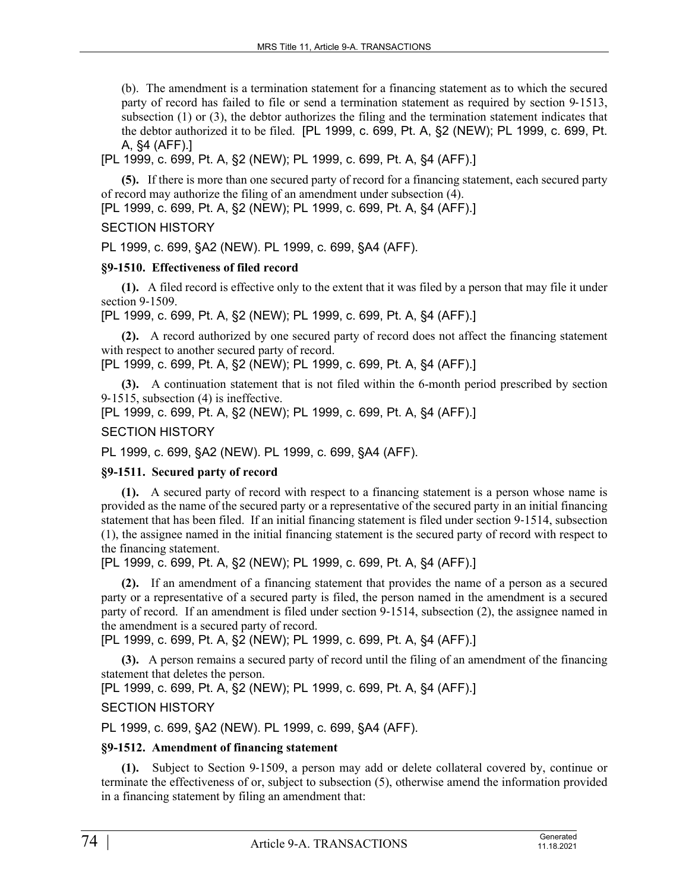(b). The amendment is a termination statement for a financing statement as to which the secured party of record has failed to file or send a termination statement as required by section 9-1513, subsection (1) or (3), the debtor authorizes the filing and the termination statement indicates that the debtor authorized it to be filed. [PL 1999, c. 699, Pt. A, §2 (NEW); PL 1999, c. 699, Pt. A, §4 (AFF).]

[PL 1999, c. 699, Pt. A, §2 (NEW); PL 1999, c. 699, Pt. A, §4 (AFF).]

**(5).** If there is more than one secured party of record for a financing statement, each secured party of record may authorize the filing of an amendment under subsection (4).

[PL 1999, c. 699, Pt. A, §2 (NEW); PL 1999, c. 699, Pt. A, §4 (AFF).]

SECTION HISTORY

PL 1999, c. 699, §A2 (NEW). PL 1999, c. 699, §A4 (AFF).

### §9-1510. Effectiveness of filed record

**(1).** A filed record is effective only to the extent that it was filed by a person that may file it under section 9-1509.

[PL 1999, c. 699, Pt. A, §2 (NEW); PL 1999, c. 699, Pt. A, §4 (AFF).]

**(2).** A record authorized by one secured party of record does not affect the financing statement with respect to another secured party of record.

[PL 1999, c. 699, Pt. A, §2 (NEW); PL 1999, c. 699, Pt. A, §4 (AFF).]

**(3).** A continuation statement that is not filed within the 6-month period prescribed by section 9-1515, subsection (4) is ineffective.

[PL 1999, c. 699, Pt. A, §2 (NEW); PL 1999, c. 699, Pt. A, §4 (AFF).]

SECTION HISTORY

PL 1999, c. 699, §A2 (NEW). PL 1999, c. 699, §A4 (AFF).

### §9-1511. Secured party of record

**(1).** A secured party of record with respect to a financing statement is a person whose name is provided as the name of the secured party or a representative of the secured party in an initial financing statement that has been filed. If an initial financing statement is filed under section 9-1514, subsection (1), the assignee named in the initial financing statement is the secured party of record with respect to the financing statement.

[PL 1999, c. 699, Pt. A, §2 (NEW); PL 1999, c. 699, Pt. A, §4 (AFF).]

**(2).** If an amendment of a financing statement that provides the name of a person as a secured party or a representative of a secured party is filed, the person named in the amendment is a secured party of record. If an amendment is filed under section 9-1514, subsection (2), the assignee named in the amendment is a secured party of record.

[PL 1999, c. 699, Pt. A, §2 (NEW); PL 1999, c. 699, Pt. A, §4 (AFF).]

**(3).** A person remains a secured party of record until the filing of an amendment of the financing statement that deletes the person.

[PL 1999, c. 699, Pt. A, §2 (NEW); PL 1999, c. 699, Pt. A, §4 (AFF).]

SECTION HISTORY

PL 1999, c. 699, §A2 (NEW). PL 1999, c. 699, §A4 (AFF).

### §9-1512. Amendment of financing statement

**(1).** Subject to Section 9-1509, a person may add or delete collateral covered by, continue or terminate the effectiveness of or, subject to subsection (5), otherwise amend the information provided in a financing statement by filing an amendment that: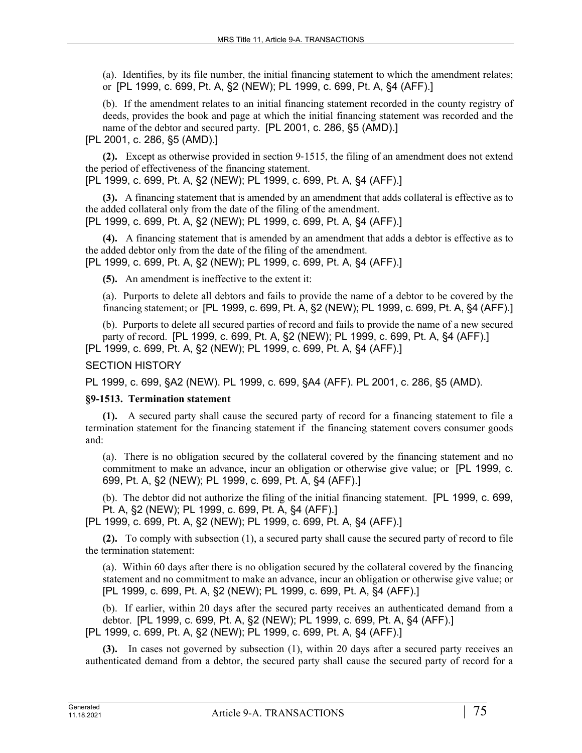(a). Identifies, by its file number, the initial financing statement to which the amendment relates; or [PL 1999, c. 699, Pt. A, §2 (NEW); PL 1999, c. 699, Pt. A, §4 (AFF).]

(b). If the amendment relates to an initial financing statement recorded in the county registry of deeds, provides the book and page at which the initial financing statement was recorded and the name of the debtor and secured party. [PL 2001, c. 286, §5 (AMD).]

[PL 2001, c. 286, §5 (AMD).]

**(2).** Except as otherwise provided in section 9-1515, the filing of an amendment does not extend the period of effectiveness of the financing statement.

[PL 1999, c. 699, Pt. A, §2 (NEW); PL 1999, c. 699, Pt. A, §4 (AFF).]

**(3).** A financing statement that is amended by an amendment that adds collateral is effective as to the added collateral only from the date of the filing of the amendment.

[PL 1999, c. 699, Pt. A, §2 (NEW); PL 1999, c. 699, Pt. A, §4 (AFF).]

**(4).** A financing statement that is amended by an amendment that adds a debtor is effective as to the added debtor only from the date of the filing of the amendment.

[PL 1999, c. 699, Pt. A, §2 (NEW); PL 1999, c. 699, Pt. A, §4 (AFF).]

**(5).** An amendment is ineffective to the extent it:

(a). Purports to delete all debtors and fails to provide the name of a debtor to be covered by the financing statement; or [PL 1999, c. 699, Pt. A, §2 (NEW); PL 1999, c. 699, Pt. A, §4 (AFF).]

(b). Purports to delete all secured parties of record and fails to provide the name of a new secured party of record. [PL 1999, c. 699, Pt. A, §2 (NEW); PL 1999, c. 699, Pt. A, §4 (AFF).]

[PL 1999, c. 699, Pt. A, §2 (NEW); PL 1999, c. 699, Pt. A, §4 (AFF).]

SECTION HISTORY

PL 1999, c. 699, §A2 (NEW). PL 1999, c. 699, §A4 (AFF). PL 2001, c. 286, §5 (AMD).

### §9-1513. Termination statement

**(1).** A secured party shall cause the secured party of record for a financing statement to file a termination statement for the financing statement if the financing statement covers consumer goods and:

(a). There is no obligation secured by the collateral covered by the financing statement and no commitment to make an advance, incur an obligation or otherwise give value; or [PL 1999, c. 699, Pt. A, §2 (NEW); PL 1999, c. 699, Pt. A, §4 (AFF).]

(b). The debtor did not authorize the filing of the initial financing statement. [PL 1999, c. 699, Pt. A, §2 (NEW); PL 1999, c. 699, Pt. A, §4 (AFF).]

[PL 1999, c. 699, Pt. A, §2 (NEW); PL 1999, c. 699, Pt. A, §4 (AFF).]

**(2).** To comply with subsection (1), a secured party shall cause the secured party of record to file the termination statement:

(a). Within 60 days after there is no obligation secured by the collateral covered by the financing statement and no commitment to make an advance, incur an obligation or otherwise give value; or [PL 1999, c. 699, Pt. A, §2 (NEW); PL 1999, c. 699, Pt. A, §4 (AFF).]

(b). If earlier, within 20 days after the secured party receives an authenticated demand from a debtor. [PL 1999, c. 699, Pt. A, §2 (NEW); PL 1999, c. 699, Pt. A, §4 (AFF).]

[PL 1999, c. 699, Pt. A, §2 (NEW); PL 1999, c. 699, Pt. A, §4 (AFF).]

**(3).** In cases not governed by subsection (1), within 20 days after a secured party receives an authenticated demand from a debtor, the secured party shall cause the secured party of record for a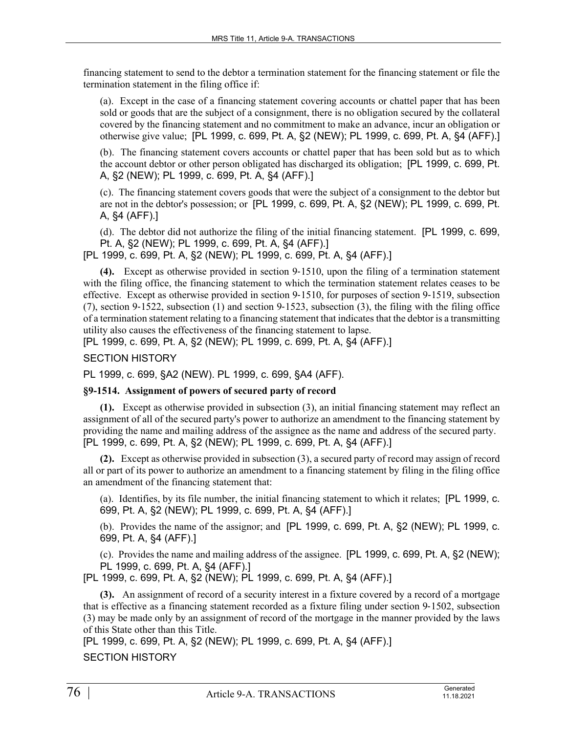financing statement to send to the debtor a termination statement for the financing statement or file the termination statement in the filing office if:

(a). Except in the case of a financing statement covering accounts or chattel paper that has been sold or goods that are the subject of a consignment, there is no obligation secured by the collateral covered by the financing statement and no commitment to make an advance, incur an obligation or otherwise give value; [PL 1999, c. 699, Pt. A, §2 (NEW); PL 1999, c. 699, Pt. A, §4 (AFF).]

(b). The financing statement covers accounts or chattel paper that has been sold but as to which the account debtor or other person obligated has discharged its obligation; [PL 1999, c. 699, Pt. A, §2 (NEW); PL 1999, c. 699, Pt. A, §4 (AFF).]

(c). The financing statement covers goods that were the subject of a consignment to the debtor but are not in the debtor's possession; or [PL 1999, c. 699, Pt. A, §2 (NEW); PL 1999, c. 699, Pt. A, §4 (AFF).]

(d). The debtor did not authorize the filing of the initial financing statement. [PL 1999, c. 699, Pt. A, §2 (NEW); PL 1999, c. 699, Pt. A, §4 (AFF).]

[PL 1999, c. 699, Pt. A, §2 (NEW); PL 1999, c. 699, Pt. A, §4 (AFF).]

**(4).** Except as otherwise provided in section 9-1510, upon the filing of a termination statement with the filing office, the financing statement to which the termination statement relates ceases to be effective. Except as otherwise provided in section 9-1510, for purposes of section 9-1519, subsection (7), section 9-1522, subsection (1) and section 9-1523, subsection (3), the filing with the filing office of a termination statement relating to a financing statement that indicates that the debtor is a transmitting utility also causes the effectiveness of the financing statement to lapse.

[PL 1999, c. 699, Pt. A, §2 (NEW); PL 1999, c. 699, Pt. A, §4 (AFF).]

SECTION HISTORY

PL 1999, c. 699, §A2 (NEW). PL 1999, c. 699, §A4 (AFF).

**§9-1514. Assignment of powers of secured party of record**

**(1).** Except as otherwise provided in subsection (3), an initial financing statement may reflect an assignment of all of the secured party's power to authorize an amendment to the financing statement by providing the name and mailing address of the assignee as the name and address of the secured party.

[PL 1999, c. 699, Pt. A, §2 (NEW); PL 1999, c. 699, Pt. A, §4 (AFF).]

**(2).** Except as otherwise provided in subsection (3), a secured party of record may assign of record all or part of its power to authorize an amendment to a financing statement by filing in the filing office an amendment of the financing statement that:

(a). Identifies, by its file number, the initial financing statement to which it relates; [PL 1999, c. 699, Pt. A, §2 (NEW); PL 1999, c. 699, Pt. A, §4 (AFF).]

(b). Provides the name of the assignor; and [PL 1999, c. 699, Pt. A, §2 (NEW); PL 1999, c. 699, Pt. A, §4 (AFF).]

(c). Provides the name and mailing address of the assignee. [PL 1999, c. 699, Pt. A, §2 (NEW); PL 1999, c. 699, Pt. A, §4 (AFF).]

[PL 1999, c. 699, Pt. A, §2 (NEW); PL 1999, c. 699, Pt. A, §4 (AFF).]

**(3).** An assignment of record of a security interest in a fixture covered by a record of a mortgage that is effective as a financing statement recorded as a fixture filing under section 9-1502, subsection (3) may be made only by an assignment of record of the mortgage in the manner provided by the laws of this State other than this Title.

[PL 1999, c. 699, Pt. A, §2 (NEW); PL 1999, c. 699, Pt. A, §4 (AFF).]

SECTION HISTORY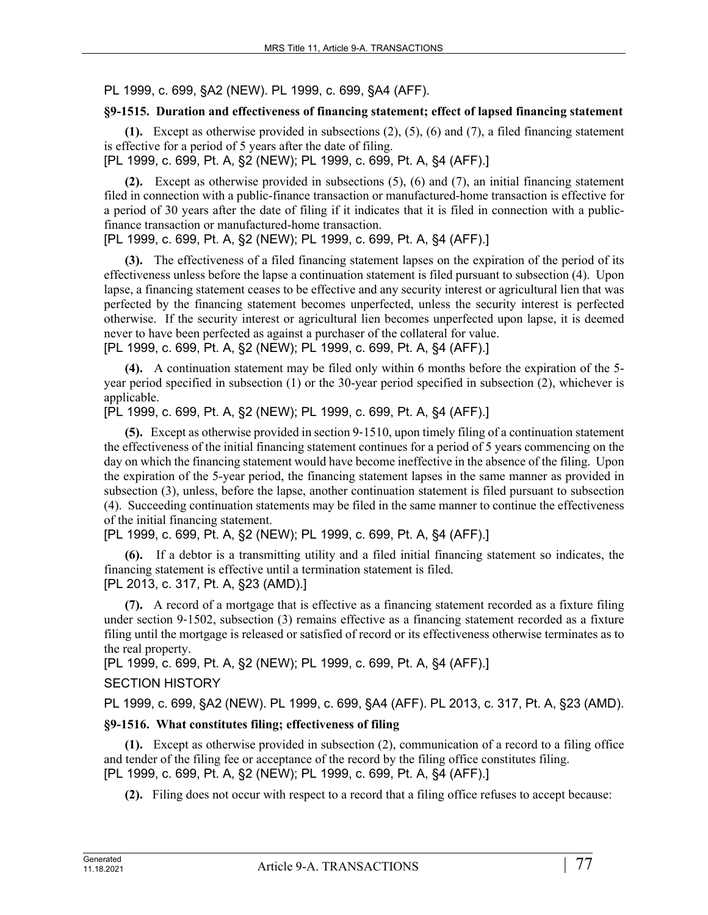PL 1999, c. 699, §A2 (NEW). PL 1999, c. 699, §A4 (AFF).

### §9-1515. Duration and effectiveness of financing statement; effect of lapsed financing statement

**(1).** Except as otherwise provided in subsections (2), (5), (6) and (7), a filed financing statement is effective for a period of 5 years after the date of filing.
[PL 1999, c. 699, Pt. A, §2 (NEW); PL 1999, c. 699, Pt. A, §4 (AFF).]

**(2).** Except as otherwise provided in subsections (5), (6) and (7), an initial financing statement filed in connection with a public-finance transaction or manufactured-home transaction is effective for a period of 30 years after the date of filing if it indicates that it is filed in connection with a public-finance transaction or manufactured-home transaction.
[PL 1999, c. 699, Pt. A, §2 (NEW); PL 1999, c. 699, Pt. A, §4 (AFF).]

**(3).** The effectiveness of a filed financing statement lapses on the expiration of the period of its effectiveness unless before the lapse a continuation statement is filed pursuant to subsection (4). Upon lapse, a financing statement ceases to be effective and any security interest or agricultural lien that was perfected by the financing statement becomes unperfected, unless the security interest is perfected otherwise. If the security interest or agricultural lien becomes unperfected upon lapse, it is deemed never to have been perfected as against a purchaser of the collateral for value.
[PL 1999, c. 699, Pt. A, §2 (NEW); PL 1999, c. 699, Pt. A, §4 (AFF).]

**(4).** A continuation statement may be filed only within 6 months before the expiration of the 5-year period specified in subsection (1) or the 30-year period specified in subsection (2), whichever is applicable.
[PL 1999, c. 699, Pt. A, §2 (NEW); PL 1999, c. 699, Pt. A, §4 (AFF).]

**(5).** Except as otherwise provided in section 9-1510, upon timely filing of a continuation statement the effectiveness of the initial financing statement continues for a period of 5 years commencing on the day on which the financing statement would have become ineffective in the absence of the filing. Upon the expiration of the 5-year period, the financing statement lapses in the same manner as provided in subsection (3), unless, before the lapse, another continuation statement is filed pursuant to subsection (4). Succeeding continuation statements may be filed in the same manner to continue the effectiveness of the initial financing statement.
[PL 1999, c. 699, Pt. A, §2 (NEW); PL 1999, c. 699, Pt. A, §4 (AFF).]

**(6).** If a debtor is a transmitting utility and a filed initial financing statement so indicates, the financing statement is effective until a termination statement is filed.
[PL 2013, c. 317, Pt. A, §23 (AMD).]

**(7).** A record of a mortgage that is effective as a financing statement recorded as a fixture filing under section 9-1502, subsection (3) remains effective as a financing statement recorded as a fixture filing until the mortgage is released or satisfied of record or its effectiveness otherwise terminates as to the real property.
[PL 1999, c. 699, Pt. A, §2 (NEW); PL 1999, c. 699, Pt. A, §4 (AFF).]

SECTION HISTORY

PL 1999, c. 699, §A2 (NEW). PL 1999, c. 699, §A4 (AFF). PL 2013, c. 317, Pt. A, §23 (AMD).

### §9-1516. What constitutes filing; effectiveness of filing

**(1).** Except as otherwise provided in subsection (2), communication of a record to a filing office and tender of the filing fee or acceptance of the record by the filing office constitutes filing.
[PL 1999, c. 699, Pt. A, §2 (NEW); PL 1999, c. 699, Pt. A, §4 (AFF).]

**(2).** Filing does not occur with respect to a record that a filing office refuses to accept because: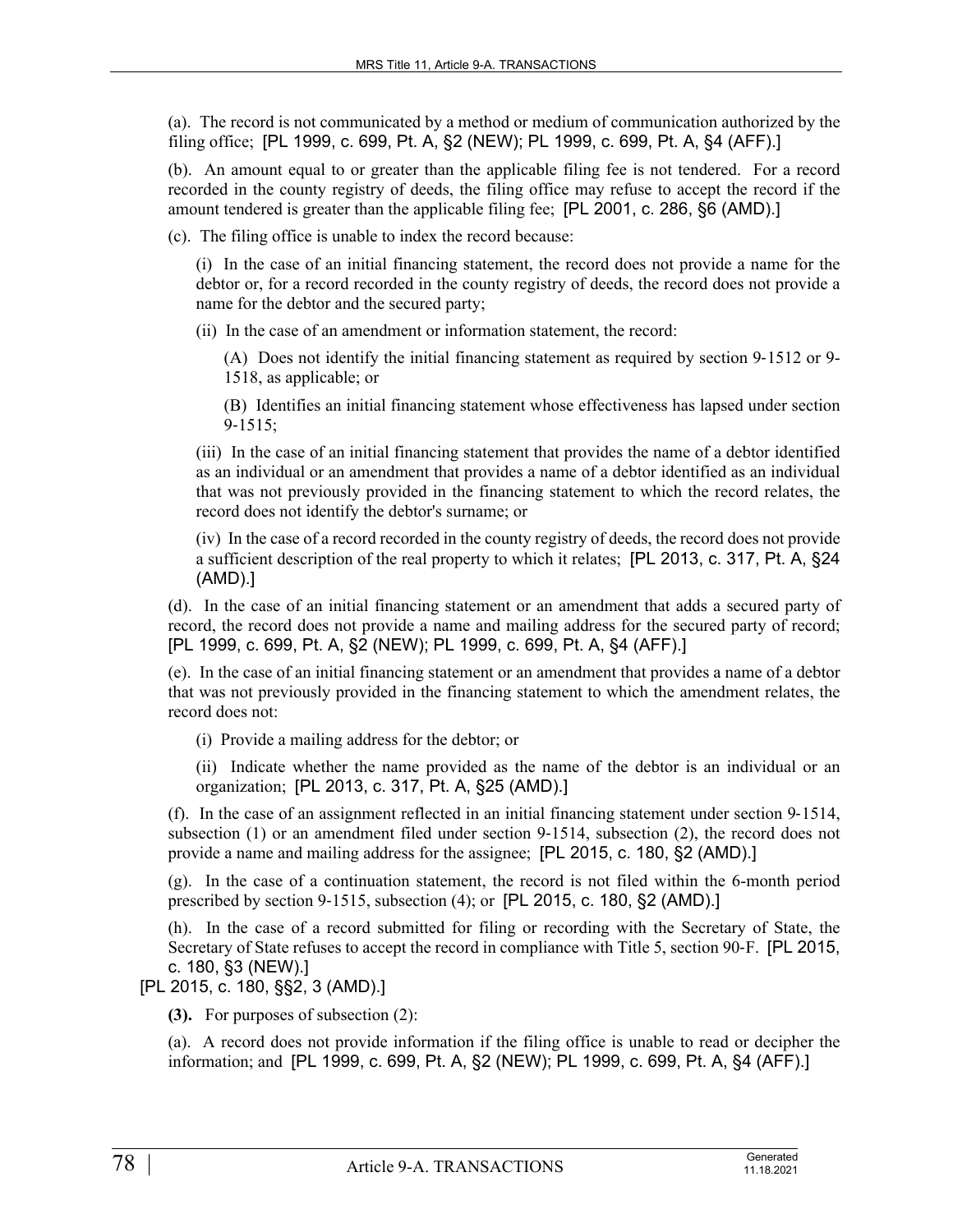(a). The record is not communicated by a method or medium of communication authorized by the filing office; [PL 1999, c. 699, Pt. A, §2 (NEW); PL 1999, c. 699, Pt. A, §4 (AFF).]

(b). An amount equal to or greater than the applicable filing fee is not tendered. For a record recorded in the county registry of deeds, the filing office may refuse to accept the record if the amount tendered is greater than the applicable filing fee; [PL 2001, c. 286, §6 (AMD).]

(c). The filing office is unable to index the record because:

(i) In the case of an initial financing statement, the record does not provide a name for the debtor or, for a record recorded in the county registry of deeds, the record does not provide a name for the debtor and the secured party;

(ii) In the case of an amendment or information statement, the record:

(A) Does not identify the initial financing statement as required by section 9‑1512 or 9-1518, as applicable; or

(B) Identifies an initial financing statement whose effectiveness has lapsed under section 9‑1515;

(iii) In the case of an initial financing statement that provides the name of a debtor identified as an individual or an amendment that provides a name of a debtor identified as an individual that was not previously provided in the financing statement to which the record relates, the record does not identify the debtor's surname; or

(iv) In the case of a record recorded in the county registry of deeds, the record does not provide a sufficient description of the real property to which it relates; [PL 2013, c. 317, Pt. A, §24 (AMD).]

(d). In the case of an initial financing statement or an amendment that adds a secured party of record, the record does not provide a name and mailing address for the secured party of record; [PL 1999, c. 699, Pt. A, §2 (NEW); PL 1999, c. 699, Pt. A, §4 (AFF).]

(e). In the case of an initial financing statement or an amendment that provides a name of a debtor that was not previously provided in the financing statement to which the amendment relates, the record does not:

(i) Provide a mailing address for the debtor; or

(ii) Indicate whether the name provided as the name of the debtor is an individual or an organization; [PL 2013, c. 317, Pt. A, §25 (AMD).]

(f). In the case of an assignment reflected in an initial financing statement under section 9‑1514, subsection (1) or an amendment filed under section 9‑1514, subsection (2), the record does not provide a name and mailing address for the assignee; [PL 2015, c. 180, §2 (AMD).]

(g). In the case of a continuation statement, the record is not filed within the 6-month period prescribed by section 9‑1515, subsection (4); or [PL 2015, c. 180, §2 (AMD).]

(h). In the case of a record submitted for filing or recording with the Secretary of State, the Secretary of State refuses to accept the record in compliance with Title 5, section 90‑F. [PL 2015, c. 180, §3 (NEW).]

[PL 2015, c. 180, §§2, 3 (AMD).]

**(3).** For purposes of subsection (2):

(a). A record does not provide information if the filing office is unable to read or decipher the information; and [PL 1999, c. 699, Pt. A, §2 (NEW); PL 1999, c. 699, Pt. A, §4 (AFF).]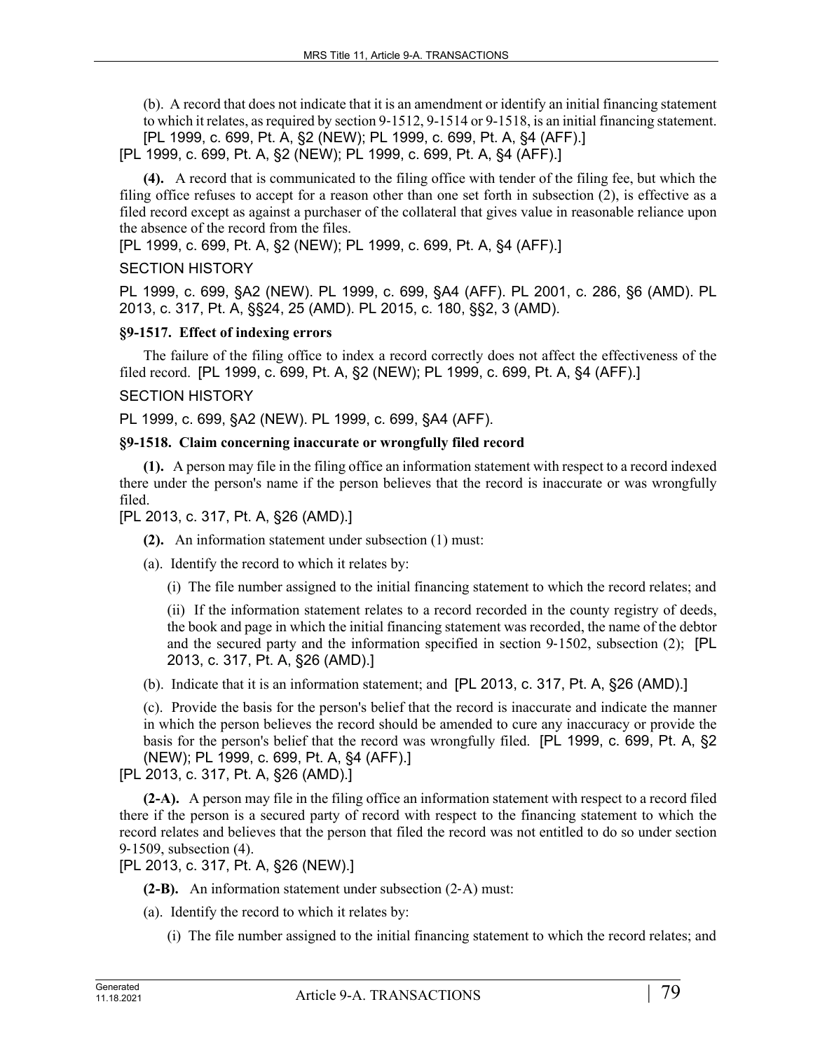(b). A record that does not indicate that it is an amendment or identify an initial financing statement to which it relates, as required by section 9-1512, 9-1514 or 9-1518, is an initial financing statement. [PL 1999, c. 699, Pt. A, §2 (NEW); PL 1999, c. 699, Pt. A, §4 (AFF).]

[PL 1999, c. 699, Pt. A, §2 (NEW); PL 1999, c. 699, Pt. A, §4 (AFF).]

**(4).** A record that is communicated to the filing office with tender of the filing fee, but which the filing office refuses to accept for a reason other than one set forth in subsection (2), is effective as a filed record except as against a purchaser of the collateral that gives value in reasonable reliance upon the absence of the record from the files.

[PL 1999, c. 699, Pt. A, §2 (NEW); PL 1999, c. 699, Pt. A, §4 (AFF).]

SECTION HISTORY

PL 1999, c. 699, §A2 (NEW). PL 1999, c. 699, §A4 (AFF). PL 2001, c. 286, §6 (AMD). PL 2013, c. 317, Pt. A, §§24, 25 (AMD). PL 2015, c. 180, §§2, 3 (AMD).

**§9-1517. Effect of indexing errors**

The failure of the filing office to index a record correctly does not affect the effectiveness of the filed record. [PL 1999, c. 699, Pt. A, §2 (NEW); PL 1999, c. 699, Pt. A, §4 (AFF).]

SECTION HISTORY

PL 1999, c. 699, §A2 (NEW). PL 1999, c. 699, §A4 (AFF).

**§9-1518. Claim concerning inaccurate or wrongfully filed record**

**(1).** A person may file in the filing office an information statement with respect to a record indexed there under the person's name if the person believes that the record is inaccurate or was wrongfully filed.

[PL 2013, c. 317, Pt. A, §26 (AMD).]

**(2).** An information statement under subsection (1) must:

(a). Identify the record to which it relates by:

(i) The file number assigned to the initial financing statement to which the record relates; and

(ii) If the information statement relates to a record recorded in the county registry of deeds, the book and page in which the initial financing statement was recorded, the name of the debtor and the secured party and the information specified in section 9-1502, subsection (2); [PL 2013, c. 317, Pt. A, §26 (AMD).]

(b). Indicate that it is an information statement; and [PL 2013, c. 317, Pt. A, §26 (AMD).]

(c). Provide the basis for the person's belief that the record is inaccurate and indicate the manner in which the person believes the record should be amended to cure any inaccuracy or provide the basis for the person's belief that the record was wrongfully filed. [PL 1999, c. 699, Pt. A, §2 (NEW); PL 1999, c. 699, Pt. A, §4 (AFF).]

[PL 2013, c. 317, Pt. A, §26 (AMD).]

**(2-A).** A person may file in the filing office an information statement with respect to a record filed there if the person is a secured party of record with respect to the financing statement to which the record relates and believes that the person that filed the record was not entitled to do so under section 9-1509, subsection (4).

[PL 2013, c. 317, Pt. A, §26 (NEW).]

**(2-B).** An information statement under subsection (2-A) must:

(a). Identify the record to which it relates by:

(i) The file number assigned to the initial financing statement to which the record relates; and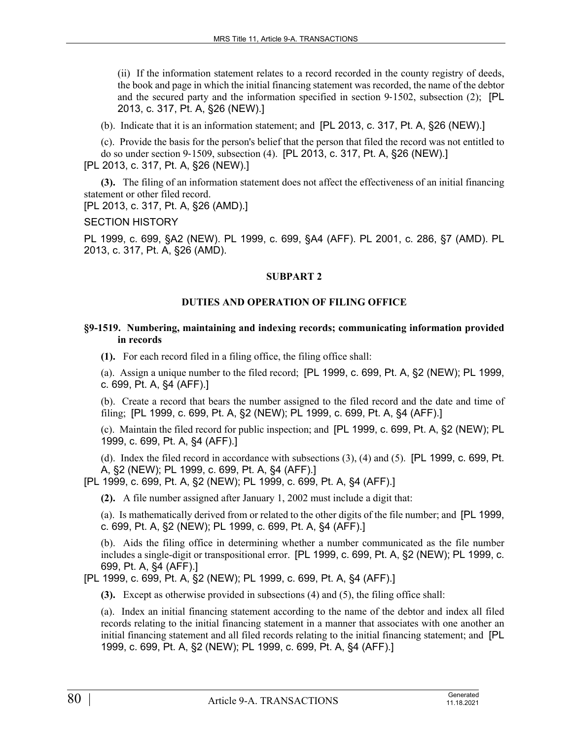(ii) If the information statement relates to a record recorded in the county registry of deeds, the book and page in which the initial financing statement was recorded, the name of the debtor and the secured party and the information specified in section 9-1502, subsection (2); [PL 2013, c. 317, Pt. A, §26 (NEW).]

(b). Indicate that it is an information statement; and [PL 2013, c. 317, Pt. A, §26 (NEW).]

(c). Provide the basis for the person's belief that the person that filed the record was not entitled to do so under section 9-1509, subsection (4). [PL 2013, c. 317, Pt. A, §26 (NEW).]

[PL 2013, c. 317, Pt. A, §26 (NEW).]

**(3).** The filing of an information statement does not affect the effectiveness of an initial financing statement or other filed record.

[PL 2013, c. 317, Pt. A, §26 (AMD).]

SECTION HISTORY

PL 1999, c. 699, §A2 (NEW). PL 1999, c. 699, §A4 (AFF). PL 2001, c. 286, §7 (AMD). PL 2013, c. 317, Pt. A, §26 (AMD).

## SUBPART 2

## DUTIES AND OPERATION OF FILING OFFICE

### §9-1519. Numbering, maintaining and indexing records; communicating information provided in records

**(1).** For each record filed in a filing office, the filing office shall:

(a). Assign a unique number to the filed record; [PL 1999, c. 699, Pt. A, §2 (NEW); PL 1999, c. 699, Pt. A, §4 (AFF).]

(b). Create a record that bears the number assigned to the filed record and the date and time of filing; [PL 1999, c. 699, Pt. A, §2 (NEW); PL 1999, c. 699, Pt. A, §4 (AFF).]

(c). Maintain the filed record for public inspection; and [PL 1999, c. 699, Pt. A, §2 (NEW); PL 1999, c. 699, Pt. A, §4 (AFF).]

(d). Index the filed record in accordance with subsections (3), (4) and (5). [PL 1999, c. 699, Pt. A, §2 (NEW); PL 1999, c. 699, Pt. A, §4 (AFF).]

[PL 1999, c. 699, Pt. A, §2 (NEW); PL 1999, c. 699, Pt. A, §4 (AFF).]

**(2).** A file number assigned after January 1, 2002 must include a digit that:

(a). Is mathematically derived from or related to the other digits of the file number; and [PL 1999, c. 699, Pt. A, §2 (NEW); PL 1999, c. 699, Pt. A, §4 (AFF).]

(b). Aids the filing office in determining whether a number communicated as the file number includes a single-digit or transpositional error. [PL 1999, c. 699, Pt. A, §2 (NEW); PL 1999, c. 699, Pt. A, §4 (AFF).]

[PL 1999, c. 699, Pt. A, §2 (NEW); PL 1999, c. 699, Pt. A, §4 (AFF).]

**(3).** Except as otherwise provided in subsections (4) and (5), the filing office shall:

(a). Index an initial financing statement according to the name of the debtor and index all filed records relating to the initial financing statement in a manner that associates with one another an initial financing statement and all filed records relating to the initial financing statement; and [PL 1999, c. 699, Pt. A, §2 (NEW); PL 1999, c. 699, Pt. A, §4 (AFF).]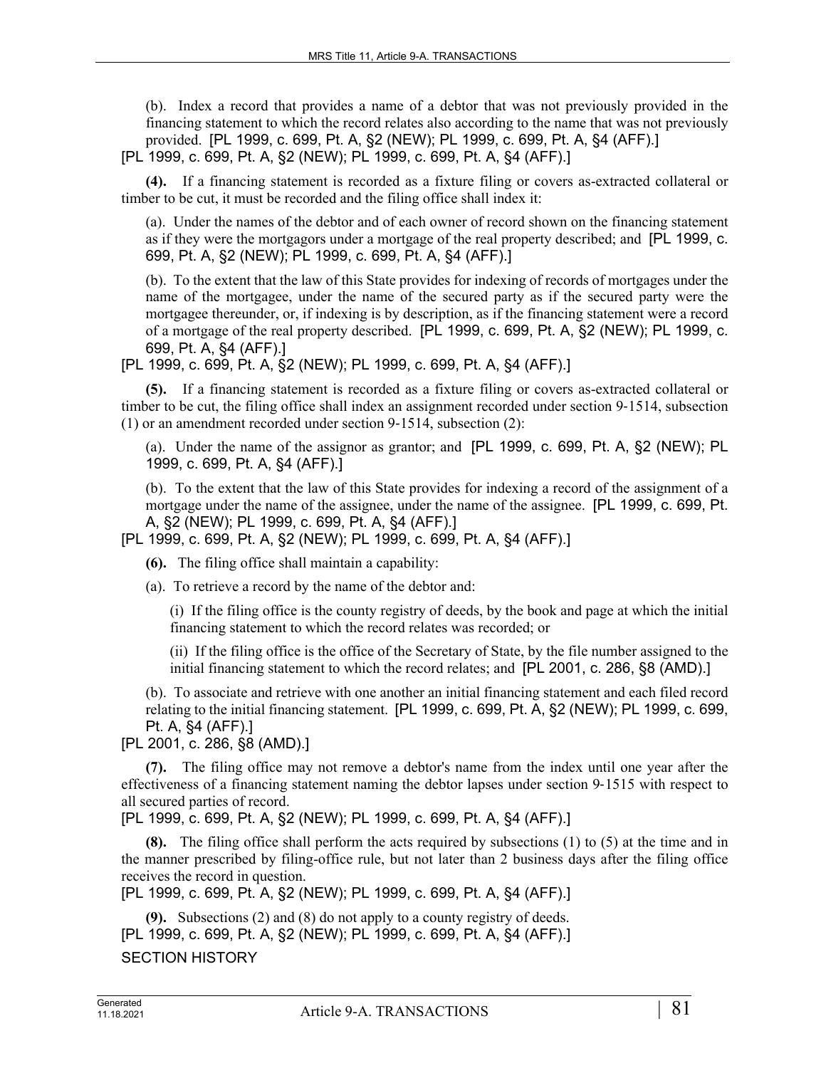(b). Index a record that provides a name of a debtor that was not previously provided in the financing statement to which the record relates also according to the name that was not previously provided. [PL 1999, c. 699, Pt. A, §2 (NEW); PL 1999, c. 699, Pt. A, §4 (AFF).]

[PL 1999, c. 699, Pt. A, §2 (NEW); PL 1999, c. 699, Pt. A, §4 (AFF).]

**(4).** If a financing statement is recorded as a fixture filing or covers as-extracted collateral or timber to be cut, it must be recorded and the filing office shall index it:

(a). Under the names of the debtor and of each owner of record shown on the financing statement as if they were the mortgagors under a mortgage of the real property described; and [PL 1999, c. 699, Pt. A, §2 (NEW); PL 1999, c. 699, Pt. A, §4 (AFF).]

(b). To the extent that the law of this State provides for indexing of records of mortgages under the name of the mortgagee, under the name of the secured party as if the secured party were the mortgagee thereunder, or, if indexing is by description, as if the financing statement were a record of a mortgage of the real property described. [PL 1999, c. 699, Pt. A, §2 (NEW); PL 1999, c. 699, Pt. A, §4 (AFF).]

[PL 1999, c. 699, Pt. A, §2 (NEW); PL 1999, c. 699, Pt. A, §4 (AFF).]

**(5).** If a financing statement is recorded as a fixture filing or covers as-extracted collateral or timber to be cut, the filing office shall index an assignment recorded under section 9-1514, subsection (1) or an amendment recorded under section 9-1514, subsection (2):

(a). Under the name of the assignor as grantor; and [PL 1999, c. 699, Pt. A, §2 (NEW); PL 1999, c. 699, Pt. A, §4 (AFF).]

(b). To the extent that the law of this State provides for indexing a record of the assignment of a mortgage under the name of the assignee, under the name of the assignee. [PL 1999, c. 699, Pt. A, §2 (NEW); PL 1999, c. 699, Pt. A, §4 (AFF).]

[PL 1999, c. 699, Pt. A, §2 (NEW); PL 1999, c. 699, Pt. A, §4 (AFF).]

**(6).** The filing office shall maintain a capability:

(a). To retrieve a record by the name of the debtor and:

(i) If the filing office is the county registry of deeds, by the book and page at which the initial financing statement to which the record relates was recorded; or

(ii) If the filing office is the office of the Secretary of State, by the file number assigned to the initial financing statement to which the record relates; and [PL 2001, c. 286, §8 (AMD).]

(b). To associate and retrieve with one another an initial financing statement and each filed record relating to the initial financing statement. [PL 1999, c. 699, Pt. A, §2 (NEW); PL 1999, c. 699, Pt. A, §4 (AFF).]

[PL 2001, c. 286, §8 (AMD).]

**(7).** The filing office may not remove a debtor's name from the index until one year after the effectiveness of a financing statement naming the debtor lapses under section 9-1515 with respect to all secured parties of record.

[PL 1999, c. 699, Pt. A, §2 (NEW); PL 1999, c. 699, Pt. A, §4 (AFF).]

**(8).** The filing office shall perform the acts required by subsections (1) to (5) at the time and in the manner prescribed by filing-office rule, but not later than 2 business days after the filing office receives the record in question.

[PL 1999, c. 699, Pt. A, §2 (NEW); PL 1999, c. 699, Pt. A, §4 (AFF).]

**(9).** Subsections (2) and (8) do not apply to a county registry of deeds.

[PL 1999, c. 699, Pt. A, §2 (NEW); PL 1999, c. 699, Pt. A, §4 (AFF).]

SECTION HISTORY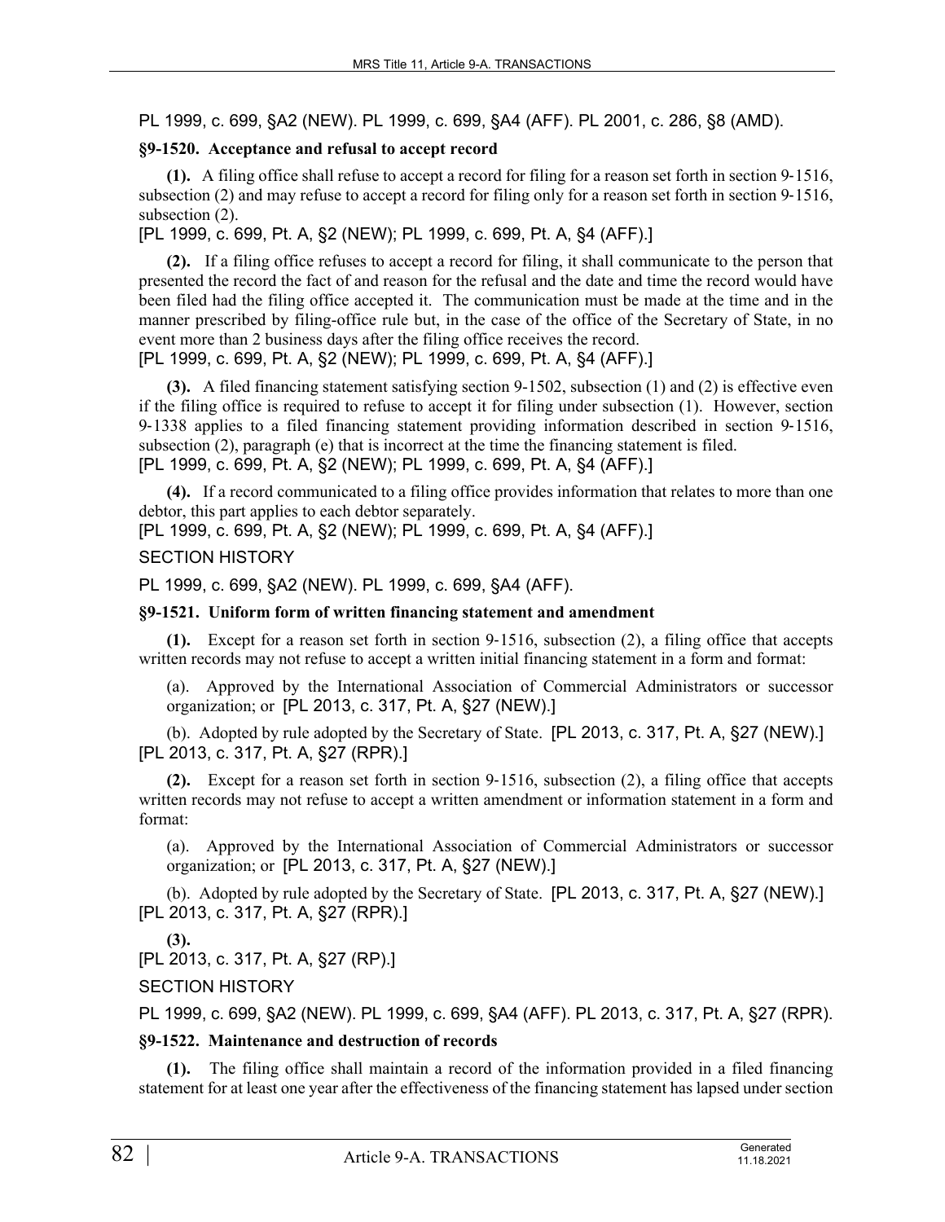PL 1999, c. 699, §A2 (NEW). PL 1999, c. 699, §A4 (AFF). PL 2001, c. 286, §8 (AMD).

### §9-1520. Acceptance and refusal to accept record

**(1).** A filing office shall refuse to accept a record for filing for a reason set forth in section 9‑1516, subsection (2) and may refuse to accept a record for filing only for a reason set forth in section 9‑1516, subsection (2).
[PL 1999, c. 699, Pt. A, §2 (NEW); PL 1999, c. 699, Pt. A, §4 (AFF).]

**(2).** If a filing office refuses to accept a record for filing, it shall communicate to the person that presented the record the fact of and reason for the refusal and the date and time the record would have been filed had the filing office accepted it. The communication must be made at the time and in the manner prescribed by filing-office rule but, in the case of the office of the Secretary of State, in no event more than 2 business days after the filing office receives the record.
[PL 1999, c. 699, Pt. A, §2 (NEW); PL 1999, c. 699, Pt. A, §4 (AFF).]

**(3).** A filed financing statement satisfying section 9‑1502, subsection (1) and (2) is effective even if the filing office is required to refuse to accept it for filing under subsection (1). However, section 9‑1338 applies to a filed financing statement providing information described in section 9‑1516, subsection (2), paragraph (e) that is incorrect at the time the financing statement is filed.
[PL 1999, c. 699, Pt. A, §2 (NEW); PL 1999, c. 699, Pt. A, §4 (AFF).]

**(4).** If a record communicated to a filing office provides information that relates to more than one debtor, this part applies to each debtor separately.
[PL 1999, c. 699, Pt. A, §2 (NEW); PL 1999, c. 699, Pt. A, §4 (AFF).]

SECTION HISTORY

PL 1999, c. 699, §A2 (NEW). PL 1999, c. 699, §A4 (AFF).

### §9-1521. Uniform form of written financing statement and amendment

**(1).** Except for a reason set forth in section 9‑1516, subsection (2), a filing office that accepts written records may not refuse to accept a written initial financing statement in a form and format:

(a). Approved by the International Association of Commercial Administrators or successor organization; or [PL 2013, c. 317, Pt. A, §27 (NEW).]

(b). Adopted by rule adopted by the Secretary of State. [PL 2013, c. 317, Pt. A, §27 (NEW).]
[PL 2013, c. 317, Pt. A, §27 (RPR).]

**(2).** Except for a reason set forth in section 9‑1516, subsection (2), a filing office that accepts written records may not refuse to accept a written amendment or information statement in a form and format:

(a). Approved by the International Association of Commercial Administrators or successor organization; or [PL 2013, c. 317, Pt. A, §27 (NEW).]

(b). Adopted by rule adopted by the Secretary of State. [PL 2013, c. 317, Pt. A, §27 (NEW).]
[PL 2013, c. 317, Pt. A, §27 (RPR).]

**(3).**
[PL 2013, c. 317, Pt. A, §27 (RP).]

SECTION HISTORY

PL 1999, c. 699, §A2 (NEW). PL 1999, c. 699, §A4 (AFF). PL 2013, c. 317, Pt. A, §27 (RPR).

### §9-1522. Maintenance and destruction of records

**(1).** The filing office shall maintain a record of the information provided in a filed financing statement for at least one year after the effectiveness of the financing statement has lapsed under section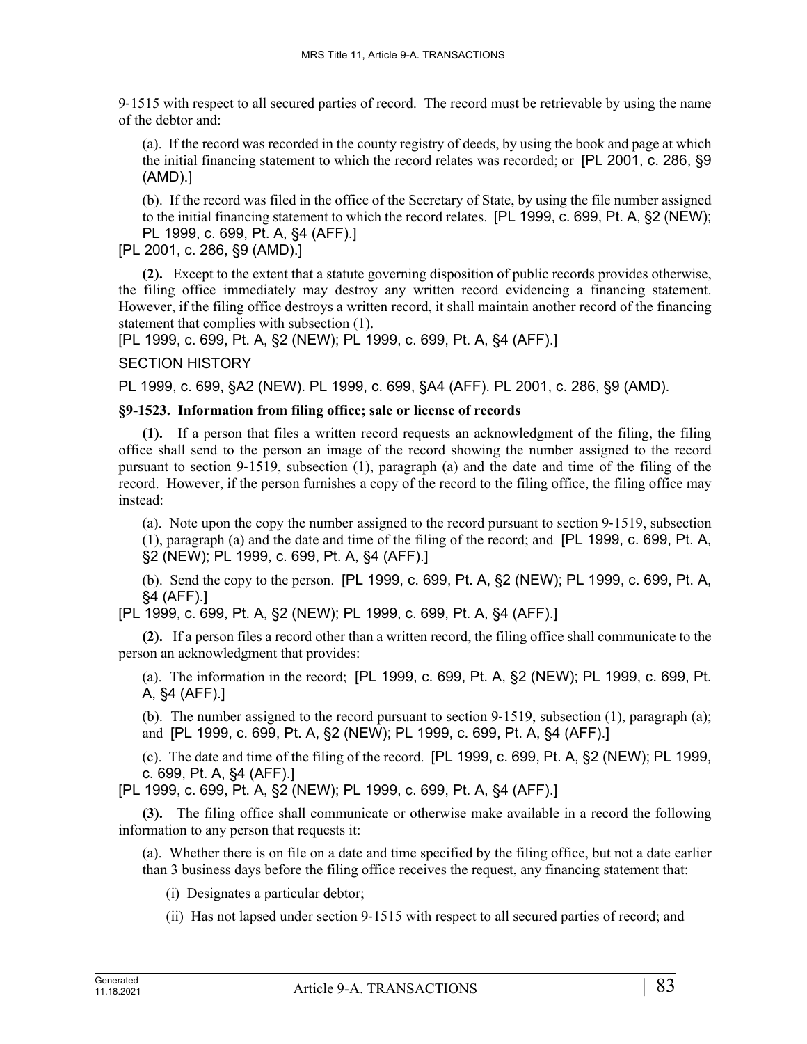9-1515 with respect to all secured parties of record. The record must be retrievable by using the name of the debtor and:

(a). If the record was recorded in the county registry of deeds, by using the book and page at which the initial financing statement to which the record relates was recorded; or [PL 2001, c. 286, §9 (AMD).]

(b). If the record was filed in the office of the Secretary of State, by using the file number assigned to the initial financing statement to which the record relates. [PL 1999, c. 699, Pt. A, §2 (NEW); PL 1999, c. 699, Pt. A, §4 (AFF).]

[PL 2001, c. 286, §9 (AMD).]

**(2).** Except to the extent that a statute governing disposition of public records provides otherwise, the filing office immediately may destroy any written record evidencing a financing statement. However, if the filing office destroys a written record, it shall maintain another record of the financing statement that complies with subsection (1).

[PL 1999, c. 699, Pt. A, §2 (NEW); PL 1999, c. 699, Pt. A, §4 (AFF).]

SECTION HISTORY

PL 1999, c. 699, §A2 (NEW). PL 1999, c. 699, §A4 (AFF). PL 2001, c. 286, §9 (AMD).

**§9-1523. Information from filing office; sale or license of records**

**(1).** If a person that files a written record requests an acknowledgment of the filing, the filing office shall send to the person an image of the record showing the number assigned to the record pursuant to section 9-1519, subsection (1), paragraph (a) and the date and time of the filing of the record. However, if the person furnishes a copy of the record to the filing office, the filing office may instead:

(a). Note upon the copy the number assigned to the record pursuant to section 9-1519, subsection (1), paragraph (a) and the date and time of the filing of the record; and [PL 1999, c. 699, Pt. A, §2 (NEW); PL 1999, c. 699, Pt. A, §4 (AFF).]

(b). Send the copy to the person. [PL 1999, c. 699, Pt. A, §2 (NEW); PL 1999, c. 699, Pt. A, §4 (AFF).]

[PL 1999, c. 699, Pt. A, §2 (NEW); PL 1999, c. 699, Pt. A, §4 (AFF).]

**(2).** If a person files a record other than a written record, the filing office shall communicate to the person an acknowledgment that provides:

(a). The information in the record; [PL 1999, c. 699, Pt. A, §2 (NEW); PL 1999, c. 699, Pt. A, §4 (AFF).]

(b). The number assigned to the record pursuant to section 9-1519, subsection (1), paragraph (a); and [PL 1999, c. 699, Pt. A, §2 (NEW); PL 1999, c. 699, Pt. A, §4 (AFF).]

(c). The date and time of the filing of the record. [PL 1999, c. 699, Pt. A, §2 (NEW); PL 1999, c. 699, Pt. A, §4 (AFF).]

[PL 1999, c. 699, Pt. A, §2 (NEW); PL 1999, c. 699, Pt. A, §4 (AFF).]

**(3).** The filing office shall communicate or otherwise make available in a record the following information to any person that requests it:

(a). Whether there is on file on a date and time specified by the filing office, but not a date earlier than 3 business days before the filing office receives the request, any financing statement that:

(i) Designates a particular debtor;

(ii) Has not lapsed under section 9-1515 with respect to all secured parties of record; and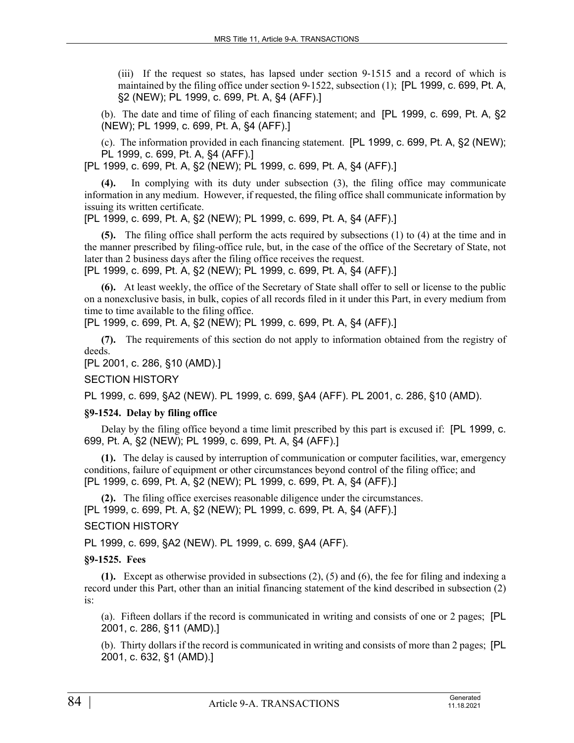(iii) If the request so states, has lapsed under section 9-1515 and a record of which is maintained by the filing office under section 9-1522, subsection (1); [PL 1999, c. 699, Pt. A, §2 (NEW); PL 1999, c. 699, Pt. A, §4 (AFF).]

(b). The date and time of filing of each financing statement; and [PL 1999, c. 699, Pt. A, §2 (NEW); PL 1999, c. 699, Pt. A, §4 (AFF).]

(c). The information provided in each financing statement. [PL 1999, c. 699, Pt. A, §2 (NEW); PL 1999, c. 699, Pt. A, §4 (AFF).]

[PL 1999, c. 699, Pt. A, §2 (NEW); PL 1999, c. 699, Pt. A, §4 (AFF).]

**(4).** In complying with its duty under subsection (3), the filing office may communicate information in any medium. However, if requested, the filing office shall communicate information by issuing its written certificate.

[PL 1999, c. 699, Pt. A, §2 (NEW); PL 1999, c. 699, Pt. A, §4 (AFF).]

**(5).** The filing office shall perform the acts required by subsections (1) to (4) at the time and in the manner prescribed by filing-office rule, but, in the case of the office of the Secretary of State, not later than 2 business days after the filing office receives the request.

[PL 1999, c. 699, Pt. A, §2 (NEW); PL 1999, c. 699, Pt. A, §4 (AFF).]

**(6).** At least weekly, the office of the Secretary of State shall offer to sell or license to the public on a nonexclusive basis, in bulk, copies of all records filed in it under this Part, in every medium from time to time available to the filing office.

[PL 1999, c. 699, Pt. A, §2 (NEW); PL 1999, c. 699, Pt. A, §4 (AFF).]

**(7).** The requirements of this section do not apply to information obtained from the registry of deeds.

[PL 2001, c. 286, §10 (AMD).]

SECTION HISTORY

PL 1999, c. 699, §A2 (NEW). PL 1999, c. 699, §A4 (AFF). PL 2001, c. 286, §10 (AMD).

**§9-1524. Delay by filing office**

Delay by the filing office beyond a time limit prescribed by this part is excused if: [PL 1999, c. 699, Pt. A, §2 (NEW); PL 1999, c. 699, Pt. A, §4 (AFF).]

**(1).** The delay is caused by interruption of communication or computer facilities, war, emergency conditions, failure of equipment or other circumstances beyond control of the filing office; and

[PL 1999, c. 699, Pt. A, §2 (NEW); PL 1999, c. 699, Pt. A, §4 (AFF).]

**(2).** The filing office exercises reasonable diligence under the circumstances.

[PL 1999, c. 699, Pt. A, §2 (NEW); PL 1999, c. 699, Pt. A, §4 (AFF).]

SECTION HISTORY

PL 1999, c. 699, §A2 (NEW). PL 1999, c. 699, §A4 (AFF).

**§9-1525. Fees**

**(1).** Except as otherwise provided in subsections (2), (5) and (6), the fee for filing and indexing a record under this Part, other than an initial financing statement of the kind described in subsection (2) is:

(a). Fifteen dollars if the record is communicated in writing and consists of one or 2 pages; [PL 2001, c. 286, §11 (AMD).]

(b). Thirty dollars if the record is communicated in writing and consists of more than 2 pages; [PL 2001, c. 632, §1 (AMD).]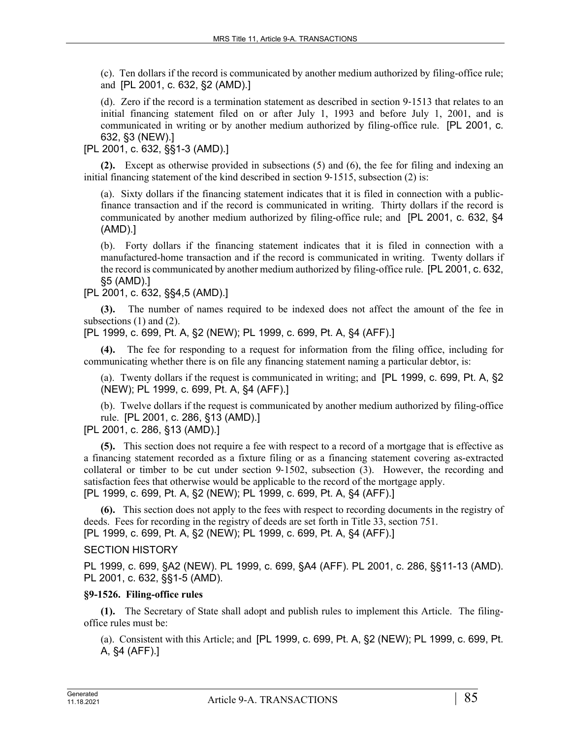(c). Ten dollars if the record is communicated by another medium authorized by filing-office rule; and [PL 2001, c. 632, §2 (AMD).]

(d). Zero if the record is a termination statement as described in section 9-1513 that relates to an initial financing statement filed on or after July 1, 1993 and before July 1, 2001, and is communicated in writing or by another medium authorized by filing-office rule. [PL 2001, c. 632, §3 (NEW).]

[PL 2001, c. 632, §§1-3 (AMD).]

**(2).** Except as otherwise provided in subsections (5) and (6), the fee for filing and indexing an initial financing statement of the kind described in section 9-1515, subsection (2) is:

(a). Sixty dollars if the financing statement indicates that it is filed in connection with a public-finance transaction and if the record is communicated in writing. Thirty dollars if the record is communicated by another medium authorized by filing-office rule; and [PL 2001, c. 632, §4 (AMD).]

(b). Forty dollars if the financing statement indicates that it is filed in connection with a manufactured-home transaction and if the record is communicated in writing. Twenty dollars if the record is communicated by another medium authorized by filing-office rule. [PL 2001, c. 632, §5 (AMD).]

[PL 2001, c. 632, §§4,5 (AMD).]

**(3).** The number of names required to be indexed does not affect the amount of the fee in subsections (1) and (2).

[PL 1999, c. 699, Pt. A, §2 (NEW); PL 1999, c. 699, Pt. A, §4 (AFF).]

**(4).** The fee for responding to a request for information from the filing office, including for communicating whether there is on file any financing statement naming a particular debtor, is:

(a). Twenty dollars if the request is communicated in writing; and [PL 1999, c. 699, Pt. A, §2 (NEW); PL 1999, c. 699, Pt. A, §4 (AFF).]

(b). Twelve dollars if the request is communicated by another medium authorized by filing-office rule. [PL 2001, c. 286, §13 (AMD).]

[PL 2001, c. 286, §13 (AMD).]

**(5).** This section does not require a fee with respect to a record of a mortgage that is effective as a financing statement recorded as a fixture filing or as a financing statement covering as-extracted collateral or timber to be cut under section 9-1502, subsection (3). However, the recording and satisfaction fees that otherwise would be applicable to the record of the mortgage apply.

[PL 1999, c. 699, Pt. A, §2 (NEW); PL 1999, c. 699, Pt. A, §4 (AFF).]

**(6).** This section does not apply to the fees with respect to recording documents in the registry of deeds. Fees for recording in the registry of deeds are set forth in Title 33, section 751.

[PL 1999, c. 699, Pt. A, §2 (NEW); PL 1999, c. 699, Pt. A, §4 (AFF).]

SECTION HISTORY

PL 1999, c. 699, §A2 (NEW). PL 1999, c. 699, §A4 (AFF). PL 2001, c. 286, §§11-13 (AMD). PL 2001, c. 632, §§1-5 (AMD).

**§9-1526. Filing-office rules**

**(1).** The Secretary of State shall adopt and publish rules to implement this Article. The filing-office rules must be:

(a). Consistent with this Article; and [PL 1999, c. 699, Pt. A, §2 (NEW); PL 1999, c. 699, Pt. A, §4 (AFF).]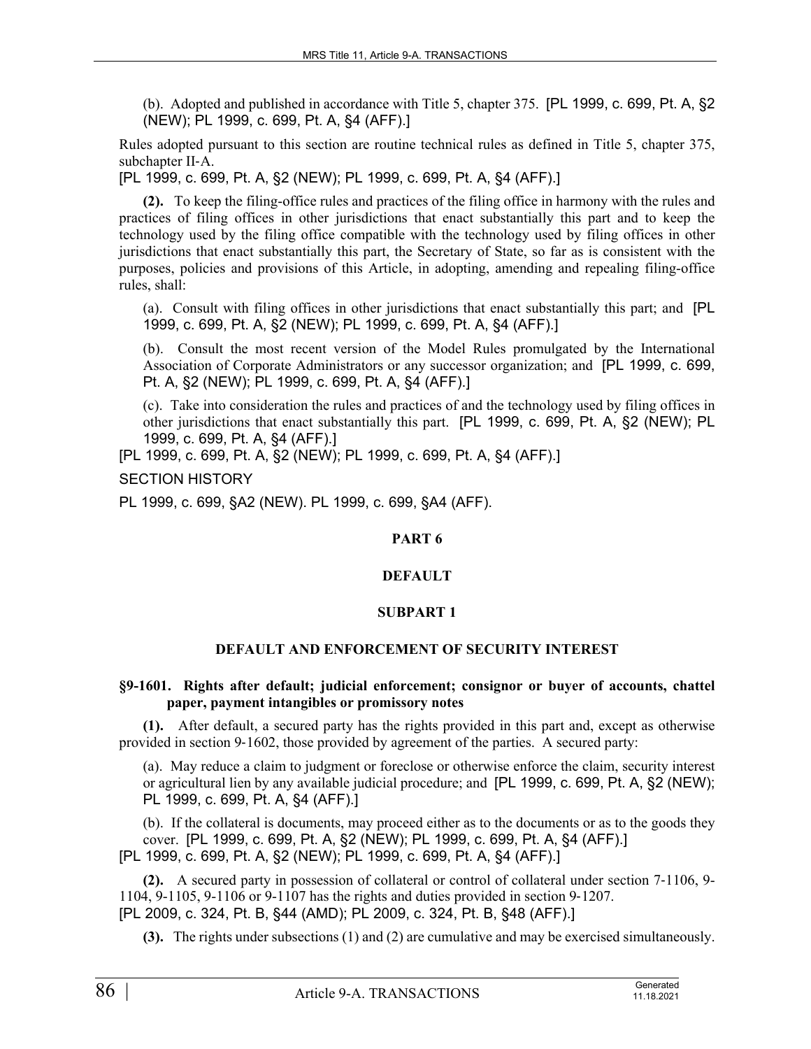(b). Adopted and published in accordance with Title 5, chapter 375. [PL 1999, c. 699, Pt. A, §2 (NEW); PL 1999, c. 699, Pt. A, §4 (AFF).]

Rules adopted pursuant to this section are routine technical rules as defined in Title 5, chapter 375, subchapter II-A.

[PL 1999, c. 699, Pt. A, §2 (NEW); PL 1999, c. 699, Pt. A, §4 (AFF).]

**(2).** To keep the filing-office rules and practices of the filing office in harmony with the rules and practices of filing offices in other jurisdictions that enact substantially this part and to keep the technology used by the filing office compatible with the technology used by filing offices in other jurisdictions that enact substantially this part, the Secretary of State, so far as is consistent with the purposes, policies and provisions of this Article, in adopting, amending and repealing filing-office rules, shall:

(a). Consult with filing offices in other jurisdictions that enact substantially this part; and [PL 1999, c. 699, Pt. A, §2 (NEW); PL 1999, c. 699, Pt. A, §4 (AFF).]

(b). Consult the most recent version of the Model Rules promulgated by the International Association of Corporate Administrators or any successor organization; and [PL 1999, c. 699, Pt. A, §2 (NEW); PL 1999, c. 699, Pt. A, §4 (AFF).]

(c). Take into consideration the rules and practices of and the technology used by filing offices in other jurisdictions that enact substantially this part. [PL 1999, c. 699, Pt. A, §2 (NEW); PL 1999, c. 699, Pt. A, §4 (AFF).]

[PL 1999, c. 699, Pt. A, §2 (NEW); PL 1999, c. 699, Pt. A, §4 (AFF).]

SECTION HISTORY

PL 1999, c. 699, §A2 (NEW). PL 1999, c. 699, §A4 (AFF).

## PART 6

## DEFAULT

### SUBPART 1

### DEFAULT AND ENFORCEMENT OF SECURITY INTEREST

#### §9-1601. Rights after default; judicial enforcement; consignor or buyer of accounts, chattel paper, payment intangibles or promissory notes

**(1).** After default, a secured party has the rights provided in this part and, except as otherwise provided in section 9-1602, those provided by agreement of the parties. A secured party:

(a). May reduce a claim to judgment or foreclose or otherwise enforce the claim, security interest or agricultural lien by any available judicial procedure; and [PL 1999, c. 699, Pt. A, §2 (NEW); PL 1999, c. 699, Pt. A, §4 (AFF).]

(b). If the collateral is documents, may proceed either as to the documents or as to the goods they cover. [PL 1999, c. 699, Pt. A, §2 (NEW); PL 1999, c. 699, Pt. A, §4 (AFF).]

[PL 1999, c. 699, Pt. A, §2 (NEW); PL 1999, c. 699, Pt. A, §4 (AFF).]

**(2).** A secured party in possession of collateral or control of collateral under section 7-1106, 9-1104, 9-1105, 9-1106 or 9-1107 has the rights and duties provided in section 9-1207.

[PL 2009, c. 324, Pt. B, §44 (AMD); PL 2009, c. 324, Pt. B, §48 (AFF).]

**(3).** The rights under subsections (1) and (2) are cumulative and may be exercised simultaneously.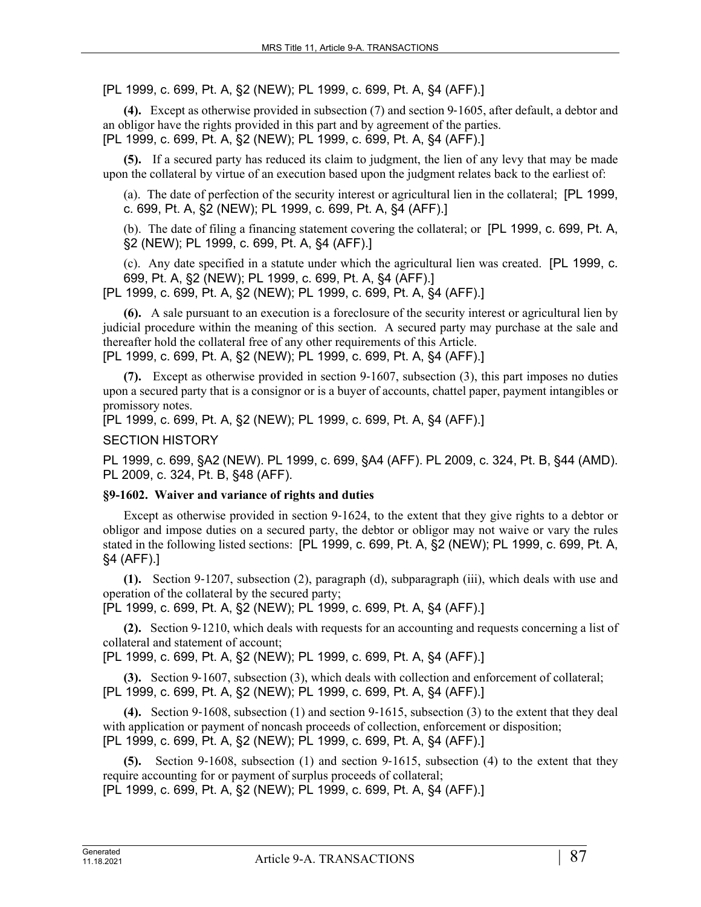[PL 1999, c. 699, Pt. A, §2 (NEW); PL 1999, c. 699, Pt. A, §4 (AFF).]

**(4).** Except as otherwise provided in subsection (7) and section 9‑1605, after default, a debtor and an obligor have the rights provided in this part and by agreement of the parties.
[PL 1999, c. 699, Pt. A, §2 (NEW); PL 1999, c. 699, Pt. A, §4 (AFF).]

**(5).** If a secured party has reduced its claim to judgment, the lien of any levy that may be made upon the collateral by virtue of an execution based upon the judgment relates back to the earliest of:

(a). The date of perfection of the security interest or agricultural lien in the collateral; [PL 1999, c. 699, Pt. A, §2 (NEW); PL 1999, c. 699, Pt. A, §4 (AFF).]

(b). The date of filing a financing statement covering the collateral; or [PL 1999, c. 699, Pt. A, §2 (NEW); PL 1999, c. 699, Pt. A, §4 (AFF).]

(c). Any date specified in a statute under which the agricultural lien was created. [PL 1999, c. 699, Pt. A, §2 (NEW); PL 1999, c. 699, Pt. A, §4 (AFF).]

[PL 1999, c. 699, Pt. A, §2 (NEW); PL 1999, c. 699, Pt. A, §4 (AFF).]

**(6).** A sale pursuant to an execution is a foreclosure of the security interest or agricultural lien by judicial procedure within the meaning of this section. A secured party may purchase at the sale and thereafter hold the collateral free of any other requirements of this Article.
[PL 1999, c. 699, Pt. A, §2 (NEW); PL 1999, c. 699, Pt. A, §4 (AFF).]

**(7).** Except as otherwise provided in section 9‑1607, subsection (3), this part imposes no duties upon a secured party that is a consignor or is a buyer of accounts, chattel paper, payment intangibles or promissory notes.
[PL 1999, c. 699, Pt. A, §2 (NEW); PL 1999, c. 699, Pt. A, §4 (AFF).]

SECTION HISTORY

PL 1999, c. 699, §A2 (NEW). PL 1999, c. 699, §A4 (AFF). PL 2009, c. 324, Pt. B, §44 (AMD). PL 2009, c. 324, Pt. B, §48 (AFF).

### §9-1602. Waiver and variance of rights and duties

Except as otherwise provided in section 9‑1624, to the extent that they give rights to a debtor or obligor and impose duties on a secured party, the debtor or obligor may not waive or vary the rules stated in the following listed sections: [PL 1999, c. 699, Pt. A, §2 (NEW); PL 1999, c. 699, Pt. A, §4 (AFF).]

**(1).** Section 9‑1207, subsection (2), paragraph (d), subparagraph (iii), which deals with use and operation of the collateral by the secured party;
[PL 1999, c. 699, Pt. A, §2 (NEW); PL 1999, c. 699, Pt. A, §4 (AFF).]

**(2).** Section 9‑1210, which deals with requests for an accounting and requests concerning a list of collateral and statement of account;
[PL 1999, c. 699, Pt. A, §2 (NEW); PL 1999, c. 699, Pt. A, §4 (AFF).]

**(3).** Section 9‑1607, subsection (3), which deals with collection and enforcement of collateral;
[PL 1999, c. 699, Pt. A, §2 (NEW); PL 1999, c. 699, Pt. A, §4 (AFF).]

**(4).** Section 9‑1608, subsection (1) and section 9‑1615, subsection (3) to the extent that they deal with application or payment of noncash proceeds of collection, enforcement or disposition;
[PL 1999, c. 699, Pt. A, §2 (NEW); PL 1999, c. 699, Pt. A, §4 (AFF).]

**(5).** Section 9‑1608, subsection (1) and section 9‑1615, subsection (4) to the extent that they require accounting for or payment of surplus proceeds of collateral;
[PL 1999, c. 699, Pt. A, §2 (NEW); PL 1999, c. 699, Pt. A, §4 (AFF).]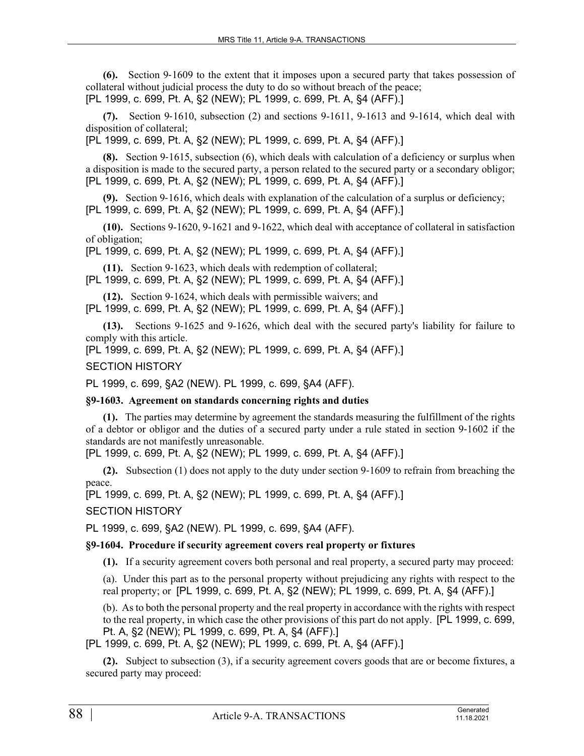**(6).** Section 9-1609 to the extent that it imposes upon a secured party that takes possession of collateral without judicial process the duty to do so without breach of the peace;
[PL 1999, c. 699, Pt. A, §2 (NEW); PL 1999, c. 699, Pt. A, §4 (AFF).]

**(7).** Section 9-1610, subsection (2) and sections 9-1611, 9-1613 and 9-1614, which deal with disposition of collateral;
[PL 1999, c. 699, Pt. A, §2 (NEW); PL 1999, c. 699, Pt. A, §4 (AFF).]

**(8).** Section 9-1615, subsection (6), which deals with calculation of a deficiency or surplus when a disposition is made to the secured party, a person related to the secured party or a secondary obligor;
[PL 1999, c. 699, Pt. A, §2 (NEW); PL 1999, c. 699, Pt. A, §4 (AFF).]

**(9).** Section 9-1616, which deals with explanation of the calculation of a surplus or deficiency;
[PL 1999, c. 699, Pt. A, §2 (NEW); PL 1999, c. 699, Pt. A, §4 (AFF).]

**(10).** Sections 9-1620, 9-1621 and 9-1622, which deal with acceptance of collateral in satisfaction of obligation;
[PL 1999, c. 699, Pt. A, §2 (NEW); PL 1999, c. 699, Pt. A, §4 (AFF).]

**(11).** Section 9-1623, which deals with redemption of collateral;
[PL 1999, c. 699, Pt. A, §2 (NEW); PL 1999, c. 699, Pt. A, §4 (AFF).]

**(12).** Section 9-1624, which deals with permissible waivers; and
[PL 1999, c. 699, Pt. A, §2 (NEW); PL 1999, c. 699, Pt. A, §4 (AFF).]

**(13).** Sections 9-1625 and 9-1626, which deal with the secured party's liability for failure to comply with this article.
[PL 1999, c. 699, Pt. A, §2 (NEW); PL 1999, c. 699, Pt. A, §4 (AFF).]

SECTION HISTORY

PL 1999, c. 699, §A2 (NEW). PL 1999, c. 699, §A4 (AFF).

### §9-1603. Agreement on standards concerning rights and duties

**(1).** The parties may determine by agreement the standards measuring the fulfillment of the rights of a debtor or obligor and the duties of a secured party under a rule stated in section 9-1602 if the standards are not manifestly unreasonable.
[PL 1999, c. 699, Pt. A, §2 (NEW); PL 1999, c. 699, Pt. A, §4 (AFF).]

**(2).** Subsection (1) does not apply to the duty under section 9-1609 to refrain from breaching the peace.
[PL 1999, c. 699, Pt. A, §2 (NEW); PL 1999, c. 699, Pt. A, §4 (AFF).]

SECTION HISTORY

PL 1999, c. 699, §A2 (NEW). PL 1999, c. 699, §A4 (AFF).

### §9-1604. Procedure if security agreement covers real property or fixtures

**(1).** If a security agreement covers both personal and real property, a secured party may proceed:

(a). Under this part as to the personal property without prejudicing any rights with respect to the real property; or [PL 1999, c. 699, Pt. A, §2 (NEW); PL 1999, c. 699, Pt. A, §4 (AFF).]

(b). As to both the personal property and the real property in accordance with the rights with respect to the real property, in which case the other provisions of this part do not apply. [PL 1999, c. 699, Pt. A, §2 (NEW); PL 1999, c. 699, Pt. A, §4 (AFF).]

[PL 1999, c. 699, Pt. A, §2 (NEW); PL 1999, c. 699, Pt. A, §4 (AFF).]

**(2).** Subject to subsection (3), if a security agreement covers goods that are or become fixtures, a secured party may proceed: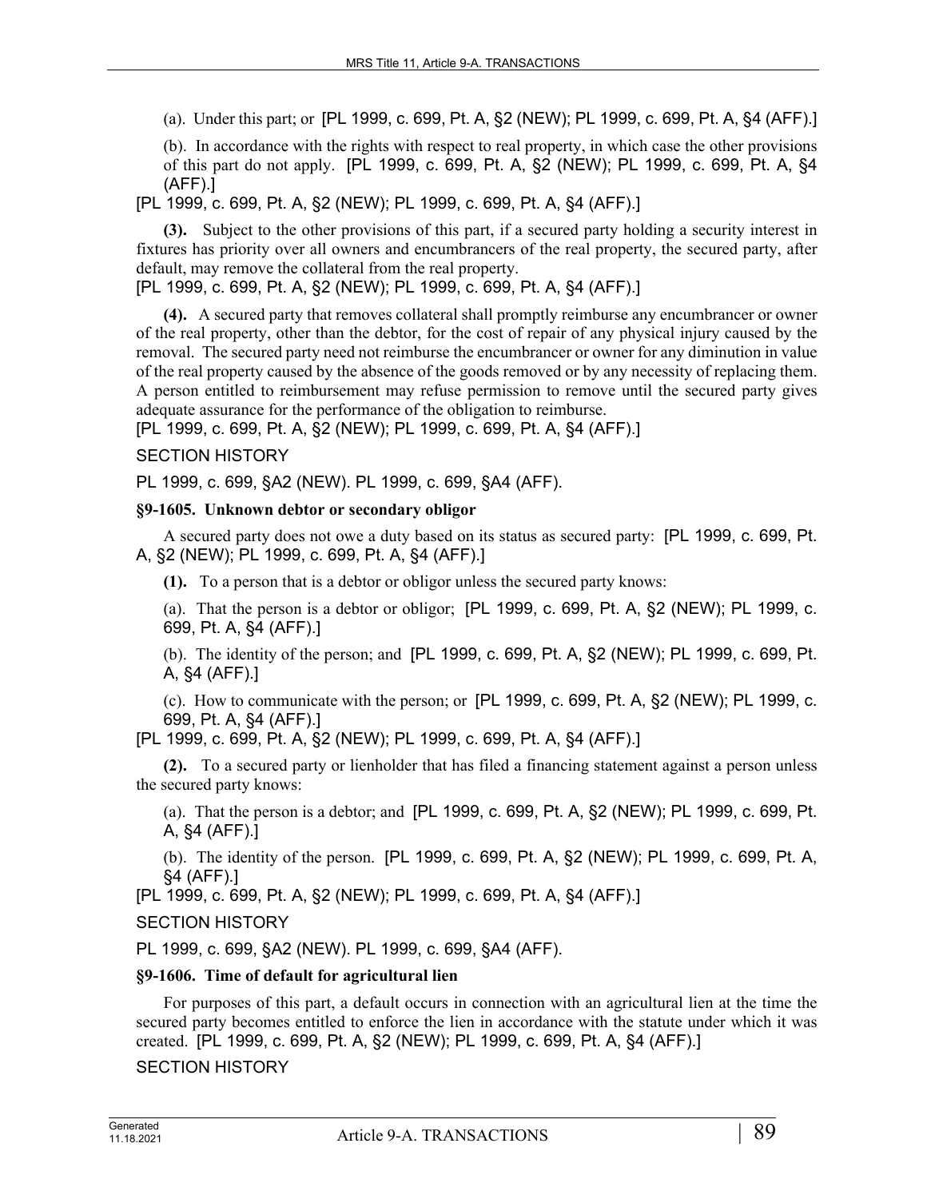(a). Under this part; or [PL 1999, c. 699, Pt. A, §2 (NEW); PL 1999, c. 699, Pt. A, §4 (AFF).]

(b). In accordance with the rights with respect to real property, in which case the other provisions of this part do not apply. [PL 1999, c. 699, Pt. A, §2 (NEW); PL 1999, c. 699, Pt. A, §4 (AFF).]

[PL 1999, c. 699, Pt. A, §2 (NEW); PL 1999, c. 699, Pt. A, §4 (AFF).]

**(3).** Subject to the other provisions of this part, if a secured party holding a security interest in fixtures has priority over all owners and encumbrancers of the real property, the secured party, after default, may remove the collateral from the real property.

[PL 1999, c. 699, Pt. A, §2 (NEW); PL 1999, c. 699, Pt. A, §4 (AFF).]

**(4).** A secured party that removes collateral shall promptly reimburse any encumbrancer or owner of the real property, other than the debtor, for the cost of repair of any physical injury caused by the removal. The secured party need not reimburse the encumbrancer or owner for any diminution in value of the real property caused by the absence of the goods removed or by any necessity of replacing them. A person entitled to reimbursement may refuse permission to remove until the secured party gives adequate assurance for the performance of the obligation to reimburse.

[PL 1999, c. 699, Pt. A, §2 (NEW); PL 1999, c. 699, Pt. A, §4 (AFF).]

SECTION HISTORY

PL 1999, c. 699, §A2 (NEW). PL 1999, c. 699, §A4 (AFF).

**§9-1605. Unknown debtor or secondary obligor**

A secured party does not owe a duty based on its status as secured party: [PL 1999, c. 699, Pt. A, §2 (NEW); PL 1999, c. 699, Pt. A, §4 (AFF).]

**(1).** To a person that is a debtor or obligor unless the secured party knows:

(a). That the person is a debtor or obligor; [PL 1999, c. 699, Pt. A, §2 (NEW); PL 1999, c. 699, Pt. A, §4 (AFF).]

(b). The identity of the person; and [PL 1999, c. 699, Pt. A, §2 (NEW); PL 1999, c. 699, Pt. A, §4 (AFF).]

(c). How to communicate with the person; or [PL 1999, c. 699, Pt. A, §2 (NEW); PL 1999, c. 699, Pt. A, §4 (AFF).]

[PL 1999, c. 699, Pt. A, §2 (NEW); PL 1999, c. 699, Pt. A, §4 (AFF).]

**(2).** To a secured party or lienholder that has filed a financing statement against a person unless the secured party knows:

(a). That the person is a debtor; and [PL 1999, c. 699, Pt. A, §2 (NEW); PL 1999, c. 699, Pt. A, §4 (AFF).]

(b). The identity of the person. [PL 1999, c. 699, Pt. A, §2 (NEW); PL 1999, c. 699, Pt. A, §4 (AFF).]

[PL 1999, c. 699, Pt. A, §2 (NEW); PL 1999, c. 699, Pt. A, §4 (AFF).]

SECTION HISTORY

PL 1999, c. 699, §A2 (NEW). PL 1999, c. 699, §A4 (AFF).

**§9-1606. Time of default for agricultural lien**

For purposes of this part, a default occurs in connection with an agricultural lien at the time the secured party becomes entitled to enforce the lien in accordance with the statute under which it was created. [PL 1999, c. 699, Pt. A, §2 (NEW); PL 1999, c. 699, Pt. A, §4 (AFF).]

SECTION HISTORY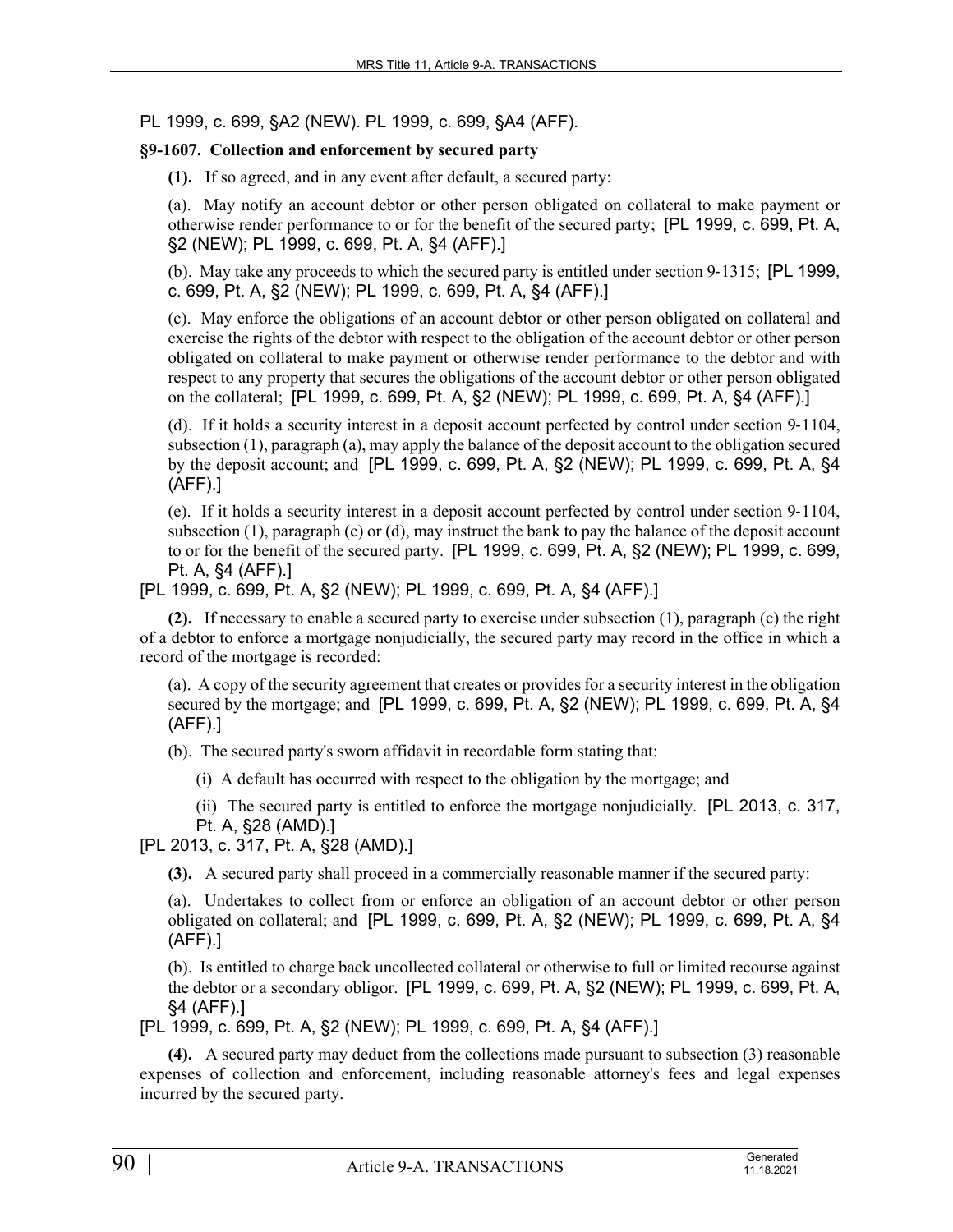PL 1999, c. 699, §A2 (NEW). PL 1999, c. 699, §A4 (AFF).

**§9-1607. Collection and enforcement by secured party**

**(1).** If so agreed, and in any event after default, a secured party:

(a). May notify an account debtor or other person obligated on collateral to make payment or otherwise render performance to or for the benefit of the secured party; [PL 1999, c. 699, Pt. A, §2 (NEW); PL 1999, c. 699, Pt. A, §4 (AFF).]

(b). May take any proceeds to which the secured party is entitled under section 9-1315; [PL 1999, c. 699, Pt. A, §2 (NEW); PL 1999, c. 699, Pt. A, §4 (AFF).]

(c). May enforce the obligations of an account debtor or other person obligated on collateral and exercise the rights of the debtor with respect to the obligation of the account debtor or other person obligated on collateral to make payment or otherwise render performance to the debtor and with respect to any property that secures the obligations of the account debtor or other person obligated on the collateral; [PL 1999, c. 699, Pt. A, §2 (NEW); PL 1999, c. 699, Pt. A, §4 (AFF).]

(d). If it holds a security interest in a deposit account perfected by control under section 9-1104, subsection (1), paragraph (a), may apply the balance of the deposit account to the obligation secured by the deposit account; and [PL 1999, c. 699, Pt. A, §2 (NEW); PL 1999, c. 699, Pt. A, §4 (AFF).]

(e). If it holds a security interest in a deposit account perfected by control under section 9-1104, subsection (1), paragraph (c) or (d), may instruct the bank to pay the balance of the deposit account to or for the benefit of the secured party. [PL 1999, c. 699, Pt. A, §2 (NEW); PL 1999, c. 699, Pt. A, §4 (AFF).]

[PL 1999, c. 699, Pt. A, §2 (NEW); PL 1999, c. 699, Pt. A, §4 (AFF).]

**(2).** If necessary to enable a secured party to exercise under subsection (1), paragraph (c) the right of a debtor to enforce a mortgage nonjudicially, the secured party may record in the office in which a record of the mortgage is recorded:

(a). A copy of the security agreement that creates or provides for a security interest in the obligation secured by the mortgage; and [PL 1999, c. 699, Pt. A, §2 (NEW); PL 1999, c. 699, Pt. A, §4 (AFF).]

(b). The secured party's sworn affidavit in recordable form stating that:

(i) A default has occurred with respect to the obligation by the mortgage; and

(ii) The secured party is entitled to enforce the mortgage nonjudicially. [PL 2013, c. 317, Pt. A, §28 (AMD).]

[PL 2013, c. 317, Pt. A, §28 (AMD).]

**(3).** A secured party shall proceed in a commercially reasonable manner if the secured party:

(a). Undertakes to collect from or enforce an obligation of an account debtor or other person obligated on collateral; and [PL 1999, c. 699, Pt. A, §2 (NEW); PL 1999, c. 699, Pt. A, §4 (AFF).]

(b). Is entitled to charge back uncollected collateral or otherwise to full or limited recourse against the debtor or a secondary obligor. [PL 1999, c. 699, Pt. A, §2 (NEW); PL 1999, c. 699, Pt. A, §4 (AFF).]

[PL 1999, c. 699, Pt. A, §2 (NEW); PL 1999, c. 699, Pt. A, §4 (AFF).]

**(4).** A secured party may deduct from the collections made pursuant to subsection (3) reasonable expenses of collection and enforcement, including reasonable attorney's fees and legal expenses incurred by the secured party.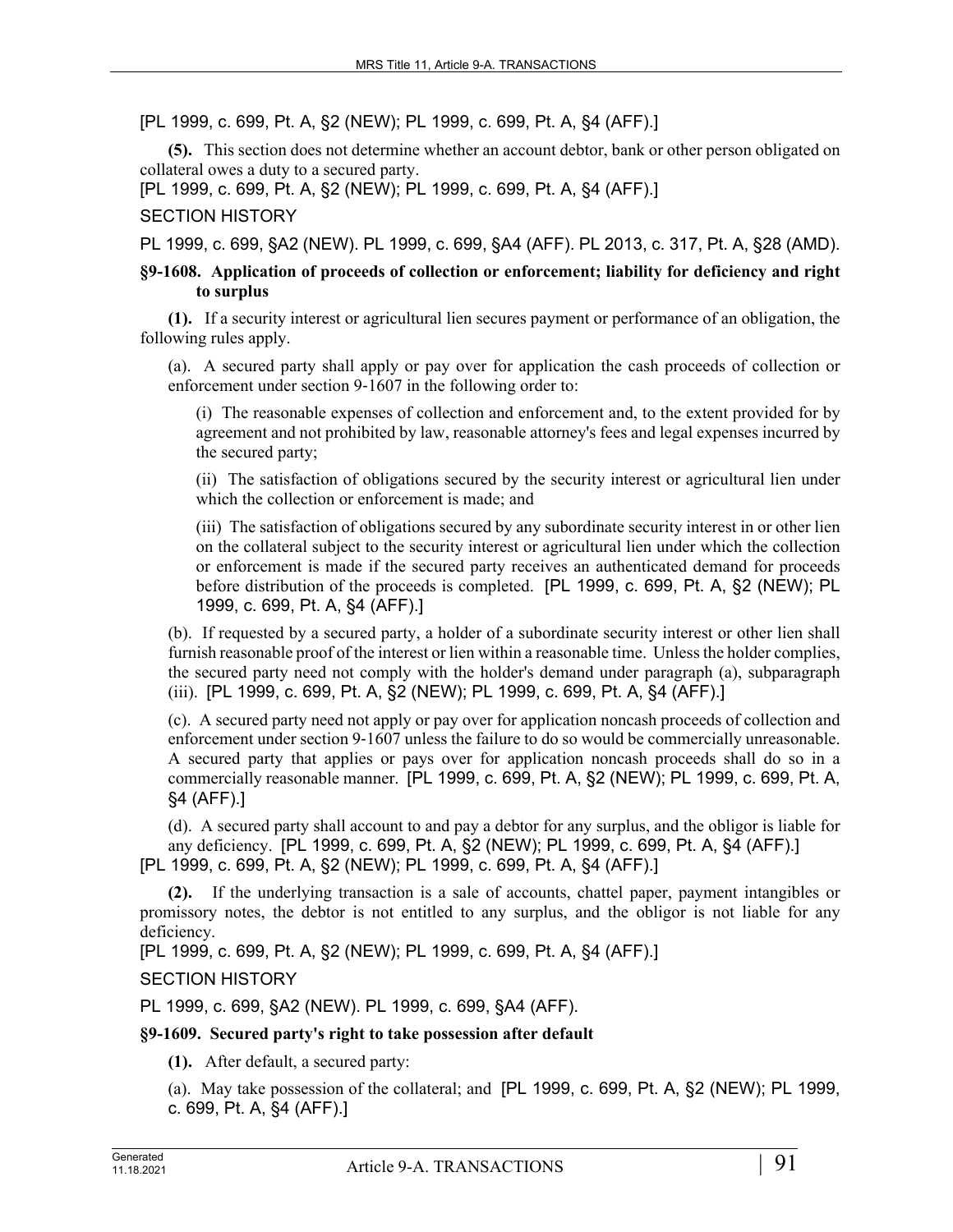[PL 1999, c. 699, Pt. A, §2 (NEW); PL 1999, c. 699, Pt. A, §4 (AFF).]

**(5).** This section does not determine whether an account debtor, bank or other person obligated on collateral owes a duty to a secured party.
[PL 1999, c. 699, Pt. A, §2 (NEW); PL 1999, c. 699, Pt. A, §4 (AFF).]

SECTION HISTORY

PL 1999, c. 699, §A2 (NEW). PL 1999, c. 699, §A4 (AFF). PL 2013, c. 317, Pt. A, §28 (AMD).

**§9-1608. Application of proceeds of collection or enforcement; liability for deficiency and right to surplus**

**(1).** If a security interest or agricultural lien secures payment or performance of an obligation, the following rules apply.

(a). A secured party shall apply or pay over for application the cash proceeds of collection or enforcement under section 9-1607 in the following order to:

(i) The reasonable expenses of collection and enforcement and, to the extent provided for by agreement and not prohibited by law, reasonable attorney's fees and legal expenses incurred by the secured party;

(ii) The satisfaction of obligations secured by the security interest or agricultural lien under which the collection or enforcement is made; and

(iii) The satisfaction of obligations secured by any subordinate security interest in or other lien on the collateral subject to the security interest or agricultural lien under which the collection or enforcement is made if the secured party receives an authenticated demand for proceeds before distribution of the proceeds is completed. [PL 1999, c. 699, Pt. A, §2 (NEW); PL 1999, c. 699, Pt. A, §4 (AFF).]

(b). If requested by a secured party, a holder of a subordinate security interest or other lien shall furnish reasonable proof of the interest or lien within a reasonable time. Unless the holder complies, the secured party need not comply with the holder's demand under paragraph (a), subparagraph (iii). [PL 1999, c. 699, Pt. A, §2 (NEW); PL 1999, c. 699, Pt. A, §4 (AFF).]

(c). A secured party need not apply or pay over for application noncash proceeds of collection and enforcement under section 9-1607 unless the failure to do so would be commercially unreasonable. A secured party that applies or pays over for application noncash proceeds shall do so in a commercially reasonable manner. [PL 1999, c. 699, Pt. A, §2 (NEW); PL 1999, c. 699, Pt. A, §4 (AFF).]

(d). A secured party shall account to and pay a debtor for any surplus, and the obligor is liable for any deficiency. [PL 1999, c. 699, Pt. A, §2 (NEW); PL 1999, c. 699, Pt. A, §4 (AFF).]
[PL 1999, c. 699, Pt. A, §2 (NEW); PL 1999, c. 699, Pt. A, §4 (AFF).]

**(2).** If the underlying transaction is a sale of accounts, chattel paper, payment intangibles or promissory notes, the debtor is not entitled to any surplus, and the obligor is not liable for any deficiency.
[PL 1999, c. 699, Pt. A, §2 (NEW); PL 1999, c. 699, Pt. A, §4 (AFF).]

SECTION HISTORY

PL 1999, c. 699, §A2 (NEW). PL 1999, c. 699, §A4 (AFF).

**§9-1609. Secured party's right to take possession after default**

**(1).** After default, a secured party:

(a). May take possession of the collateral; and [PL 1999, c. 699, Pt. A, §2 (NEW); PL 1999, c. 699, Pt. A, §4 (AFF).]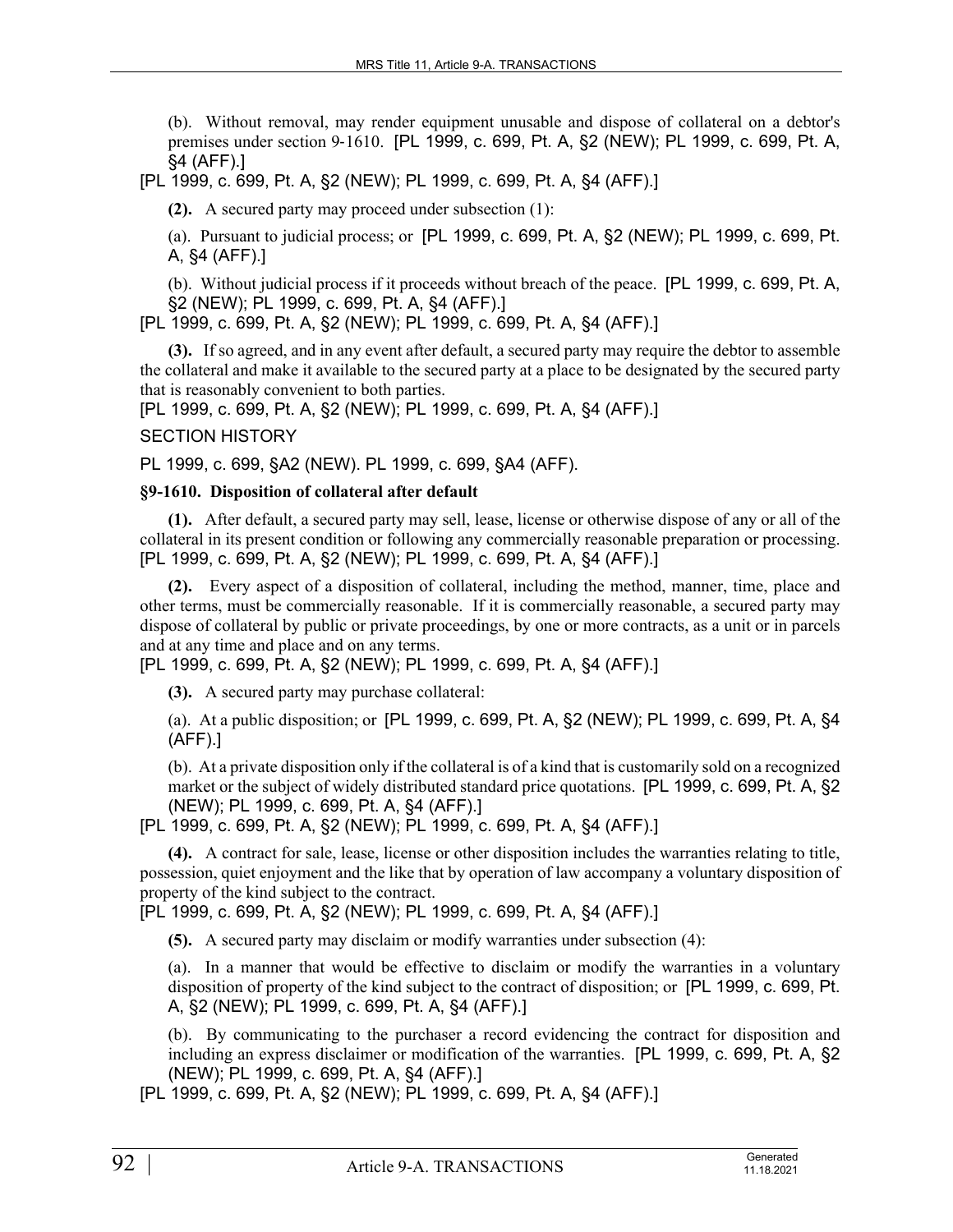(b). Without removal, may render equipment unusable and dispose of collateral on a debtor's premises under section 9-1610. [PL 1999, c. 699, Pt. A, §2 (NEW); PL 1999, c. 699, Pt. A, §4 (AFF).]

[PL 1999, c. 699, Pt. A, §2 (NEW); PL 1999, c. 699, Pt. A, §4 (AFF).]

**(2).** A secured party may proceed under subsection (1):

(a). Pursuant to judicial process; or [PL 1999, c. 699, Pt. A, §2 (NEW); PL 1999, c. 699, Pt. A, §4 (AFF).]

(b). Without judicial process if it proceeds without breach of the peace. [PL 1999, c. 699, Pt. A, §2 (NEW); PL 1999, c. 699, Pt. A, §4 (AFF).]

[PL 1999, c. 699, Pt. A, §2 (NEW); PL 1999, c. 699, Pt. A, §4 (AFF).]

**(3).** If so agreed, and in any event after default, a secured party may require the debtor to assemble the collateral and make it available to the secured party at a place to be designated by the secured party that is reasonably convenient to both parties.

[PL 1999, c. 699, Pt. A, §2 (NEW); PL 1999, c. 699, Pt. A, §4 (AFF).]

SECTION HISTORY

PL 1999, c. 699, §A2 (NEW). PL 1999, c. 699, §A4 (AFF).

### §9-1610. Disposition of collateral after default

**(1).** After default, a secured party may sell, lease, license or otherwise dispose of any or all of the collateral in its present condition or following any commercially reasonable preparation or processing.

[PL 1999, c. 699, Pt. A, §2 (NEW); PL 1999, c. 699, Pt. A, §4 (AFF).]

**(2).** Every aspect of a disposition of collateral, including the method, manner, time, place and other terms, must be commercially reasonable. If it is commercially reasonable, a secured party may dispose of collateral by public or private proceedings, by one or more contracts, as a unit or in parcels and at any time and place and on any terms.

[PL 1999, c. 699, Pt. A, §2 (NEW); PL 1999, c. 699, Pt. A, §4 (AFF).]

**(3).** A secured party may purchase collateral:

(a). At a public disposition; or [PL 1999, c. 699, Pt. A, §2 (NEW); PL 1999, c. 699, Pt. A, §4 (AFF).]

(b). At a private disposition only if the collateral is of a kind that is customarily sold on a recognized market or the subject of widely distributed standard price quotations. [PL 1999, c. 699, Pt. A, §2 (NEW); PL 1999, c. 699, Pt. A, §4 (AFF).]

[PL 1999, c. 699, Pt. A, §2 (NEW); PL 1999, c. 699, Pt. A, §4 (AFF).]

**(4).** A contract for sale, lease, license or other disposition includes the warranties relating to title, possession, quiet enjoyment and the like that by operation of law accompany a voluntary disposition of property of the kind subject to the contract.

[PL 1999, c. 699, Pt. A, §2 (NEW); PL 1999, c. 699, Pt. A, §4 (AFF).]

**(5).** A secured party may disclaim or modify warranties under subsection (4):

(a). In a manner that would be effective to disclaim or modify the warranties in a voluntary disposition of property of the kind subject to the contract of disposition; or [PL 1999, c. 699, Pt. A, §2 (NEW); PL 1999, c. 699, Pt. A, §4 (AFF).]

(b). By communicating to the purchaser a record evidencing the contract for disposition and including an express disclaimer or modification of the warranties. [PL 1999, c. 699, Pt. A, §2 (NEW); PL 1999, c. 699, Pt. A, §4 (AFF).]

[PL 1999, c. 699, Pt. A, §2 (NEW); PL 1999, c. 699, Pt. A, §4 (AFF).]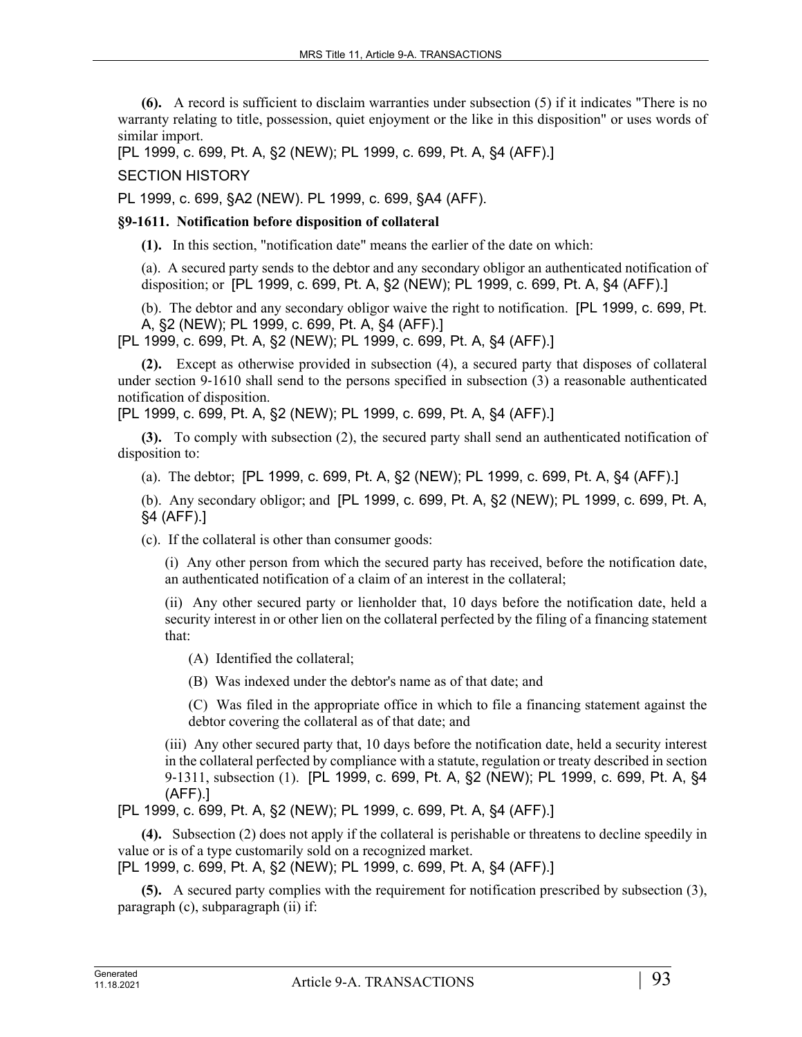**(6).** A record is sufficient to disclaim warranties under subsection (5) if it indicates "There is no warranty relating to title, possession, quiet enjoyment or the like in this disposition" or uses words of similar import.

[PL 1999, c. 699, Pt. A, §2 (NEW); PL 1999, c. 699, Pt. A, §4 (AFF).]

SECTION HISTORY

PL 1999, c. 699, §A2 (NEW). PL 1999, c. 699, §A4 (AFF).

### §9-1611. Notification before disposition of collateral

**(1).** In this section, "notification date" means the earlier of the date on which:

(a). A secured party sends to the debtor and any secondary obligor an authenticated notification of disposition; or [PL 1999, c. 699, Pt. A, §2 (NEW); PL 1999, c. 699, Pt. A, §4 (AFF).]

(b). The debtor and any secondary obligor waive the right to notification. [PL 1999, c. 699, Pt. A, §2 (NEW); PL 1999, c. 699, Pt. A, §4 (AFF).]

[PL 1999, c. 699, Pt. A, §2 (NEW); PL 1999, c. 699, Pt. A, §4 (AFF).]

**(2).** Except as otherwise provided in subsection (4), a secured party that disposes of collateral under section 9-1610 shall send to the persons specified in subsection (3) a reasonable authenticated notification of disposition.

[PL 1999, c. 699, Pt. A, §2 (NEW); PL 1999, c. 699, Pt. A, §4 (AFF).]

**(3).** To comply with subsection (2), the secured party shall send an authenticated notification of disposition to:

(a). The debtor; [PL 1999, c. 699, Pt. A, §2 (NEW); PL 1999, c. 699, Pt. A, §4 (AFF).]

(b). Any secondary obligor; and [PL 1999, c. 699, Pt. A, §2 (NEW); PL 1999, c. 699, Pt. A, §4 (AFF).]

(c). If the collateral is other than consumer goods:

(i) Any other person from which the secured party has received, before the notification date, an authenticated notification of a claim of an interest in the collateral;

(ii) Any other secured party or lienholder that, 10 days before the notification date, held a security interest in or other lien on the collateral perfected by the filing of a financing statement that:

(A) Identified the collateral;

(B) Was indexed under the debtor's name as of that date; and

(C) Was filed in the appropriate office in which to file a financing statement against the debtor covering the collateral as of that date; and

(iii) Any other secured party that, 10 days before the notification date, held a security interest in the collateral perfected by compliance with a statute, regulation or treaty described in section 9-1311, subsection (1). [PL 1999, c. 699, Pt. A, §2 (NEW); PL 1999, c. 699, Pt. A, §4 (AFF).]

[PL 1999, c. 699, Pt. A, §2 (NEW); PL 1999, c. 699, Pt. A, §4 (AFF).]

**(4).** Subsection (2) does not apply if the collateral is perishable or threatens to decline speedily in value or is of a type customarily sold on a recognized market.

[PL 1999, c. 699, Pt. A, §2 (NEW); PL 1999, c. 699, Pt. A, §4 (AFF).]

**(5).** A secured party complies with the requirement for notification prescribed by subsection (3), paragraph (c), subparagraph (ii) if: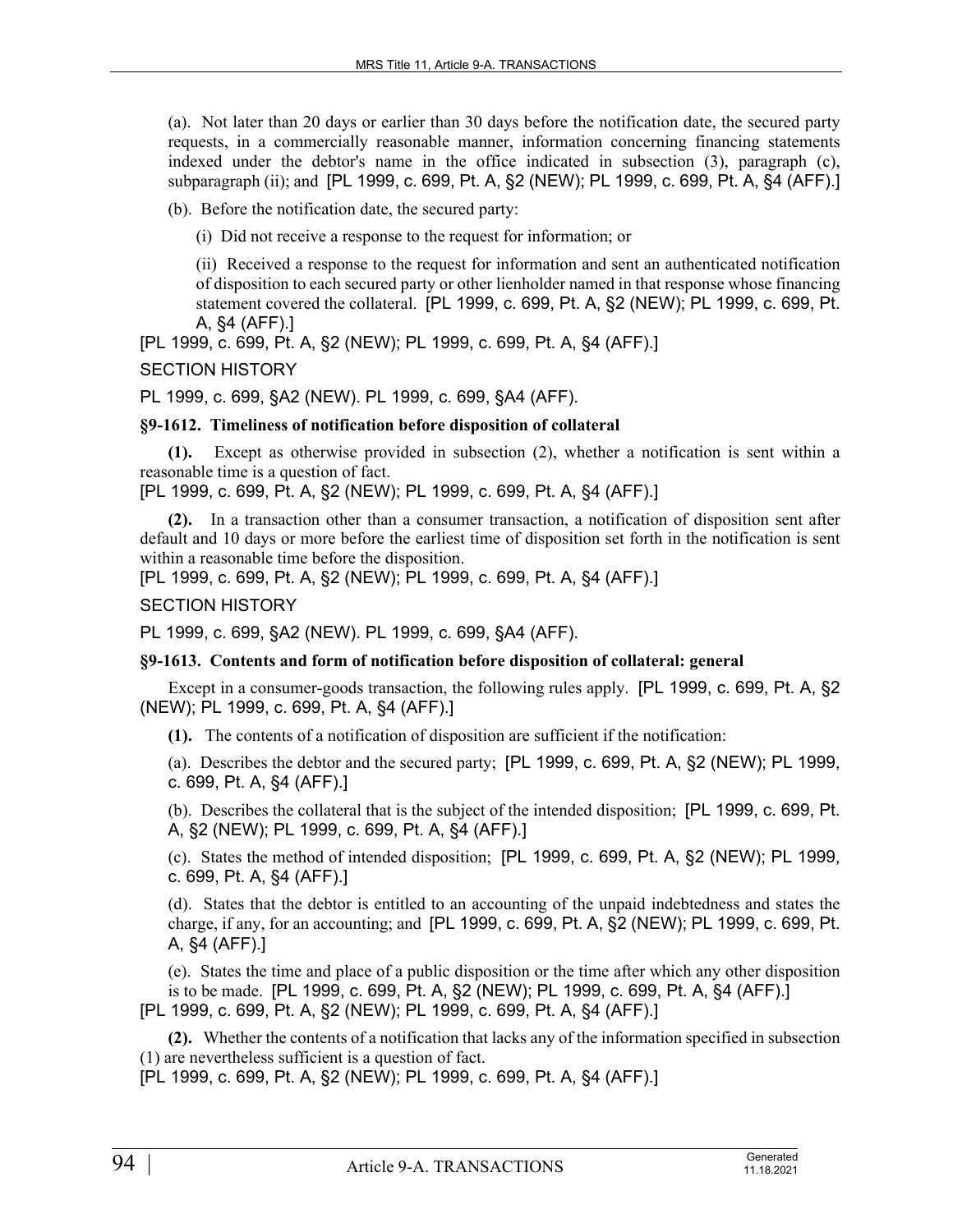(a). Not later than 20 days or earlier than 30 days before the notification date, the secured party requests, in a commercially reasonable manner, information concerning financing statements indexed under the debtor's name in the office indicated in subsection (3), paragraph (c), subparagraph (ii); and [PL 1999, c. 699, Pt. A, §2 (NEW); PL 1999, c. 699, Pt. A, §4 (AFF).]

(b). Before the notification date, the secured party:

(i) Did not receive a response to the request for information; or

(ii) Received a response to the request for information and sent an authenticated notification of disposition to each secured party or other lienholder named in that response whose financing statement covered the collateral. [PL 1999, c. 699, Pt. A, §2 (NEW); PL 1999, c. 699, Pt. A, §4 (AFF).]

[PL 1999, c. 699, Pt. A, §2 (NEW); PL 1999, c. 699, Pt. A, §4 (AFF).]

SECTION HISTORY

PL 1999, c. 699, §A2 (NEW). PL 1999, c. 699, §A4 (AFF).

### §9-1612. Timeliness of notification before disposition of collateral

**(1).** Except as otherwise provided in subsection (2), whether a notification is sent within a reasonable time is a question of fact.

[PL 1999, c. 699, Pt. A, §2 (NEW); PL 1999, c. 699, Pt. A, §4 (AFF).]

**(2).** In a transaction other than a consumer transaction, a notification of disposition sent after default and 10 days or more before the earliest time of disposition set forth in the notification is sent within a reasonable time before the disposition.

[PL 1999, c. 699, Pt. A, §2 (NEW); PL 1999, c. 699, Pt. A, §4 (AFF).]

SECTION HISTORY

PL 1999, c. 699, §A2 (NEW). PL 1999, c. 699, §A4 (AFF).

### §9-1613. Contents and form of notification before disposition of collateral: general

Except in a consumer-goods transaction, the following rules apply. [PL 1999, c. 699, Pt. A, §2 (NEW); PL 1999, c. 699, Pt. A, §4 (AFF).]

**(1).** The contents of a notification of disposition are sufficient if the notification:

(a). Describes the debtor and the secured party; [PL 1999, c. 699, Pt. A, §2 (NEW); PL 1999, c. 699, Pt. A, §4 (AFF).]

(b). Describes the collateral that is the subject of the intended disposition; [PL 1999, c. 699, Pt. A, §2 (NEW); PL 1999, c. 699, Pt. A, §4 (AFF).]

(c). States the method of intended disposition; [PL 1999, c. 699, Pt. A, §2 (NEW); PL 1999, c. 699, Pt. A, §4 (AFF).]

(d). States that the debtor is entitled to an accounting of the unpaid indebtedness and states the charge, if any, for an accounting; and [PL 1999, c. 699, Pt. A, §2 (NEW); PL 1999, c. 699, Pt. A, §4 (AFF).]

(e). States the time and place of a public disposition or the time after which any other disposition is to be made. [PL 1999, c. 699, Pt. A, §2 (NEW); PL 1999, c. 699, Pt. A, §4 (AFF).]

[PL 1999, c. 699, Pt. A, §2 (NEW); PL 1999, c. 699, Pt. A, §4 (AFF).]

**(2).** Whether the contents of a notification that lacks any of the information specified in subsection (1) are nevertheless sufficient is a question of fact.

[PL 1999, c. 699, Pt. A, §2 (NEW); PL 1999, c. 699, Pt. A, §4 (AFF).]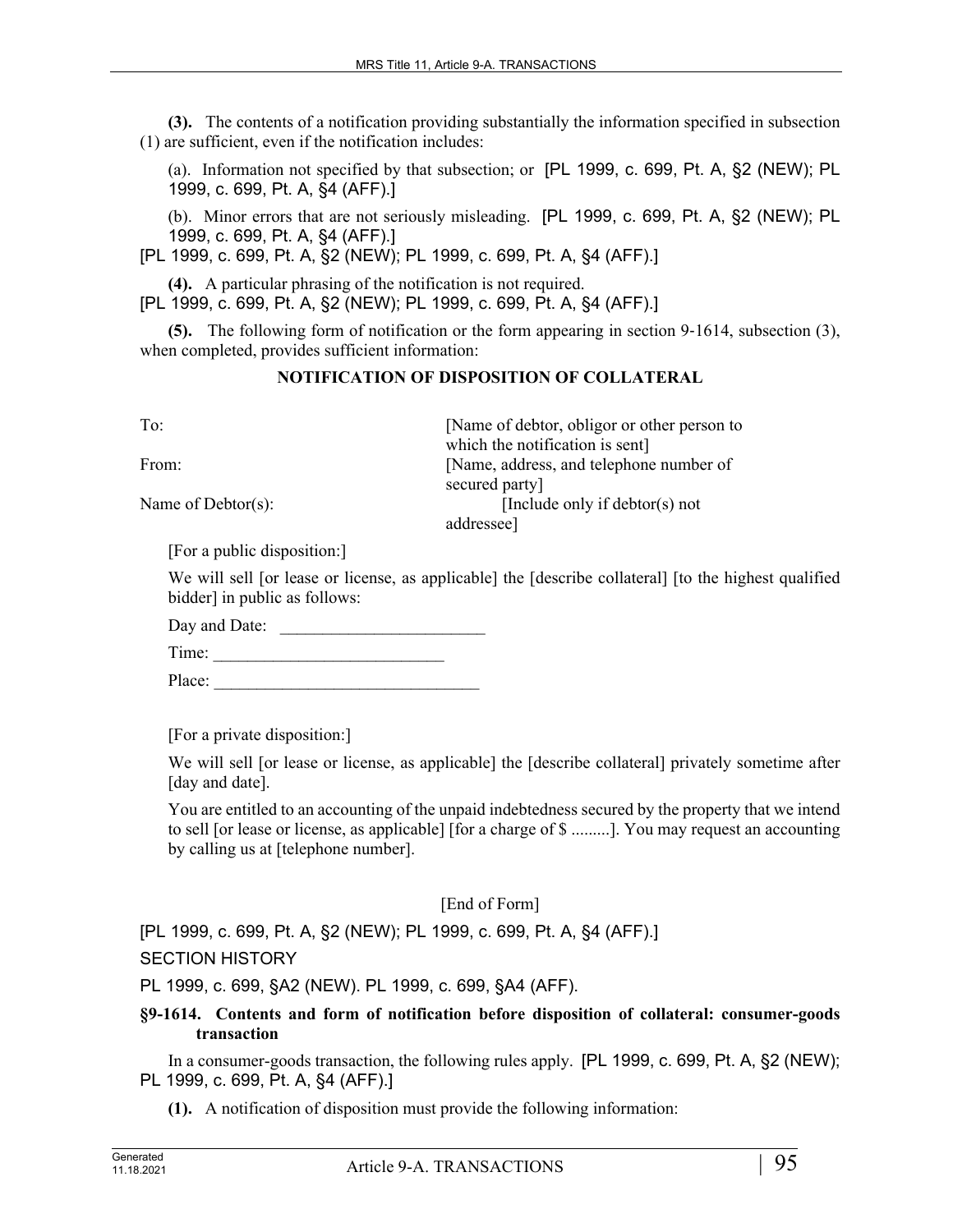**(3).** The contents of a notification providing substantially the information specified in subsection (1) are sufficient, even if the notification includes:

(a). Information not specified by that subsection; or [PL 1999, c. 699, Pt. A, §2 (NEW); PL 1999, c. 699, Pt. A, §4 (AFF).]

(b). Minor errors that are not seriously misleading. [PL 1999, c. 699, Pt. A, §2 (NEW); PL 1999, c. 699, Pt. A, §4 (AFF).]

[PL 1999, c. 699, Pt. A, §2 (NEW); PL 1999, c. 699, Pt. A, §4 (AFF).]

**(4).** A particular phrasing of the notification is not required.
[PL 1999, c. 699, Pt. A, §2 (NEW); PL 1999, c. 699, Pt. A, §4 (AFF).]

**(5).** The following form of notification or the form appearing in section 9-1614, subsection (3), when completed, provides sufficient information:

**NOTIFICATION OF DISPOSITION OF COLLATERAL**

| | |
|---|---|
| To: | [Name of debtor, obligor or other person to which the notification is sent] |
| From: | [Name, address, and telephone number of secured party] |
| Name of Debtor(s): | [Include only if debtor(s) not addressee] |

[For a public disposition:]

We will sell [or lease or license, as applicable] the [describe collateral] [to the highest qualified bidder] in public as follows:

Day and Date: ________________________

Time: ___________________________

Place: ________________________________

[For a private disposition:]

We will sell [or lease or license, as applicable] the [describe collateral] privately sometime after [day and date].

You are entitled to an accounting of the unpaid indebtedness secured by the property that we intend to sell [or lease or license, as applicable] [for a charge of $ .........]. You may request an accounting by calling us at [telephone number].

[End of Form]

[PL 1999, c. 699, Pt. A, §2 (NEW); PL 1999, c. 699, Pt. A, §4 (AFF).]

SECTION HISTORY

PL 1999, c. 699, §A2 (NEW). PL 1999, c. 699, §A4 (AFF).

**§9-1614. Contents and form of notification before disposition of collateral: consumer-goods transaction**

In a consumer-goods transaction, the following rules apply. [PL 1999, c. 699, Pt. A, §2 (NEW); PL 1999, c. 699, Pt. A, §4 (AFF).]

**(1).** A notification of disposition must provide the following information: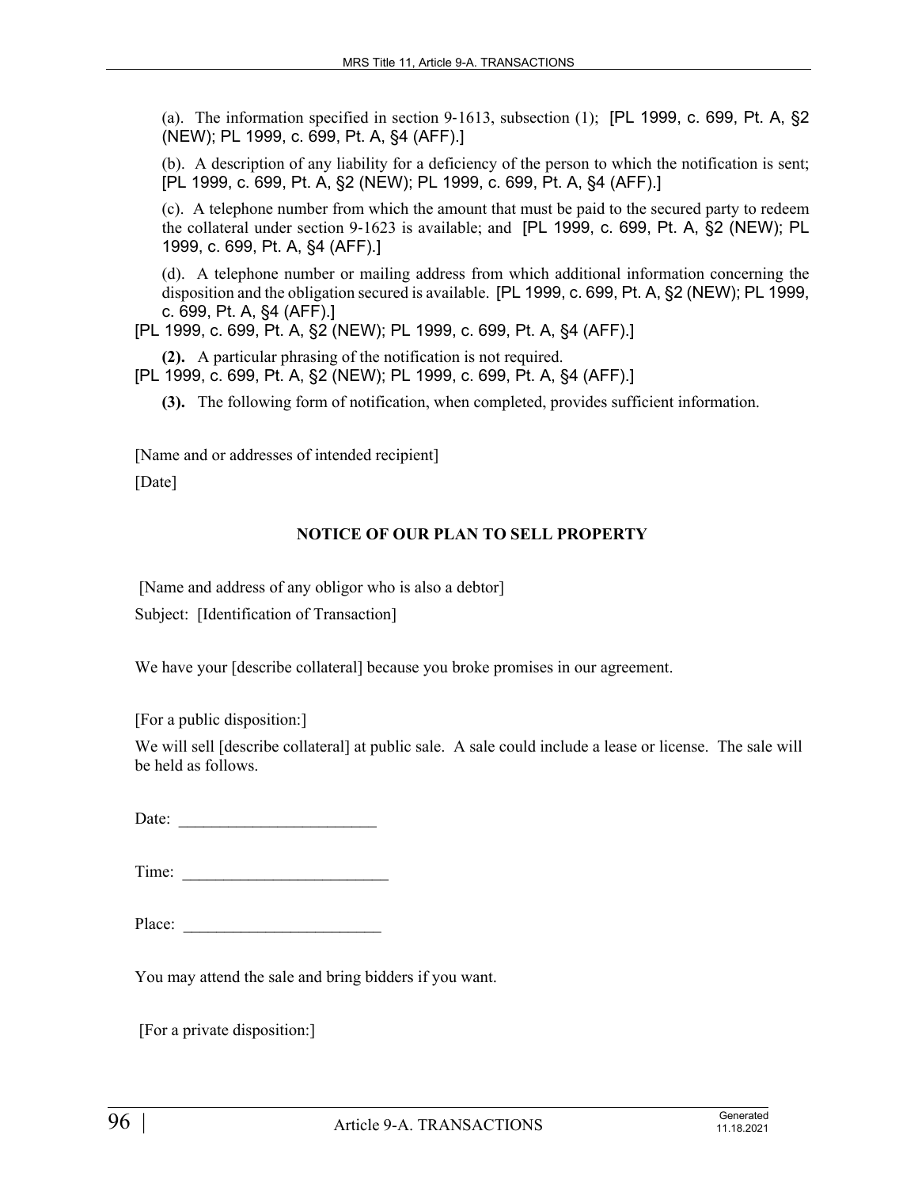(a). The information specified in section 9-1613, subsection (1); [PL 1999, c. 699, Pt. A, §2 (NEW); PL 1999, c. 699, Pt. A, §4 (AFF).]

(b). A description of any liability for a deficiency of the person to which the notification is sent; [PL 1999, c. 699, Pt. A, §2 (NEW); PL 1999, c. 699, Pt. A, §4 (AFF).]

(c). A telephone number from which the amount that must be paid to the secured party to redeem the collateral under section 9-1623 is available; and [PL 1999, c. 699, Pt. A, §2 (NEW); PL 1999, c. 699, Pt. A, §4 (AFF).]

(d). A telephone number or mailing address from which additional information concerning the disposition and the obligation secured is available. [PL 1999, c. 699, Pt. A, §2 (NEW); PL 1999, c. 699, Pt. A, §4 (AFF).]

[PL 1999, c. 699, Pt. A, §2 (NEW); PL 1999, c. 699, Pt. A, §4 (AFF).]

**(2).** A particular phrasing of the notification is not required.
[PL 1999, c. 699, Pt. A, §2 (NEW); PL 1999, c. 699, Pt. A, §4 (AFF).]

**(3).** The following form of notification, when completed, provides sufficient information.

[Name and or addresses of intended recipient]

[Date]

**NOTICE OF OUR PLAN TO SELL PROPERTY**

[Name and address of any obligor who is also a debtor]

Subject: [Identification of Transaction]

We have your [describe collateral] because you broke promises in our agreement.

[For a public disposition:]

We will sell [describe collateral] at public sale. A sale could include a lease or license. The sale will be held as follows.

Date: ________________________

Time: ________________________

Place: ________________________

You may attend the sale and bring bidders if you want.

[For a private disposition:]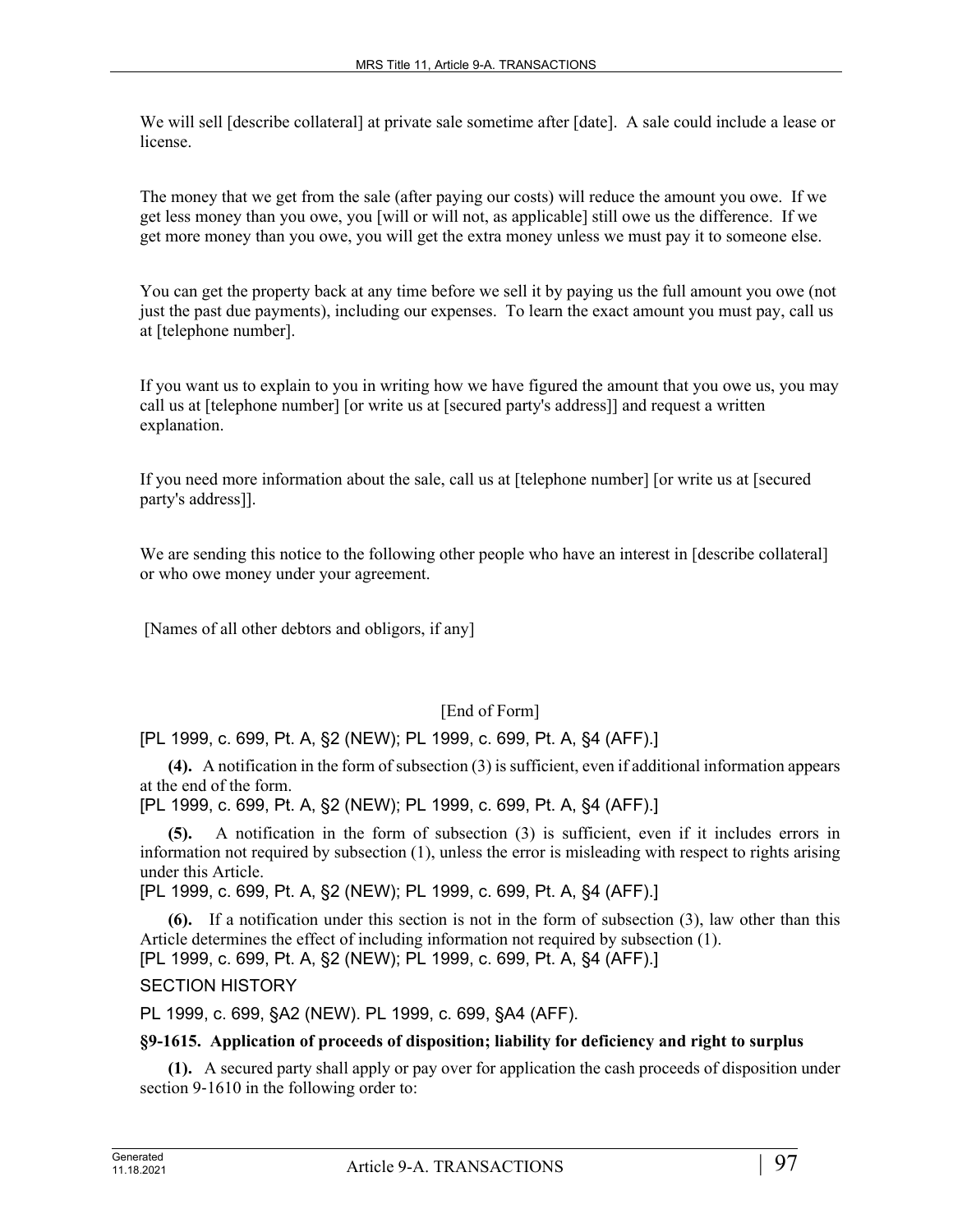We will sell [describe collateral] at private sale sometime after [date]. A sale could include a lease or license.

The money that we get from the sale (after paying our costs) will reduce the amount you owe. If we get less money than you owe, you [will or will not, as applicable] still owe us the difference. If we get more money than you owe, you will get the extra money unless we must pay it to someone else.

You can get the property back at any time before we sell it by paying us the full amount you owe (not just the past due payments), including our expenses. To learn the exact amount you must pay, call us at [telephone number].

If you want us to explain to you in writing how we have figured the amount that you owe us, you may call us at [telephone number] [or write us at [secured party's address]] and request a written explanation.

If you need more information about the sale, call us at [telephone number] [or write us at [secured party's address]].

We are sending this notice to the following other people who have an interest in [describe collateral] or who owe money under your agreement.

[Names of all other debtors and obligors, if any]

[End of Form]

[PL 1999, c. 699, Pt. A, §2 (NEW); PL 1999, c. 699, Pt. A, §4 (AFF).]

**(4).** A notification in the form of subsection (3) is sufficient, even if additional information appears at the end of the form.

[PL 1999, c. 699, Pt. A, §2 (NEW); PL 1999, c. 699, Pt. A, §4 (AFF).]

**(5).** A notification in the form of subsection (3) is sufficient, even if it includes errors in information not required by subsection (1), unless the error is misleading with respect to rights arising under this Article.

[PL 1999, c. 699, Pt. A, §2 (NEW); PL 1999, c. 699, Pt. A, §4 (AFF).]

**(6).** If a notification under this section is not in the form of subsection (3), law other than this Article determines the effect of including information not required by subsection (1).

[PL 1999, c. 699, Pt. A, §2 (NEW); PL 1999, c. 699, Pt. A, §4 (AFF).]

SECTION HISTORY

PL 1999, c. 699, §A2 (NEW). PL 1999, c. 699, §A4 (AFF).

**§9-1615. Application of proceeds of disposition; liability for deficiency and right to surplus**

**(1).** A secured party shall apply or pay over for application the cash proceeds of disposition under section 9-1610 in the following order to: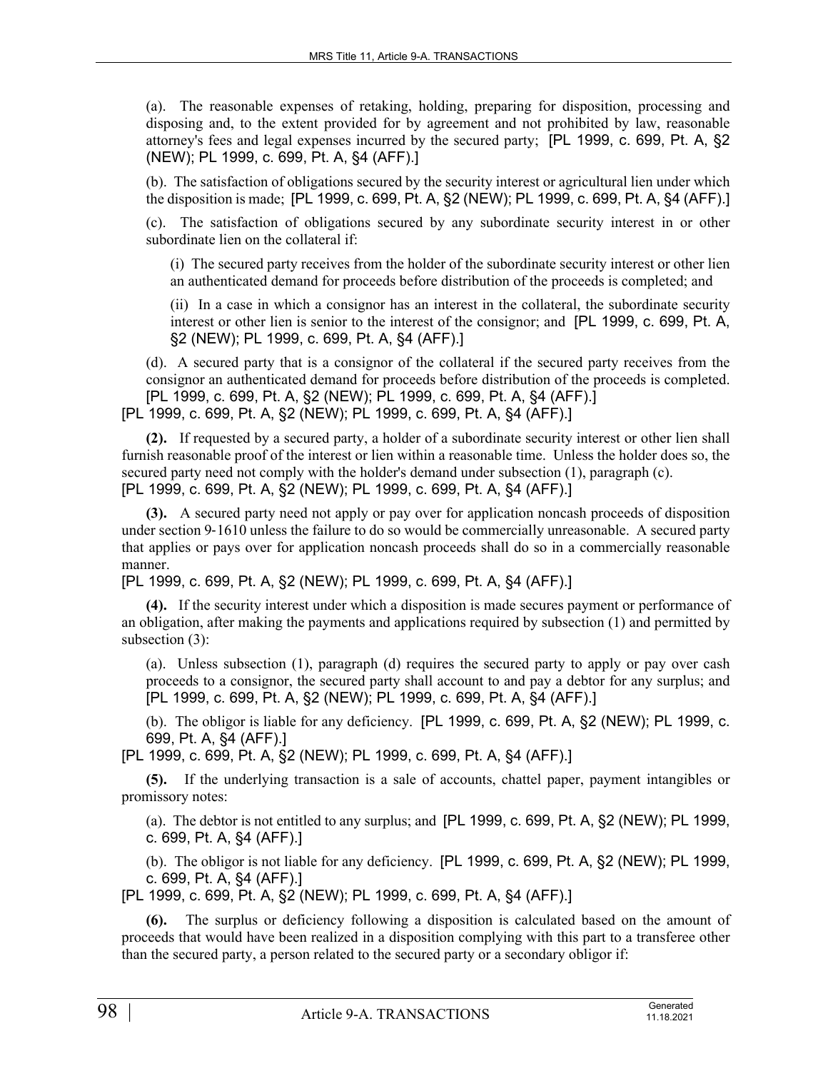(a). The reasonable expenses of retaking, holding, preparing for disposition, processing and disposing and, to the extent provided for by agreement and not prohibited by law, reasonable attorney's fees and legal expenses incurred by the secured party; [PL 1999, c. 699, Pt. A, §2 (NEW); PL 1999, c. 699, Pt. A, §4 (AFF).]

(b). The satisfaction of obligations secured by the security interest or agricultural lien under which the disposition is made; [PL 1999, c. 699, Pt. A, §2 (NEW); PL 1999, c. 699, Pt. A, §4 (AFF).]

(c). The satisfaction of obligations secured by any subordinate security interest in or other subordinate lien on the collateral if:

(i) The secured party receives from the holder of the subordinate security interest or other lien an authenticated demand for proceeds before distribution of the proceeds is completed; and

(ii) In a case in which a consignor has an interest in the collateral, the subordinate security interest or other lien is senior to the interest of the consignor; and [PL 1999, c. 699, Pt. A, §2 (NEW); PL 1999, c. 699, Pt. A, §4 (AFF).]

(d). A secured party that is a consignor of the collateral if the secured party receives from the consignor an authenticated demand for proceeds before distribution of the proceeds is completed. [PL 1999, c. 699, Pt. A, §2 (NEW); PL 1999, c. 699, Pt. A, §4 (AFF).]

[PL 1999, c. 699, Pt. A, §2 (NEW); PL 1999, c. 699, Pt. A, §4 (AFF).]

**(2).** If requested by a secured party, a holder of a subordinate security interest or other lien shall furnish reasonable proof of the interest or lien within a reasonable time. Unless the holder does so, the secured party need not comply with the holder's demand under subsection (1), paragraph (c).
[PL 1999, c. 699, Pt. A, §2 (NEW); PL 1999, c. 699, Pt. A, §4 (AFF).]

**(3).** A secured party need not apply or pay over for application noncash proceeds of disposition under section 9-1610 unless the failure to do so would be commercially unreasonable. A secured party that applies or pays over for application noncash proceeds shall do so in a commercially reasonable manner.
[PL 1999, c. 699, Pt. A, §2 (NEW); PL 1999, c. 699, Pt. A, §4 (AFF).]

**(4).** If the security interest under which a disposition is made secures payment or performance of an obligation, after making the payments and applications required by subsection (1) and permitted by subsection (3):

(a). Unless subsection (1), paragraph (d) requires the secured party to apply or pay over cash proceeds to a consignor, the secured party shall account to and pay a debtor for any surplus; and [PL 1999, c. 699, Pt. A, §2 (NEW); PL 1999, c. 699, Pt. A, §4 (AFF).]

(b). The obligor is liable for any deficiency. [PL 1999, c. 699, Pt. A, §2 (NEW); PL 1999, c. 699, Pt. A, §4 (AFF).]

[PL 1999, c. 699, Pt. A, §2 (NEW); PL 1999, c. 699, Pt. A, §4 (AFF).]

**(5).** If the underlying transaction is a sale of accounts, chattel paper, payment intangibles or promissory notes:

(a). The debtor is not entitled to any surplus; and [PL 1999, c. 699, Pt. A, §2 (NEW); PL 1999, c. 699, Pt. A, §4 (AFF).]

(b). The obligor is not liable for any deficiency. [PL 1999, c. 699, Pt. A, §2 (NEW); PL 1999, c. 699, Pt. A, §4 (AFF).]

[PL 1999, c. 699, Pt. A, §2 (NEW); PL 1999, c. 699, Pt. A, §4 (AFF).]

**(6).** The surplus or deficiency following a disposition is calculated based on the amount of proceeds that would have been realized in a disposition complying with this part to a transferee other than the secured party, a person related to the secured party or a secondary obligor if: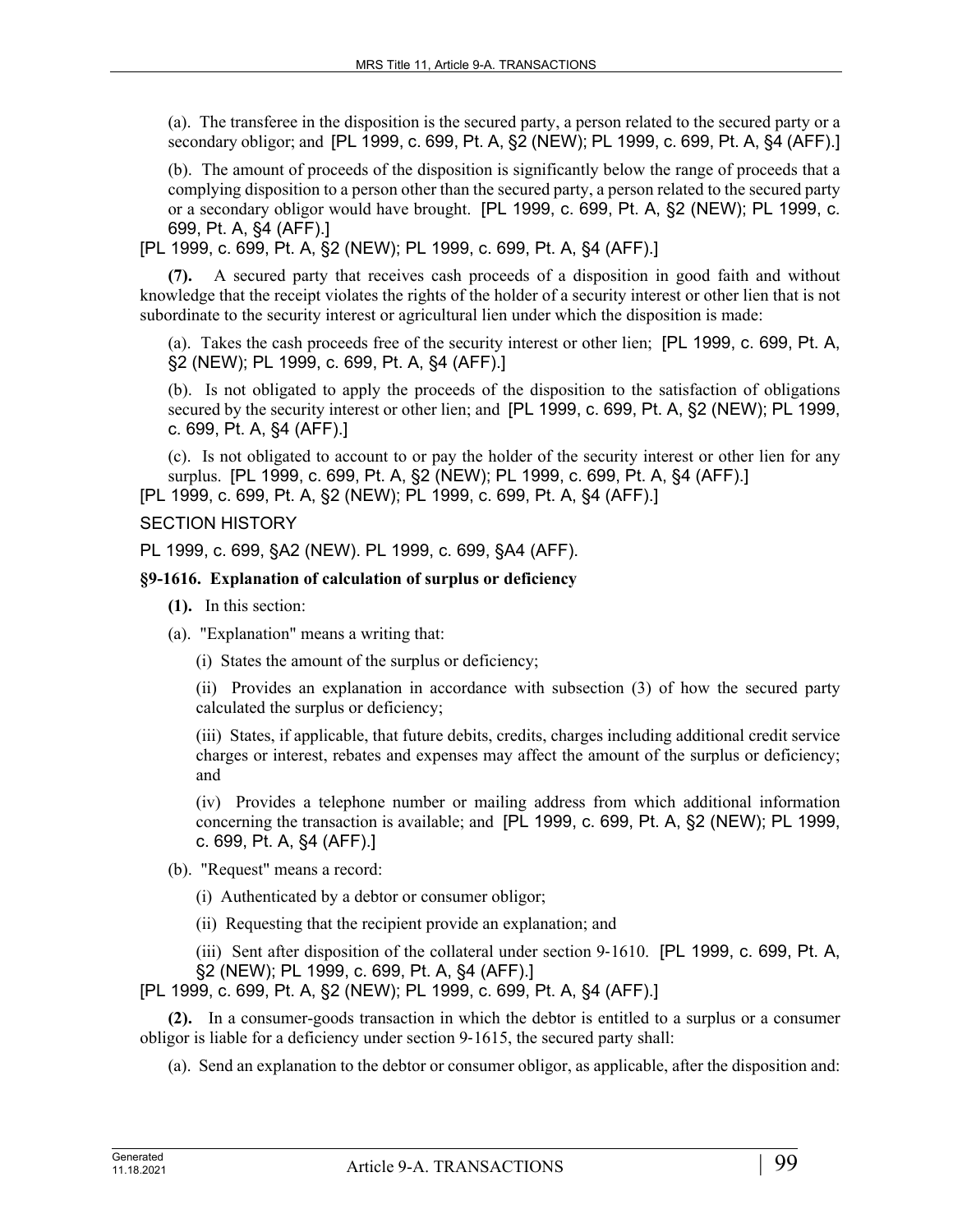(a). The transferee in the disposition is the secured party, a person related to the secured party or a secondary obligor; and [PL 1999, c. 699, Pt. A, §2 (NEW); PL 1999, c. 699, Pt. A, §4 (AFF).]

(b). The amount of proceeds of the disposition is significantly below the range of proceeds that a complying disposition to a person other than the secured party, a person related to the secured party or a secondary obligor would have brought. [PL 1999, c. 699, Pt. A, §2 (NEW); PL 1999, c. 699, Pt. A, §4 (AFF).]

[PL 1999, c. 699, Pt. A, §2 (NEW); PL 1999, c. 699, Pt. A, §4 (AFF).]

**(7).** A secured party that receives cash proceeds of a disposition in good faith and without knowledge that the receipt violates the rights of the holder of a security interest or other lien that is not subordinate to the security interest or agricultural lien under which the disposition is made:

(a). Takes the cash proceeds free of the security interest or other lien; [PL 1999, c. 699, Pt. A, §2 (NEW); PL 1999, c. 699, Pt. A, §4 (AFF).]

(b). Is not obligated to apply the proceeds of the disposition to the satisfaction of obligations secured by the security interest or other lien; and [PL 1999, c. 699, Pt. A, §2 (NEW); PL 1999, c. 699, Pt. A, §4 (AFF).]

(c). Is not obligated to account to or pay the holder of the security interest or other lien for any surplus. [PL 1999, c. 699, Pt. A, §2 (NEW); PL 1999, c. 699, Pt. A, §4 (AFF).]

[PL 1999, c. 699, Pt. A, §2 (NEW); PL 1999, c. 699, Pt. A, §4 (AFF).]

SECTION HISTORY

PL 1999, c. 699, §A2 (NEW). PL 1999, c. 699, §A4 (AFF).

### §9-1616. Explanation of calculation of surplus or deficiency

**(1).** In this section:

(a). "Explanation" means a writing that:

(i) States the amount of the surplus or deficiency;

(ii) Provides an explanation in accordance with subsection (3) of how the secured party calculated the surplus or deficiency;

(iii) States, if applicable, that future debits, credits, charges including additional credit service charges or interest, rebates and expenses may affect the amount of the surplus or deficiency; and

(iv) Provides a telephone number or mailing address from which additional information concerning the transaction is available; and [PL 1999, c. 699, Pt. A, §2 (NEW); PL 1999, c. 699, Pt. A, §4 (AFF).]

(b). "Request" means a record:

(i) Authenticated by a debtor or consumer obligor;

(ii) Requesting that the recipient provide an explanation; and

(iii) Sent after disposition of the collateral under section 9-1610. [PL 1999, c. 699, Pt. A, §2 (NEW); PL 1999, c. 699, Pt. A, §4 (AFF).]

[PL 1999, c. 699, Pt. A, §2 (NEW); PL 1999, c. 699, Pt. A, §4 (AFF).]

**(2).** In a consumer-goods transaction in which the debtor is entitled to a surplus or a consumer obligor is liable for a deficiency under section 9-1615, the secured party shall:

(a). Send an explanation to the debtor or consumer obligor, as applicable, after the disposition and: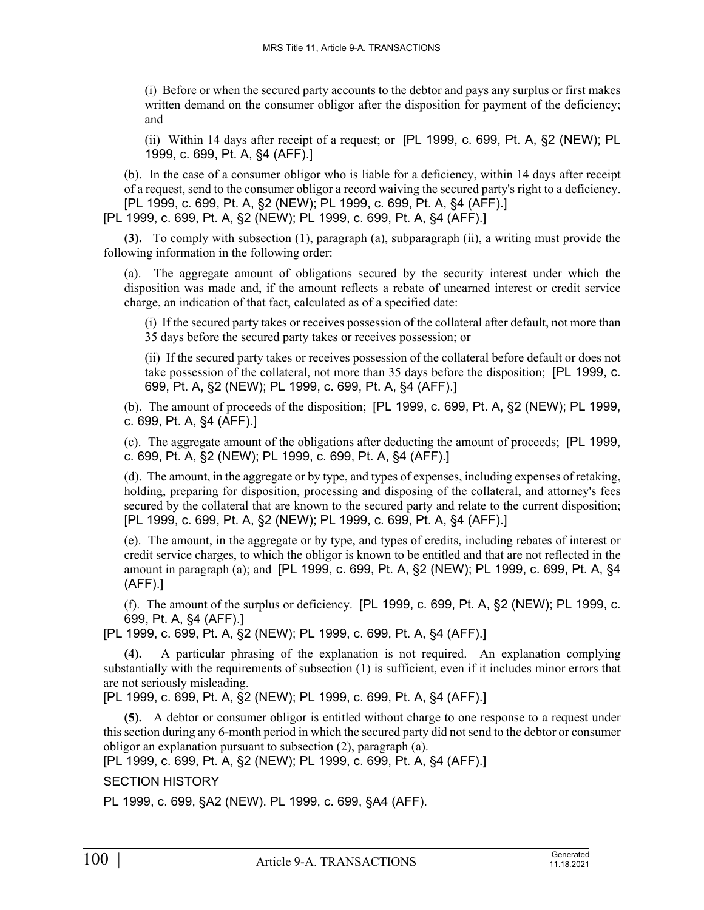(i) Before or when the secured party accounts to the debtor and pays any surplus or first makes written demand on the consumer obligor after the disposition for payment of the deficiency; and

(ii) Within 14 days after receipt of a request; or [PL 1999, c. 699, Pt. A, §2 (NEW); PL 1999, c. 699, Pt. A, §4 (AFF).]

(b). In the case of a consumer obligor who is liable for a deficiency, within 14 days after receipt of a request, send to the consumer obligor a record waiving the secured party's right to a deficiency. [PL 1999, c. 699, Pt. A, §2 (NEW); PL 1999, c. 699, Pt. A, §4 (AFF).]

[PL 1999, c. 699, Pt. A, §2 (NEW); PL 1999, c. 699, Pt. A, §4 (AFF).]

**(3).** To comply with subsection (1), paragraph (a), subparagraph (ii), a writing must provide the following information in the following order:

(a). The aggregate amount of obligations secured by the security interest under which the disposition was made and, if the amount reflects a rebate of unearned interest or credit service charge, an indication of that fact, calculated as of a specified date:

(i) If the secured party takes or receives possession of the collateral after default, not more than 35 days before the secured party takes or receives possession; or

(ii) If the secured party takes or receives possession of the collateral before default or does not take possession of the collateral, not more than 35 days before the disposition; [PL 1999, c. 699, Pt. A, §2 (NEW); PL 1999, c. 699, Pt. A, §4 (AFF).]

(b). The amount of proceeds of the disposition; [PL 1999, c. 699, Pt. A, §2 (NEW); PL 1999, c. 699, Pt. A, §4 (AFF).]

(c). The aggregate amount of the obligations after deducting the amount of proceeds; [PL 1999, c. 699, Pt. A, §2 (NEW); PL 1999, c. 699, Pt. A, §4 (AFF).]

(d). The amount, in the aggregate or by type, and types of expenses, including expenses of retaking, holding, preparing for disposition, processing and disposing of the collateral, and attorney's fees secured by the collateral that are known to the secured party and relate to the current disposition; [PL 1999, c. 699, Pt. A, §2 (NEW); PL 1999, c. 699, Pt. A, §4 (AFF).]

(e). The amount, in the aggregate or by type, and types of credits, including rebates of interest or credit service charges, to which the obligor is known to be entitled and that are not reflected in the amount in paragraph (a); and [PL 1999, c. 699, Pt. A, §2 (NEW); PL 1999, c. 699, Pt. A, §4 (AFF).]

(f). The amount of the surplus or deficiency. [PL 1999, c. 699, Pt. A, §2 (NEW); PL 1999, c. 699, Pt. A, §4 (AFF).]

[PL 1999, c. 699, Pt. A, §2 (NEW); PL 1999, c. 699, Pt. A, §4 (AFF).]

**(4).** A particular phrasing of the explanation is not required. An explanation complying substantially with the requirements of subsection (1) is sufficient, even if it includes minor errors that are not seriously misleading.

[PL 1999, c. 699, Pt. A, §2 (NEW); PL 1999, c. 699, Pt. A, §4 (AFF).]

**(5).** A debtor or consumer obligor is entitled without charge to one response to a request under this section during any 6-month period in which the secured party did not send to the debtor or consumer obligor an explanation pursuant to subsection (2), paragraph (a).

[PL 1999, c. 699, Pt. A, §2 (NEW); PL 1999, c. 699, Pt. A, §4 (AFF).]

SECTION HISTORY

PL 1999, c. 699, §A2 (NEW). PL 1999, c. 699, §A4 (AFF).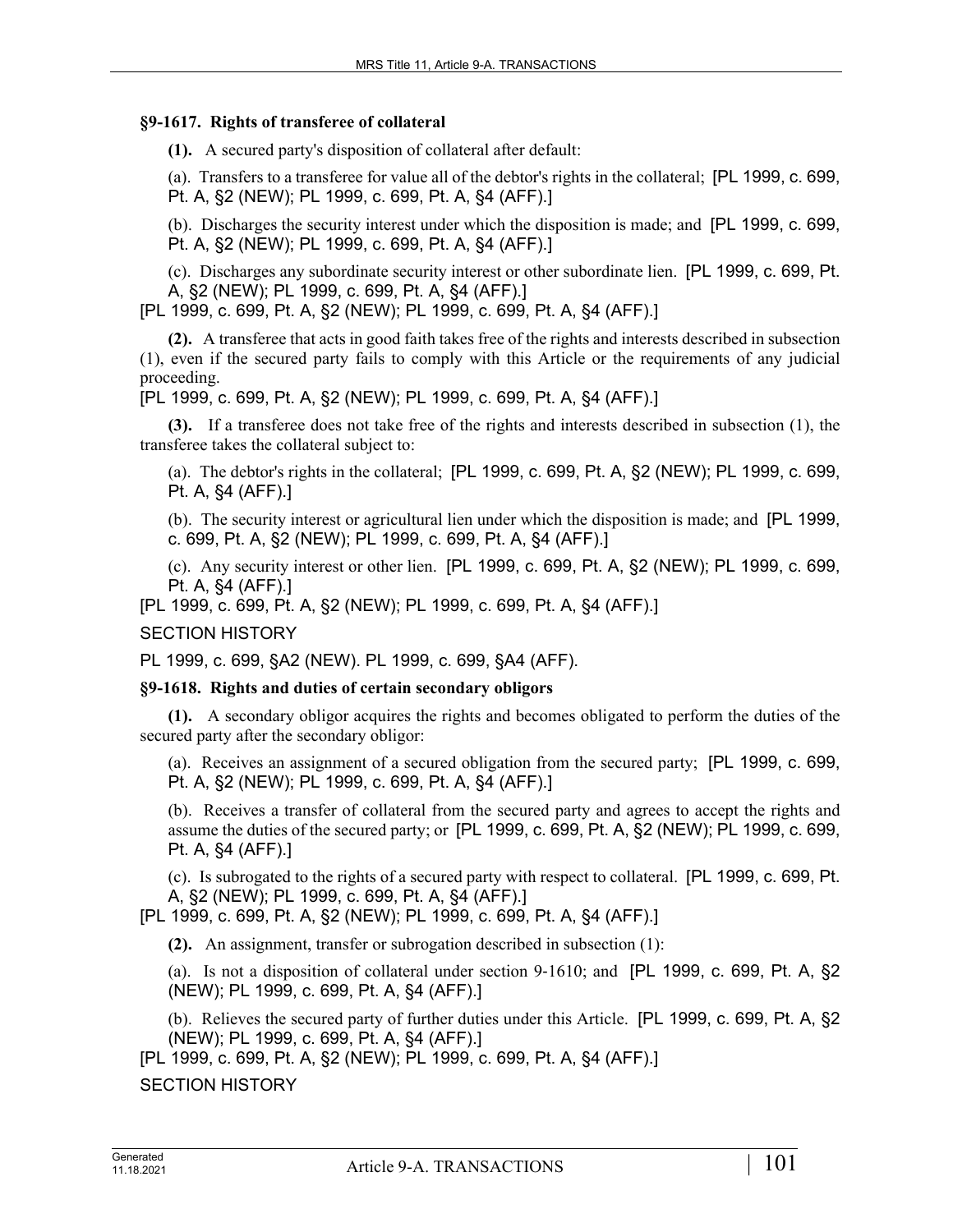### §9-1617. Rights of transferee of collateral

**(1).** A secured party's disposition of collateral after default:

(a). Transfers to a transferee for value all of the debtor's rights in the collateral; [PL 1999, c. 699, Pt. A, §2 (NEW); PL 1999, c. 699, Pt. A, §4 (AFF).]

(b). Discharges the security interest under which the disposition is made; and [PL 1999, c. 699, Pt. A, §2 (NEW); PL 1999, c. 699, Pt. A, §4 (AFF).]

(c). Discharges any subordinate security interest or other subordinate lien. [PL 1999, c. 699, Pt. A, §2 (NEW); PL 1999, c. 699, Pt. A, §4 (AFF).]

[PL 1999, c. 699, Pt. A, §2 (NEW); PL 1999, c. 699, Pt. A, §4 (AFF).]

**(2).** A transferee that acts in good faith takes free of the rights and interests described in subsection (1), even if the secured party fails to comply with this Article or the requirements of any judicial proceeding.

[PL 1999, c. 699, Pt. A, §2 (NEW); PL 1999, c. 699, Pt. A, §4 (AFF).]

**(3).** If a transferee does not take free of the rights and interests described in subsection (1), the transferee takes the collateral subject to:

(a). The debtor's rights in the collateral; [PL 1999, c. 699, Pt. A, §2 (NEW); PL 1999, c. 699, Pt. A, §4 (AFF).]

(b). The security interest or agricultural lien under which the disposition is made; and [PL 1999, c. 699, Pt. A, §2 (NEW); PL 1999, c. 699, Pt. A, §4 (AFF).]

(c). Any security interest or other lien. [PL 1999, c. 699, Pt. A, §2 (NEW); PL 1999, c. 699, Pt. A, §4 (AFF).]

[PL 1999, c. 699, Pt. A, §2 (NEW); PL 1999, c. 699, Pt. A, §4 (AFF).]

SECTION HISTORY

PL 1999, c. 699, §A2 (NEW). PL 1999, c. 699, §A4 (AFF).

### §9-1618. Rights and duties of certain secondary obligors

**(1).** A secondary obligor acquires the rights and becomes obligated to perform the duties of the secured party after the secondary obligor:

(a). Receives an assignment of a secured obligation from the secured party; [PL 1999, c. 699, Pt. A, §2 (NEW); PL 1999, c. 699, Pt. A, §4 (AFF).]

(b). Receives a transfer of collateral from the secured party and agrees to accept the rights and assume the duties of the secured party; or [PL 1999, c. 699, Pt. A, §2 (NEW); PL 1999, c. 699, Pt. A, §4 (AFF).]

(c). Is subrogated to the rights of a secured party with respect to collateral. [PL 1999, c. 699, Pt. A, §2 (NEW); PL 1999, c. 699, Pt. A, §4 (AFF).]

[PL 1999, c. 699, Pt. A, §2 (NEW); PL 1999, c. 699, Pt. A, §4 (AFF).]

**(2).** An assignment, transfer or subrogation described in subsection (1):

(a). Is not a disposition of collateral under section 9-1610; and [PL 1999, c. 699, Pt. A, §2 (NEW); PL 1999, c. 699, Pt. A, §4 (AFF).]

(b). Relieves the secured party of further duties under this Article. [PL 1999, c. 699, Pt. A, §2 (NEW); PL 1999, c. 699, Pt. A, §4 (AFF).]

[PL 1999, c. 699, Pt. A, §2 (NEW); PL 1999, c. 699, Pt. A, §4 (AFF).]

SECTION HISTORY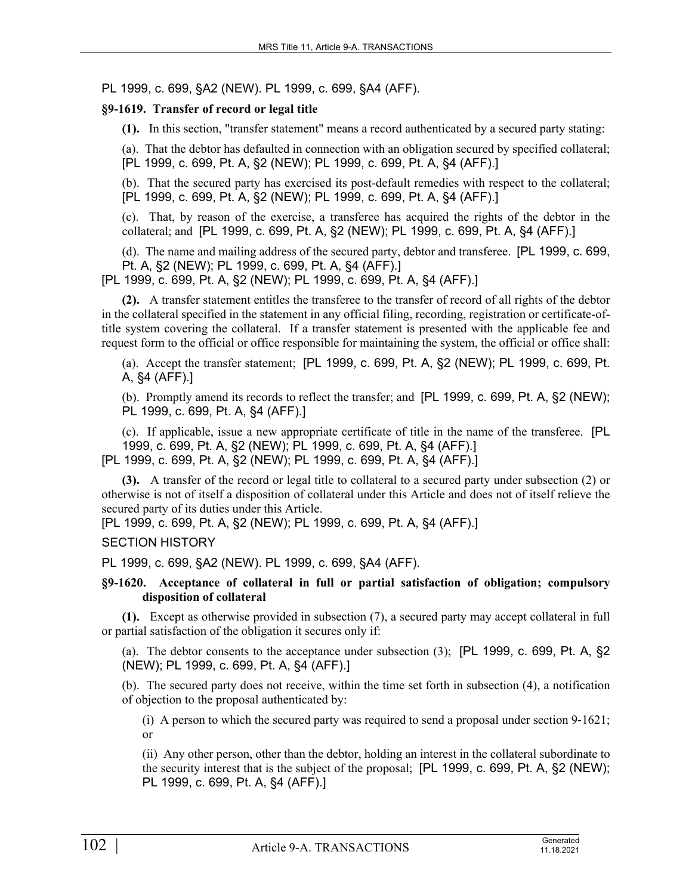PL 1999, c. 699, §A2 (NEW). PL 1999, c. 699, §A4 (AFF).

### §9-1619. Transfer of record or legal title

**(1).** In this section, "transfer statement" means a record authenticated by a secured party stating:

(a). That the debtor has defaulted in connection with an obligation secured by specified collateral; [PL 1999, c. 699, Pt. A, §2 (NEW); PL 1999, c. 699, Pt. A, §4 (AFF).]

(b). That the secured party has exercised its post-default remedies with respect to the collateral; [PL 1999, c. 699, Pt. A, §2 (NEW); PL 1999, c. 699, Pt. A, §4 (AFF).]

(c). That, by reason of the exercise, a transferee has acquired the rights of the debtor in the collateral; and [PL 1999, c. 699, Pt. A, §2 (NEW); PL 1999, c. 699, Pt. A, §4 (AFF).]

(d). The name and mailing address of the secured party, debtor and transferee. [PL 1999, c. 699, Pt. A, §2 (NEW); PL 1999, c. 699, Pt. A, §4 (AFF).]

[PL 1999, c. 699, Pt. A, §2 (NEW); PL 1999, c. 699, Pt. A, §4 (AFF).]

**(2).** A transfer statement entitles the transferee to the transfer of record of all rights of the debtor in the collateral specified in the statement in any official filing, recording, registration or certificate-of-title system covering the collateral. If a transfer statement is presented with the applicable fee and request form to the official or office responsible for maintaining the system, the official or office shall:

(a). Accept the transfer statement; [PL 1999, c. 699, Pt. A, §2 (NEW); PL 1999, c. 699, Pt. A, §4 (AFF).]

(b). Promptly amend its records to reflect the transfer; and [PL 1999, c. 699, Pt. A, §2 (NEW); PL 1999, c. 699, Pt. A, §4 (AFF).]

(c). If applicable, issue a new appropriate certificate of title in the name of the transferee. [PL 1999, c. 699, Pt. A, §2 (NEW); PL 1999, c. 699, Pt. A, §4 (AFF).]

[PL 1999, c. 699, Pt. A, §2 (NEW); PL 1999, c. 699, Pt. A, §4 (AFF).]

**(3).** A transfer of the record or legal title to collateral to a secured party under subsection (2) or otherwise is not of itself a disposition of collateral under this Article and does not of itself relieve the secured party of its duties under this Article.

[PL 1999, c. 699, Pt. A, §2 (NEW); PL 1999, c. 699, Pt. A, §4 (AFF).]

SECTION HISTORY

PL 1999, c. 699, §A2 (NEW). PL 1999, c. 699, §A4 (AFF).

### §9-1620. Acceptance of collateral in full or partial satisfaction of obligation; compulsory disposition of collateral

**(1).** Except as otherwise provided in subsection (7), a secured party may accept collateral in full or partial satisfaction of the obligation it secures only if:

(a). The debtor consents to the acceptance under subsection (3); [PL 1999, c. 699, Pt. A, §2 (NEW); PL 1999, c. 699, Pt. A, §4 (AFF).]

(b). The secured party does not receive, within the time set forth in subsection (4), a notification of objection to the proposal authenticated by:

(i) A person to which the secured party was required to send a proposal under section 9-1621; or

(ii) Any other person, other than the debtor, holding an interest in the collateral subordinate to the security interest that is the subject of the proposal; [PL 1999, c. 699, Pt. A, §2 (NEW); PL 1999, c. 699, Pt. A, §4 (AFF).]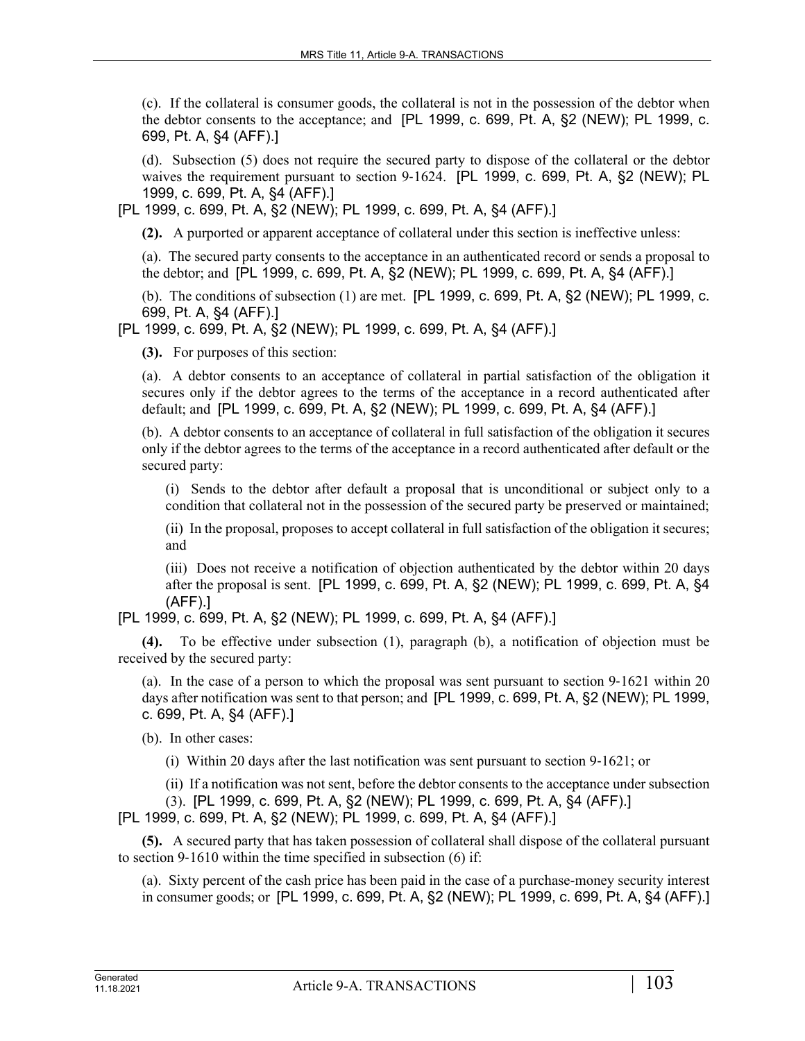(c). If the collateral is consumer goods, the collateral is not in the possession of the debtor when the debtor consents to the acceptance; and [PL 1999, c. 699, Pt. A, §2 (NEW); PL 1999, c. 699, Pt. A, §4 (AFF).]

(d). Subsection (5) does not require the secured party to dispose of the collateral or the debtor waives the requirement pursuant to section 9-1624. [PL 1999, c. 699, Pt. A, §2 (NEW); PL 1999, c. 699, Pt. A, §4 (AFF).]

[PL 1999, c. 699, Pt. A, §2 (NEW); PL 1999, c. 699, Pt. A, §4 (AFF).]

**(2).** A purported or apparent acceptance of collateral under this section is ineffective unless:

(a). The secured party consents to the acceptance in an authenticated record or sends a proposal to the debtor; and [PL 1999, c. 699, Pt. A, §2 (NEW); PL 1999, c. 699, Pt. A, §4 (AFF).]

(b). The conditions of subsection (1) are met. [PL 1999, c. 699, Pt. A, §2 (NEW); PL 1999, c. 699, Pt. A, §4 (AFF).]

[PL 1999, c. 699, Pt. A, §2 (NEW); PL 1999, c. 699, Pt. A, §4 (AFF).]

**(3).** For purposes of this section:

(a). A debtor consents to an acceptance of collateral in partial satisfaction of the obligation it secures only if the debtor agrees to the terms of the acceptance in a record authenticated after default; and [PL 1999, c. 699, Pt. A, §2 (NEW); PL 1999, c. 699, Pt. A, §4 (AFF).]

(b). A debtor consents to an acceptance of collateral in full satisfaction of the obligation it secures only if the debtor agrees to the terms of the acceptance in a record authenticated after default or the secured party:

(i) Sends to the debtor after default a proposal that is unconditional or subject only to a condition that collateral not in the possession of the secured party be preserved or maintained;

(ii) In the proposal, proposes to accept collateral in full satisfaction of the obligation it secures; and

(iii) Does not receive a notification of objection authenticated by the debtor within 20 days after the proposal is sent. [PL 1999, c. 699, Pt. A, §2 (NEW); PL 1999, c. 699, Pt. A, §4 (AFF).]

[PL 1999, c. 699, Pt. A, §2 (NEW); PL 1999, c. 699, Pt. A, §4 (AFF).]

**(4).** To be effective under subsection (1), paragraph (b), a notification of objection must be received by the secured party:

(a). In the case of a person to which the proposal was sent pursuant to section 9-1621 within 20 days after notification was sent to that person; and [PL 1999, c. 699, Pt. A, §2 (NEW); PL 1999, c. 699, Pt. A, §4 (AFF).]

(b). In other cases:

(i) Within 20 days after the last notification was sent pursuant to section 9-1621; or

(ii) If a notification was not sent, before the debtor consents to the acceptance under subsection (3). [PL 1999, c. 699, Pt. A, §2 (NEW); PL 1999, c. 699, Pt. A, §4 (AFF).]

[PL 1999, c. 699, Pt. A, §2 (NEW); PL 1999, c. 699, Pt. A, §4 (AFF).]

**(5).** A secured party that has taken possession of collateral shall dispose of the collateral pursuant to section 9-1610 within the time specified in subsection (6) if:

(a). Sixty percent of the cash price has been paid in the case of a purchase-money security interest in consumer goods; or [PL 1999, c. 699, Pt. A, §2 (NEW); PL 1999, c. 699, Pt. A, §4 (AFF).]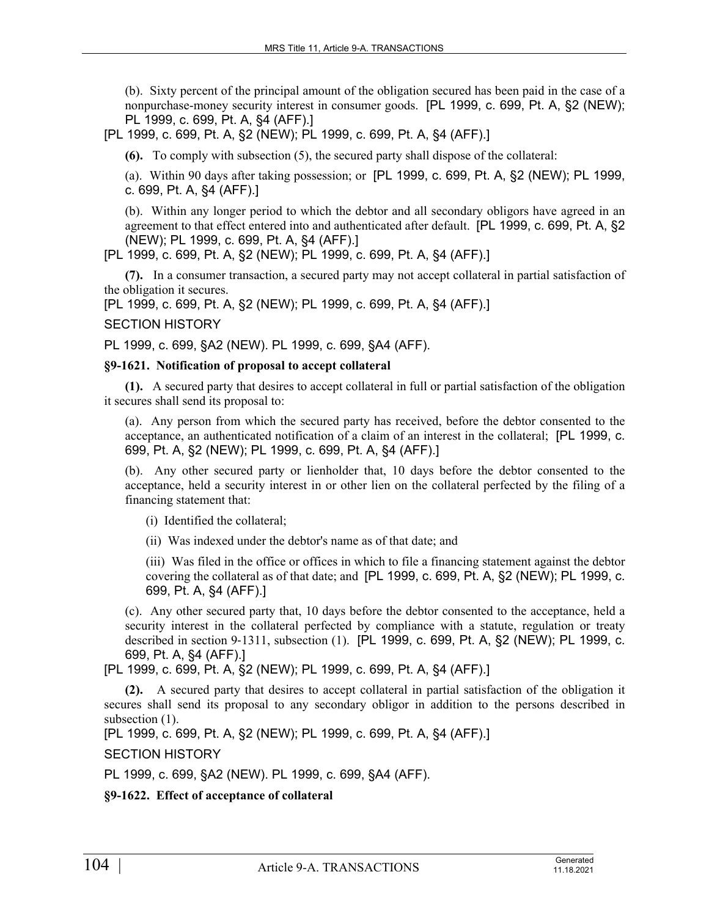(b). Sixty percent of the principal amount of the obligation secured has been paid in the case of a nonpurchase-money security interest in consumer goods. [PL 1999, c. 699, Pt. A, §2 (NEW); PL 1999, c. 699, Pt. A, §4 (AFF).]

[PL 1999, c. 699, Pt. A, §2 (NEW); PL 1999, c. 699, Pt. A, §4 (AFF).]

**(6).** To comply with subsection (5), the secured party shall dispose of the collateral:

(a). Within 90 days after taking possession; or [PL 1999, c. 699, Pt. A, §2 (NEW); PL 1999, c. 699, Pt. A, §4 (AFF).]

(b). Within any longer period to which the debtor and all secondary obligors have agreed in an agreement to that effect entered into and authenticated after default. [PL 1999, c. 699, Pt. A, §2 (NEW); PL 1999, c. 699, Pt. A, §4 (AFF).]

[PL 1999, c. 699, Pt. A, §2 (NEW); PL 1999, c. 699, Pt. A, §4 (AFF).]

**(7).** In a consumer transaction, a secured party may not accept collateral in partial satisfaction of the obligation it secures.

[PL 1999, c. 699, Pt. A, §2 (NEW); PL 1999, c. 699, Pt. A, §4 (AFF).]

SECTION HISTORY

PL 1999, c. 699, §A2 (NEW). PL 1999, c. 699, §A4 (AFF).

**§9-1621. Notification of proposal to accept collateral**

**(1).** A secured party that desires to accept collateral in full or partial satisfaction of the obligation it secures shall send its proposal to:

(a). Any person from which the secured party has received, before the debtor consented to the acceptance, an authenticated notification of a claim of an interest in the collateral; [PL 1999, c. 699, Pt. A, §2 (NEW); PL 1999, c. 699, Pt. A, §4 (AFF).]

(b). Any other secured party or lienholder that, 10 days before the debtor consented to the acceptance, held a security interest in or other lien on the collateral perfected by the filing of a financing statement that:

(i) Identified the collateral;

(ii) Was indexed under the debtor's name as of that date; and

(iii) Was filed in the office or offices in which to file a financing statement against the debtor covering the collateral as of that date; and [PL 1999, c. 699, Pt. A, §2 (NEW); PL 1999, c. 699, Pt. A, §4 (AFF).]

(c). Any other secured party that, 10 days before the debtor consented to the acceptance, held a security interest in the collateral perfected by compliance with a statute, regulation or treaty described in section 9-1311, subsection (1). [PL 1999, c. 699, Pt. A, §2 (NEW); PL 1999, c. 699, Pt. A, §4 (AFF).]

[PL 1999, c. 699, Pt. A, §2 (NEW); PL 1999, c. 699, Pt. A, §4 (AFF).]

**(2).** A secured party that desires to accept collateral in partial satisfaction of the obligation it secures shall send its proposal to any secondary obligor in addition to the persons described in subsection (1).

[PL 1999, c. 699, Pt. A, §2 (NEW); PL 1999, c. 699, Pt. A, §4 (AFF).]

SECTION HISTORY

PL 1999, c. 699, §A2 (NEW). PL 1999, c. 699, §A4 (AFF).

**§9-1622. Effect of acceptance of collateral**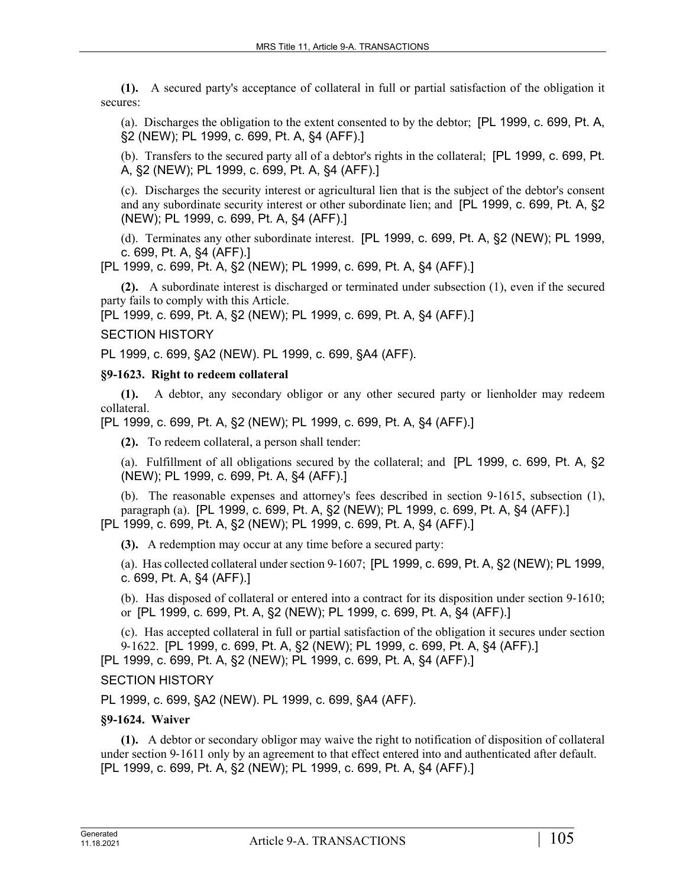**(1).** A secured party's acceptance of collateral in full or partial satisfaction of the obligation it secures:

(a). Discharges the obligation to the extent consented to by the debtor; [PL 1999, c. 699, Pt. A, §2 (NEW); PL 1999, c. 699, Pt. A, §4 (AFF).]

(b). Transfers to the secured party all of a debtor's rights in the collateral; [PL 1999, c. 699, Pt. A, §2 (NEW); PL 1999, c. 699, Pt. A, §4 (AFF).]

(c). Discharges the security interest or agricultural lien that is the subject of the debtor's consent and any subordinate security interest or other subordinate lien; and [PL 1999, c. 699, Pt. A, §2 (NEW); PL 1999, c. 699, Pt. A, §4 (AFF).]

(d). Terminates any other subordinate interest. [PL 1999, c. 699, Pt. A, §2 (NEW); PL 1999, c. 699, Pt. A, §4 (AFF).]

[PL 1999, c. 699, Pt. A, §2 (NEW); PL 1999, c. 699, Pt. A, §4 (AFF).]

**(2).** A subordinate interest is discharged or terminated under subsection (1), even if the secured party fails to comply with this Article.

[PL 1999, c. 699, Pt. A, §2 (NEW); PL 1999, c. 699, Pt. A, §4 (AFF).]

SECTION HISTORY

PL 1999, c. 699, §A2 (NEW). PL 1999, c. 699, §A4 (AFF).

### §9-1623. Right to redeem collateral

**(1).** A debtor, any secondary obligor or any other secured party or lienholder may redeem collateral.

[PL 1999, c. 699, Pt. A, §2 (NEW); PL 1999, c. 699, Pt. A, §4 (AFF).]

**(2).** To redeem collateral, a person shall tender:

(a). Fulfillment of all obligations secured by the collateral; and [PL 1999, c. 699, Pt. A, §2 (NEW); PL 1999, c. 699, Pt. A, §4 (AFF).]

(b). The reasonable expenses and attorney's fees described in section 9-1615, subsection (1), paragraph (a). [PL 1999, c. 699, Pt. A, §2 (NEW); PL 1999, c. 699, Pt. A, §4 (AFF).]

[PL 1999, c. 699, Pt. A, §2 (NEW); PL 1999, c. 699, Pt. A, §4 (AFF).]

**(3).** A redemption may occur at any time before a secured party:

(a). Has collected collateral under section 9-1607; [PL 1999, c. 699, Pt. A, §2 (NEW); PL 1999, c. 699, Pt. A, §4 (AFF).]

(b). Has disposed of collateral or entered into a contract for its disposition under section 9-1610; or [PL 1999, c. 699, Pt. A, §2 (NEW); PL 1999, c. 699, Pt. A, §4 (AFF).]

(c). Has accepted collateral in full or partial satisfaction of the obligation it secures under section 9-1622. [PL 1999, c. 699, Pt. A, §2 (NEW); PL 1999, c. 699, Pt. A, §4 (AFF).]

[PL 1999, c. 699, Pt. A, §2 (NEW); PL 1999, c. 699, Pt. A, §4 (AFF).]

SECTION HISTORY

PL 1999, c. 699, §A2 (NEW). PL 1999, c. 699, §A4 (AFF).

### §9-1624. Waiver

**(1).** A debtor or secondary obligor may waive the right to notification of disposition of collateral under section 9-1611 only by an agreement to that effect entered into and authenticated after default.

[PL 1999, c. 699, Pt. A, §2 (NEW); PL 1999, c. 699, Pt. A, §4 (AFF).]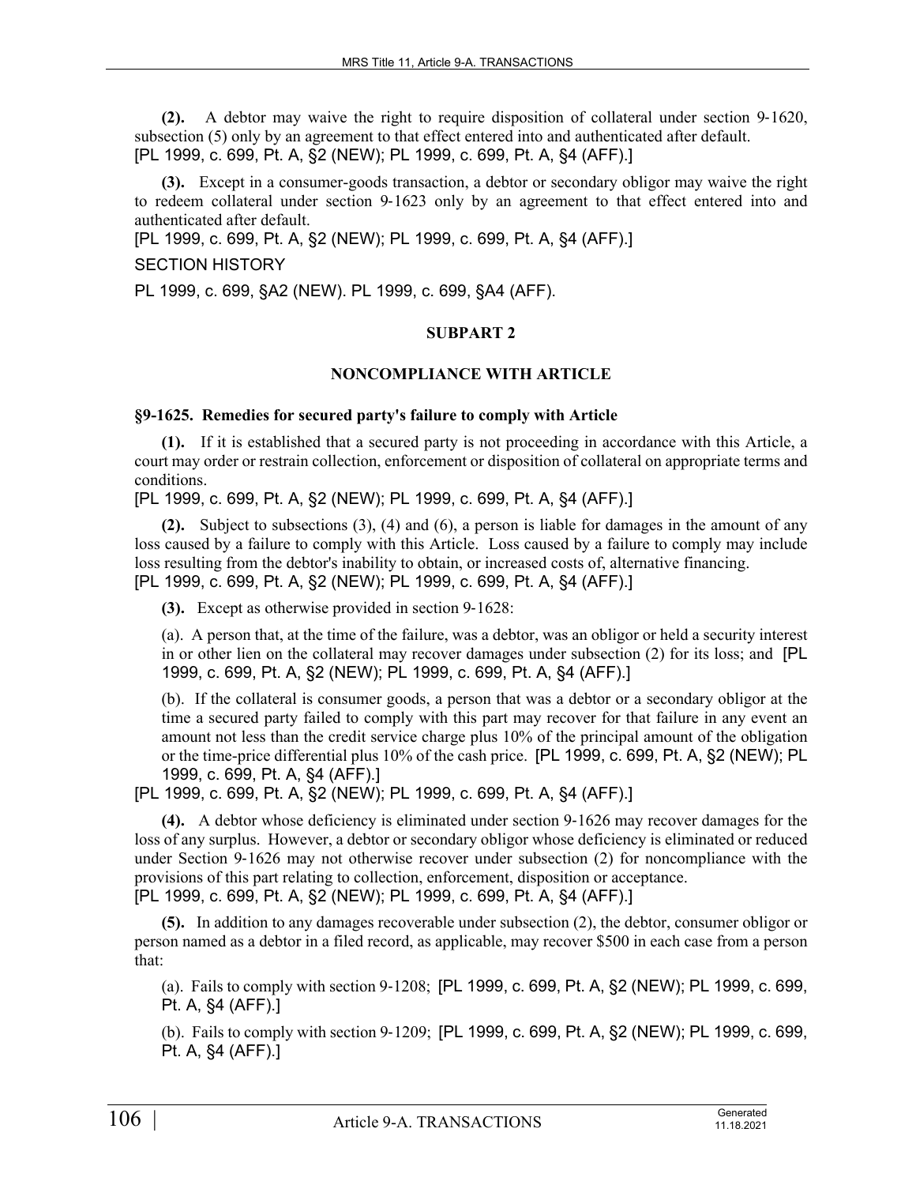**(2).** A debtor may waive the right to require disposition of collateral under section 9-1620, subsection (5) only by an agreement to that effect entered into and authenticated after default.
[PL 1999, c. 699, Pt. A, §2 (NEW); PL 1999, c. 699, Pt. A, §4 (AFF).]

**(3).** Except in a consumer-goods transaction, a debtor or secondary obligor may waive the right to redeem collateral under section 9-1623 only by an agreement to that effect entered into and authenticated after default.
[PL 1999, c. 699, Pt. A, §2 (NEW); PL 1999, c. 699, Pt. A, §4 (AFF).]

SECTION HISTORY

PL 1999, c. 699, §A2 (NEW). PL 1999, c. 699, §A4 (AFF).

## SUBPART 2

## NONCOMPLIANCE WITH ARTICLE

### §9-1625. Remedies for secured party's failure to comply with Article

**(1).** If it is established that a secured party is not proceeding in accordance with this Article, a court may order or restrain collection, enforcement or disposition of collateral on appropriate terms and conditions.
[PL 1999, c. 699, Pt. A, §2 (NEW); PL 1999, c. 699, Pt. A, §4 (AFF).]

**(2).** Subject to subsections (3), (4) and (6), a person is liable for damages in the amount of any loss caused by a failure to comply with this Article. Loss caused by a failure to comply may include loss resulting from the debtor's inability to obtain, or increased costs of, alternative financing.
[PL 1999, c. 699, Pt. A, §2 (NEW); PL 1999, c. 699, Pt. A, §4 (AFF).]

**(3).** Except as otherwise provided in section 9-1628:

(a). A person that, at the time of the failure, was a debtor, was an obligor or held a security interest in or other lien on the collateral may recover damages under subsection (2) for its loss; and [PL 1999, c. 699, Pt. A, §2 (NEW); PL 1999, c. 699, Pt. A, §4 (AFF).]

(b). If the collateral is consumer goods, a person that was a debtor or a secondary obligor at the time a secured party failed to comply with this part may recover for that failure in any event an amount not less than the credit service charge plus 10% of the principal amount of the obligation or the time-price differential plus 10% of the cash price. [PL 1999, c. 699, Pt. A, §2 (NEW); PL 1999, c. 699, Pt. A, §4 (AFF).]

[PL 1999, c. 699, Pt. A, §2 (NEW); PL 1999, c. 699, Pt. A, §4 (AFF).]

**(4).** A debtor whose deficiency is eliminated under section 9-1626 may recover damages for the loss of any surplus. However, a debtor or secondary obligor whose deficiency is eliminated or reduced under Section 9-1626 may not otherwise recover under subsection (2) for noncompliance with the provisions of this part relating to collection, enforcement, disposition or acceptance.
[PL 1999, c. 699, Pt. A, §2 (NEW); PL 1999, c. 699, Pt. A, §4 (AFF).]

**(5).** In addition to any damages recoverable under subsection (2), the debtor, consumer obligor or person named as a debtor in a filed record, as applicable, may recover $500 in each case from a person that:

(a). Fails to comply with section 9-1208; [PL 1999, c. 699, Pt. A, §2 (NEW); PL 1999, c. 699, Pt. A, §4 (AFF).]

(b). Fails to comply with section 9-1209; [PL 1999, c. 699, Pt. A, §2 (NEW); PL 1999, c. 699, Pt. A, §4 (AFF).]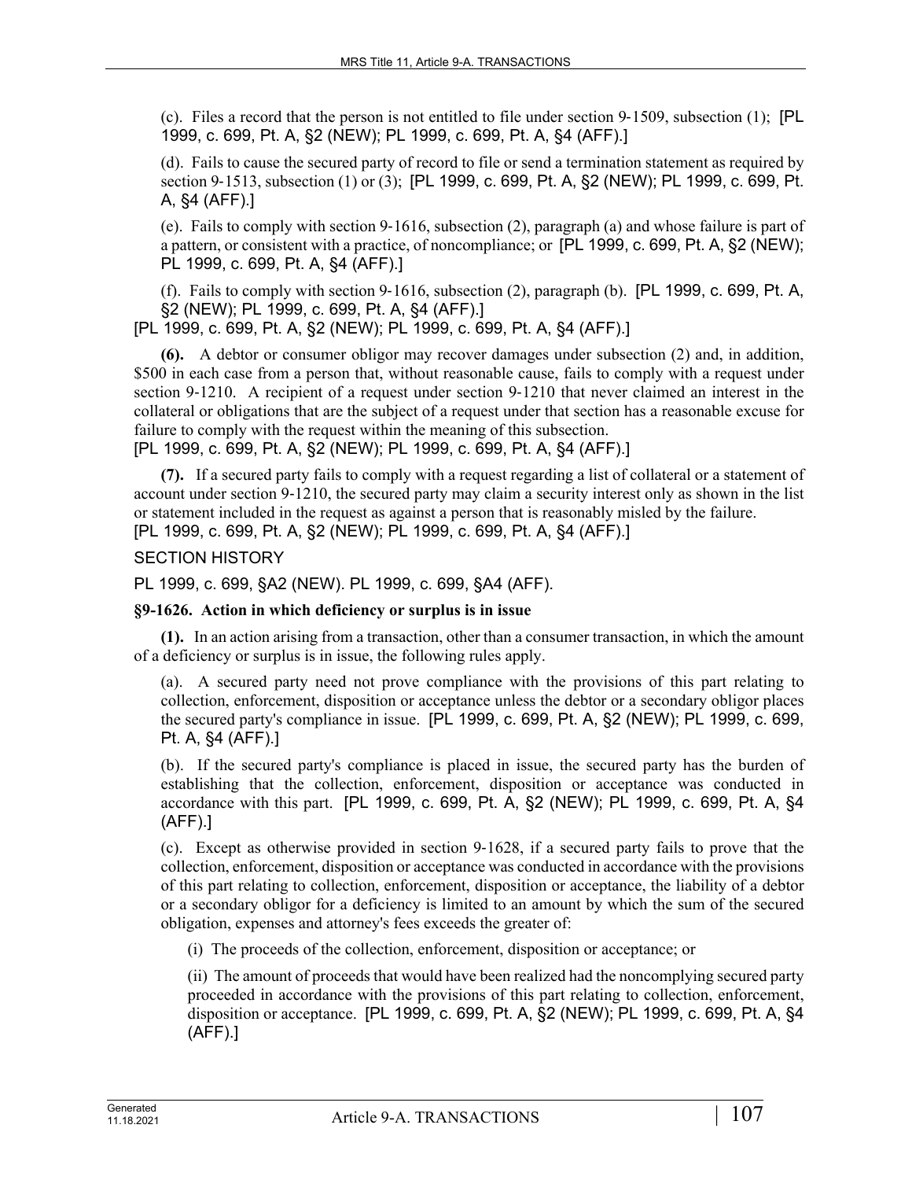(c). Files a record that the person is not entitled to file under section 9-1509, subsection (1); [PL 1999, c. 699, Pt. A, §2 (NEW); PL 1999, c. 699, Pt. A, §4 (AFF).]

(d). Fails to cause the secured party of record to file or send a termination statement as required by section 9-1513, subsection (1) or (3); [PL 1999, c. 699, Pt. A, §2 (NEW); PL 1999, c. 699, Pt. A, §4 (AFF).]

(e). Fails to comply with section 9-1616, subsection (2), paragraph (a) and whose failure is part of a pattern, or consistent with a practice, of noncompliance; or [PL 1999, c. 699, Pt. A, §2 (NEW); PL 1999, c. 699, Pt. A, §4 (AFF).]

(f). Fails to comply with section 9-1616, subsection (2), paragraph (b). [PL 1999, c. 699, Pt. A, §2 (NEW); PL 1999, c. 699, Pt. A, §4 (AFF).]

[PL 1999, c. 699, Pt. A, §2 (NEW); PL 1999, c. 699, Pt. A, §4 (AFF).]

**(6).** A debtor or consumer obligor may recover damages under subsection (2) and, in addition, $500 in each case from a person that, without reasonable cause, fails to comply with a request under section 9-1210. A recipient of a request under section 9-1210 that never claimed an interest in the collateral or obligations that are the subject of a request under that section has a reasonable excuse for failure to comply with the request within the meaning of this subsection.
[PL 1999, c. 699, Pt. A, §2 (NEW); PL 1999, c. 699, Pt. A, §4 (AFF).]

**(7).** If a secured party fails to comply with a request regarding a list of collateral or a statement of account under section 9-1210, the secured party may claim a security interest only as shown in the list or statement included in the request as against a person that is reasonably misled by the failure.
[PL 1999, c. 699, Pt. A, §2 (NEW); PL 1999, c. 699, Pt. A, §4 (AFF).]

SECTION HISTORY

PL 1999, c. 699, §A2 (NEW). PL 1999, c. 699, §A4 (AFF).

**§9-1626. Action in which deficiency or surplus is in issue**

**(1).** In an action arising from a transaction, other than a consumer transaction, in which the amount of a deficiency or surplus is in issue, the following rules apply.

(a). A secured party need not prove compliance with the provisions of this part relating to collection, enforcement, disposition or acceptance unless the debtor or a secondary obligor places the secured party's compliance in issue. [PL 1999, c. 699, Pt. A, §2 (NEW); PL 1999, c. 699, Pt. A, §4 (AFF).]

(b). If the secured party's compliance is placed in issue, the secured party has the burden of establishing that the collection, enforcement, disposition or acceptance was conducted in accordance with this part. [PL 1999, c. 699, Pt. A, §2 (NEW); PL 1999, c. 699, Pt. A, §4 (AFF).]

(c). Except as otherwise provided in section 9-1628, if a secured party fails to prove that the collection, enforcement, disposition or acceptance was conducted in accordance with the provisions of this part relating to collection, enforcement, disposition or acceptance, the liability of a debtor or a secondary obligor for a deficiency is limited to an amount by which the sum of the secured obligation, expenses and attorney's fees exceeds the greater of:

(i) The proceeds of the collection, enforcement, disposition or acceptance; or

(ii) The amount of proceeds that would have been realized had the noncomplying secured party proceeded in accordance with the provisions of this part relating to collection, enforcement, disposition or acceptance. [PL 1999, c. 699, Pt. A, §2 (NEW); PL 1999, c. 699, Pt. A, §4 (AFF).]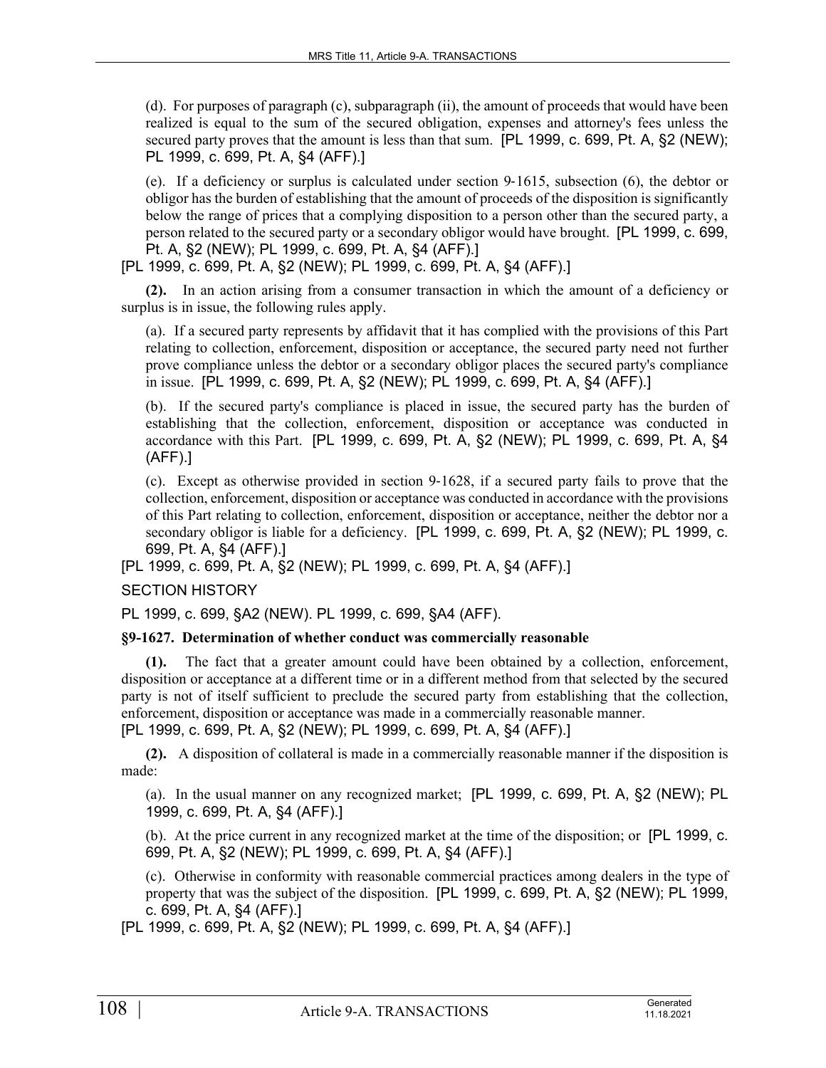(d). For purposes of paragraph (c), subparagraph (ii), the amount of proceeds that would have been realized is equal to the sum of the secured obligation, expenses and attorney's fees unless the secured party proves that the amount is less than that sum. [PL 1999, c. 699, Pt. A, §2 (NEW); PL 1999, c. 699, Pt. A, §4 (AFF).]

(e). If a deficiency or surplus is calculated under section 9-1615, subsection (6), the debtor or obligor has the burden of establishing that the amount of proceeds of the disposition is significantly below the range of prices that a complying disposition to a person other than the secured party, a person related to the secured party or a secondary obligor would have brought. [PL 1999, c. 699, Pt. A, §2 (NEW); PL 1999, c. 699, Pt. A, §4 (AFF).]

[PL 1999, c. 699, Pt. A, §2 (NEW); PL 1999, c. 699, Pt. A, §4 (AFF).]

**(2).** In an action arising from a consumer transaction in which the amount of a deficiency or surplus is in issue, the following rules apply.

(a). If a secured party represents by affidavit that it has complied with the provisions of this Part relating to collection, enforcement, disposition or acceptance, the secured party need not further prove compliance unless the debtor or a secondary obligor places the secured party's compliance in issue. [PL 1999, c. 699, Pt. A, §2 (NEW); PL 1999, c. 699, Pt. A, §4 (AFF).]

(b). If the secured party's compliance is placed in issue, the secured party has the burden of establishing that the collection, enforcement, disposition or acceptance was conducted in accordance with this Part. [PL 1999, c. 699, Pt. A, §2 (NEW); PL 1999, c. 699, Pt. A, §4 (AFF).]

(c). Except as otherwise provided in section 9-1628, if a secured party fails to prove that the collection, enforcement, disposition or acceptance was conducted in accordance with the provisions of this Part relating to collection, enforcement, disposition or acceptance, neither the debtor nor a secondary obligor is liable for a deficiency. [PL 1999, c. 699, Pt. A, §2 (NEW); PL 1999, c. 699, Pt. A, §4 (AFF).]

[PL 1999, c. 699, Pt. A, §2 (NEW); PL 1999, c. 699, Pt. A, §4 (AFF).]

SECTION HISTORY

PL 1999, c. 699, §A2 (NEW). PL 1999, c. 699, §A4 (AFF).

**§9-1627. Determination of whether conduct was commercially reasonable**

**(1).** The fact that a greater amount could have been obtained by a collection, enforcement, disposition or acceptance at a different time or in a different method from that selected by the secured party is not of itself sufficient to preclude the secured party from establishing that the collection, enforcement, disposition or acceptance was made in a commercially reasonable manner.
[PL 1999, c. 699, Pt. A, §2 (NEW); PL 1999, c. 699, Pt. A, §4 (AFF).]

**(2).** A disposition of collateral is made in a commercially reasonable manner if the disposition is made:

(a). In the usual manner on any recognized market; [PL 1999, c. 699, Pt. A, §2 (NEW); PL 1999, c. 699, Pt. A, §4 (AFF).]

(b). At the price current in any recognized market at the time of the disposition; or [PL 1999, c. 699, Pt. A, §2 (NEW); PL 1999, c. 699, Pt. A, §4 (AFF).]

(c). Otherwise in conformity with reasonable commercial practices among dealers in the type of property that was the subject of the disposition. [PL 1999, c. 699, Pt. A, §2 (NEW); PL 1999, c. 699, Pt. A, §4 (AFF).]

[PL 1999, c. 699, Pt. A, §2 (NEW); PL 1999, c. 699, Pt. A, §4 (AFF).]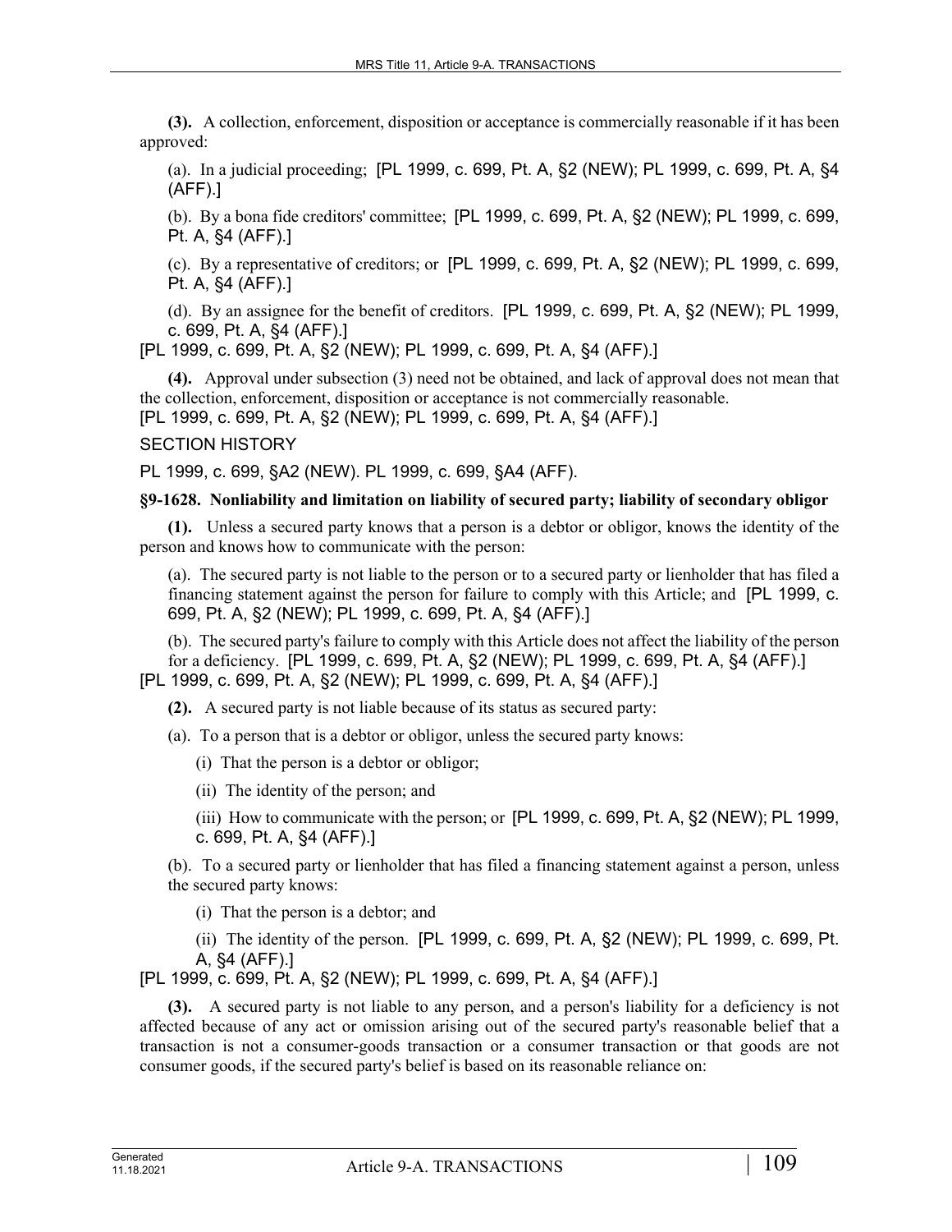**(3).** A collection, enforcement, disposition or acceptance is commercially reasonable if it has been approved:

(a). In a judicial proceeding; [PL 1999, c. 699, Pt. A, §2 (NEW); PL 1999, c. 699, Pt. A, §4 (AFF).]

(b). By a bona fide creditors' committee; [PL 1999, c. 699, Pt. A, §2 (NEW); PL 1999, c. 699, Pt. A, §4 (AFF).]

(c). By a representative of creditors; or [PL 1999, c. 699, Pt. A, §2 (NEW); PL 1999, c. 699, Pt. A, §4 (AFF).]

(d). By an assignee for the benefit of creditors. [PL 1999, c. 699, Pt. A, §2 (NEW); PL 1999, c. 699, Pt. A, §4 (AFF).]

[PL 1999, c. 699, Pt. A, §2 (NEW); PL 1999, c. 699, Pt. A, §4 (AFF).]

**(4).** Approval under subsection (3) need not be obtained, and lack of approval does not mean that the collection, enforcement, disposition or acceptance is not commercially reasonable.
[PL 1999, c. 699, Pt. A, §2 (NEW); PL 1999, c. 699, Pt. A, §4 (AFF).]

SECTION HISTORY

PL 1999, c. 699, §A2 (NEW). PL 1999, c. 699, §A4 (AFF).

**§9-1628. Nonliability and limitation on liability of secured party; liability of secondary obligor**

**(1).** Unless a secured party knows that a person is a debtor or obligor, knows the identity of the person and knows how to communicate with the person:

(a). The secured party is not liable to the person or to a secured party or lienholder that has filed a financing statement against the person for failure to comply with this Article; and [PL 1999, c. 699, Pt. A, §2 (NEW); PL 1999, c. 699, Pt. A, §4 (AFF).]

(b). The secured party's failure to comply with this Article does not affect the liability of the person for a deficiency. [PL 1999, c. 699, Pt. A, §2 (NEW); PL 1999, c. 699, Pt. A, §4 (AFF).]

[PL 1999, c. 699, Pt. A, §2 (NEW); PL 1999, c. 699, Pt. A, §4 (AFF).]

**(2).** A secured party is not liable because of its status as secured party:

(a). To a person that is a debtor or obligor, unless the secured party knows:

(i) That the person is a debtor or obligor;

(ii) The identity of the person; and

(iii) How to communicate with the person; or [PL 1999, c. 699, Pt. A, §2 (NEW); PL 1999, c. 699, Pt. A, §4 (AFF).]

(b). To a secured party or lienholder that has filed a financing statement against a person, unless the secured party knows:

(i) That the person is a debtor; and

(ii) The identity of the person. [PL 1999, c. 699, Pt. A, §2 (NEW); PL 1999, c. 699, Pt. A, §4 (AFF).]

[PL 1999, c. 699, Pt. A, §2 (NEW); PL 1999, c. 699, Pt. A, §4 (AFF).]

**(3).** A secured party is not liable to any person, and a person's liability for a deficiency is not affected because of any act or omission arising out of the secured party's reasonable belief that a transaction is not a consumer-goods transaction or a consumer transaction or that goods are not consumer goods, if the secured party's belief is based on its reasonable reliance on: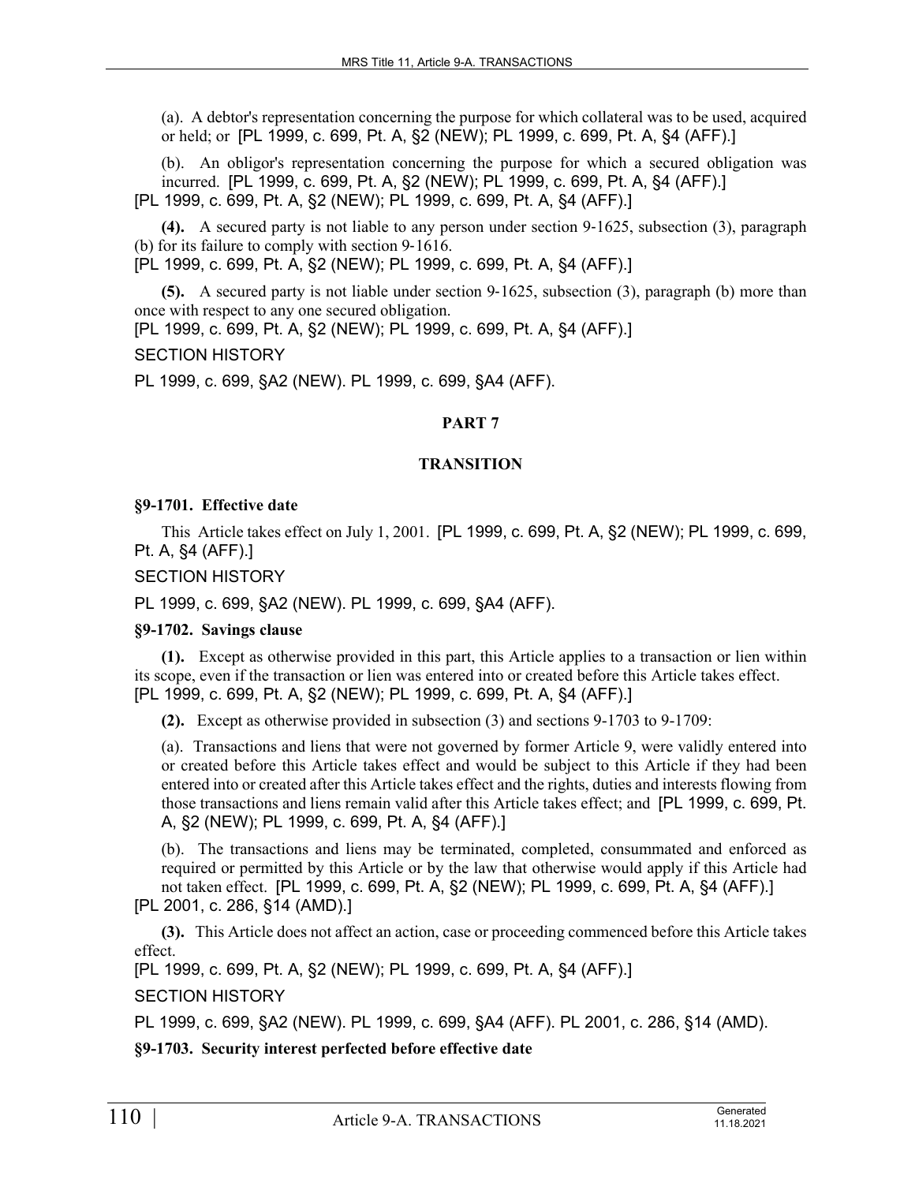(a). A debtor's representation concerning the purpose for which collateral was to be used, acquired or held; or [PL 1999, c. 699, Pt. A, §2 (NEW); PL 1999, c. 699, Pt. A, §4 (AFF).]

(b). An obligor's representation concerning the purpose for which a secured obligation was incurred. [PL 1999, c. 699, Pt. A, §2 (NEW); PL 1999, c. 699, Pt. A, §4 (AFF).]
[PL 1999, c. 699, Pt. A, §2 (NEW); PL 1999, c. 699, Pt. A, §4 (AFF).]

**(4).** A secured party is not liable to any person under section 9-1625, subsection (3), paragraph (b) for its failure to comply with section 9-1616.
[PL 1999, c. 699, Pt. A, §2 (NEW); PL 1999, c. 699, Pt. A, §4 (AFF).]

**(5).** A secured party is not liable under section 9-1625, subsection (3), paragraph (b) more than once with respect to any one secured obligation.
[PL 1999, c. 699, Pt. A, §2 (NEW); PL 1999, c. 699, Pt. A, §4 (AFF).]

SECTION HISTORY

PL 1999, c. 699, §A2 (NEW). PL 1999, c. 699, §A4 (AFF).

## PART 7

## TRANSITION

### §9-1701. Effective date

This Article takes effect on July 1, 2001. [PL 1999, c. 699, Pt. A, §2 (NEW); PL 1999, c. 699, Pt. A, §4 (AFF).]

SECTION HISTORY

PL 1999, c. 699, §A2 (NEW). PL 1999, c. 699, §A4 (AFF).

### §9-1702. Savings clause

**(1).** Except as otherwise provided in this part, this Article applies to a transaction or lien within its scope, even if the transaction or lien was entered into or created before this Article takes effect.
[PL 1999, c. 699, Pt. A, §2 (NEW); PL 1999, c. 699, Pt. A, §4 (AFF).]

**(2).** Except as otherwise provided in subsection (3) and sections 9-1703 to 9-1709:

(a). Transactions and liens that were not governed by former Article 9, were validly entered into or created before this Article takes effect and would be subject to this Article if they had been entered into or created after this Article takes effect and the rights, duties and interests flowing from those transactions and liens remain valid after this Article takes effect; and [PL 1999, c. 699, Pt. A, §2 (NEW); PL 1999, c. 699, Pt. A, §4 (AFF).]

(b). The transactions and liens may be terminated, completed, consummated and enforced as required or permitted by this Article or by the law that otherwise would apply if this Article had not taken effect. [PL 1999, c. 699, Pt. A, §2 (NEW); PL 1999, c. 699, Pt. A, §4 (AFF).]
[PL 2001, c. 286, §14 (AMD).]

**(3).** This Article does not affect an action, case or proceeding commenced before this Article takes effect.
[PL 1999, c. 699, Pt. A, §2 (NEW); PL 1999, c. 699, Pt. A, §4 (AFF).]

SECTION HISTORY

PL 1999, c. 699, §A2 (NEW). PL 1999, c. 699, §A4 (AFF). PL 2001, c. 286, §14 (AMD).

### §9-1703. Security interest perfected before effective date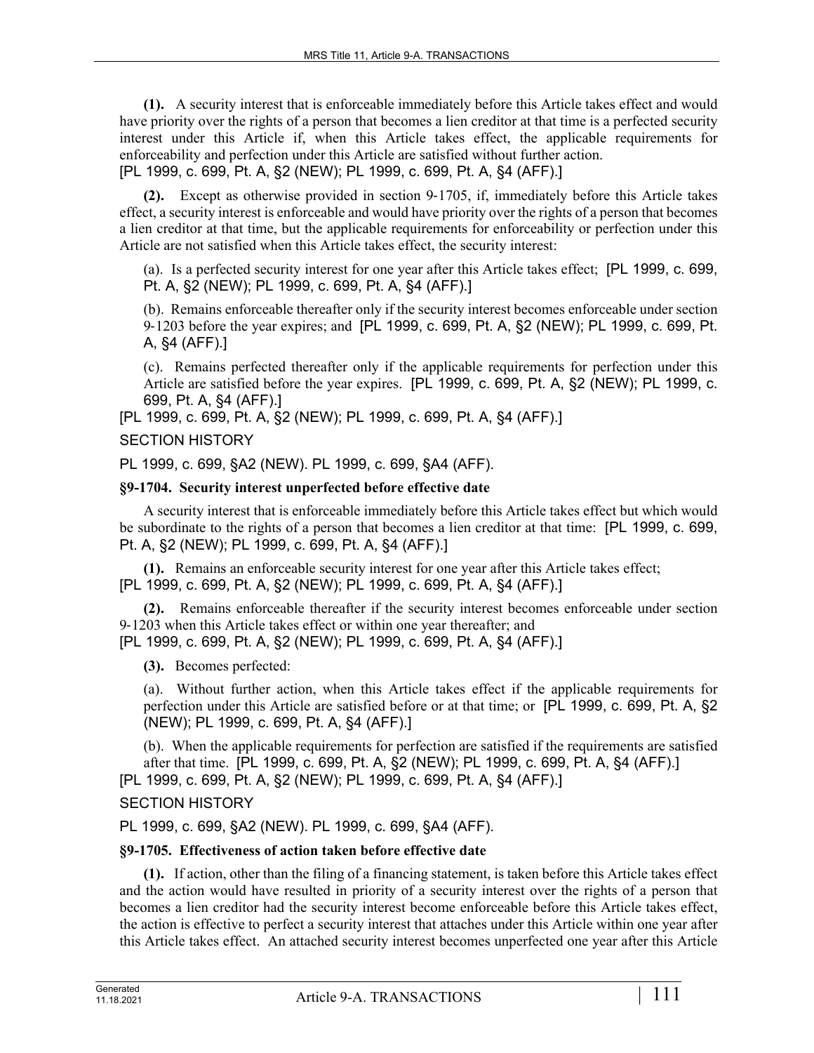**(1).** A security interest that is enforceable immediately before this Article takes effect and would have priority over the rights of a person that becomes a lien creditor at that time is a perfected security interest under this Article if, when this Article takes effect, the applicable requirements for enforceability and perfection under this Article are satisfied without further action.
[PL 1999, c. 699, Pt. A, §2 (NEW); PL 1999, c. 699, Pt. A, §4 (AFF).]

**(2).** Except as otherwise provided in section 9-1705, if, immediately before this Article takes effect, a security interest is enforceable and would have priority over the rights of a person that becomes a lien creditor at that time, but the applicable requirements for enforceability or perfection under this Article are not satisfied when this Article takes effect, the security interest:

(a). Is a perfected security interest for one year after this Article takes effect; [PL 1999, c. 699, Pt. A, §2 (NEW); PL 1999, c. 699, Pt. A, §4 (AFF).]

(b). Remains enforceable thereafter only if the security interest becomes enforceable under section 9-1203 before the year expires; and [PL 1999, c. 699, Pt. A, §2 (NEW); PL 1999, c. 699, Pt. A, §4 (AFF).]

(c). Remains perfected thereafter only if the applicable requirements for perfection under this Article are satisfied before the year expires. [PL 1999, c. 699, Pt. A, §2 (NEW); PL 1999, c. 699, Pt. A, §4 (AFF).]

[PL 1999, c. 699, Pt. A, §2 (NEW); PL 1999, c. 699, Pt. A, §4 (AFF).]

SECTION HISTORY

PL 1999, c. 699, §A2 (NEW). PL 1999, c. 699, §A4 (AFF).

**§9-1704. Security interest unperfected before effective date**

A security interest that is enforceable immediately before this Article takes effect but which would be subordinate to the rights of a person that becomes a lien creditor at that time: [PL 1999, c. 699, Pt. A, §2 (NEW); PL 1999, c. 699, Pt. A, §4 (AFF).]

**(1).** Remains an enforceable security interest for one year after this Article takes effect;
[PL 1999, c. 699, Pt. A, §2 (NEW); PL 1999, c. 699, Pt. A, §4 (AFF).]

**(2).** Remains enforceable thereafter if the security interest becomes enforceable under section 9-1203 when this Article takes effect or within one year thereafter; and
[PL 1999, c. 699, Pt. A, §2 (NEW); PL 1999, c. 699, Pt. A, §4 (AFF).]

**(3).** Becomes perfected:

(a). Without further action, when this Article takes effect if the applicable requirements for perfection under this Article are satisfied before or at that time; or [PL 1999, c. 699, Pt. A, §2 (NEW); PL 1999, c. 699, Pt. A, §4 (AFF).]

(b). When the applicable requirements for perfection are satisfied if the requirements are satisfied after that time. [PL 1999, c. 699, Pt. A, §2 (NEW); PL 1999, c. 699, Pt. A, §4 (AFF).]

[PL 1999, c. 699, Pt. A, §2 (NEW); PL 1999, c. 699, Pt. A, §4 (AFF).]

SECTION HISTORY

PL 1999, c. 699, §A2 (NEW). PL 1999, c. 699, §A4 (AFF).

**§9-1705. Effectiveness of action taken before effective date**

**(1).** If action, other than the filing of a financing statement, is taken before this Article takes effect and the action would have resulted in priority of a security interest over the rights of a person that becomes a lien creditor had the security interest become enforceable before this Article takes effect, the action is effective to perfect a security interest that attaches under this Article within one year after this Article takes effect. An attached security interest becomes unperfected one year after this Article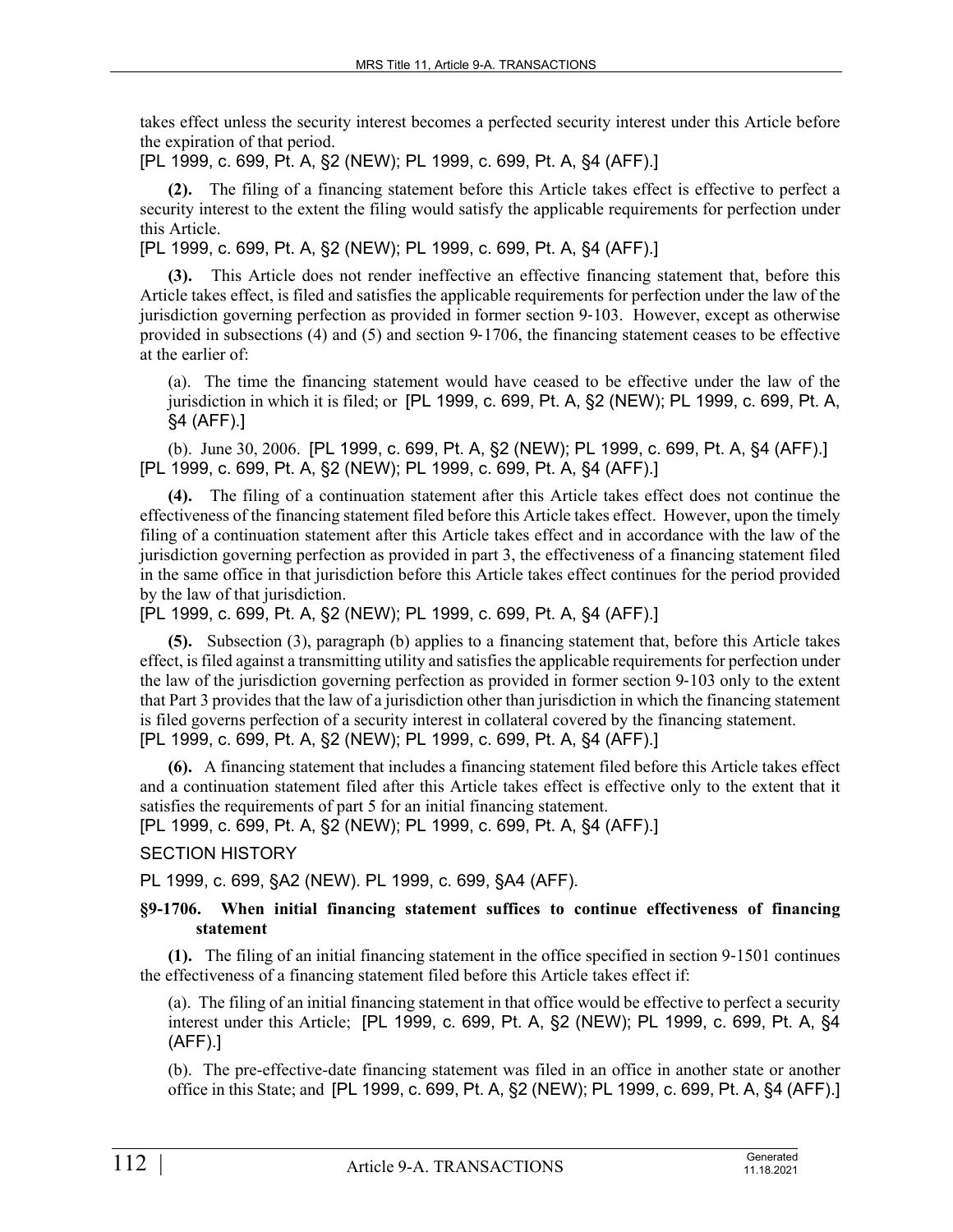takes effect unless the security interest becomes a perfected security interest under this Article before the expiration of that period.

[PL 1999, c. 699, Pt. A, §2 (NEW); PL 1999, c. 699, Pt. A, §4 (AFF).]

**(2).** The filing of a financing statement before this Article takes effect is effective to perfect a security interest to the extent the filing would satisfy the applicable requirements for perfection under this Article.

[PL 1999, c. 699, Pt. A, §2 (NEW); PL 1999, c. 699, Pt. A, §4 (AFF).]

**(3).** This Article does not render ineffective an effective financing statement that, before this Article takes effect, is filed and satisfies the applicable requirements for perfection under the law of the jurisdiction governing perfection as provided in former section 9-103. However, except as otherwise provided in subsections (4) and (5) and section 9-1706, the financing statement ceases to be effective at the earlier of:

(a). The time the financing statement would have ceased to be effective under the law of the jurisdiction in which it is filed; or [PL 1999, c. 699, Pt. A, §2 (NEW); PL 1999, c. 699, Pt. A, §4 (AFF).]

(b). June 30, 2006. [PL 1999, c. 699, Pt. A, §2 (NEW); PL 1999, c. 699, Pt. A, §4 (AFF).]

[PL 1999, c. 699, Pt. A, §2 (NEW); PL 1999, c. 699, Pt. A, §4 (AFF).]

**(4).** The filing of a continuation statement after this Article takes effect does not continue the effectiveness of the financing statement filed before this Article takes effect. However, upon the timely filing of a continuation statement after this Article takes effect and in accordance with the law of the jurisdiction governing perfection as provided in part 3, the effectiveness of a financing statement filed in the same office in that jurisdiction before this Article takes effect continues for the period provided by the law of that jurisdiction.

[PL 1999, c. 699, Pt. A, §2 (NEW); PL 1999, c. 699, Pt. A, §4 (AFF).]

**(5).** Subsection (3), paragraph (b) applies to a financing statement that, before this Article takes effect, is filed against a transmitting utility and satisfies the applicable requirements for perfection under the law of the jurisdiction governing perfection as provided in former section 9-103 only to the extent that Part 3 provides that the law of a jurisdiction other than jurisdiction in which the financing statement is filed governs perfection of a security interest in collateral covered by the financing statement.

[PL 1999, c. 699, Pt. A, §2 (NEW); PL 1999, c. 699, Pt. A, §4 (AFF).]

**(6).** A financing statement that includes a financing statement filed before this Article takes effect and a continuation statement filed after this Article takes effect is effective only to the extent that it satisfies the requirements of part 5 for an initial financing statement.

[PL 1999, c. 699, Pt. A, §2 (NEW); PL 1999, c. 699, Pt. A, §4 (AFF).]

SECTION HISTORY

PL 1999, c. 699, §A2 (NEW). PL 1999, c. 699, §A4 (AFF).

### §9-1706. When initial financing statement suffices to continue effectiveness of financing statement

**(1).** The filing of an initial financing statement in the office specified in section 9-1501 continues the effectiveness of a financing statement filed before this Article takes effect if:

(a). The filing of an initial financing statement in that office would be effective to perfect a security interest under this Article; [PL 1999, c. 699, Pt. A, §2 (NEW); PL 1999, c. 699, Pt. A, §4 (AFF).]

(b). The pre-effective-date financing statement was filed in an office in another state or another office in this State; and [PL 1999, c. 699, Pt. A, §2 (NEW); PL 1999, c. 699, Pt. A, §4 (AFF).]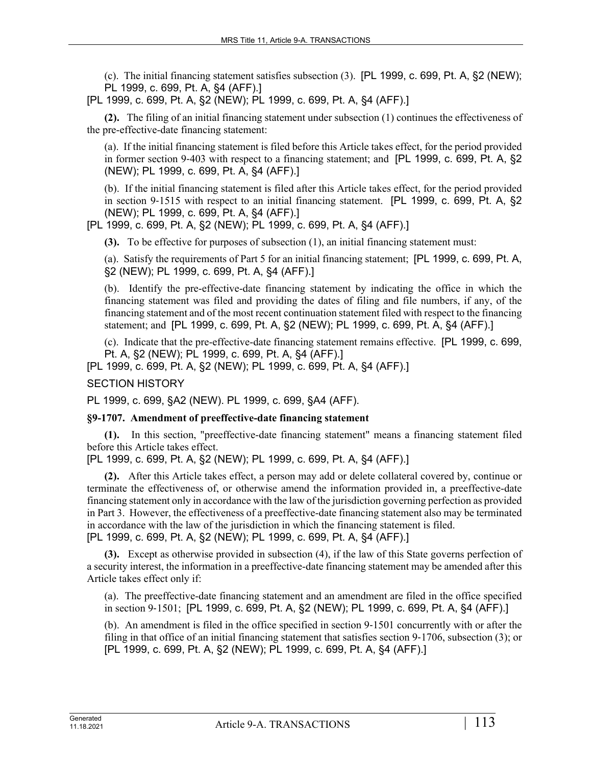(c). The initial financing statement satisfies subsection (3). [PL 1999, c. 699, Pt. A, §2 (NEW); PL 1999, c. 699, Pt. A, §4 (AFF).]

[PL 1999, c. 699, Pt. A, §2 (NEW); PL 1999, c. 699, Pt. A, §4 (AFF).]

**(2).** The filing of an initial financing statement under subsection (1) continues the effectiveness of the pre-effective-date financing statement:

(a). If the initial financing statement is filed before this Article takes effect, for the period provided in former section 9-403 with respect to a financing statement; and [PL 1999, c. 699, Pt. A, §2 (NEW); PL 1999, c. 699, Pt. A, §4 (AFF).]

(b). If the initial financing statement is filed after this Article takes effect, for the period provided in section 9-1515 with respect to an initial financing statement. [PL 1999, c. 699, Pt. A, §2 (NEW); PL 1999, c. 699, Pt. A, §4 (AFF).]

[PL 1999, c. 699, Pt. A, §2 (NEW); PL 1999, c. 699, Pt. A, §4 (AFF).]

**(3).** To be effective for purposes of subsection (1), an initial financing statement must:

(a). Satisfy the requirements of Part 5 for an initial financing statement; [PL 1999, c. 699, Pt. A, §2 (NEW); PL 1999, c. 699, Pt. A, §4 (AFF).]

(b). Identify the pre-effective-date financing statement by indicating the office in which the financing statement was filed and providing the dates of filing and file numbers, if any, of the financing statement and of the most recent continuation statement filed with respect to the financing statement; and [PL 1999, c. 699, Pt. A, §2 (NEW); PL 1999, c. 699, Pt. A, §4 (AFF).]

(c). Indicate that the pre-effective-date financing statement remains effective. [PL 1999, c. 699, Pt. A, §2 (NEW); PL 1999, c. 699, Pt. A, §4 (AFF).]

[PL 1999, c. 699, Pt. A, §2 (NEW); PL 1999, c. 699, Pt. A, §4 (AFF).]

SECTION HISTORY

PL 1999, c. 699, §A2 (NEW). PL 1999, c. 699, §A4 (AFF).

### §9-1707. Amendment of preeffective-date financing statement

**(1).** In this section, "preeffective-date financing statement" means a financing statement filed before this Article takes effect.

[PL 1999, c. 699, Pt. A, §2 (NEW); PL 1999, c. 699, Pt. A, §4 (AFF).]

**(2).** After this Article takes effect, a person may add or delete collateral covered by, continue or terminate the effectiveness of, or otherwise amend the information provided in, a preeffective-date financing statement only in accordance with the law of the jurisdiction governing perfection as provided in Part 3. However, the effectiveness of a preeffective-date financing statement also may be terminated in accordance with the law of the jurisdiction in which the financing statement is filed.

[PL 1999, c. 699, Pt. A, §2 (NEW); PL 1999, c. 699, Pt. A, §4 (AFF).]

**(3).** Except as otherwise provided in subsection (4), if the law of this State governs perfection of a security interest, the information in a preeffective-date financing statement may be amended after this Article takes effect only if:

(a). The preeffective-date financing statement and an amendment are filed in the office specified in section 9-1501; [PL 1999, c. 699, Pt. A, §2 (NEW); PL 1999, c. 699, Pt. A, §4 (AFF).]

(b). An amendment is filed in the office specified in section 9-1501 concurrently with or after the filing in that office of an initial financing statement that satisfies section 9-1706, subsection (3); or [PL 1999, c. 699, Pt. A, §2 (NEW); PL 1999, c. 699, Pt. A, §4 (AFF).]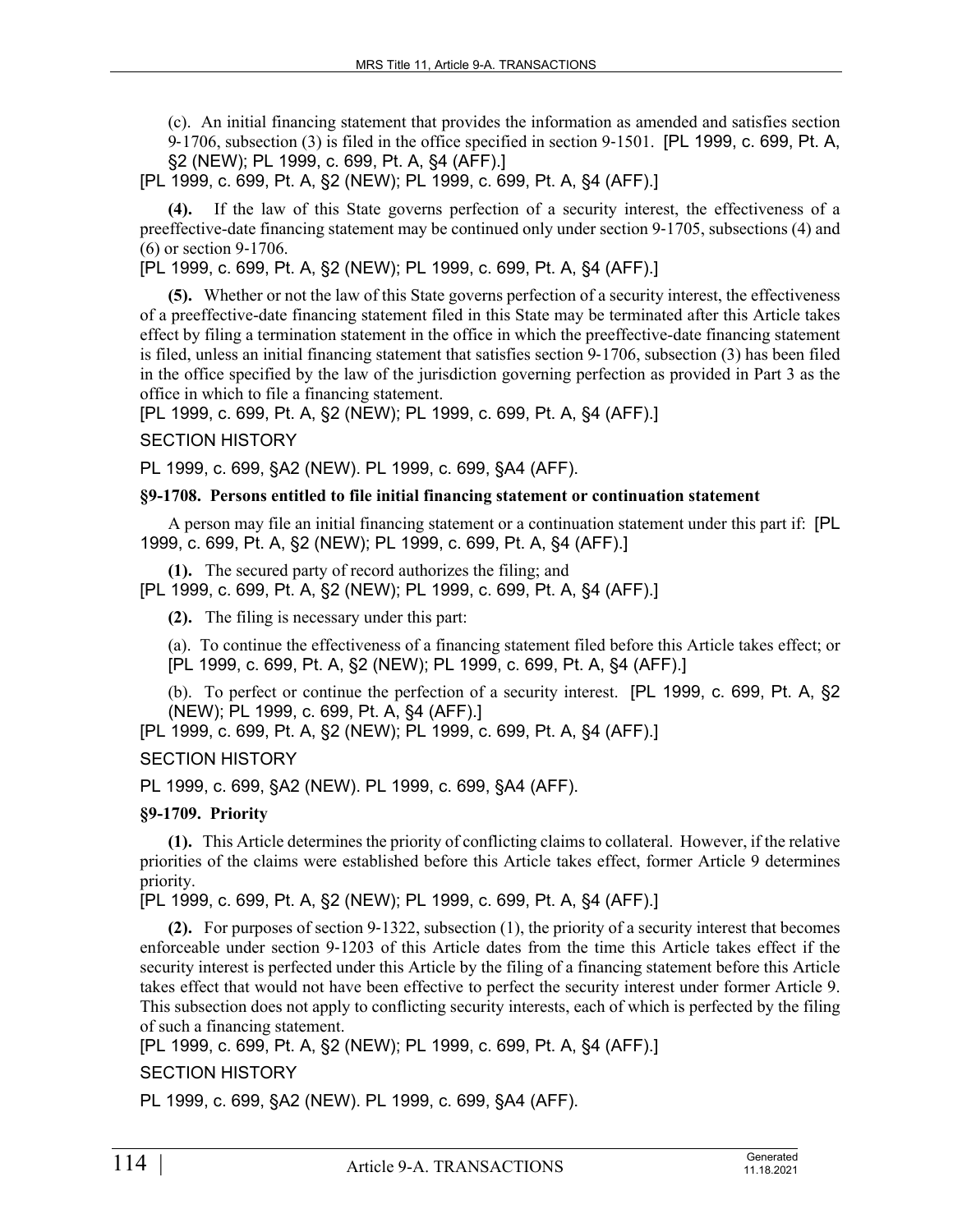(c). An initial financing statement that provides the information as amended and satisfies section 9-1706, subsection (3) is filed in the office specified in section 9-1501. [PL 1999, c. 699, Pt. A, §2 (NEW); PL 1999, c. 699, Pt. A, §4 (AFF).]

[PL 1999, c. 699, Pt. A, §2 (NEW); PL 1999, c. 699, Pt. A, §4 (AFF).]

**(4).** If the law of this State governs perfection of a security interest, the effectiveness of a preeffective-date financing statement may be continued only under section 9-1705, subsections (4) and (6) or section 9-1706.

[PL 1999, c. 699, Pt. A, §2 (NEW); PL 1999, c. 699, Pt. A, §4 (AFF).]

**(5).** Whether or not the law of this State governs perfection of a security interest, the effectiveness of a preeffective-date financing statement filed in this State may be terminated after this Article takes effect by filing a termination statement in the office in which the preeffective-date financing statement is filed, unless an initial financing statement that satisfies section 9-1706, subsection (3) has been filed in the office specified by the law of the jurisdiction governing perfection as provided in Part 3 as the office in which to file a financing statement.

[PL 1999, c. 699, Pt. A, §2 (NEW); PL 1999, c. 699, Pt. A, §4 (AFF).]

SECTION HISTORY

PL 1999, c. 699, §A2 (NEW). PL 1999, c. 699, §A4 (AFF).

### §9-1708. Persons entitled to file initial financing statement or continuation statement

A person may file an initial financing statement or a continuation statement under this part if: [PL 1999, c. 699, Pt. A, §2 (NEW); PL 1999, c. 699, Pt. A, §4 (AFF).]

**(1).** The secured party of record authorizes the filing; and

[PL 1999, c. 699, Pt. A, §2 (NEW); PL 1999, c. 699, Pt. A, §4 (AFF).]

**(2).** The filing is necessary under this part:

(a). To continue the effectiveness of a financing statement filed before this Article takes effect; or [PL 1999, c. 699, Pt. A, §2 (NEW); PL 1999, c. 699, Pt. A, §4 (AFF).]

(b). To perfect or continue the perfection of a security interest. [PL 1999, c. 699, Pt. A, §2 (NEW); PL 1999, c. 699, Pt. A, §4 (AFF).]

[PL 1999, c. 699, Pt. A, §2 (NEW); PL 1999, c. 699, Pt. A, §4 (AFF).]

SECTION HISTORY

PL 1999, c. 699, §A2 (NEW). PL 1999, c. 699, §A4 (AFF).

### §9-1709. Priority

**(1).** This Article determines the priority of conflicting claims to collateral. However, if the relative priorities of the claims were established before this Article takes effect, former Article 9 determines priority.

[PL 1999, c. 699, Pt. A, §2 (NEW); PL 1999, c. 699, Pt. A, §4 (AFF).]

**(2).** For purposes of section 9-1322, subsection (1), the priority of a security interest that becomes enforceable under section 9-1203 of this Article dates from the time this Article takes effect if the security interest is perfected under this Article by the filing of a financing statement before this Article takes effect that would not have been effective to perfect the security interest under former Article 9. This subsection does not apply to conflicting security interests, each of which is perfected by the filing of such a financing statement.

[PL 1999, c. 699, Pt. A, §2 (NEW); PL 1999, c. 699, Pt. A, §4 (AFF).]

SECTION HISTORY

PL 1999, c. 699, §A2 (NEW). PL 1999, c. 699, §A4 (AFF).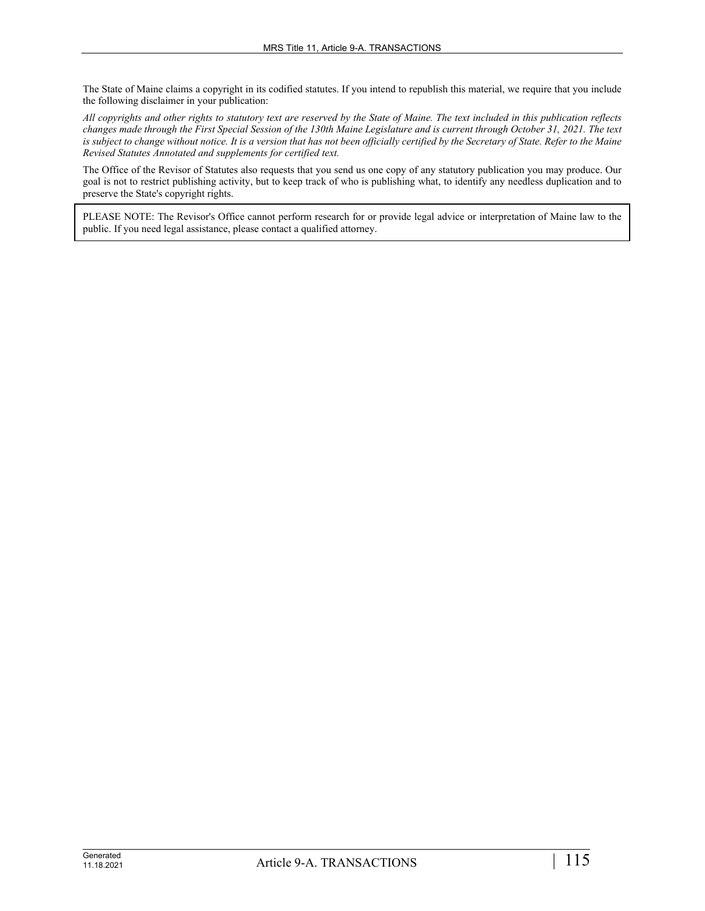The State of Maine claims a copyright in its codified statutes. If you intend to republish this material, we require that you include the following disclaimer in your publication:

*All copyrights and other rights to statutory text are reserved by the State of Maine. The text included in this publication reflects changes made through the First Special Session of the 130th Maine Legislature and is current through October 31, 2021. The text is subject to change without notice. It is a version that has not been officially certified by the Secretary of State. Refer to the Maine Revised Statutes Annotated and supplements for certified text.*

The Office of the Revisor of Statutes also requests that you send us one copy of any statutory publication you may produce. Our goal is not to restrict publishing activity, but to keep track of who is publishing what, to identify any needless duplication and to preserve the State's copyright rights.

PLEASE NOTE: The Revisor's Office cannot perform research for or provide legal advice or interpretation of Maine law to the public. If you need legal assistance, please contact a qualified attorney.